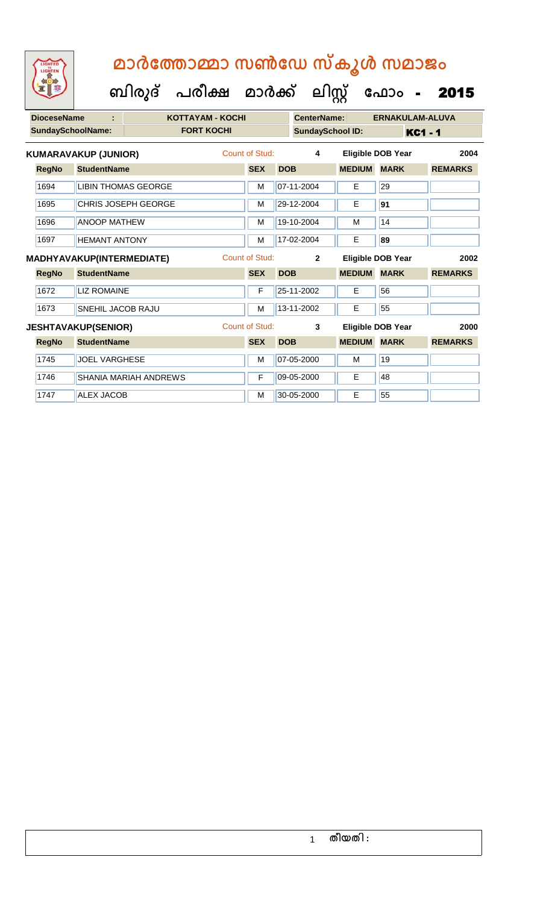# മാർത്തോമ്മാ സൺഡേ സ്കൂൾ സമാജം

## ബിരുദ് പരീക്ഷ മാർക്ക് ലിസ്റ്റ് ഫോം - 2015

| DioceseName : | KOTTAYAM - KOCHI | CenterName: | ERNAKULAM-ALUVA |
|---|---|---|---|
| SundaySchoolName: | FORT KOCHI | SundaySchool ID: | KC1 - 1 |

**KUMARAVAKUP (JUNIOR)** — Count of Stud: 4 — Eligible DOB Year: 2004

| RegNo | StudentName | SEX | DOB | MEDIUM | MARK | REMARKS |
|---|---|---|---|---|---|---|
| 1694 | LIBIN THOMAS GEORGE | M | 07-11-2004 | E | 29 | |
| 1695 | CHRIS JOSEPH GEORGE | M | 29-12-2004 | E | 91 | |
| 1696 | ANOOP MATHEW | M | 19-10-2004 | M | 14 | |
| 1697 | HEMANT ANTONY | M | 17-02-2004 | E | 89 | |

**MADHYAVAKUP(INTERMEDIATE)** — Count of Stud: 2 — Eligible DOB Year: 2002

| RegNo | StudentName | SEX | DOB | MEDIUM | MARK | REMARKS |
|---|---|---|---|---|---|---|
| 1672 | LIZ ROMAINE | F | 25-11-2002 | E | 56 | |
| 1673 | SNEHIL JACOB RAJU | M | 13-11-2002 | E | 55 | |

**JESHTAVAKUP(SENIOR)** — Count of Stud: 3 — Eligible DOB Year: 2000

| RegNo | StudentName | SEX | DOB | MEDIUM | MARK | REMARKS |
|---|---|---|---|---|---|---|
| 1745 | JOEL VARGHESE | M | 07-05-2000 | M | 19 | |
| 1746 | SHANIA MARIAH ANDREWS | F | 09-05-2000 | E | 48 | |
| 1747 | ALEX JACOB | M | 30-05-2000 | E | 55 | |

തീയതി :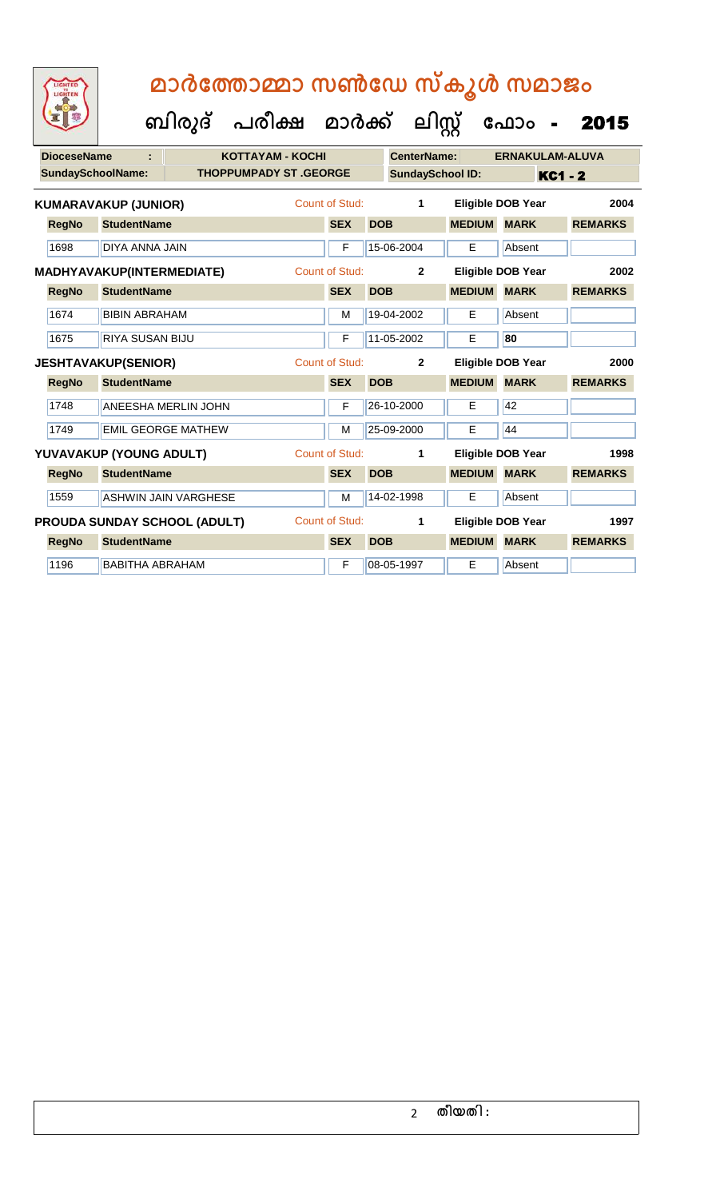# മാർത്തോമ്മാ സൺഡേ സ്കൂൾ സമാജം

## ബിരുദ് പരീക്ഷ മാർക്ക് ലിസ്റ്റ് ഫോം - 2015

| DioceseName : | KOTTAYAM - KOCHI | CenterName: | ERNAKULAM-ALUVA |
|---|---|---|---|
| SundaySchoolName: | THOPPUMPADY ST .GEORGE | SundaySchool ID: | KC1 - 2 |

**KUMARAVAKUP (JUNIOR)** Count of Stud: 1 Eligible DOB Year 2004

| RegNo | StudentName | SEX | DOB | MEDIUM | MARK | REMARKS |
|---|---|---|---|---|---|---|
| 1698 | DIYA ANNA JAIN | F | 15-06-2004 | E | Absent | |

**MADHYAVAKUP(INTERMEDIATE)** Count of Stud: 2 Eligible DOB Year 2002

| RegNo | StudentName | SEX | DOB | MEDIUM | MARK | REMARKS |
|---|---|---|---|---|---|---|
| 1674 | BIBIN ABRAHAM | M | 19-04-2002 | E | Absent | |
| 1675 | RIYA SUSAN BIJU | F | 11-05-2002 | E | 80 | |

**JESHTAVAKUP(SENIOR)** Count of Stud: 2 Eligible DOB Year 2000

| RegNo | StudentName | SEX | DOB | MEDIUM | MARK | REMARKS |
|---|---|---|---|---|---|---|
| 1748 | ANEESHA MERLIN JOHN | F | 26-10-2000 | E | 42 | |
| 1749 | EMIL GEORGE MATHEW | M | 25-09-2000 | E | 44 | |

**YUVAVAKUP (YOUNG ADULT)** Count of Stud: 1 Eligible DOB Year 1998

| RegNo | StudentName | SEX | DOB | MEDIUM | MARK | REMARKS |
|---|---|---|---|---|---|---|
| 1559 | ASHWIN JAIN VARGHESE | M | 14-02-1998 | E | Absent | |

**PROUDA SUNDAY SCHOOL (ADULT)** Count of Stud: 1 Eligible DOB Year 1997

| RegNo | StudentName | SEX | DOB | MEDIUM | MARK | REMARKS |
|---|---|---|---|---|---|---|
| 1196 | BABITHA ABRAHAM | F | 08-05-1997 | E | Absent | |

തീയതി :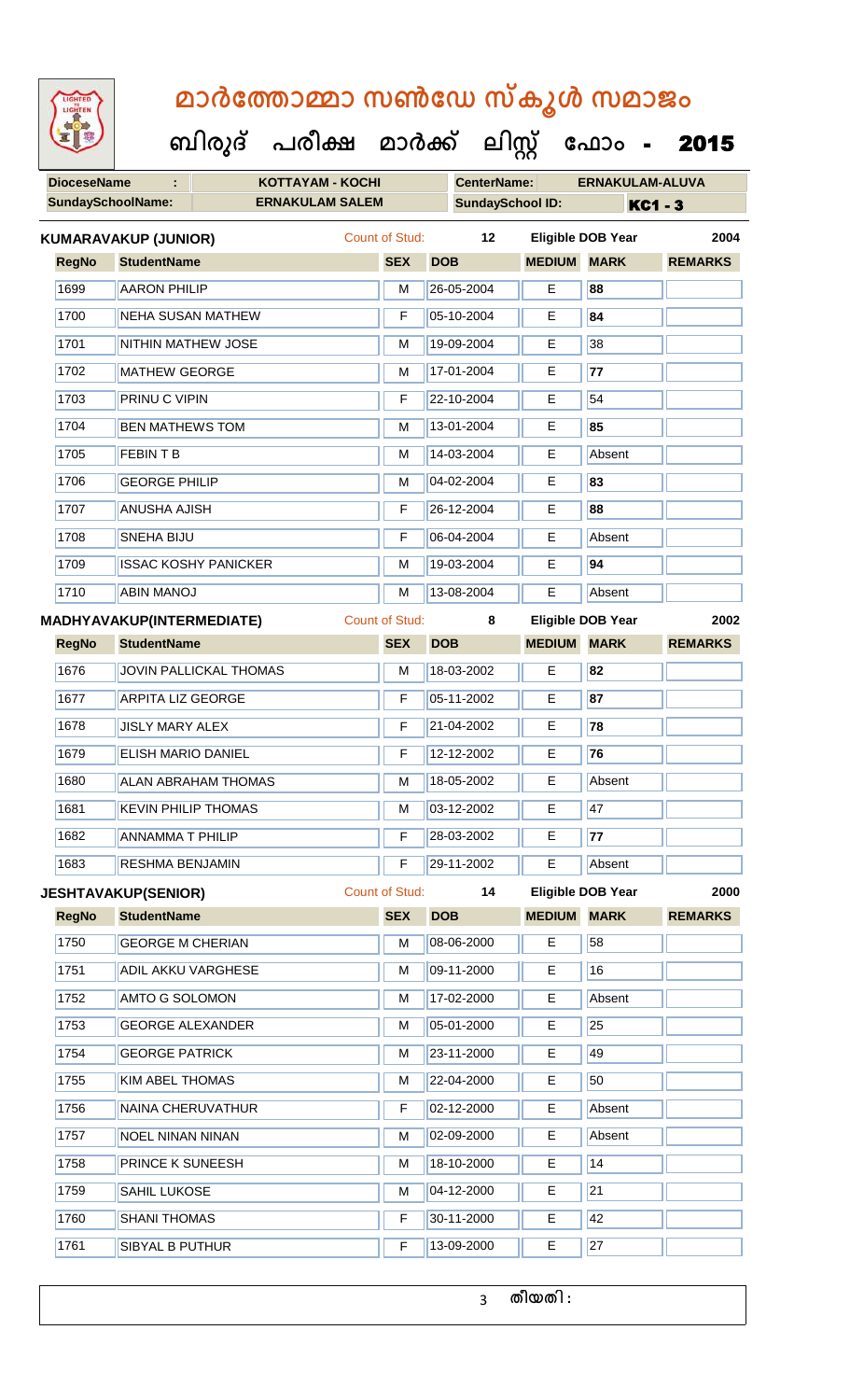# മാർത്തോമ്മാ സൺഡേ സ്കൂൾ സമാജം

**ബിരുദ് പരീക്ഷ മാർക്ക് ലിസ്റ്റ് ഫോം - 2015**

| DioceseName : | KOTTAYAM - KOCHI | CenterName: | ERNAKULAM-ALUVA |
|---|---|---|---|
| SundaySchoolName: | ERNAKULAM SALEM | SundaySchool ID: | KC1 - 3 |

**KUMARAVAKUP (JUNIOR)** Count of Stud: 12 Eligible DOB Year 2004

| RegNo | StudentName | SEX | DOB | MEDIUM | MARK | REMARKS |
|---|---|---|---|---|---|---|
| 1699 | AARON PHILIP | M | 26-05-2004 | E | 88 | |
| 1700 | NEHA SUSAN MATHEW | F | 05-10-2004 | E | 84 | |
| 1701 | NITHIN MATHEW JOSE | M | 19-09-2004 | E | 38 | |
| 1702 | MATHEW GEORGE | M | 17-01-2004 | E | 77 | |
| 1703 | PRINU C VIPIN | F | 22-10-2004 | E | 54 | |
| 1704 | BEN MATHEWS TOM | M | 13-01-2004 | E | 85 | |
| 1705 | FEBIN T B | M | 14-03-2004 | E | Absent | |
| 1706 | GEORGE PHILIP | M | 04-02-2004 | E | 83 | |
| 1707 | ANUSHA AJISH | F | 26-12-2004 | E | 88 | |
| 1708 | SNEHA BIJU | F | 06-04-2004 | E | Absent | |
| 1709 | ISSAC KOSHY PANICKER | M | 19-03-2004 | E | 94 | |
| 1710 | ABIN MANOJ | M | 13-08-2004 | E | Absent | |

**MADHYAVAKUP(INTERMEDIATE)** Count of Stud: 8 Eligible DOB Year 2002

| RegNo | StudentName | SEX | DOB | MEDIUM | MARK | REMARKS |
|---|---|---|---|---|---|---|
| 1676 | JOVIN PALLICKAL THOMAS | M | 18-03-2002 | E | 82 | |
| 1677 | ARPITA LIZ GEORGE | F | 05-11-2002 | E | 87 | |
| 1678 | JISLY MARY ALEX | F | 21-04-2002 | E | 78 | |
| 1679 | ELISH MARIO DANIEL | F | 12-12-2002 | E | 76 | |
| 1680 | ALAN ABRAHAM THOMAS | M | 18-05-2002 | E | Absent | |
| 1681 | KEVIN PHILIP THOMAS | M | 03-12-2002 | E | 47 | |
| 1682 | ANNAMMA T PHILIP | F | 28-03-2002 | E | 77 | |
| 1683 | RESHMA BENJAMIN | F | 29-11-2002 | E | Absent | |

**JESHTAVAKUP(SENIOR)** Count of Stud: 14 Eligible DOB Year 2000

| RegNo | StudentName | SEX | DOB | MEDIUM | MARK | REMARKS |
|---|---|---|---|---|---|---|
| 1750 | GEORGE M CHERIAN | M | 08-06-2000 | E | 58 | |
| 1751 | ADIL AKKU VARGHESE | M | 09-11-2000 | E | 16 | |
| 1752 | AMTO G SOLOMON | M | 17-02-2000 | E | Absent | |
| 1753 | GEORGE ALEXANDER | M | 05-01-2000 | E | 25 | |
| 1754 | GEORGE PATRICK | M | 23-11-2000 | E | 49 | |
| 1755 | KIM ABEL THOMAS | M | 22-04-2000 | E | 50 | |
| 1756 | NAINA CHERUVATHUR | F | 02-12-2000 | E | Absent | |
| 1757 | NOEL NINAN NINAN | M | 02-09-2000 | E | Absent | |
| 1758 | PRINCE K SUNEESH | M | 18-10-2000 | E | 14 | |
| 1759 | SAHIL LUKOSE | M | 04-12-2000 | E | 21 | |
| 1760 | SHANI THOMAS | F | 30-11-2000 | E | 42 | |
| 1761 | SIBYAL B PUTHUR | F | 13-09-2000 | E | 27 | |

തീയതി :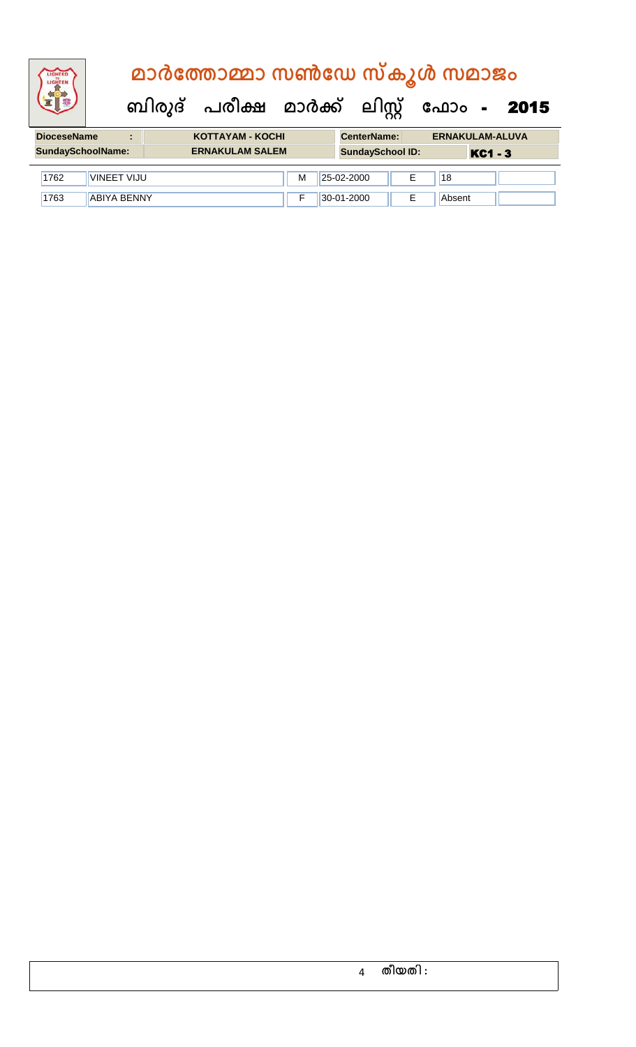# മാർത്തോമ്മാ സൺഡേ സ്കൂൾ സമാജം

## ബിരുദ് പരീക്ഷ മാർക്ക് ലിസ്റ്റ് ഫോം - 2015

| DioceseName : | KOTTAYAM - KOCHI | CenterName: | ERNAKULAM-ALUVA |
|---|---|---|---|
| SundaySchoolName: | ERNAKULAM SALEM | SundaySchool ID: | KC1 - 3 |

| | | | | | | |
|---|---|---|---|---|---|---|
| 1762 | VINEET VIJU | M | 25-02-2000 | E | 18 | |
| 1763 | ABIYA BENNY | F | 30-01-2000 | E | Absent | |

തീയതി :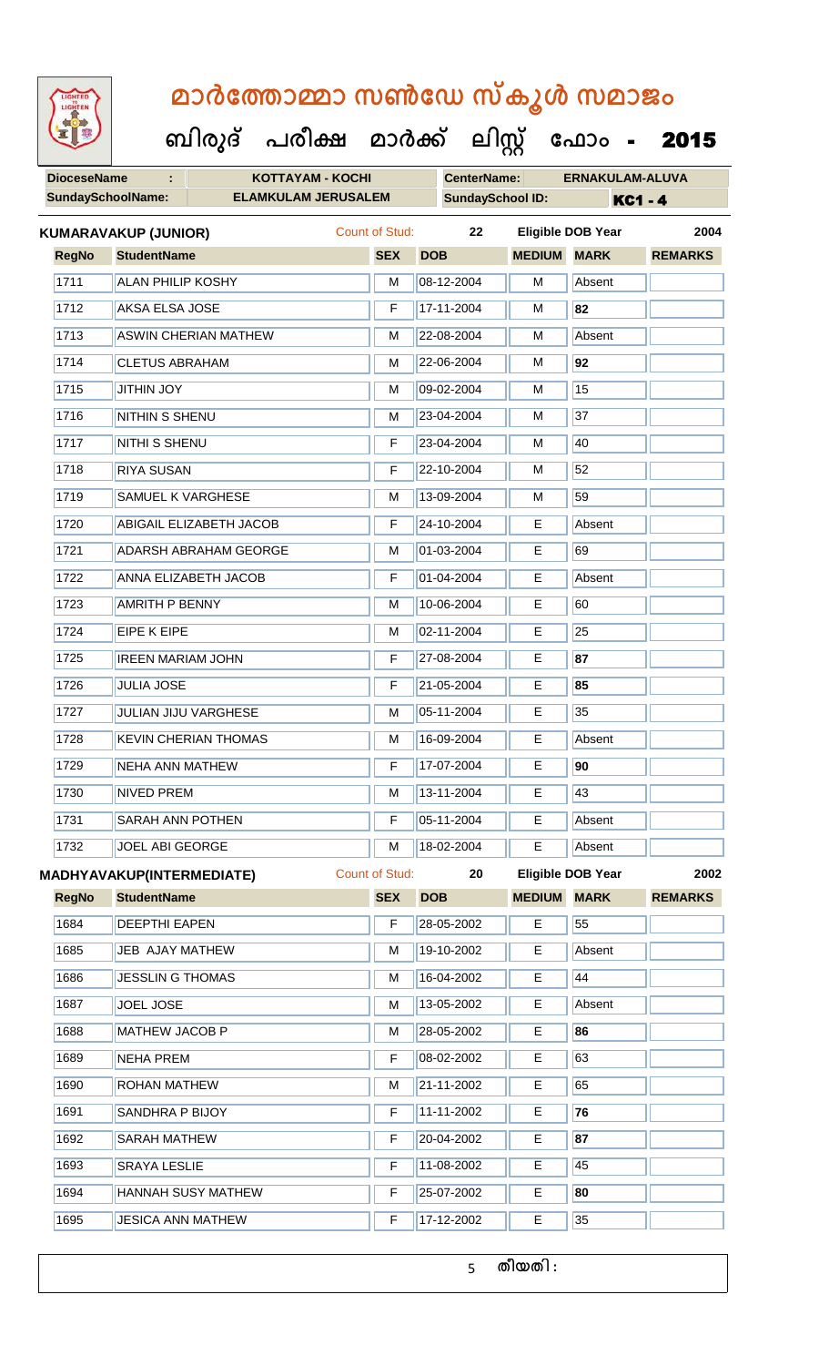# മാർത്തോമ്മാ സൺഡേ സ്കൂൾ സമാജം

## ബിരുദ് പരീക്ഷ മാർക്ക് ലിസ്റ്റ് ഫോം - 2015

| DioceseName : | KOTTAYAM - KOCHI | CenterName: | ERNAKULAM-ALUVA |
|---|---|---|---|
| SundaySchoolName: | ELAMKULAM JERUSALEM | SundaySchool ID: | KC1 - 4 |

**KUMARAVAKUP (JUNIOR)** Count of Stud: 22 Eligible DOB Year 2004

| RegNo | StudentName | SEX | DOB | MEDIUM | MARK | REMARKS |
|---|---|---|---|---|---|---|
| 1711 | ALAN PHILIP KOSHY | M | 08-12-2004 | M | Absent | |
| 1712 | AKSA ELSA JOSE | F | 17-11-2004 | M | **82** | |
| 1713 | ASWIN CHERIAN MATHEW | M | 22-08-2004 | M | Absent | |
| 1714 | CLETUS ABRAHAM | M | 22-06-2004 | M | **92** | |
| 1715 | JITHIN JOY | M | 09-02-2004 | M | 15 | |
| 1716 | NITHIN S SHENU | M | 23-04-2004 | M | 37 | |
| 1717 | NITHI S SHENU | F | 23-04-2004 | M | 40 | |
| 1718 | RIYA SUSAN | F | 22-10-2004 | M | 52 | |
| 1719 | SAMUEL K VARGHESE | M | 13-09-2004 | M | 59 | |
| 1720 | ABIGAIL ELIZABETH JACOB | F | 24-10-2004 | E | Absent | |
| 1721 | ADARSH ABRAHAM GEORGE | M | 01-03-2004 | E | 69 | |
| 1722 | ANNA ELIZABETH JACOB | F | 01-04-2004 | E | Absent | |
| 1723 | AMRITH P BENNY | M | 10-06-2004 | E | 60 | |
| 1724 | EIPE K EIPE | M | 02-11-2004 | E | 25 | |
| 1725 | IREEN MARIAM JOHN | F | 27-08-2004 | E | **87** | |
| 1726 | JULIA JOSE | F | 21-05-2004 | E | **85** | |
| 1727 | JULIAN JIJU VARGHESE | M | 05-11-2004 | E | 35 | |
| 1728 | KEVIN CHERIAN THOMAS | M | 16-09-2004 | E | Absent | |
| 1729 | NEHA ANN MATHEW | F | 17-07-2004 | E | **90** | |
| 1730 | NIVED PREM | M | 13-11-2004 | E | 43 | |
| 1731 | SARAH ANN POTHEN | F | 05-11-2004 | E | Absent | |
| 1732 | JOEL ABI GEORGE | M | 18-02-2004 | E | Absent | |

**MADHYAVAKUP(INTERMEDIATE)** Count of Stud: 20 Eligible DOB Year 2002

| RegNo | StudentName | SEX | DOB | MEDIUM | MARK | REMARKS |
|---|---|---|---|---|---|---|
| 1684 | DEEPTHI EAPEN | F | 28-05-2002 | E | 55 | |
| 1685 | JEB AJAY MATHEW | M | 19-10-2002 | E | Absent | |
| 1686 | JESSLIN G THOMAS | M | 16-04-2002 | E | 44 | |
| 1687 | JOEL JOSE | M | 13-05-2002 | E | Absent | |
| 1688 | MATHEW JACOB P | M | 28-05-2002 | E | **86** | |
| 1689 | NEHA PREM | F | 08-02-2002 | E | 63 | |
| 1690 | ROHAN MATHEW | M | 21-11-2002 | E | 65 | |
| 1691 | SANDHRA P BIJOY | F | 11-11-2002 | E | **76** | |
| 1692 | SARAH MATHEW | F | 20-04-2002 | E | **87** | |
| 1693 | SRAYA LESLIE | F | 11-08-2002 | E | 45 | |
| 1694 | HANNAH SUSY MATHEW | F | 25-07-2002 | E | **80** | |
| 1695 | JESICA ANN MATHEW | F | 17-12-2002 | E | 35 | |

തീയതി :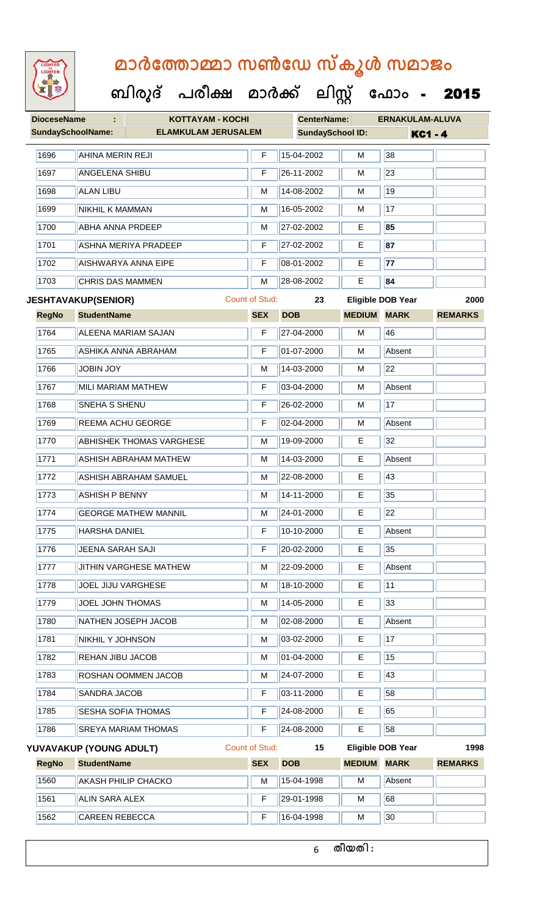# മാർത്തോമ്മാ സൺഡേ സ്കൂൾ സമാജം

## ബിരുദ് പരീക്ഷ മാർക്ക് ലിസ്റ്റ് ഫോം - 2015

**DioceseName :** KOTTAYAM - KOCHI **CenterName:** ERNAKULAM-ALUVA
**SundaySchoolName:** ELAMKULAM JERUSALEM **SundaySchool ID:** KC1 - 4

| RegNo | StudentName | SEX | DOB | MEDIUM | MARK | REMARKS |
|---|---|---|---|---|---|---|
| 1696 | AHINA MERIN REJI | F | 15-04-2002 | M | 38 | |
| 1697 | ANGELENA SHIBU | F | 26-11-2002 | M | 23 | |
| 1698 | ALAN LIBU | M | 14-08-2002 | M | 19 | |
| 1699 | NIKHIL K MAMMAN | M | 16-05-2002 | M | 17 | |
| 1700 | ABHA ANNA PRDEEP | M | 27-02-2002 | E | 85 | |
| 1701 | ASHNA MERIYA PRADEEP | F | 27-02-2002 | E | 87 | |
| 1702 | AISHWARYA ANNA EIPE | F | 08-01-2002 | E | 77 | |
| 1703 | CHRIS DAS MAMMEN | M | 28-08-2002 | E | 84 | |

**JESHTAVAKUP(SENIOR)** Count of Stud: 23 Eligible DOB Year 2000

| RegNo | StudentName | SEX | DOB | MEDIUM | MARK | REMARKS |
|---|---|---|---|---|---|---|
| 1764 | ALEENA MARIAM SAJAN | F | 27-04-2000 | M | 46 | |
| 1765 | ASHIKA ANNA ABRAHAM | F | 01-07-2000 | M | Absent | |
| 1766 | JOBIN JOY | M | 14-03-2000 | M | 22 | |
| 1767 | MILI MARIAM MATHEW | F | 03-04-2000 | M | Absent | |
| 1768 | SNEHA S SHENU | F | 26-02-2000 | M | 17 | |
| 1769 | REEMA ACHU GEORGE | F | 02-04-2000 | M | Absent | |
| 1770 | ABHISHEK THOMAS VARGHESE | M | 19-09-2000 | E | 32 | |
| 1771 | ASHISH ABRAHAM MATHEW | M | 14-03-2000 | E | Absent | |
| 1772 | ASHISH ABRAHAM SAMUEL | M | 22-08-2000 | E | 43 | |
| 1773 | ASHISH P BENNY | M | 14-11-2000 | E | 35 | |
| 1774 | GEORGE MATHEW MANNIL | M | 24-01-2000 | E | 22 | |
| 1775 | HARSHA DANIEL | F | 10-10-2000 | E | Absent | |
| 1776 | JEENA SARAH SAJI | F | 20-02-2000 | E | 35 | |
| 1777 | JITHIN VARGHESE MATHEW | M | 22-09-2000 | E | Absent | |
| 1778 | JOEL JIJU VARGHESE | M | 18-10-2000 | E | 11 | |
| 1779 | JOEL JOHN THOMAS | M | 14-05-2000 | E | 33 | |
| 1780 | NATHEN JOSEPH JACOB | M | 02-08-2000 | E | Absent | |
| 1781 | NIKHIL Y JOHNSON | M | 03-02-2000 | E | 17 | |
| 1782 | REHAN JIBU JACOB | M | 01-04-2000 | E | 15 | |
| 1783 | ROSHAN OOMMEN JACOB | M | 24-07-2000 | E | 43 | |
| 1784 | SANDRA JACOB | F | 03-11-2000 | E | 58 | |
| 1785 | SESHA SOFIA THOMAS | F | 24-08-2000 | E | 65 | |
| 1786 | SREYA MARIAM THOMAS | F | 24-08-2000 | E | 58 | |

**YUVAVAKUP (YOUNG ADULT)** Count of Stud: 15 Eligible DOB Year 1998

| RegNo | StudentName | SEX | DOB | MEDIUM | MARK | REMARKS |
|---|---|---|---|---|---|---|
| 1560 | AKASH PHILIP CHACKO | M | 15-04-1998 | M | Absent | |
| 1561 | ALIN SARA ALEX | F | 29-01-1998 | M | 68 | |
| 1562 | CAREEN REBECCA | F | 16-04-1998 | M | 30 | |

തീയതി :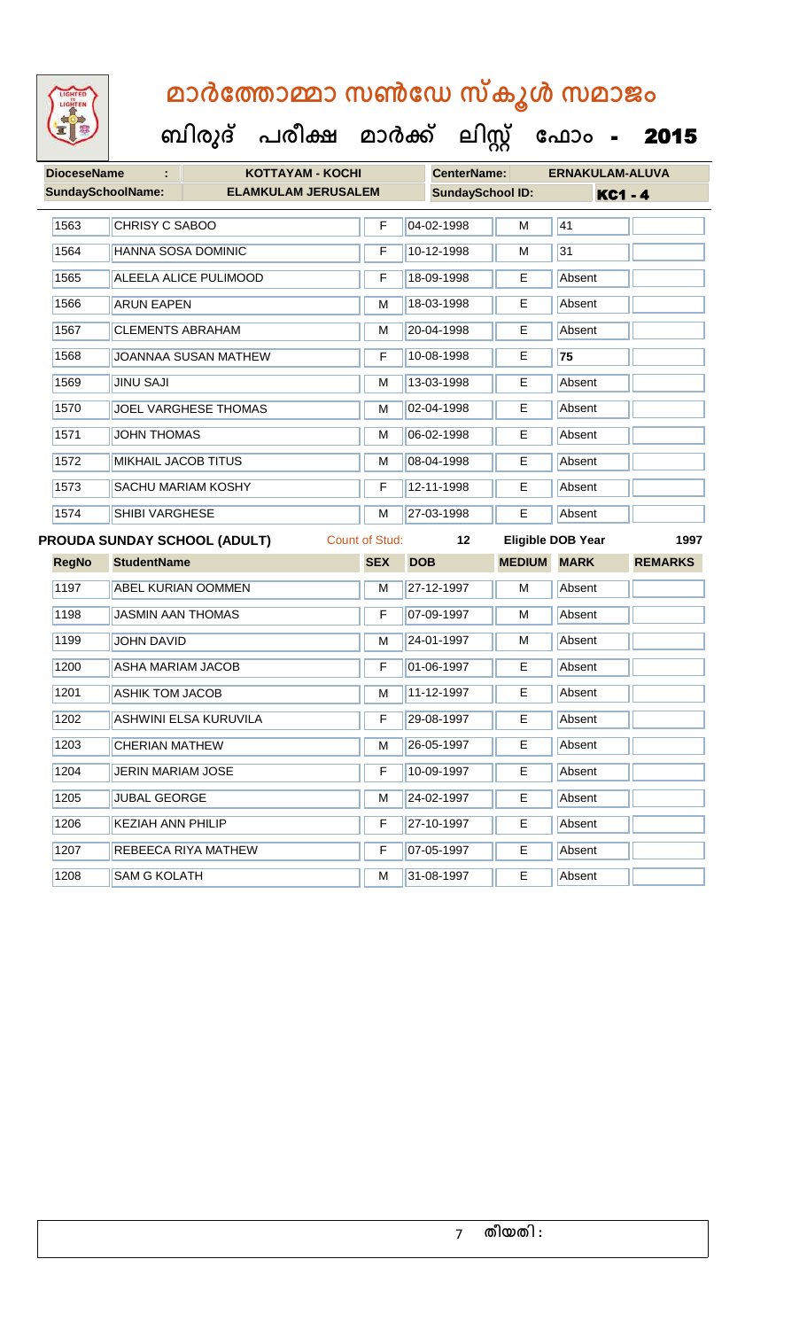# മാർത്തോമ്മാ സൺഡേ സ്കൂൾ സമാജം

## ബിരുദ് പരീക്ഷ മാർക്ക് ലിസ്റ്റ് ഫോം - 2015

| **DioceseName** : | KOTTAYAM - KOCHI | **CenterName:** | ERNAKULAM-ALUVA |
|---|---|---|---|
| **SundaySchoolName:** | ELAMKULAM JERUSALEM | **SundaySchool ID:** | KC1 - 4 |

| | | | | | | |
|---|---|---|---|---|---|---|
| 1563 | CHRISY C SABOO | F | 04-02-1998 | M | 41 | |
| 1564 | HANNA SOSA DOMINIC | F | 10-12-1998 | M | 31 | |
| 1565 | ALEELA ALICE PULIMOOD | F | 18-09-1998 | E | Absent | |
| 1566 | ARUN EAPEN | M | 18-03-1998 | E | Absent | |
| 1567 | CLEMENTS ABRAHAM | M | 20-04-1998 | E | Absent | |
| 1568 | JOANNAA SUSAN MATHEW | F | 10-08-1998 | E | 75 | |
| 1569 | JINU SAJI | M | 13-03-1998 | E | Absent | |
| 1570 | JOEL VARGHESE THOMAS | M | 02-04-1998 | E | Absent | |
| 1571 | JOHN THOMAS | M | 06-02-1998 | E | Absent | |
| 1572 | MIKHAIL JACOB TITUS | M | 08-04-1998 | E | Absent | |
| 1573 | SACHU MARIAM KOSHY | F | 12-11-1998 | E | Absent | |
| 1574 | SHIBI VARGHESE | M | 27-03-1998 | E | Absent | |

**PROUDA SUNDAY SCHOOL (ADULT)** Count of Stud: 12 Eligible DOB Year 1997

| RegNo | StudentName | SEX | DOB | MEDIUM | MARK | REMARKS |
|---|---|---|---|---|---|---|
| 1197 | ABEL KURIAN OOMMEN | M | 27-12-1997 | M | Absent | |
| 1198 | JASMIN AAN THOMAS | F | 07-09-1997 | M | Absent | |
| 1199 | JOHN DAVID | M | 24-01-1997 | M | Absent | |
| 1200 | ASHA MARIAM JACOB | F | 01-06-1997 | E | Absent | |
| 1201 | ASHIK TOM JACOB | M | 11-12-1997 | E | Absent | |
| 1202 | ASHWINI ELSA KURUVILA | F | 29-08-1997 | E | Absent | |
| 1203 | CHERIAN MATHEW | M | 26-05-1997 | E | Absent | |
| 1204 | JERIN MARIAM JOSE | F | 10-09-1997 | E | Absent | |
| 1205 | JUBAL GEORGE | M | 24-02-1997 | E | Absent | |
| 1206 | KEZIAH ANN PHILIP | F | 27-10-1997 | E | Absent | |
| 1207 | REBEECA RIYA MATHEW | F | 07-05-1997 | E | Absent | |
| 1208 | SAM G KOLATH | M | 31-08-1997 | E | Absent | |

തീയതി :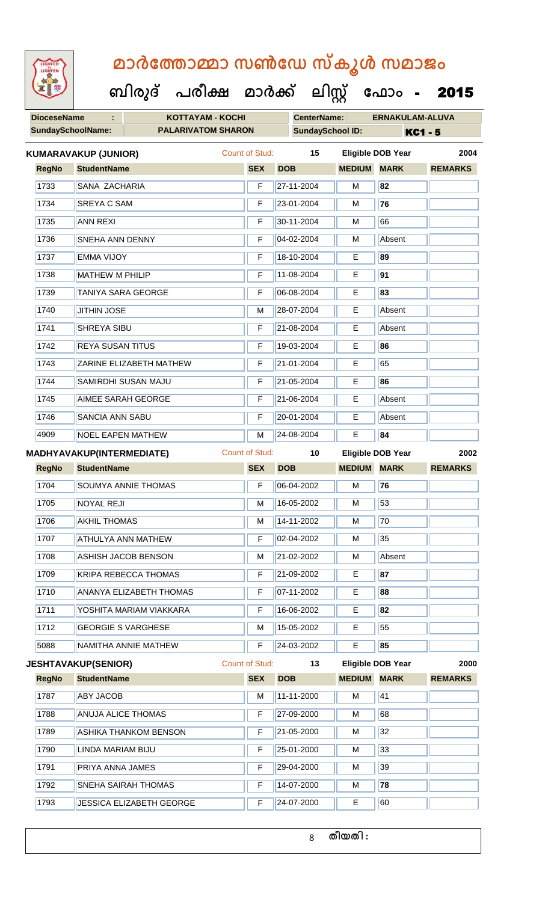# മാർത്തോമ്മാ സൺഡേ സ്കൂൾ സമാജം

**ബിരുദ് പരീക്ഷ മാർക്ക് ലിസ്റ്റ് ഫോം - 2015**

| DioceseName : | KOTTAYAM - KOCHI | CenterName: | ERNAKULAM-ALUVA |
|---|---|---|---|
| SundaySchoolName: | PALARIVATOM SHARON | SundaySchool ID: | KC1 - 5 |

**KUMARAVAKUP (JUNIOR)** Count of Stud: 15 Eligible DOB Year 2004

| RegNo | StudentName | SEX | DOB | MEDIUM | MARK | REMARKS |
|---|---|---|---|---|---|---|
| 1733 | SANA ZACHARIA | F | 27-11-2004 | M | 82 | |
| 1734 | SREYA C SAM | F | 23-01-2004 | M | 76 | |
| 1735 | ANN REXI | F | 30-11-2004 | M | 66 | |
| 1736 | SNEHA ANN DENNY | F | 04-02-2004 | M | Absent | |
| 1737 | EMMA VIJOY | F | 18-10-2004 | E | 89 | |
| 1738 | MATHEW M PHILIP | F | 11-08-2004 | E | 91 | |
| 1739 | TANIYA SARA GEORGE | F | 06-08-2004 | E | 83 | |
| 1740 | JITHIN JOSE | M | 28-07-2004 | E | Absent | |
| 1741 | SHREYA SIBU | F | 21-08-2004 | E | Absent | |
| 1742 | REYA SUSAN TITUS | F | 19-03-2004 | E | 86 | |
| 1743 | ZARINE ELIZABETH MATHEW | F | 21-01-2004 | E | 65 | |
| 1744 | SAMIRDHI SUSAN MAJU | F | 21-05-2004 | E | 86 | |
| 1745 | AIMEE SARAH GEORGE | F | 21-06-2004 | E | Absent | |
| 1746 | SANCIA ANN SABU | F | 20-01-2004 | E | Absent | |
| 4909 | NOEL EAPEN MATHEW | M | 24-08-2004 | E | 84 | |

**MADHYAVAKUP(INTERMEDIATE)** Count of Stud: 10 Eligible DOB Year 2002

| RegNo | StudentName | SEX | DOB | MEDIUM | MARK | REMARKS |
|---|---|---|---|---|---|---|
| 1704 | SOUMYA ANNIE THOMAS | F | 06-04-2002 | M | 76 | |
| 1705 | NOYAL REJI | M | 16-05-2002 | M | 53 | |
| 1706 | AKHIL THOMAS | M | 14-11-2002 | M | 70 | |
| 1707 | ATHULYA ANN MATHEW | F | 02-04-2002 | M | 35 | |
| 1708 | ASHISH JACOB BENSON | M | 21-02-2002 | M | Absent | |
| 1709 | KRIPA REBECCA THOMAS | F | 21-09-2002 | E | 87 | |
| 1710 | ANANYA ELIZABETH THOMAS | F | 07-11-2002 | E | 88 | |
| 1711 | YOSHITA MARIAM VIAKKARA | F | 16-06-2002 | E | 82 | |
| 1712 | GEORGIE S VARGHESE | M | 15-05-2002 | E | 55 | |
| 5088 | NAMITHA ANNIE MATHEW | F | 24-03-2002 | E | 85 | |

**JESHTAVAKUP(SENIOR)** Count of Stud: 13 Eligible DOB Year 2000

| RegNo | StudentName | SEX | DOB | MEDIUM | MARK | REMARKS |
|---|---|---|---|---|---|---|
| 1787 | ABY JACOB | M | 11-11-2000 | M | 41 | |
| 1788 | ANUJA ALICE THOMAS | F | 27-09-2000 | M | 68 | |
| 1789 | ASHIKA THANKOM BENSON | F | 21-05-2000 | M | 32 | |
| 1790 | LINDA MARIAM BIJU | F | 25-01-2000 | M | 33 | |
| 1791 | PRIYA ANNA JAMES | F | 29-04-2000 | M | 39 | |
| 1792 | SNEHA SAIRAH THOMAS | F | 14-07-2000 | M | 78 | |
| 1793 | JESSICA ELIZABETH GEORGE | F | 24-07-2000 | E | 60 | |

തീയതി :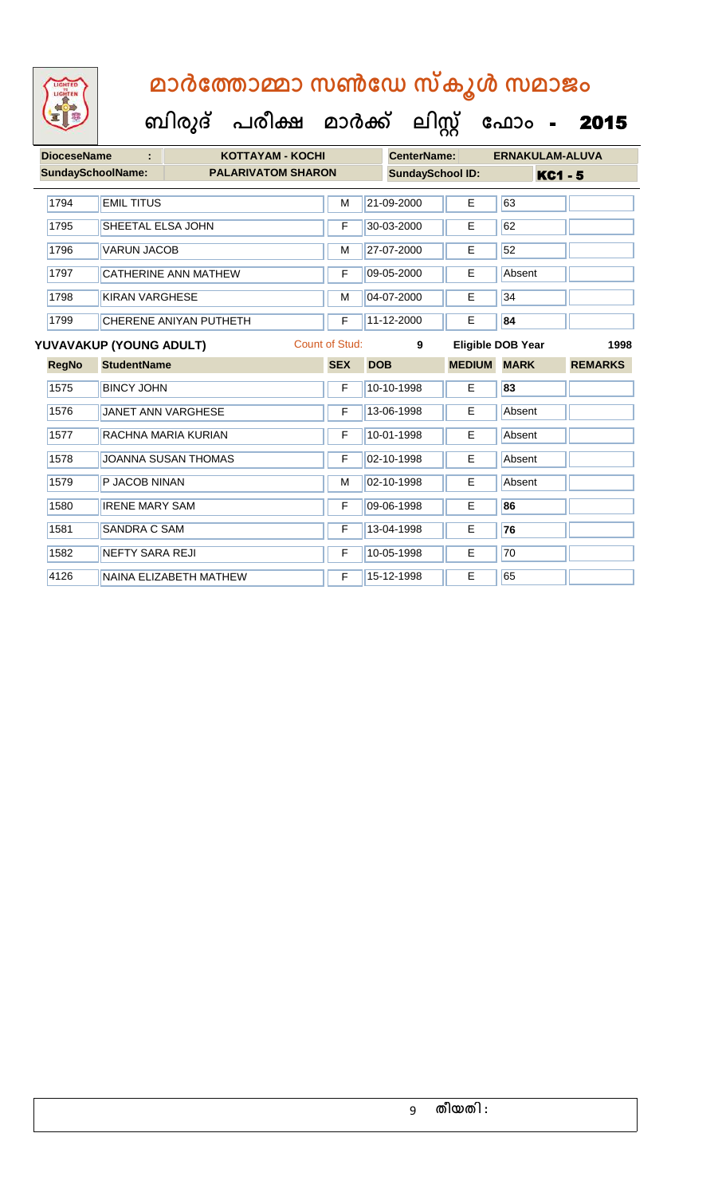# മാർത്തോമ്മാ സൺഡേ സ്കൂൾ സമാജം

## ബിരുദ് പരീക്ഷ മാർക്ക് ലിസ്റ്റ് ഫോം - 2015

| **DioceseName** : | KOTTAYAM - KOCHI | **CenterName:** | ERNAKULAM-ALUVA |
|---|---|---|---|
| **SundaySchoolName:** | PALARIVATOM SHARON | **SundaySchool ID:** | KC1 - 5 |

| RegNo | StudentName | SEX | DOB | MEDIUM | MARK | REMARKS |
|---|---|---|---|---|---|---|
| 1794 | EMIL TITUS | M | 21-09-2000 | E | 63 | |
| 1795 | SHEETAL ELSA JOHN | F | 30-03-2000 | E | 62 | |
| 1796 | VARUN JACOB | M | 27-07-2000 | E | 52 | |
| 1797 | CATHERINE ANN MATHEW | F | 09-05-2000 | E | Absent | |
| 1798 | KIRAN VARGHESE | M | 04-07-2000 | E | 34 | |
| 1799 | CHERENE ANIYAN PUTHETH | F | 11-12-2000 | E | **84** | |

**YUVAVAKUP (YOUNG ADULT)** Count of Stud: **9** **Eligible DOB Year** **1998**

| RegNo | StudentName | SEX | DOB | MEDIUM | MARK | REMARKS |
|---|---|---|---|---|---|---|
| 1575 | BINCY JOHN | F | 10-10-1998 | E | **83** | |
| 1576 | JANET ANN VARGHESE | F | 13-06-1998 | E | Absent | |
| 1577 | RACHNA MARIA KURIAN | F | 10-01-1998 | E | Absent | |
| 1578 | JOANNA SUSAN THOMAS | F | 02-10-1998 | E | Absent | |
| 1579 | P JACOB NINAN | M | 02-10-1998 | E | Absent | |
| 1580 | IRENE MARY SAM | F | 09-06-1998 | E | **86** | |
| 1581 | SANDRA C SAM | F | 13-04-1998 | E | **76** | |
| 1582 | NEFTY SARA REJI | F | 10-05-1998 | E | 70 | |
| 4126 | NAINA ELIZABETH MATHEW | F | 15-12-1998 | E | 65 | |

തീയതി :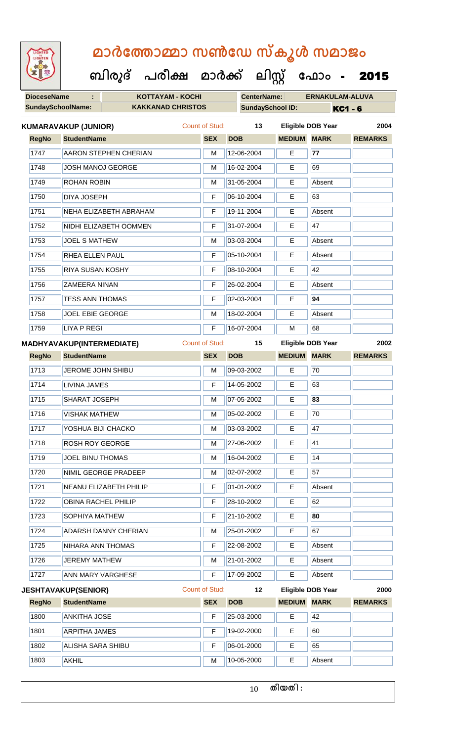# മാർത്തോമ്മാ സൺഡേ സ്കൂൾ സമാജം

## ബിരുദ് പരീക്ഷ മാർക്ക് ലിസ്റ്റ് ഫോം - 2015

| DioceseName : | KOTTAYAM - KOCHI | CenterName: | ERNAKULAM-ALUVA |
|---|---|---|---|
| SundaySchoolName: | KAKKANAD CHRISTOS | SundaySchool ID: | KC1 - 6 |

**KUMARAVAKUP (JUNIOR)** Count of Stud: 13 Eligible DOB Year 2004

| RegNo | StudentName | SEX | DOB | MEDIUM | MARK | REMARKS |
|---|---|---|---|---|---|---|
| 1747 | AARON STEPHEN CHERIAN | M | 12-06-2004 | E | **77** | |
| 1748 | JOSH MANOJ GEORGE | M | 16-02-2004 | E | 69 | |
| 1749 | ROHAN ROBIN | M | 31-05-2004 | E | Absent | |
| 1750 | DIYA JOSEPH | F | 06-10-2004 | E | 63 | |
| 1751 | NEHA ELIZABETH ABRAHAM | F | 19-11-2004 | E | Absent | |
| 1752 | NIDHI ELIZABETH OOMMEN | F | 31-07-2004 | E | 47 | |
| 1753 | JOEL S MATHEW | M | 03-03-2004 | E | Absent | |
| 1754 | RHEA ELLEN PAUL | F | 05-10-2004 | E | Absent | |
| 1755 | RIYA SUSAN KOSHY | F | 08-10-2004 | E | 42 | |
| 1756 | ZAMEERA NINAN | F | 26-02-2004 | E | Absent | |
| 1757 | TESS ANN THOMAS | F | 02-03-2004 | E | **94** | |
| 1758 | JOEL EBIE GEORGE | M | 18-02-2004 | E | Absent | |
| 1759 | LIYA P REGI | F | 16-07-2004 | M | 68 | |

**MADHYAVAKUP(INTERMEDIATE)** Count of Stud: 15 Eligible DOB Year 2002

| RegNo | StudentName | SEX | DOB | MEDIUM | MARK | REMARKS |
|---|---|---|---|---|---|---|
| 1713 | JEROME JOHN SHIBU | M | 09-03-2002 | E | 70 | |
| 1714 | LIVINA JAMES | F | 14-05-2002 | E | 63 | |
| 1715 | SHARAT JOSEPH | M | 07-05-2002 | E | **83** | |
| 1716 | VISHAK MATHEW | M | 05-02-2002 | E | 70 | |
| 1717 | YOSHUA BIJI CHACKO | M | 03-03-2002 | E | 47 | |
| 1718 | ROSH ROY GEORGE | M | 27-06-2002 | E | 41 | |
| 1719 | JOEL BINU THOMAS | M | 16-04-2002 | E | 14 | |
| 1720 | NIMIL GEORGE PRADEEP | M | 02-07-2002 | E | 57 | |
| 1721 | NEANU ELIZABETH PHILIP | F | 01-01-2002 | E | Absent | |
| 1722 | OBINA RACHEL PHILIP | F | 28-10-2002 | E | 62 | |
| 1723 | SOPHIYA MATHEW | F | 21-10-2002 | E | **80** | |
| 1724 | ADARSH DANNY CHERIAN | M | 25-01-2002 | E | 67 | |
| 1725 | NIHARA ANN THOMAS | F | 22-08-2002 | E | Absent | |
| 1726 | JEREMY MATHEW | M | 21-01-2002 | E | Absent | |
| 1727 | ANN MARY VARGHESE | F | 17-09-2002 | E | Absent | |

**JESHTAVAKUP(SENIOR)** Count of Stud: 12 Eligible DOB Year 2000

| RegNo | StudentName | SEX | DOB | MEDIUM | MARK | REMARKS |
|---|---|---|---|---|---|---|
| 1800 | ANKITHA JOSE | F | 25-03-2000 | E | 42 | |
| 1801 | ARPITHA JAMES | F | 19-02-2000 | E | 60 | |
| 1802 | ALISHA SARA SHIBU | F | 06-01-2000 | E | 65 | |
| 1803 | AKHIL | M | 10-05-2000 | E | Absent | |

തീയതി :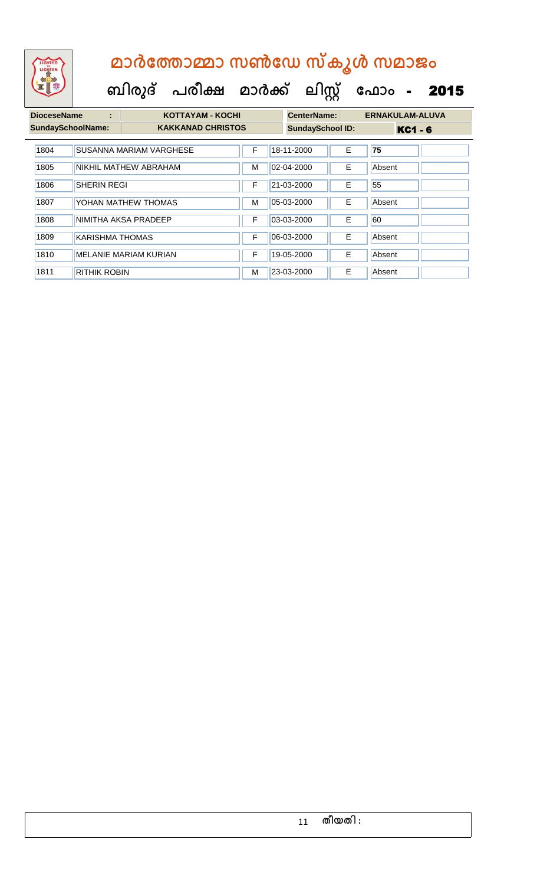# മാർത്തോമ്മാ സൺഡേ സ്കൂൾ സമാജം

## ബിരുദ് പരീക്ഷ മാർക്ക് ലിസ്റ്റ് ഫോം - 2015

| DioceseName : | KOTTAYAM - KOCHI | CenterName: | ERNAKULAM-ALUVA |
|---|---|---|---|
| SundaySchoolName: | KAKKANAD CHRISTOS | SundaySchool ID: | KC1 - 6 |

| | | | | | | |
|---|---|---|---|---|---|---|
| 1804 | SUSANNA MARIAM VARGHESE | F | 18-11-2000 | E | 75 | |
| 1805 | NIKHIL MATHEW ABRAHAM | M | 02-04-2000 | E | Absent | |
| 1806 | SHERIN REGI | F | 21-03-2000 | E | 55 | |
| 1807 | YOHAN MATHEW THOMAS | M | 05-03-2000 | E | Absent | |
| 1808 | NIMITHA AKSA PRADEEP | F | 03-03-2000 | E | 60 | |
| 1809 | KARISHMA THOMAS | F | 06-03-2000 | E | Absent | |
| 1810 | MELANIE MARIAM KURIAN | F | 19-05-2000 | E | Absent | |
| 1811 | RITHIK ROBIN | M | 23-03-2000 | E | Absent | |

തീയതി :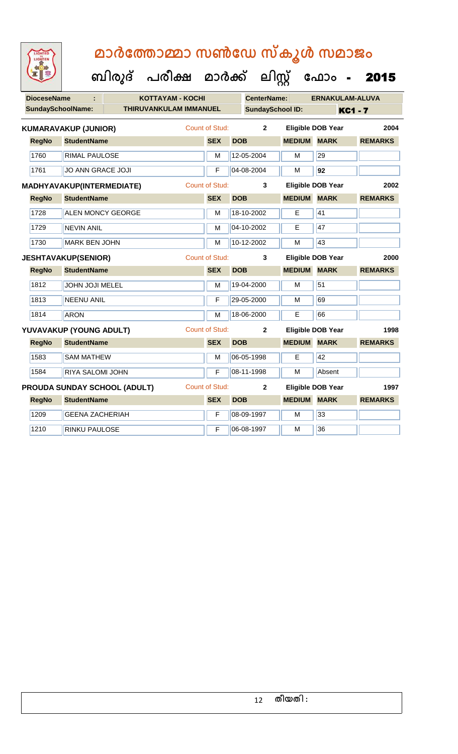# മാർത്തോമ്മാ സൺഡേ സ്കൂൾ സമാജം

## ബിരുദ് പരീക്ഷ മാർക്ക് ലിസ്റ്റ് ഫോം - 2015

| DioceseName : | KOTTAYAM - KOCHI | CenterName: | ERNAKULAM-ALUVA |
|---|---|---|---|
| SundaySchoolName: | THIRUVANKULAM IMMANUEL | SundaySchool ID: | KC1 - 7 |

**KUMARAVAKUP (JUNIOR)** Count of Stud: 2 Eligible DOB Year 2004

| RegNo | StudentName | SEX | DOB | MEDIUM | MARK | REMARKS |
|---|---|---|---|---|---|---|
| 1760 | RIMAL PAULOSE | M | 12-05-2004 | M | 29 | |
| 1761 | JO ANN GRACE JOJI | F | 04-08-2004 | M | 92 | |

**MADHYAVAKUP(INTERMEDIATE)** Count of Stud: 3 Eligible DOB Year 2002

| RegNo | StudentName | SEX | DOB | MEDIUM | MARK | REMARKS |
|---|---|---|---|---|---|---|
| 1728 | ALEN MONCY GEORGE | M | 18-10-2002 | E | 41 | |
| 1729 | NEVIN ANIL | M | 04-10-2002 | E | 47 | |
| 1730 | MARK BEN JOHN | M | 10-12-2002 | M | 43 | |

**JESHTAVAKUP(SENIOR)** Count of Stud: 3 Eligible DOB Year 2000

| RegNo | StudentName | SEX | DOB | MEDIUM | MARK | REMARKS |
|---|---|---|---|---|---|---|
| 1812 | JOHN JOJI MELEL | M | 19-04-2000 | M | 51 | |
| 1813 | NEENU ANIL | F | 29-05-2000 | M | 69 | |
| 1814 | ARON | M | 18-06-2000 | E | 66 | |

**YUVAVAKUP (YOUNG ADULT)** Count of Stud: 2 Eligible DOB Year 1998

| RegNo | StudentName | SEX | DOB | MEDIUM | MARK | REMARKS |
|---|---|---|---|---|---|---|
| 1583 | SAM MATHEW | M | 06-05-1998 | E | 42 | |
| 1584 | RIYA SALOMI JOHN | F | 08-11-1998 | M | Absent | |

**PROUDA SUNDAY SCHOOL (ADULT)** Count of Stud: 2 Eligible DOB Year 1997

| RegNo | StudentName | SEX | DOB | MEDIUM | MARK | REMARKS |
|---|---|---|---|---|---|---|
| 1209 | GEENA ZACHERIAH | F | 08-09-1997 | M | 33 | |
| 1210 | RINKU PAULOSE | F | 06-08-1997 | M | 36 | |

തീയതി :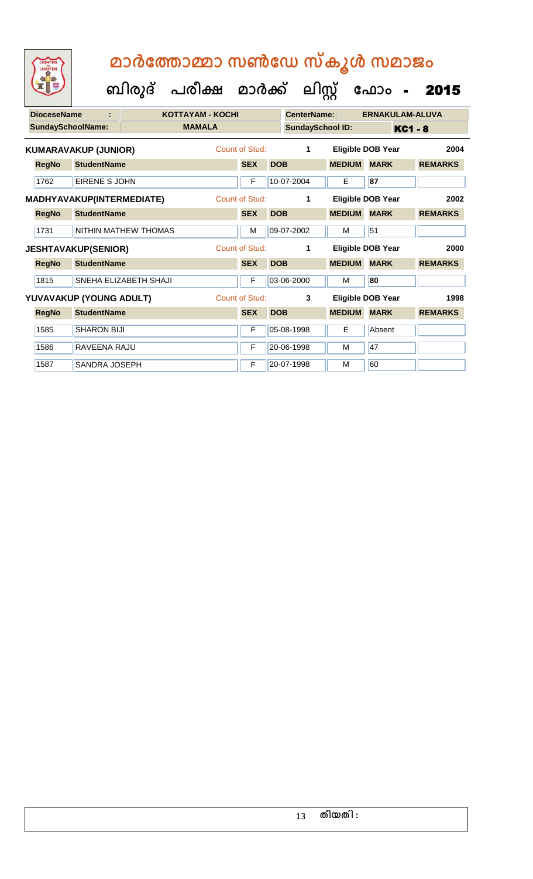# മാർത്തോമ്മാ സൺഡേ സ്കൂൾ സമാജം

## ബിരുദ് പരീക്ഷ മാർക്ക് ലിസ്റ്റ് ഫോം - 2015

| **DioceseName** | : | **KOTTAYAM - KOCHI** | **CenterName:** | **ERNAKULAM-ALUVA** |
|---|---|---|---|---|
| **SundaySchoolName:** | | **MAMALA** | **SundaySchool ID:** | **KC1 - 8** |

**KUMARAVAKUP (JUNIOR)** — Count of Stud: 1 — Eligible DOB Year: 2004

| RegNo | StudentName | SEX | DOB | MEDIUM | MARK | REMARKS |
|---|---|---|---|---|---|---|
| 1762 | EIRENE S JOHN | F | 10-07-2004 | E | 87 | |

**MADHYAVAKUP(INTERMEDIATE)** — Count of Stud: 1 — Eligible DOB Year: 2002

| RegNo | StudentName | SEX | DOB | MEDIUM | MARK | REMARKS |
|---|---|---|---|---|---|---|
| 1731 | NITHIN MATHEW THOMAS | M | 09-07-2002 | M | 51 | |

**JESHTAVAKUP(SENIOR)** — Count of Stud: 1 — Eligible DOB Year: 2000

| RegNo | StudentName | SEX | DOB | MEDIUM | MARK | REMARKS |
|---|---|---|---|---|---|---|
| 1815 | SNEHA ELIZABETH SHAJI | F | 03-06-2000 | M | 80 | |

**YUVAVAKUP (YOUNG ADULT)** — Count of Stud: 3 — Eligible DOB Year: 1998

| RegNo | StudentName | SEX | DOB | MEDIUM | MARK | REMARKS |
|---|---|---|---|---|---|---|
| 1585 | SHARON BIJI | F | 05-08-1998 | E | Absent | |
| 1586 | RAVEENA RAJU | F | 20-06-1998 | M | 47 | |
| 1587 | SANDRA JOSEPH | F | 20-07-1998 | M | 60 | |

തീയതി :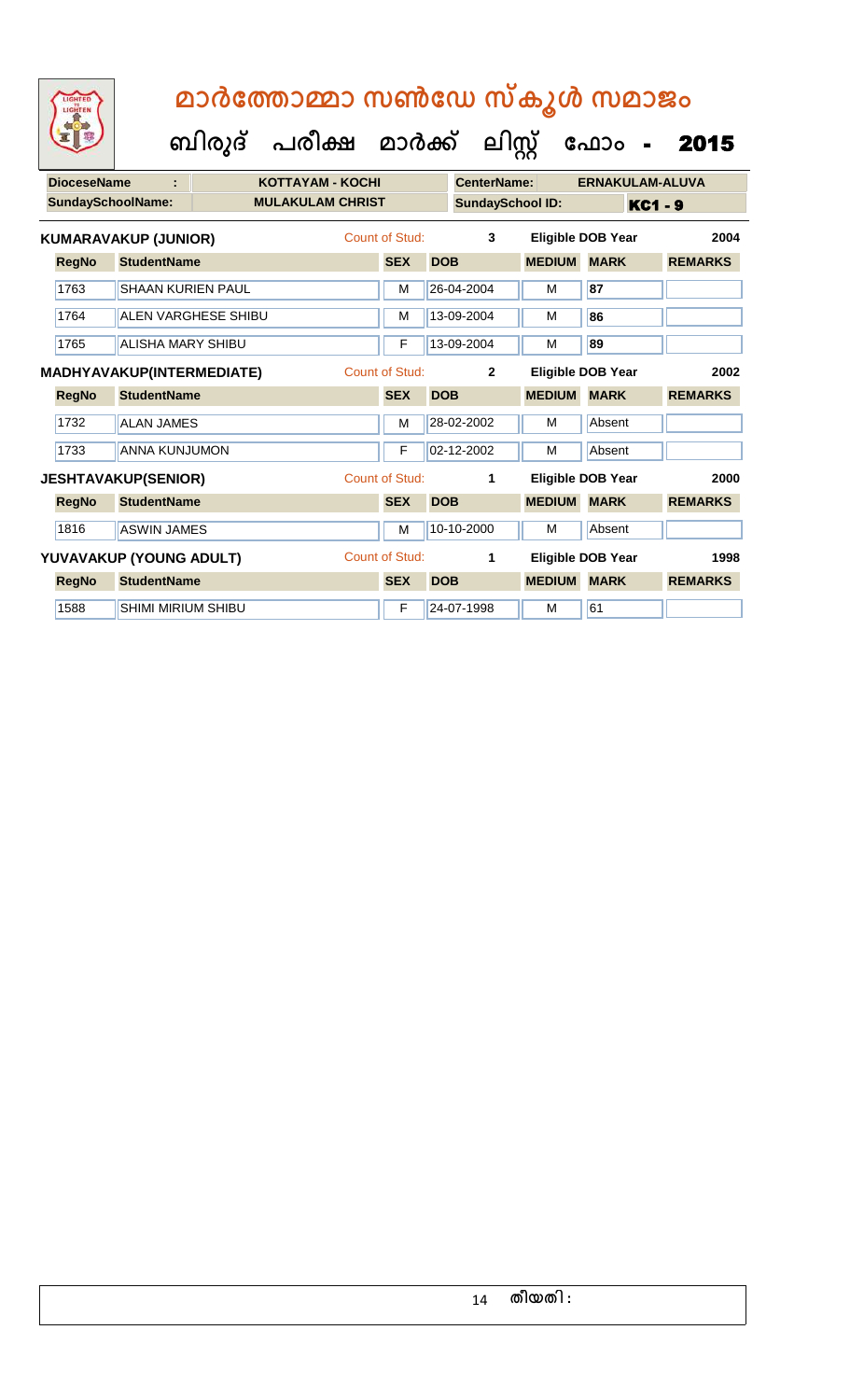# മാർത്തോമ്മാ സൺഡേ സ്കൂൾ സമാജം

## ബിരുദ് പരീക്ഷ മാർക്ക് ലിസ്റ്റ് ഫോം - 2015

| DioceseName | : | KOTTAYAM - KOCHI | CenterName: | ERNAKULAM-ALUVA |
|---|---|---|---|---|
| SundaySchoolName: | | MULAKULAM CHRIST | SundaySchool ID: | KC1 - 9 |

**KUMARAVAKUP (JUNIOR)** — Count of Stud: 3 — Eligible DOB Year: 2004

| RegNo | StudentName | SEX | DOB | MEDIUM | MARK | REMARKS |
|---|---|---|---|---|---|---|
| 1763 | SHAAN KURIEN PAUL | M | 26-04-2004 | M | 87 | |
| 1764 | ALEN VARGHESE SHIBU | M | 13-09-2004 | M | 86 | |
| 1765 | ALISHA MARY SHIBU | F | 13-09-2004 | M | 89 | |

**MADHYAVAKUP(INTERMEDIATE)** — Count of Stud: 2 — Eligible DOB Year: 2002

| RegNo | StudentName | SEX | DOB | MEDIUM | MARK | REMARKS |
|---|---|---|---|---|---|---|
| 1732 | ALAN JAMES | M | 28-02-2002 | M | Absent | |
| 1733 | ANNA KUNJUMON | F | 02-12-2002 | M | Absent | |

**JESHTAVAKUP(SENIOR)** — Count of Stud: 1 — Eligible DOB Year: 2000

| RegNo | StudentName | SEX | DOB | MEDIUM | MARK | REMARKS |
|---|---|---|---|---|---|---|
| 1816 | ASWIN JAMES | M | 10-10-2000 | M | Absent | |

**YUVAVAKUP (YOUNG ADULT)** — Count of Stud: 1 — Eligible DOB Year: 1998

| RegNo | StudentName | SEX | DOB | MEDIUM | MARK | REMARKS |
|---|---|---|---|---|---|---|
| 1588 | SHIMI MIRIUM SHIBU | F | 24-07-1998 | M | 61 | |

തീയതി :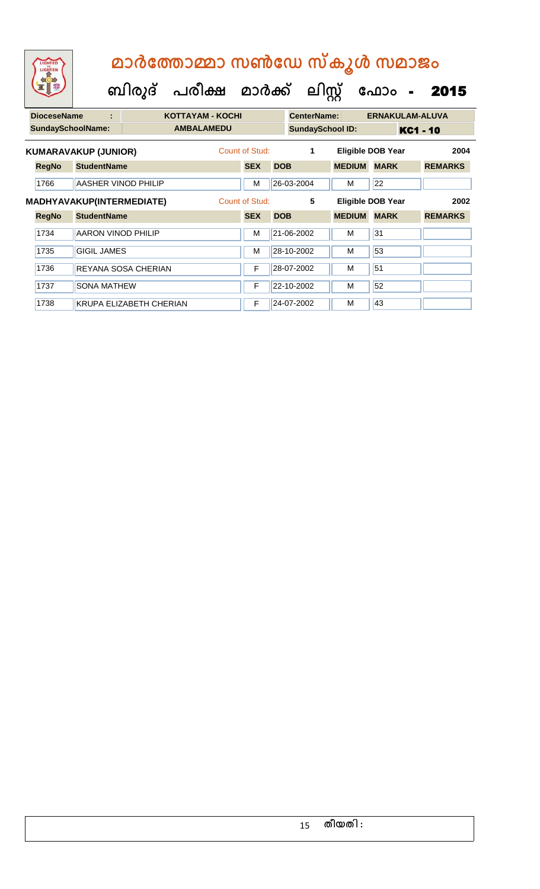# മാർത്തോമ്മാ സൺഡേ സ്കൂൾ സമാജം

## ബിരുദ് പരീക്ഷ മാർക്ക് ലിസ്റ്റ് ഫോം - 2015

| DioceseName | : | KOTTAYAM - KOCHI | CenterName: | ERNAKULAM-ALUVA |
|---|---|---|---|---|
| SundaySchoolName: | | AMBALAMEDU | SundaySchool ID: | KC1 - 10 |

**KUMARAVAKUP (JUNIOR)** Count of Stud: 1 Eligible DOB Year 2004

| RegNo | StudentName | SEX | DOB | MEDIUM | MARK | REMARKS |
|---|---|---|---|---|---|---|
| 1766 | AASHER VINOD PHILIP | M | 26-03-2004 | M | 22 | |

**MADHYAVAKUP(INTERMEDIATE)** Count of Stud: 5 Eligible DOB Year 2002

| RegNo | StudentName | SEX | DOB | MEDIUM | MARK | REMARKS |
|---|---|---|---|---|---|---|
| 1734 | AARON VINOD PHILIP | M | 21-06-2002 | M | 31 | |
| 1735 | GIGIL JAMES | M | 28-10-2002 | M | 53 | |
| 1736 | REYANA SOSA CHERIAN | F | 28-07-2002 | M | 51 | |
| 1737 | SONA MATHEW | F | 22-10-2002 | M | 52 | |
| 1738 | KRUPA ELIZABETH CHERIAN | F | 24-07-2002 | M | 43 | |

തീയതി :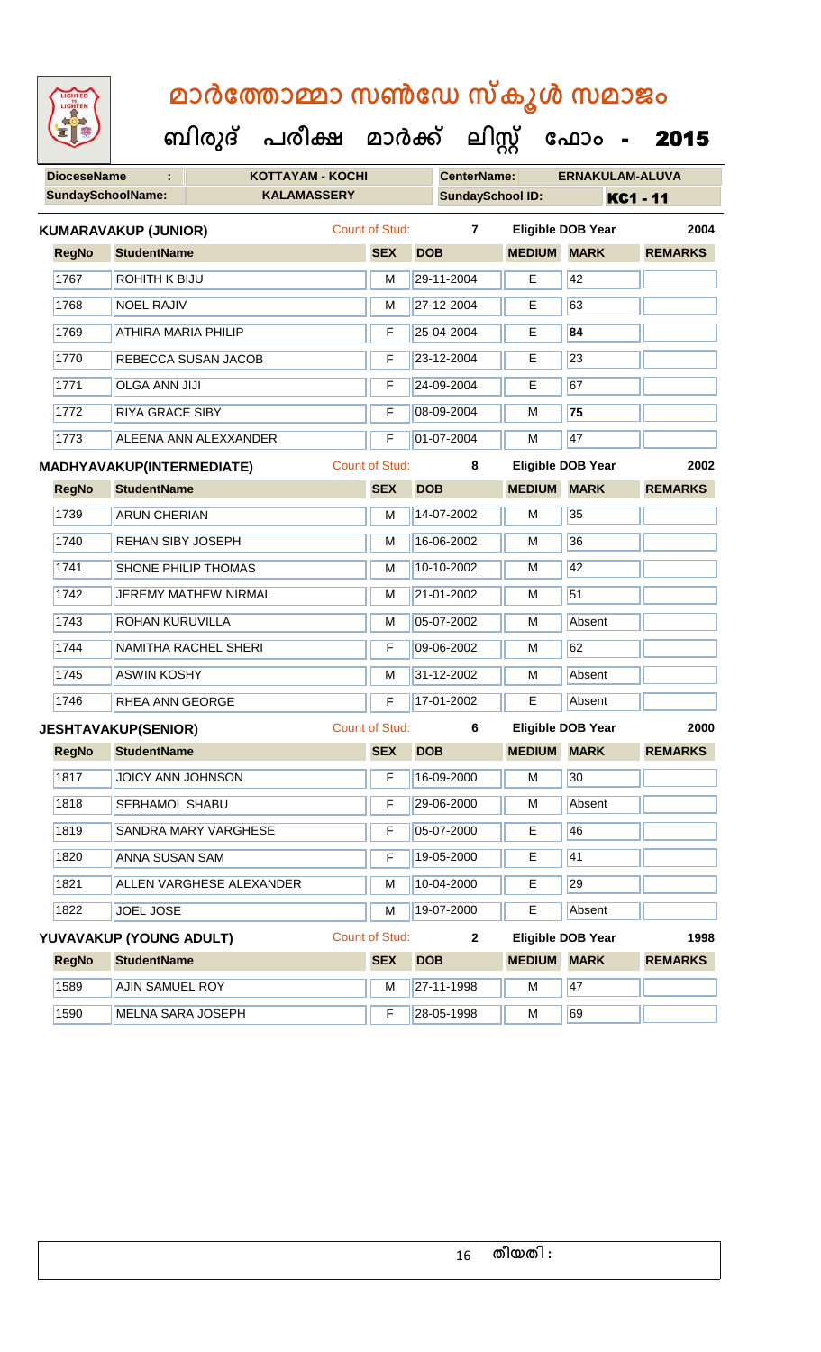# മാർത്തോമ്മാ സൺഡേ സ്കൂൾ സമാജം

**ബിരുദ് പരീക്ഷ മാർക്ക് ലിസ്റ്റ് ഫോം - 2015**

| **DioceseName** | : | KOTTAYAM - KOCHI | **CenterName:** | ERNAKULAM-ALUVA |
|---|---|---|---|---|
| **SundaySchoolName:** | | KALAMASSERY | **SundaySchool ID:** | KC1 - 11 |

**KUMARAVAKUP (JUNIOR)** Count of Stud: 7 Eligible DOB Year 2004

| RegNo | StudentName | SEX | DOB | MEDIUM | MARK | REMARKS |
|---|---|---|---|---|---|---|
| 1767 | ROHITH K BIJU | M | 29-11-2004 | E | 42 | |
| 1768 | NOEL RAJIV | M | 27-12-2004 | E | 63 | |
| 1769 | ATHIRA MARIA PHILIP | F | 25-04-2004 | E | **84** | |
| 1770 | REBECCA SUSAN JACOB | F | 23-12-2004 | E | 23 | |
| 1771 | OLGA ANN JIJI | F | 24-09-2004 | E | 67 | |
| 1772 | RIYA GRACE SIBY | F | 08-09-2004 | M | **75** | |
| 1773 | ALEENA ANN ALEXXANDER | F | 01-07-2004 | M | 47 | |

**MADHYAVAKUP(INTERMEDIATE)** Count of Stud: 8 Eligible DOB Year 2002

| RegNo | StudentName | SEX | DOB | MEDIUM | MARK | REMARKS |
|---|---|---|---|---|---|---|
| 1739 | ARUN CHERIAN | M | 14-07-2002 | M | 35 | |
| 1740 | REHAN SIBY JOSEPH | M | 16-06-2002 | M | 36 | |
| 1741 | SHONE PHILIP THOMAS | M | 10-10-2002 | M | 42 | |
| 1742 | JEREMY MATHEW NIRMAL | M | 21-01-2002 | M | 51 | |
| 1743 | ROHAN KURUVILLA | M | 05-07-2002 | M | Absent | |
| 1744 | NAMITHA RACHEL SHERI | F | 09-06-2002 | M | 62 | |
| 1745 | ASWIN KOSHY | M | 31-12-2002 | M | Absent | |
| 1746 | RHEA ANN GEORGE | F | 17-01-2002 | E | Absent | |

**JESHTAVAKUP(SENIOR)** Count of Stud: 6 Eligible DOB Year 2000

| RegNo | StudentName | SEX | DOB | MEDIUM | MARK | REMARKS |
|---|---|---|---|---|---|---|
| 1817 | JOICY ANN JOHNSON | F | 16-09-2000 | M | 30 | |
| 1818 | SEBHAMOL SHABU | F | 29-06-2000 | M | Absent | |
| 1819 | SANDRA MARY VARGHESE | F | 05-07-2000 | E | 46 | |
| 1820 | ANNA SUSAN SAM | F | 19-05-2000 | E | 41 | |
| 1821 | ALLEN VARGHESE ALEXANDER | M | 10-04-2000 | E | 29 | |
| 1822 | JOEL JOSE | M | 19-07-2000 | E | Absent | |

**YUVAVAKUP (YOUNG ADULT)** Count of Stud: 2 Eligible DOB Year 1998

| RegNo | StudentName | SEX | DOB | MEDIUM | MARK | REMARKS |
|---|---|---|---|---|---|---|
| 1589 | AJIN SAMUEL ROY | M | 27-11-1998 | M | 47 | |
| 1590 | MELNA SARA JOSEPH | F | 28-05-1998 | M | 69 | |

തീയതി :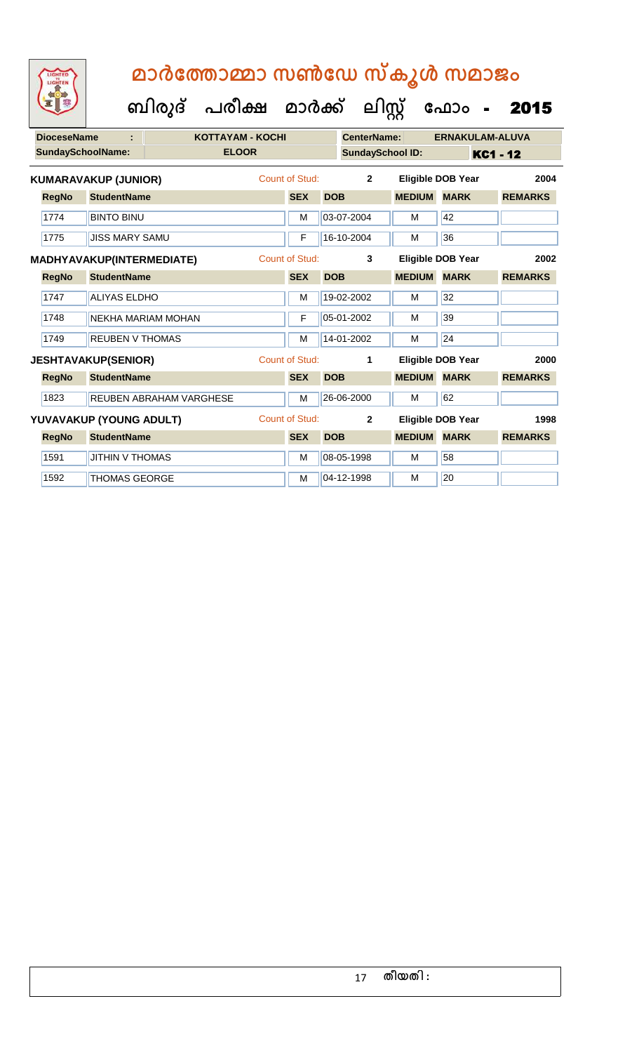# മാർത്തോമ്മാ സൺഡേ സ്കൂൾ സമാജം

**ബിരുദ് പരീക്ഷ മാർക്ക് ലിസ്റ്റ് ഫോം - 2015**

| DioceseName | : | KOTTAYAM - KOCHI | CenterName: | ERNAKULAM-ALUVA |
|---|---|---|---|---|
| SundaySchoolName: | | ELOOR | SundaySchool ID: | KC1 - 12 |

**KUMARAVAKUP (JUNIOR)** Count of Stud: 2 Eligible DOB Year 2004

| RegNo | StudentName | SEX | DOB | MEDIUM | MARK | REMARKS |
|---|---|---|---|---|---|---|
| 1774 | BINTO BINU | M | 03-07-2004 | M | 42 | |
| 1775 | JISS MARY SAMU | F | 16-10-2004 | M | 36 | |

**MADHYAVAKUP(INTERMEDIATE)** Count of Stud: 3 Eligible DOB Year 2002

| RegNo | StudentName | SEX | DOB | MEDIUM | MARK | REMARKS |
|---|---|---|---|---|---|---|
| 1747 | ALIYAS ELDHO | M | 19-02-2002 | M | 32 | |
| 1748 | NEKHA MARIAM MOHAN | F | 05-01-2002 | M | 39 | |
| 1749 | REUBEN V THOMAS | M | 14-01-2002 | M | 24 | |

**JESHTAVAKUP(SENIOR)** Count of Stud: 1 Eligible DOB Year 2000

| RegNo | StudentName | SEX | DOB | MEDIUM | MARK | REMARKS |
|---|---|---|---|---|---|---|
| 1823 | REUBEN ABRAHAM VARGHESE | M | 26-06-2000 | M | 62 | |

**YUVAVAKUP (YOUNG ADULT)** Count of Stud: 2 Eligible DOB Year 1998

| RegNo | StudentName | SEX | DOB | MEDIUM | MARK | REMARKS |
|---|---|---|---|---|---|---|
| 1591 | JITHIN V THOMAS | M | 08-05-1998 | M | 58 | |
| 1592 | THOMAS GEORGE | M | 04-12-1998 | M | 20 | |

തീയതി :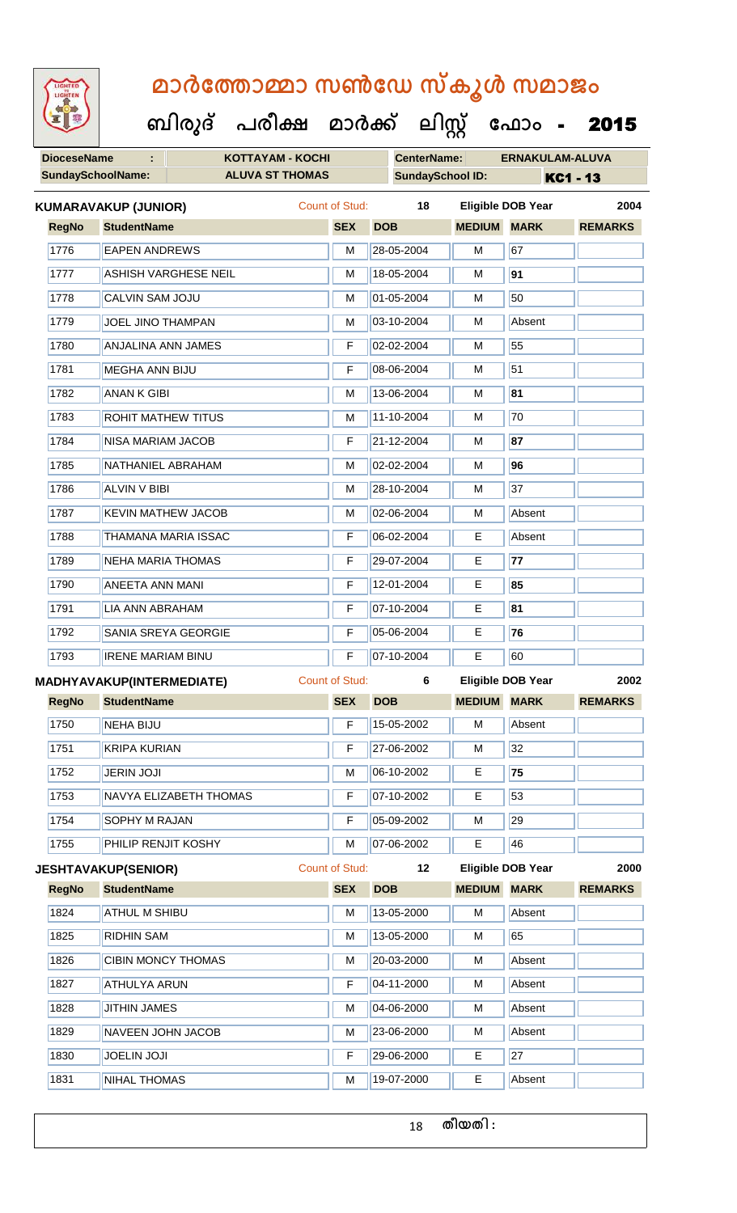# മാർത്തോമ്മാ സൺഡേ സ്കൂൾ സമാജം

## ബിരുദ് പരീക്ഷ മാർക്ക് ലിസ്റ്റ് ഫോം - 2015

| DioceseName : | KOTTAYAM - KOCHI | CenterName: | ERNAKULAM-ALUVA |
|---|---|---|---|
| SundaySchoolName: | ALUVA ST THOMAS | SundaySchool ID: | KC1 - 13 |

**KUMARAVAKUP (JUNIOR)** Count of Stud: 18 Eligible DOB Year 2004

| RegNo | StudentName | SEX | DOB | MEDIUM | MARK | REMARKS |
|---|---|---|---|---|---|---|
| 1776 | EAPEN ANDREWS | M | 28-05-2004 | M | 67 | |
| 1777 | ASHISH VARGHESE NEIL | M | 18-05-2004 | M | 91 | |
| 1778 | CALVIN SAM JOJU | M | 01-05-2004 | M | 50 | |
| 1779 | JOEL JINO THAMPAN | M | 03-10-2004 | M | Absent | |
| 1780 | ANJALINA ANN JAMES | F | 02-02-2004 | M | 55 | |
| 1781 | MEGHA ANN BIJU | F | 08-06-2004 | M | 51 | |
| 1782 | ANAN K GIBI | M | 13-06-2004 | M | 81 | |
| 1783 | ROHIT MATHEW TITUS | M | 11-10-2004 | M | 70 | |
| 1784 | NISA MARIAM JACOB | F | 21-12-2004 | M | 87 | |
| 1785 | NATHANIEL ABRAHAM | M | 02-02-2004 | M | 96 | |
| 1786 | ALVIN V BIBI | M | 28-10-2004 | M | 37 | |
| 1787 | KEVIN MATHEW JACOB | M | 02-06-2004 | M | Absent | |
| 1788 | THAMANA MARIA ISSAC | F | 06-02-2004 | E | Absent | |
| 1789 | NEHA MARIA THOMAS | F | 29-07-2004 | E | 77 | |
| 1790 | ANEETA ANN MANI | F | 12-01-2004 | E | 85 | |
| 1791 | LIA ANN ABRAHAM | F | 07-10-2004 | E | 81 | |
| 1792 | SANIA SREYA GEORGIE | F | 05-06-2004 | E | 76 | |
| 1793 | IRENE MARIAM BINU | F | 07-10-2004 | E | 60 | |

**MADHYAVAKUP(INTERMEDIATE)** Count of Stud: 6 Eligible DOB Year 2002

| RegNo | StudentName | SEX | DOB | MEDIUM | MARK | REMARKS |
|---|---|---|---|---|---|---|
| 1750 | NEHA BIJU | F | 15-05-2002 | M | Absent | |
| 1751 | KRIPA KURIAN | F | 27-06-2002 | M | 32 | |
| 1752 | JERIN JOJI | M | 06-10-2002 | E | 75 | |
| 1753 | NAVYA ELIZABETH THOMAS | F | 07-10-2002 | E | 53 | |
| 1754 | SOPHY M RAJAN | F | 05-09-2002 | M | 29 | |
| 1755 | PHILIP RENJIT KOSHY | M | 07-06-2002 | E | 46 | |

**JESHTAVAKUP(SENIOR)** Count of Stud: 12 Eligible DOB Year 2000

| RegNo | StudentName | SEX | DOB | MEDIUM | MARK | REMARKS |
|---|---|---|---|---|---|---|
| 1824 | ATHUL M SHIBU | M | 13-05-2000 | M | Absent | |
| 1825 | RIDHIN SAM | M | 13-05-2000 | M | 65 | |
| 1826 | CIBIN MONCY THOMAS | M | 20-03-2000 | M | Absent | |
| 1827 | ATHULYA ARUN | F | 04-11-2000 | M | Absent | |
| 1828 | JITHIN JAMES | M | 04-06-2000 | M | Absent | |
| 1829 | NAVEEN JOHN JACOB | M | 23-06-2000 | M | Absent | |
| 1830 | JOELIN JOJI | F | 29-06-2000 | E | 27 | |
| 1831 | NIHAL THOMAS | M | 19-07-2000 | E | Absent | |

തീയതി :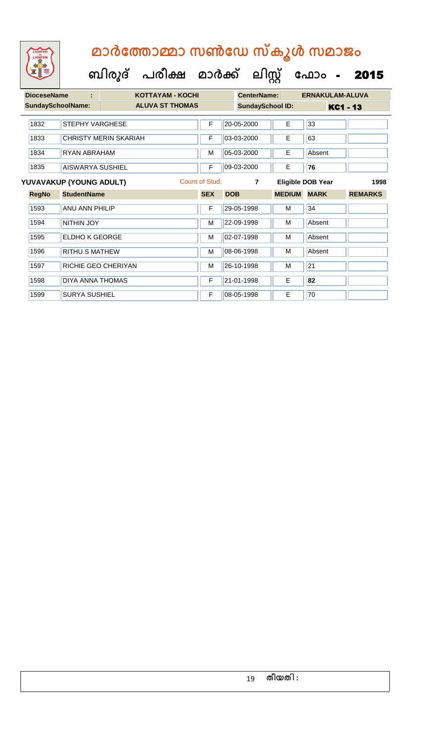# മാർത്തോമ്മാ സൺഡേ സ്കൂൾ സമാജം

## ബിരുദ് പരീക്ഷ മാർക്ക് ലിസ്റ്റ് ഫോം - 2015

| DioceseName : | KOTTAYAM - KOCHI | CenterName: | ERNAKULAM-ALUVA |
|---|---|---|---|
| SundaySchoolName: | ALUVA ST THOMAS | SundaySchool ID: | KC1 - 13 |

| RegNo | StudentName | SEX | DOB | MEDIUM | MARK | REMARKS |
|---|---|---|---|---|---|---|
| 1832 | STEPHY VARGHESE | F | 20-05-2000 | E | 33 | |
| 1833 | CHRISTY MERIN SKARIAH | F | 03-03-2000 | E | 63 | |
| 1834 | RYAN ABRAHAM | M | 05-03-2000 | E | Absent | |
| 1835 | AISWARYA SUSHIEL | F | 09-03-2000 | E | **76** | |

**YUVAVAKUP (YOUNG ADULT)** Count of Stud: 7 Eligible DOB Year 1998

| RegNo | StudentName | SEX | DOB | MEDIUM | MARK | REMARKS |
|---|---|---|---|---|---|---|
| 1593 | ANU ANN PHILIP | F | 29-05-1998 | M | 34 | |
| 1594 | NITHIN JOY | M | 22-09-1998 | M | Absent | |
| 1595 | ELDHO K GEORGE | M | 02-07-1998 | M | Absent | |
| 1596 | RITHU S MATHEW | M | 08-06-1998 | M | Absent | |
| 1597 | RICHIE GEO CHERIYAN | M | 26-10-1998 | M | 21 | |
| 1598 | DIYA ANNA THOMAS | F | 21-01-1998 | E | **82** | |
| 1599 | SURYA SUSHIEL | F | 08-05-1998 | E | 70 | |

തീയതി :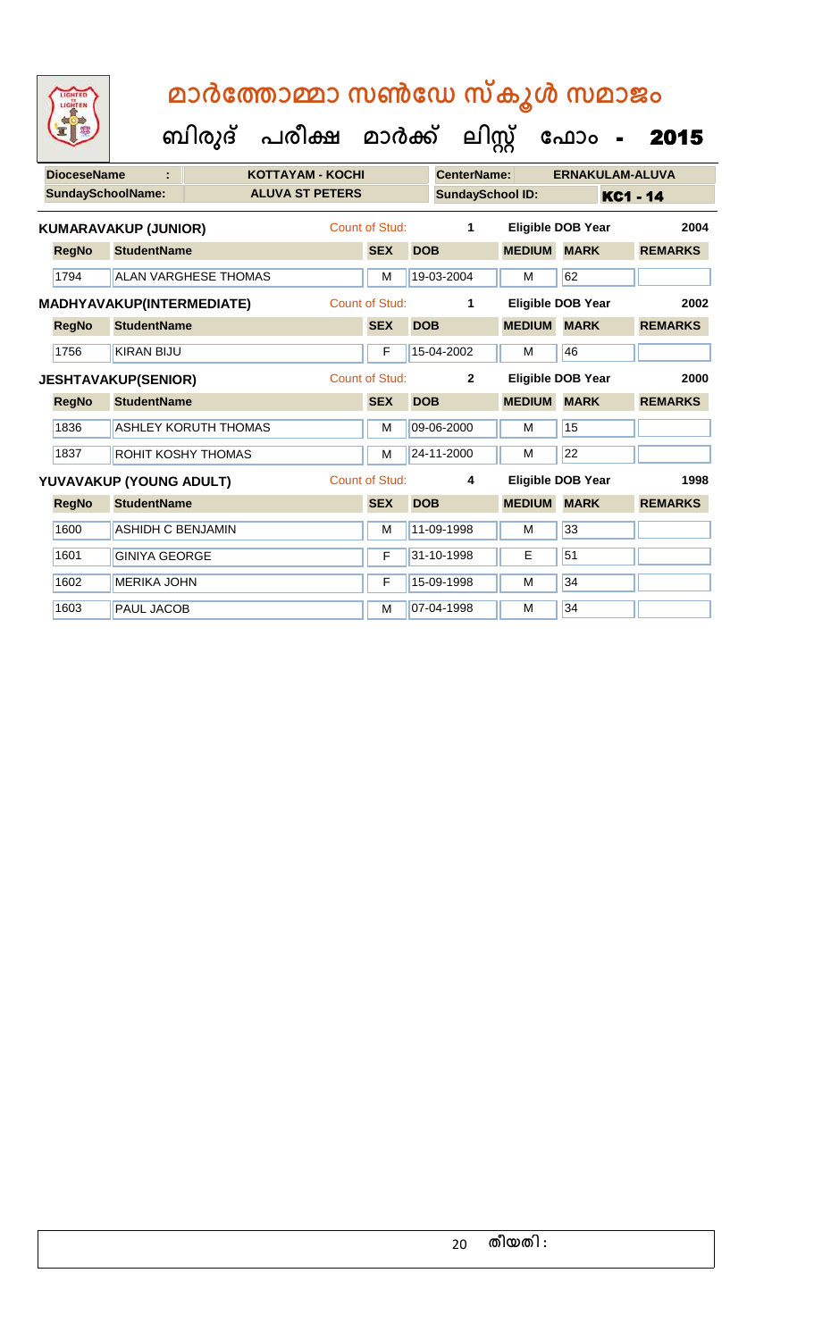# മാർത്തോമ്മാ സൺഡേ സ്കൂൾ സമാജം

## ബിരുദ് പരീക്ഷ മാർക്ക് ലിസ്റ്റ് ഫോം - 2015

| DioceseName | : | KOTTAYAM - KOCHI | CenterName: | ERNAKULAM-ALUVA |
|---|---|---|---|---|
| SundaySchoolName: | | ALUVA ST PETERS | SundaySchool ID: | KC1 - 14 |

**KUMARAVAKUP (JUNIOR)** Count of Stud: 1 Eligible DOB Year 2004

| RegNo | StudentName | SEX | DOB | MEDIUM | MARK | REMARKS |
|---|---|---|---|---|---|---|
| 1794 | ALAN VARGHESE THOMAS | M | 19-03-2004 | M | 62 | |

**MADHYAVAKUP(INTERMEDIATE)** Count of Stud: 1 Eligible DOB Year 2002

| RegNo | StudentName | SEX | DOB | MEDIUM | MARK | REMARKS |
|---|---|---|---|---|---|---|
| 1756 | KIRAN BIJU | F | 15-04-2002 | M | 46 | |

**JESHTAVAKUP(SENIOR)** Count of Stud: 2 Eligible DOB Year 2000

| RegNo | StudentName | SEX | DOB | MEDIUM | MARK | REMARKS |
|---|---|---|---|---|---|---|
| 1836 | ASHLEY KORUTH THOMAS | M | 09-06-2000 | M | 15 | |
| 1837 | ROHIT KOSHY THOMAS | M | 24-11-2000 | M | 22 | |

**YUVAVAKUP (YOUNG ADULT)** Count of Stud: 4 Eligible DOB Year 1998

| RegNo | StudentName | SEX | DOB | MEDIUM | MARK | REMARKS |
|---|---|---|---|---|---|---|
| 1600 | ASHIDH C BENJAMIN | M | 11-09-1998 | M | 33 | |
| 1601 | GINIYA GEORGE | F | 31-10-1998 | E | 51 | |
| 1602 | MERIKA JOHN | F | 15-09-1998 | M | 34 | |
| 1603 | PAUL JACOB | M | 07-04-1998 | M | 34 | |

തീയതി :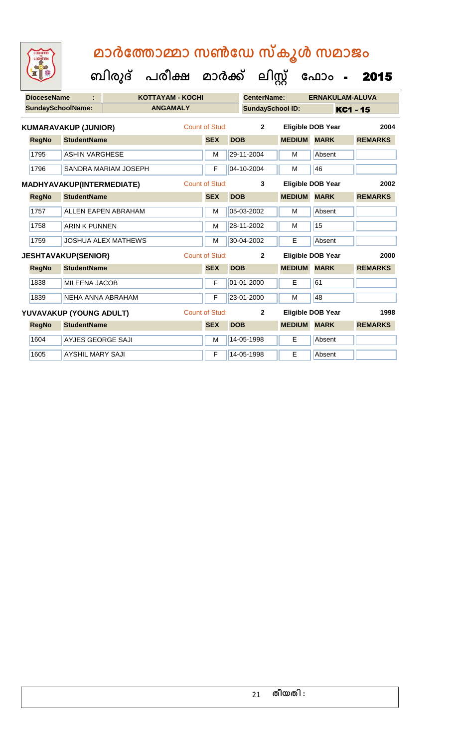# മാർത്തോമ്മാ സൺഡേ സ്കൂൾ സമാജം

## ബിരുദ് പരീക്ഷ മാർക്ക് ലിസ്റ്റ് ഫോം - 2015

| DioceseName : | KOTTAYAM - KOCHI | CenterName: | ERNAKULAM-ALUVA |
|---|---|---|---|
| SundaySchoolName: | ANGAMALY | SundaySchool ID: | KC1 - 15 |

**KUMARAVAKUP (JUNIOR)** Count of Stud: 2 Eligible DOB Year 2004

| RegNo | StudentName | SEX | DOB | MEDIUM | MARK | REMARKS |
|---|---|---|---|---|---|---|
| 1795 | ASHIN VARGHESE | M | 29-11-2004 | M | Absent | |
| 1796 | SANDRA MARIAM JOSEPH | F | 04-10-2004 | M | 46 | |

**MADHYAVAKUP(INTERMEDIATE)** Count of Stud: 3 Eligible DOB Year 2002

| RegNo | StudentName | SEX | DOB | MEDIUM | MARK | REMARKS |
|---|---|---|---|---|---|---|
| 1757 | ALLEN EAPEN ABRAHAM | M | 05-03-2002 | M | Absent | |
| 1758 | ARIN K PUNNEN | M | 28-11-2002 | M | 15 | |
| 1759 | JOSHUA ALEX MATHEWS | M | 30-04-2002 | E | Absent | |

**JESHTAVAKUP(SENIOR)** Count of Stud: 2 Eligible DOB Year 2000

| RegNo | StudentName | SEX | DOB | MEDIUM | MARK | REMARKS |
|---|---|---|---|---|---|---|
| 1838 | MILEENA JACOB | F | 01-01-2000 | E | 61 | |
| 1839 | NEHA ANNA ABRAHAM | F | 23-01-2000 | M | 48 | |

**YUVAVAKUP (YOUNG ADULT)** Count of Stud: 2 Eligible DOB Year 1998

| RegNo | StudentName | SEX | DOB | MEDIUM | MARK | REMARKS |
|---|---|---|---|---|---|---|
| 1604 | AYJES GEORGE SAJI | M | 14-05-1998 | E | Absent | |
| 1605 | AYSHIL MARY SAJI | F | 14-05-1998 | E | Absent | |

തീയതി :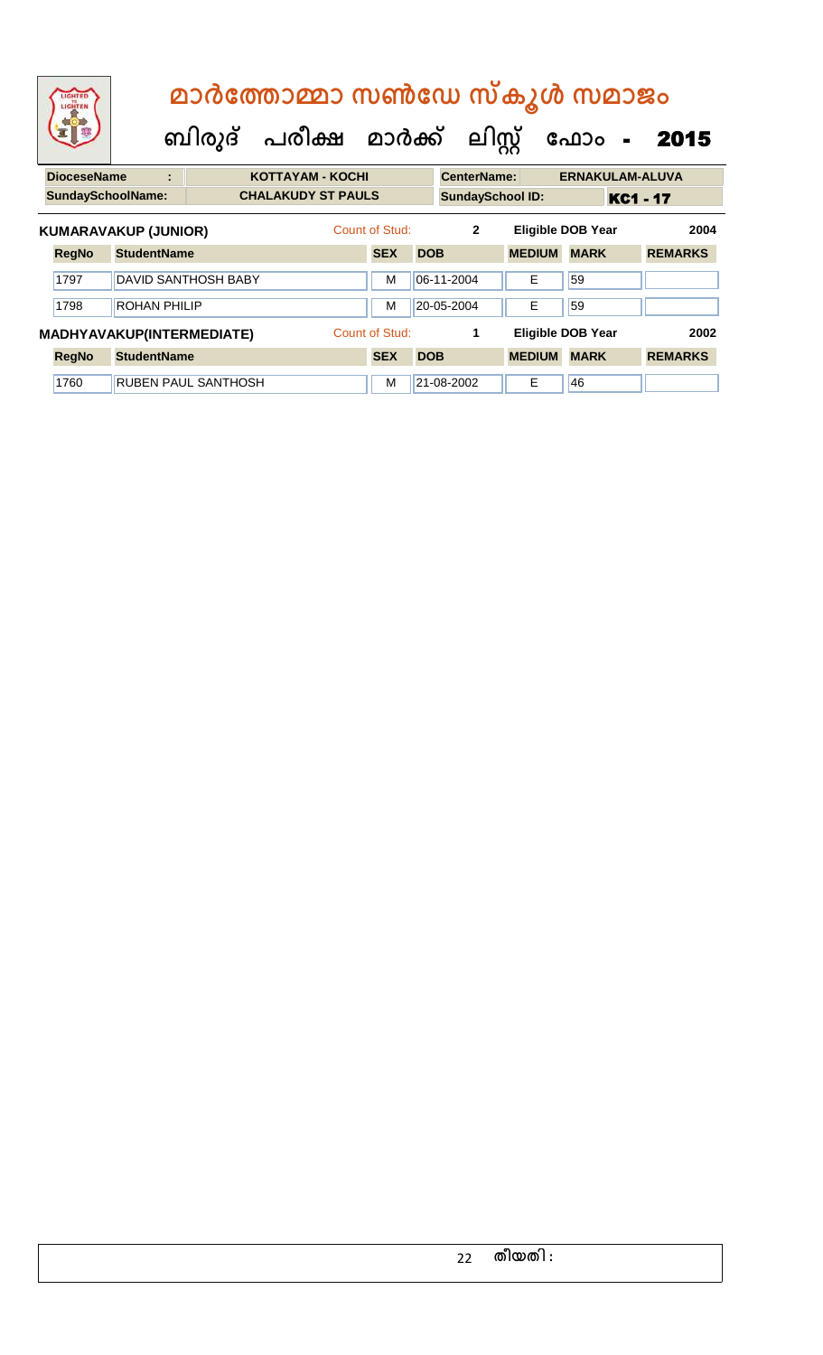# മാർത്തോമ്മാ സൺഡേ സ്കൂൾ സമാജം

## ബിരുദ് പരീക്ഷ മാർക്ക് ലിസ്റ്റ് ഫോം - 2015

| DioceseName | : | KOTTAYAM - KOCHI | CenterName: | ERNAKULAM-ALUVA |
|---|---|---|---|---|
| SundaySchoolName: | | CHALAKUDY ST PAULS | SundaySchool ID: | KC1 - 17 |

**KUMARAVAKUP (JUNIOR)** Count of Stud: 2 Eligible DOB Year 2004

| RegNo | StudentName | SEX | DOB | MEDIUM | MARK | REMARKS |
|---|---|---|---|---|---|---|
| 1797 | DAVID SANTHOSH BABY | M | 06-11-2004 | E | 59 | |
| 1798 | ROHAN PHILIP | M | 20-05-2004 | E | 59 | |

**MADHYAVAKUP(INTERMEDIATE)** Count of Stud: 1 Eligible DOB Year 2002

| RegNo | StudentName | SEX | DOB | MEDIUM | MARK | REMARKS |
|---|---|---|---|---|---|---|
| 1760 | RUBEN PAUL SANTHOSH | M | 21-08-2002 | E | 46 | |

തീയതി :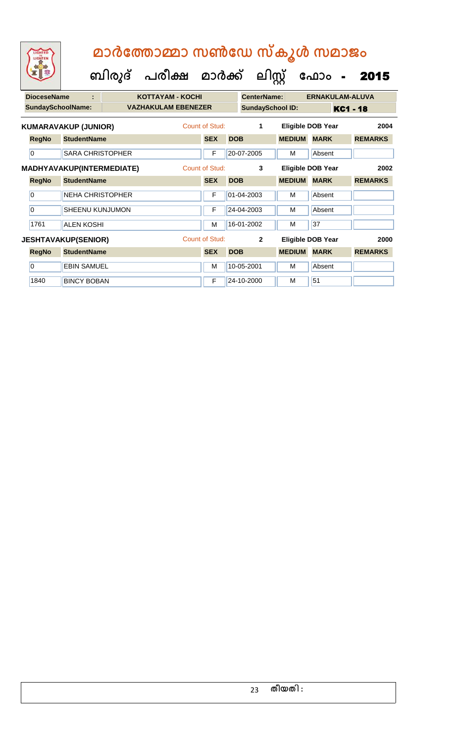# മാർത്തോമ്മാ സൺഡേ സ്കൂൾ സമാജം

## ബിരുദ് പരീക്ഷ മാർക്ക് ലിസ്റ്റ് ഫോം - 2015

| DioceseName : | KOTTAYAM - KOCHI | CenterName: | ERNAKULAM-ALUVA |
|---|---|---|---|
| SundaySchoolName: | VAZHAKULAM EBENEZER | SundaySchool ID: | KC1 - 18 |

**KUMARAVAKUP (JUNIOR)** Count of Stud: 1 Eligible DOB Year 2004

| RegNo | StudentName | SEX | DOB | MEDIUM | MARK | REMARKS |
|---|---|---|---|---|---|---|
| 0 | SARA CHRISTOPHER | F | 20-07-2005 | M | Absent | |

**MADHYAVAKUP(INTERMEDIATE)** Count of Stud: 3 Eligible DOB Year 2002

| RegNo | StudentName | SEX | DOB | MEDIUM | MARK | REMARKS |
|---|---|---|---|---|---|---|
| 0 | NEHA CHRISTOPHER | F | 01-04-2003 | M | Absent | |
| 0 | SHEENU KUNJUMON | F | 24-04-2003 | M | Absent | |
| 1761 | ALEN KOSHI | M | 16-01-2002 | M | 37 | |

**JESHTAVAKUP(SENIOR)** Count of Stud: 2 Eligible DOB Year 2000

| RegNo | StudentName | SEX | DOB | MEDIUM | MARK | REMARKS |
|---|---|---|---|---|---|---|
| 0 | EBIN SAMUEL | M | 10-05-2001 | M | Absent | |
| 1840 | BINCY BOBAN | F | 24-10-2000 | M | 51 | |

തീയതി :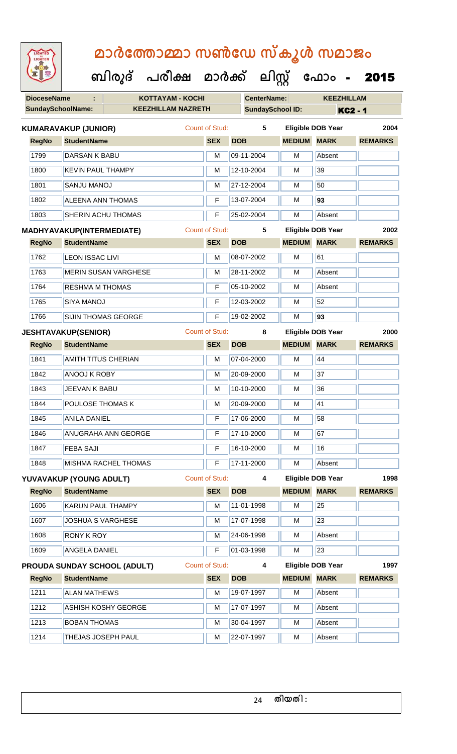# മാർത്തോമ്മാ സൺഡേ സ്കൂൾ സമാജം

## ബിരുദ് പരീക്ഷ മാർക്ക് ലിസ്റ്റ് ഫോം - 2015

| **DioceseName** : | KOTTAYAM - KOCHI | **CenterName:** | KEEZHILLAM |
|---|---|---|---|
| **SundaySchoolName:** | KEEZHILLAM NAZRETH | **SundaySchool ID:** | KC2 - 1 |

**KUMARAVAKUP (JUNIOR)** Count of Stud: 5 Eligible DOB Year 2004

| RegNo | StudentName | SEX | DOB | MEDIUM | MARK | REMARKS |
|---|---|---|---|---|---|---|
| 1799 | DARSAN K BABU | M | 09-11-2004 | M | Absent | |
| 1800 | KEVIN PAUL THAMPY | M | 12-10-2004 | M | 39 | |
| 1801 | SANJU MANOJ | M | 27-12-2004 | M | 50 | |
| 1802 | ALEENA ANN THOMAS | F | 13-07-2004 | M | **93** | |
| 1803 | SHERIN ACHU THOMAS | F | 25-02-2004 | M | Absent | |

**MADHYAVAKUP(INTERMEDIATE)** Count of Stud: 5 Eligible DOB Year 2002

| RegNo | StudentName | SEX | DOB | MEDIUM | MARK | REMARKS |
|---|---|---|---|---|---|---|
| 1762 | LEON ISSAC LIVI | M | 08-07-2002 | M | 61 | |
| 1763 | MERIN SUSAN VARGHESE | M | 28-11-2002 | M | Absent | |
| 1764 | RESHMA M THOMAS | F | 05-10-2002 | M | Absent | |
| 1765 | SIYA MANOJ | F | 12-03-2002 | M | 52 | |
| 1766 | SIJIN THOMAS GEORGE | F | 19-02-2002 | M | **93** | |

**JESHTAVAKUP(SENIOR)** Count of Stud: 8 Eligible DOB Year 2000

| RegNo | StudentName | SEX | DOB | MEDIUM | MARK | REMARKS |
|---|---|---|---|---|---|---|
| 1841 | AMITH TITUS CHERIAN | M | 07-04-2000 | M | 44 | |
| 1842 | ANOOJ K ROBY | M | 20-09-2000 | M | 37 | |
| 1843 | JEEVAN K BABU | M | 10-10-2000 | M | 36 | |
| 1844 | POULOSE THOMAS K | M | 20-09-2000 | M | 41 | |
| 1845 | ANILA DANIEL | F | 17-06-2000 | M | 58 | |
| 1846 | ANUGRAHA ANN GEORGE | F | 17-10-2000 | M | 67 | |
| 1847 | FEBA SAJI | F | 16-10-2000 | M | 16 | |
| 1848 | MISHMA RACHEL THOMAS | F | 17-11-2000 | M | Absent | |

**YUVAVAKUP (YOUNG ADULT)** Count of Stud: 4 Eligible DOB Year 1998

| RegNo | StudentName | SEX | DOB | MEDIUM | MARK | REMARKS |
|---|---|---|---|---|---|---|
| 1606 | KARUN PAUL THAMPY | M | 11-01-1998 | M | 25 | |
| 1607 | JOSHUA S VARGHESE | M | 17-07-1998 | M | 23 | |
| 1608 | RONY K ROY | M | 24-06-1998 | M | Absent | |
| 1609 | ANGELA DANIEL | F | 01-03-1998 | M | 23 | |

**PROUDA SUNDAY SCHOOL (ADULT)** Count of Stud: 4 Eligible DOB Year 1997

| RegNo | StudentName | SEX | DOB | MEDIUM | MARK | REMARKS |
|---|---|---|---|---|---|---|
| 1211 | ALAN MATHEWS | M | 19-07-1997 | M | Absent | |
| 1212 | ASHISH KOSHY GEORGE | M | 17-07-1997 | M | Absent | |
| 1213 | BOBAN THOMAS | M | 30-04-1997 | M | Absent | |
| 1214 | THEJAS JOSEPH PAUL | M | 22-07-1997 | M | Absent | |

തീയതി :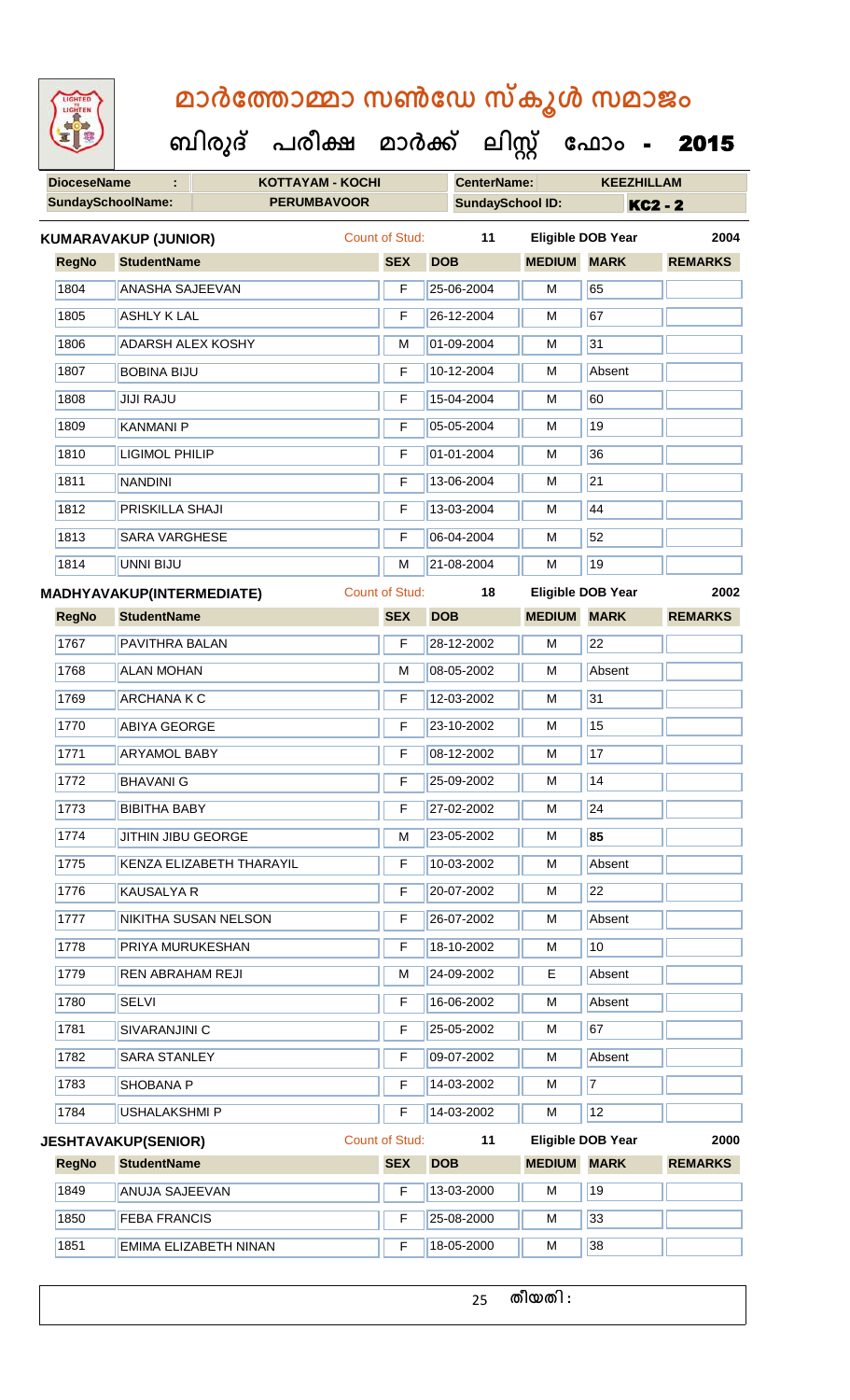# മാർത്തോമ്മാ സൺഡേ സ്കൂൾ സമാജം

**ബിരുദ് പരീക്ഷ മാർക്ക് ലിസ്റ്റ് ഫോം - 2015**

| DioceseName | : | KOTTAYAM - KOCHI | CenterName: | KEEZHILLAM |
|---|---|---|---|---|
| SundaySchoolName: | | PERUMBAVOOR | SundaySchool ID: | KC2 - 2 |

**KUMARAVAKUP (JUNIOR)** — Count of Stud: 11 — Eligible DOB Year: 2004

| RegNo | StudentName | SEX | DOB | MEDIUM | MARK | REMARKS |
|---|---|---|---|---|---|---|
| 1804 | ANASHA SAJEEVAN | F | 25-06-2004 | M | 65 | |
| 1805 | ASHLY K LAL | F | 26-12-2004 | M | 67 | |
| 1806 | ADARSH ALEX KOSHY | M | 01-09-2004 | M | 31 | |
| 1807 | BOBINA BIJU | F | 10-12-2004 | M | Absent | |
| 1808 | JIJI RAJU | F | 15-04-2004 | M | 60 | |
| 1809 | KANMANI P | F | 05-05-2004 | M | 19 | |
| 1810 | LIGIMOL PHILIP | F | 01-01-2004 | M | 36 | |
| 1811 | NANDINI | F | 13-06-2004 | M | 21 | |
| 1812 | PRISKILLA SHAJI | F | 13-03-2004 | M | 44 | |
| 1813 | SARA VARGHESE | F | 06-04-2004 | M | 52 | |
| 1814 | UNNI BIJU | M | 21-08-2004 | M | 19 | |

**MADHYAVAKUP(INTERMEDIATE)** — Count of Stud: 18 — Eligible DOB Year: 2002

| RegNo | StudentName | SEX | DOB | MEDIUM | MARK | REMARKS |
|---|---|---|---|---|---|---|
| 1767 | PAVITHRA BALAN | F | 28-12-2002 | M | 22 | |
| 1768 | ALAN MOHAN | M | 08-05-2002 | M | Absent | |
| 1769 | ARCHANA K C | F | 12-03-2002 | M | 31 | |
| 1770 | ABIYA GEORGE | F | 23-10-2002 | M | 15 | |
| 1771 | ARYAMOL BABY | F | 08-12-2002 | M | 17 | |
| 1772 | BHAVANI G | F | 25-09-2002 | M | 14 | |
| 1773 | BIBITHA BABY | F | 27-02-2002 | M | 24 | |
| 1774 | JITHIN JIBU GEORGE | M | 23-05-2002 | M | **85** | |
| 1775 | KENZA ELIZABETH THARAYIL | F | 10-03-2002 | M | Absent | |
| 1776 | KAUSALYA R | F | 20-07-2002 | M | 22 | |
| 1777 | NIKITHA SUSAN NELSON | F | 26-07-2002 | M | Absent | |
| 1778 | PRIYA MURUKESHAN | F | 18-10-2002 | M | 10 | |
| 1779 | REN ABRAHAM REJI | M | 24-09-2002 | E | Absent | |
| 1780 | SELVI | F | 16-06-2002 | M | Absent | |
| 1781 | SIVARANJINI C | F | 25-05-2002 | M | 67 | |
| 1782 | SARA STANLEY | F | 09-07-2002 | M | Absent | |
| 1783 | SHOBANA P | F | 14-03-2002 | M | 7 | |
| 1784 | USHALAKSHMI P | F | 14-03-2002 | M | 12 | |

**JESHTAVAKUP(SENIOR)** — Count of Stud: 11 — Eligible DOB Year: 2000

| RegNo | StudentName | SEX | DOB | MEDIUM | MARK | REMARKS |
|---|---|---|---|---|---|---|
| 1849 | ANUJA SAJEEVAN | F | 13-03-2000 | M | 19 | |
| 1850 | FEBA FRANCIS | F | 25-08-2000 | M | 33 | |
| 1851 | EMIMA ELIZABETH NINAN | F | 18-05-2000 | M | 38 | |

തീയതി :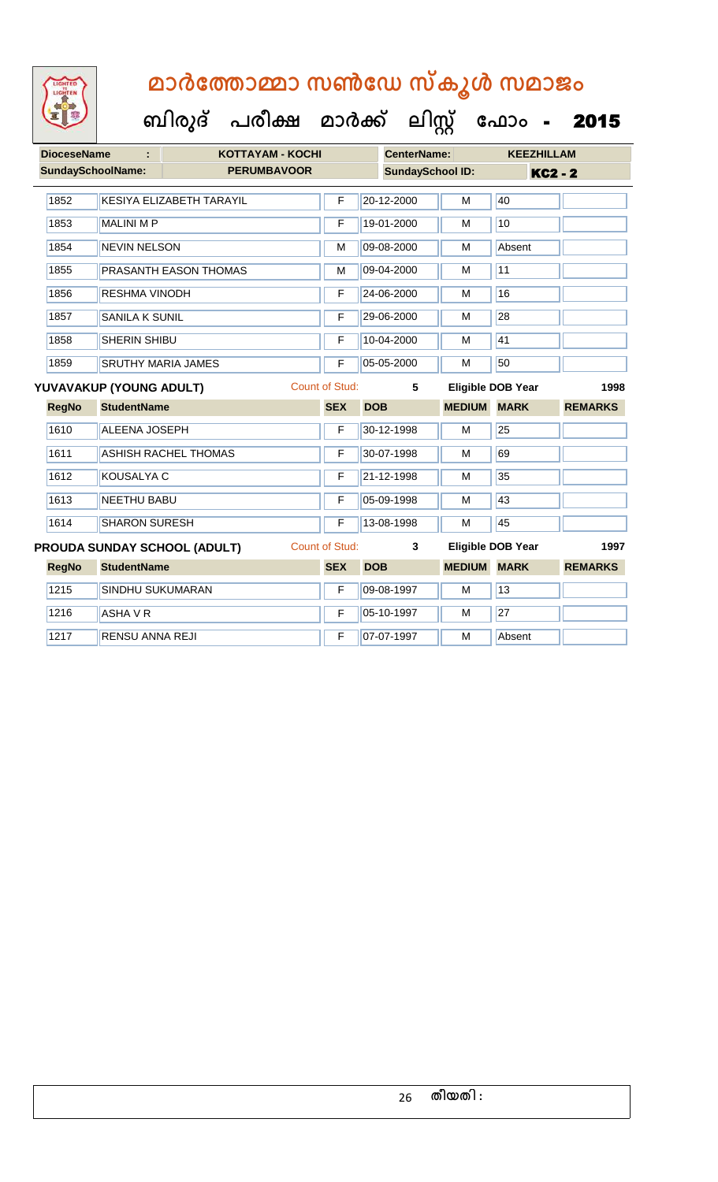# മാർത്തോമ്മാ സൺഡേ സ്കൂൾ സമാജം

## ബിരുദ് പരീക്ഷ മാർക്ക് ലിസ്റ്റ് ഫോം - 2015

**DioceseName :** KOTTAYAM - KOCHI | **CenterName:** KEEZHILLAM

**SundaySchoolName:** PERUMBAVOOR | **SundaySchool ID:** KC2 - 2

| RegNo | StudentName | SEX | DOB | MEDIUM | MARK | REMARKS |
|---|---|---|---|---|---|---|
| 1852 | KESIYA ELIZABETH TARAYIL | F | 20-12-2000 | M | 40 | |
| 1853 | MALINI M P | F | 19-01-2000 | M | 10 | |
| 1854 | NEVIN NELSON | M | 09-08-2000 | M | Absent | |
| 1855 | PRASANTH EASON THOMAS | M | 09-04-2000 | M | 11 | |
| 1856 | RESHMA VINODH | F | 24-06-2000 | M | 16 | |
| 1857 | SANILA K SUNIL | F | 29-06-2000 | M | 28 | |
| 1858 | SHERIN SHIBU | F | 10-04-2000 | M | 41 | |
| 1859 | SRUTHY MARIA JAMES | F | 05-05-2000 | M | 50 | |

**YUVAVAKUP (YOUNG ADULT)** Count of Stud: 5 Eligible DOB Year 1998

| RegNo | StudentName | SEX | DOB | MEDIUM | MARK | REMARKS |
|---|---|---|---|---|---|---|
| 1610 | ALEENA JOSEPH | F | 30-12-1998 | M | 25 | |
| 1611 | ASHISH RACHEL THOMAS | F | 30-07-1998 | M | 69 | |
| 1612 | KOUSALYA C | F | 21-12-1998 | M | 35 | |
| 1613 | NEETHU BABU | F | 05-09-1998 | M | 43 | |
| 1614 | SHARON SURESH | F | 13-08-1998 | M | 45 | |

**PROUDA SUNDAY SCHOOL (ADULT)** Count of Stud: 3 Eligible DOB Year 1997

| RegNo | StudentName | SEX | DOB | MEDIUM | MARK | REMARKS |
|---|---|---|---|---|---|---|
| 1215 | SINDHU SUKUMARAN | F | 09-08-1997 | M | 13 | |
| 1216 | ASHA V R | F | 05-10-1997 | M | 27 | |
| 1217 | RENSU ANNA REJI | F | 07-07-1997 | M | Absent | |

തീയതി :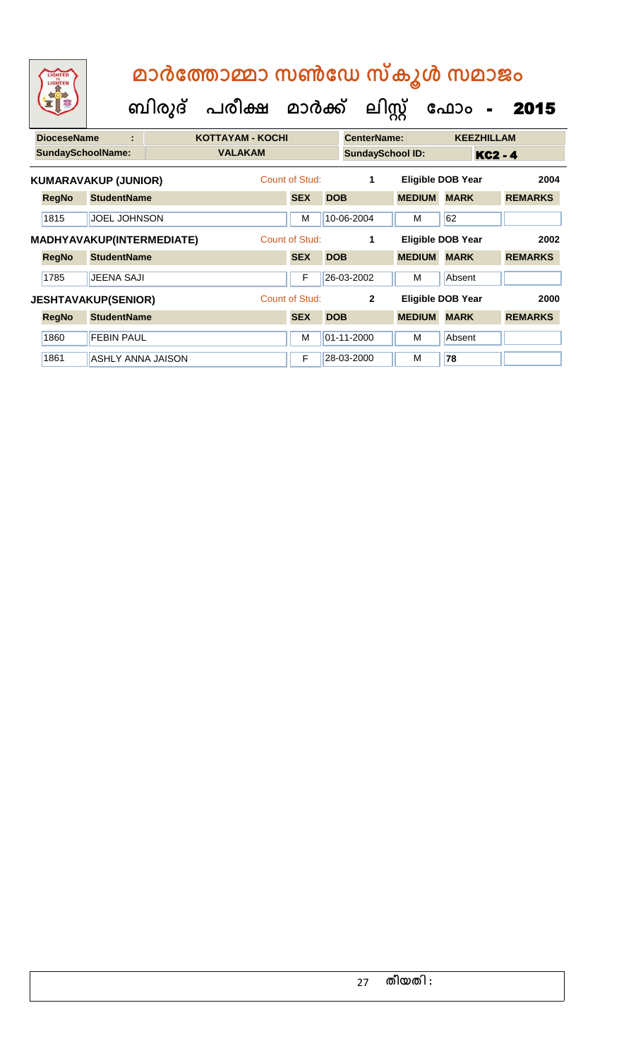# മാർത്തോമ്മാ സൺഡേ സ്കൂൾ സമാജം

## ബിരുദ് പരീക്ഷ മാർക്ക് ലിസ്റ്റ് ഫോം - 2015

| DioceseName : | KOTTAYAM - KOCHI | CenterName: | KEEZHILLAM |
|---|---|---|---|
| SundaySchoolName: | VALAKAM | SundaySchool ID: | KC2 - 4 |

**KUMARAVAKUP (JUNIOR)** Count of Stud: 1 Eligible DOB Year 2004

| RegNo | StudentName | SEX | DOB | MEDIUM | MARK | REMARKS |
|---|---|---|---|---|---|---|
| 1815 | JOEL JOHNSON | M | 10-06-2004 | M | 62 | |

**MADHYAVAKUP(INTERMEDIATE)** Count of Stud: 1 Eligible DOB Year 2002

| RegNo | StudentName | SEX | DOB | MEDIUM | MARK | REMARKS |
|---|---|---|---|---|---|---|
| 1785 | JEENA SAJI | F | 26-03-2002 | M | Absent | |

**JESHTAVAKUP(SENIOR)** Count of Stud: 2 Eligible DOB Year 2000

| RegNo | StudentName | SEX | DOB | MEDIUM | MARK | REMARKS |
|---|---|---|---|---|---|---|
| 1860 | FEBIN PAUL | M | 01-11-2000 | M | Absent | |
| 1861 | ASHLY ANNA JAISON | F | 28-03-2000 | M | 78 | |

തീയതി :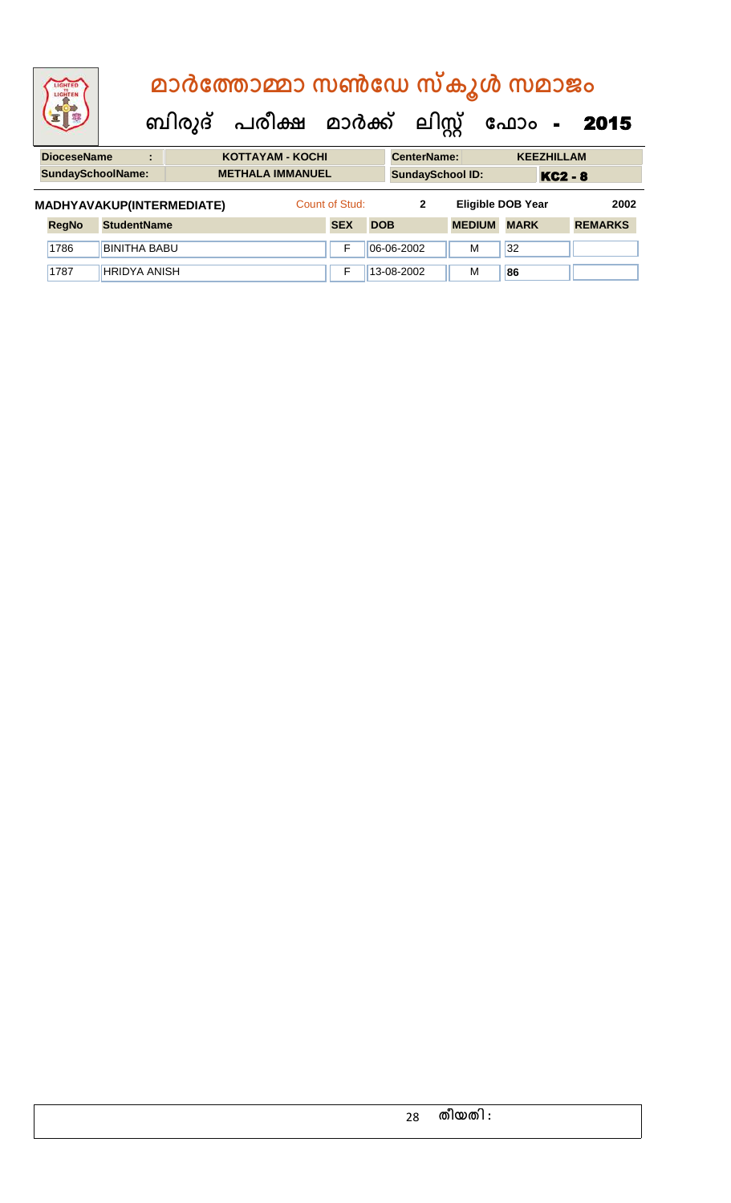# മാർത്തോമ്മാ സൺഡേ സ്കൂൾ സമാജം

## ബിരുദ് പരീക്ഷ മാർക്ക് ലിസ്റ്റ് ഫോം - 2015

| DioceseName : | KOTTAYAM - KOCHI | CenterName: | KEEZHILLAM |
|---|---|---|---|
| SundaySchoolName: | METHALA IMMANUEL | SundaySchool ID: | KC2 - 8 |

**MADHYAVAKUP(INTERMEDIATE)** Count of Stud: 2 Eligible DOB Year 2002

| RegNo | StudentName | SEX | DOB | MEDIUM | MARK | REMARKS |
|---|---|---|---|---|---|---|
| 1786 | BINITHA BABU | F | 06-06-2002 | M | 32 | |
| 1787 | HRIDYA ANISH | F | 13-08-2002 | M | 86 | |

തീയതി :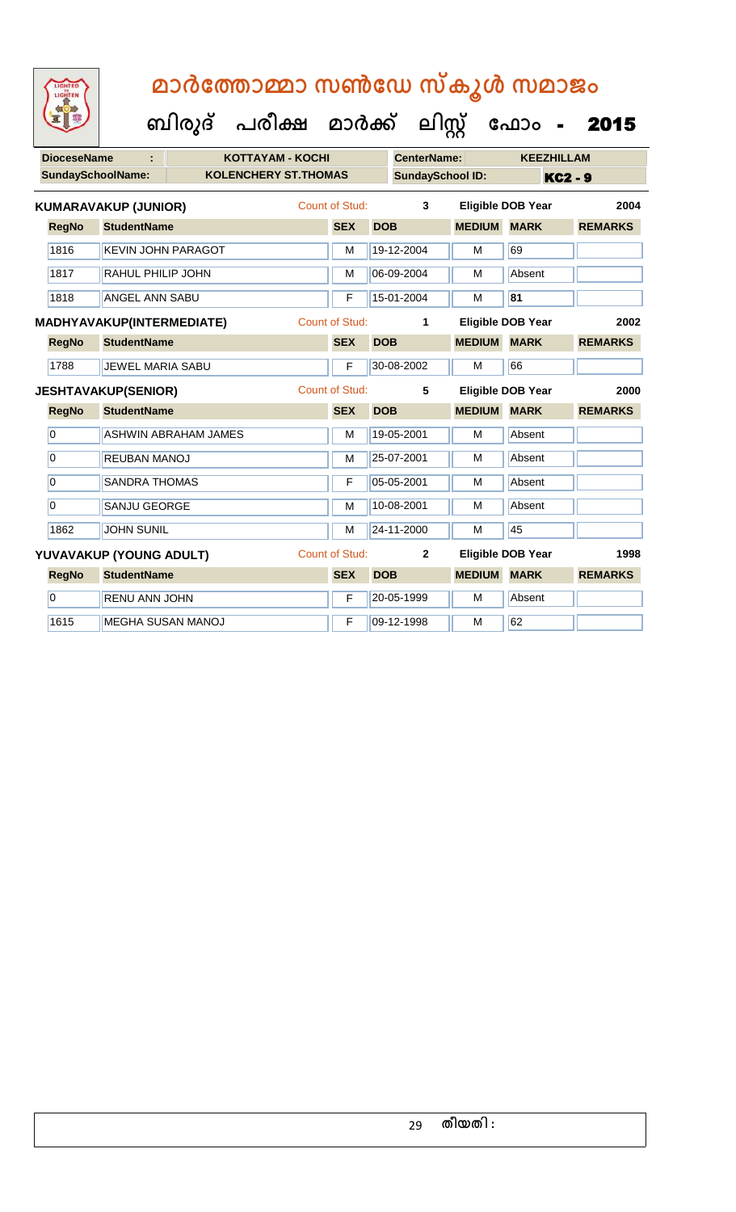# മാർത്തോമ്മാ സൺഡേ സ്കൂൾ സമാജം

## ബിരുദ് പരീക്ഷ മാർക്ക് ലിസ്റ്റ് ഫോം - 2015

| DioceseName : | KOTTAYAM - KOCHI | CenterName: | KEEZHILLAM |
|---|---|---|---|
| SundaySchoolName: | KOLENCHERY ST.THOMAS | SundaySchool ID: | KC2 - 9 |

**KUMARAVAKUP (JUNIOR)** Count of Stud: 3 Eligible DOB Year 2004

| RegNo | StudentName | SEX | DOB | MEDIUM | MARK | REMARKS |
|---|---|---|---|---|---|---|
| 1816 | KEVIN JOHN PARAGOT | M | 19-12-2004 | M | 69 | |
| 1817 | RAHUL PHILIP JOHN | M | 06-09-2004 | M | Absent | |
| 1818 | ANGEL ANN SABU | F | 15-01-2004 | M | 81 | |

**MADHYAVAKUP(INTERMEDIATE)** Count of Stud: 1 Eligible DOB Year 2002

| RegNo | StudentName | SEX | DOB | MEDIUM | MARK | REMARKS |
|---|---|---|---|---|---|---|
| 1788 | JEWEL MARIA SABU | F | 30-08-2002 | M | 66 | |

**JESHTAVAKUP(SENIOR)** Count of Stud: 5 Eligible DOB Year 2000

| RegNo | StudentName | SEX | DOB | MEDIUM | MARK | REMARKS |
|---|---|---|---|---|---|---|
| 0 | ASHWIN ABRAHAM JAMES | M | 19-05-2001 | M | Absent | |
| 0 | REUBAN MANOJ | M | 25-07-2001 | M | Absent | |
| 0 | SANDRA THOMAS | F | 05-05-2001 | M | Absent | |
| 0 | SANJU GEORGE | M | 10-08-2001 | M | Absent | |
| 1862 | JOHN SUNIL | M | 24-11-2000 | M | 45 | |

**YUVAVAKUP (YOUNG ADULT)** Count of Stud: 2 Eligible DOB Year 1998

| RegNo | StudentName | SEX | DOB | MEDIUM | MARK | REMARKS |
|---|---|---|---|---|---|---|
| 0 | RENU ANN JOHN | F | 20-05-1999 | M | Absent | |
| 1615 | MEGHA SUSAN MANOJ | F | 09-12-1998 | M | 62 | |

തീയതി :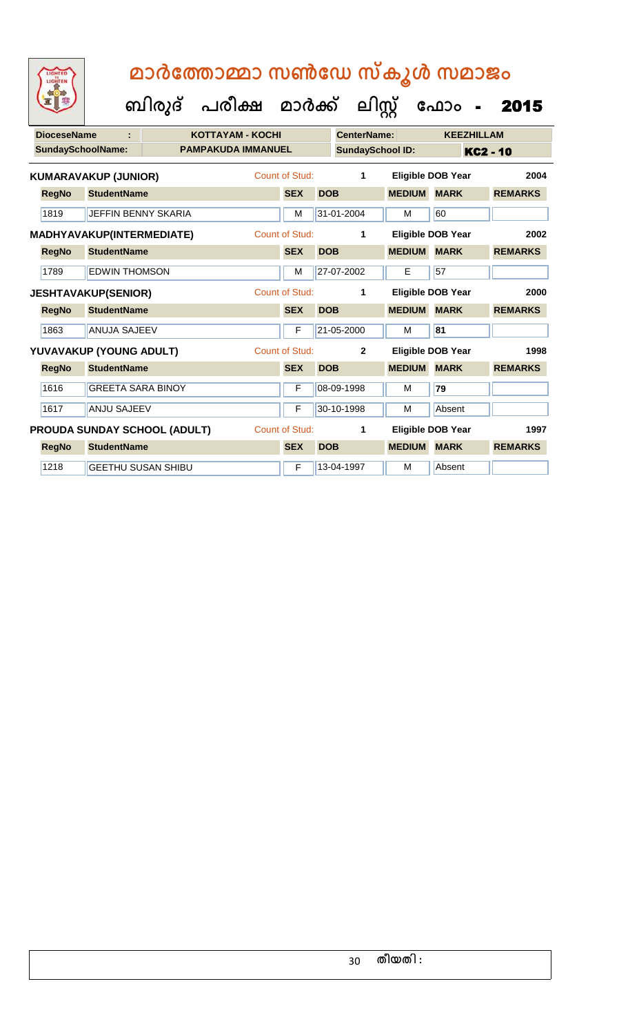# മാർത്തോമ്മാ സൺഡേ സ്കൂൾ സമാജം

## ബിരുദ് പരീക്ഷ മാർക്ക് ലിസ്റ്റ് ഫോം - 2015

**DioceseName :** KOTTAYAM - KOCHI **CenterName:** KEEZHILLAM

**SundaySchoolName:** PAMPAKUDA IMMANUEL **SundaySchool ID:** KC2 - 10

**KUMARAVAKUP (JUNIOR)** Count of Stud: 1 Eligible DOB Year 2004

| RegNo | StudentName | SEX | DOB | MEDIUM | MARK | REMARKS |
|---|---|---|---|---|---|---|
| 1819 | JEFFIN BENNY SKARIA | M | 31-01-2004 | M | 60 | |

**MADHYAVAKUP(INTERMEDIATE)** Count of Stud: 1 Eligible DOB Year 2002

| RegNo | StudentName | SEX | DOB | MEDIUM | MARK | REMARKS |
|---|---|---|---|---|---|---|
| 1789 | EDWIN THOMSON | M | 27-07-2002 | E | 57 | |

**JESHTAVAKUP(SENIOR)** Count of Stud: 1 Eligible DOB Year 2000

| RegNo | StudentName | SEX | DOB | MEDIUM | MARK | REMARKS |
|---|---|---|---|---|---|---|
| 1863 | ANUJA SAJEEV | F | 21-05-2000 | M | **81** | |

**YUVAVAKUP (YOUNG ADULT)** Count of Stud: 2 Eligible DOB Year 1998

| RegNo | StudentName | SEX | DOB | MEDIUM | MARK | REMARKS |
|---|---|---|---|---|---|---|
| 1616 | GREETA SARA BINOY | F | 08-09-1998 | M | **79** | |
| 1617 | ANJU SAJEEV | F | 30-10-1998 | M | Absent | |

**PROUDA SUNDAY SCHOOL (ADULT)** Count of Stud: 1 Eligible DOB Year 1997

| RegNo | StudentName | SEX | DOB | MEDIUM | MARK | REMARKS |
|---|---|---|---|---|---|---|
| 1218 | GEETHU SUSAN SHIBU | F | 13-04-1997 | M | Absent | |

തീയതി :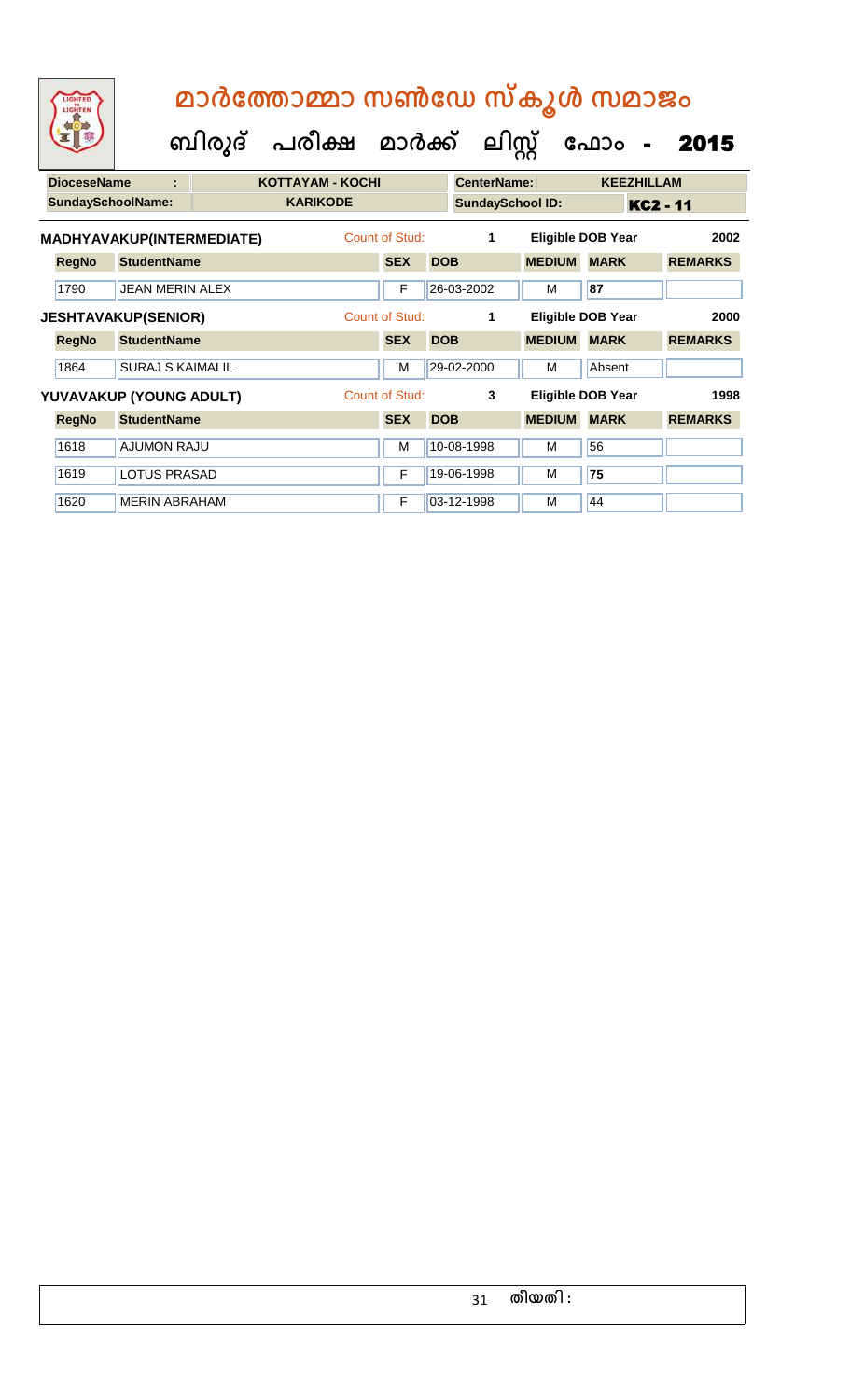# മാർത്തോമ്മാ സൺഡേ സ്കൂൾ സമാജം

## ബിരുദ് പരീക്ഷ മാർക്ക് ലിസ്റ്റ് ഫോം - 2015

| DioceseName : | KOTTAYAM - KOCHI | CenterName: | KEEZHILLAM |
|---|---|---|---|
| SundaySchoolName: | KARIKODE | SundaySchool ID: | KC2 - 11 |

**MADHYAVAKUP(INTERMEDIATE)** Count of Stud: 1 Eligible DOB Year 2002

| RegNo | StudentName | SEX | DOB | MEDIUM | MARK | REMARKS |
|---|---|---|---|---|---|---|
| 1790 | JEAN MERIN ALEX | F | 26-03-2002 | M | 87 | |

**JESHTAVAKUP(SENIOR)** Count of Stud: 1 Eligible DOB Year 2000

| RegNo | StudentName | SEX | DOB | MEDIUM | MARK | REMARKS |
|---|---|---|---|---|---|---|
| 1864 | SURAJ S KAIMALIL | M | 29-02-2000 | M | Absent | |

**YUVAVAKUP (YOUNG ADULT)** Count of Stud: 3 Eligible DOB Year 1998

| RegNo | StudentName | SEX | DOB | MEDIUM | MARK | REMARKS |
|---|---|---|---|---|---|---|
| 1618 | AJUMON RAJU | M | 10-08-1998 | M | 56 | |
| 1619 | LOTUS PRASAD | F | 19-06-1998 | M | 75 | |
| 1620 | MERIN ABRAHAM | F | 03-12-1998 | M | 44 | |

തീയതി :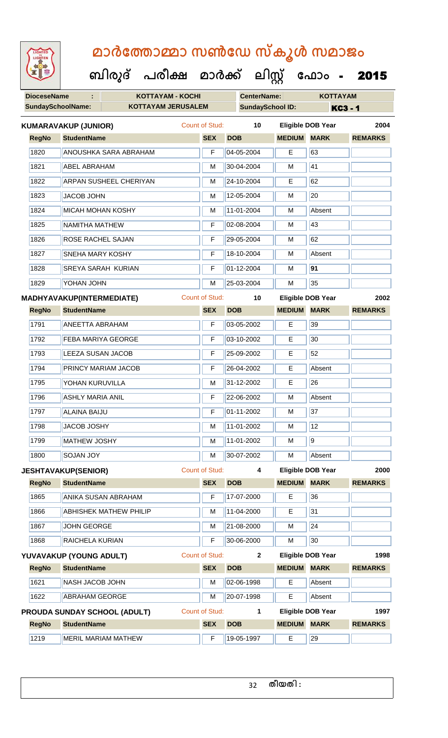# മാർത്തോമ്മാ സൺഡേ സ്കൂൾ സമാജം

## ബിരുദ് പരീക്ഷ മാർക്ക് ലിസ്റ്റ് ഫോം - 2015

| **DioceseName** : | KOTTAYAM - KOCHI | **CenterName:** | KOTTAYAM |
|---|---|---|---|
| **SundaySchoolName:** | KOTTAYAM JERUSALEM | **SundaySchool ID:** | KC3 - 1 |

**KUMARAVAKUP (JUNIOR)** Count of Stud: 10 Eligible DOB Year 2004

| RegNo | StudentName | SEX | DOB | MEDIUM | MARK | REMARKS |
|---|---|---|---|---|---|---|
| 1820 | ANOUSHKA SARA ABRAHAM | F | 04-05-2004 | E | 63 | |
| 1821 | ABEL ABRAHAM | M | 30-04-2004 | M | 41 | |
| 1822 | ARPAN SUSHEEL CHERIYAN | M | 24-10-2004 | E | 62 | |
| 1823 | JACOB JOHN | M | 12-05-2004 | M | 20 | |
| 1824 | MICAH MOHAN KOSHY | M | 11-01-2004 | M | Absent | |
| 1825 | NAMITHA MATHEW | F | 02-08-2004 | M | 43 | |
| 1826 | ROSE RACHEL SAJAN | F | 29-05-2004 | M | 62 | |
| 1827 | SNEHA MARY KOSHY | F | 18-10-2004 | M | Absent | |
| 1828 | SREYA SARAH KURIAN | F | 01-12-2004 | M | **91** | |
| 1829 | YOHAN JOHN | M | 25-03-2004 | M | 35 | |

**MADHYAVAKUP(INTERMEDIATE)** Count of Stud: 10 Eligible DOB Year 2002

| RegNo | StudentName | SEX | DOB | MEDIUM | MARK | REMARKS |
|---|---|---|---|---|---|---|
| 1791 | ANEETTA ABRAHAM | F | 03-05-2002 | E | 39 | |
| 1792 | FEBA MARIYA GEORGE | F | 03-10-2002 | E | 30 | |
| 1793 | LEEZA SUSAN JACOB | F | 25-09-2002 | E | 52 | |
| 1794 | PRINCY MARIAM JACOB | F | 26-04-2002 | E | Absent | |
| 1795 | YOHAN KURUVILLA | M | 31-12-2002 | E | 26 | |
| 1796 | ASHLY MARIA ANIL | F | 22-06-2002 | M | Absent | |
| 1797 | ALAINA BAIJU | F | 01-11-2002 | M | 37 | |
| 1798 | JACOB JOSHY | M | 11-01-2002 | M | 12 | |
| 1799 | MATHEW JOSHY | M | 11-01-2002 | M | 9 | |
| 1800 | SOJAN JOY | M | 30-07-2002 | M | Absent | |

**JESHTAVAKUP(SENIOR)** Count of Stud: 4 Eligible DOB Year 2000

| RegNo | StudentName | SEX | DOB | MEDIUM | MARK | REMARKS |
|---|---|---|---|---|---|---|
| 1865 | ANIKA SUSAN ABRAHAM | F | 17-07-2000 | E | 36 | |
| 1866 | ABHISHEK MATHEW PHILIP | M | 11-04-2000 | E | 31 | |
| 1867 | JOHN GEORGE | M | 21-08-2000 | M | 24 | |
| 1868 | RAICHELA KURIAN | F | 30-06-2000 | M | 30 | |

**YUVAVAKUP (YOUNG ADULT)** Count of Stud: 2 Eligible DOB Year 1998

| RegNo | StudentName | SEX | DOB | MEDIUM | MARK | REMARKS |
|---|---|---|---|---|---|---|
| 1621 | NASH JACOB JOHN | M | 02-06-1998 | E | Absent | |
| 1622 | ABRAHAM GEORGE | M | 20-07-1998 | E | Absent | |

**PROUDA SUNDAY SCHOOL (ADULT)** Count of Stud: 1 Eligible DOB Year 1997

| RegNo | StudentName | SEX | DOB | MEDIUM | MARK | REMARKS |
|---|---|---|---|---|---|---|
| 1219 | MERIL MARIAM MATHEW | F | 19-05-1997 | E | 29 | |

തീയതി :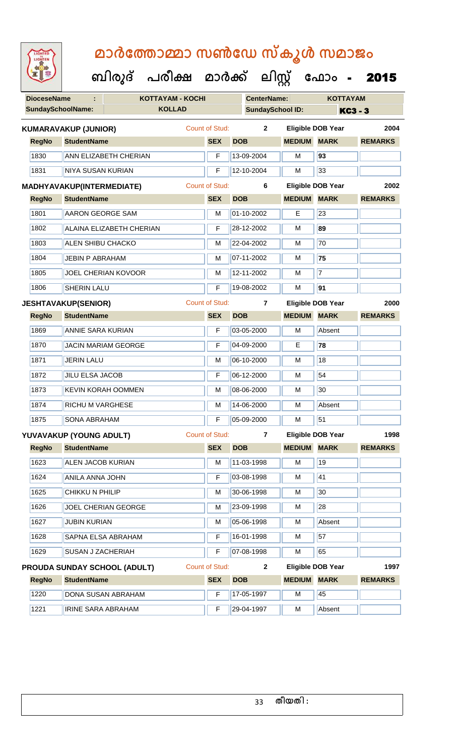# മാർത്തോമ്മാ സൺഡേ സ്കൂൾ സമാജം

## ബിരുദ് പരീക്ഷ മാർക്ക് ലിസ്റ്റ് ഫോം - 2015

| DioceseName : | KOTTAYAM - KOCHI | CenterName: | KOTTAYAM |
|---|---|---|---|
| SundaySchoolName: | KOLLAD | SundaySchool ID: | KC3 - 3 |

**KUMARAVAKUP (JUNIOR)** Count of Stud: 2 Eligible DOB Year 2004

| RegNo | StudentName | SEX | DOB | MEDIUM | MARK | REMARKS |
|---|---|---|---|---|---|---|
| 1830 | ANN ELIZABETH CHERIAN | F | 13-09-2004 | M | 93 | |
| 1831 | NIYA SUSAN KURIAN | F | 12-10-2004 | M | 33 | |

**MADHYAVAKUP(INTERMEDIATE)** Count of Stud: 6 Eligible DOB Year 2002

| RegNo | StudentName | SEX | DOB | MEDIUM | MARK | REMARKS |
|---|---|---|---|---|---|---|
| 1801 | AARON GEORGE SAM | M | 01-10-2002 | E | 23 | |
| 1802 | ALAINA ELIZABETH CHERIAN | F | 28-12-2002 | M | 89 | |
| 1803 | ALEN SHIBU CHACKO | M | 22-04-2002 | M | 70 | |
| 1804 | JEBIN P ABRAHAM | M | 07-11-2002 | M | 75 | |
| 1805 | JOEL CHERIAN KOVOOR | M | 12-11-2002 | M | 7 | |
| 1806 | SHERIN LALU | F | 19-08-2002 | M | 91 | |

**JESHTAVAKUP(SENIOR)** Count of Stud: 7 Eligible DOB Year 2000

| RegNo | StudentName | SEX | DOB | MEDIUM | MARK | REMARKS |
|---|---|---|---|---|---|---|
| 1869 | ANNIE SARA KURIAN | F | 03-05-2000 | M | Absent | |
| 1870 | JACIN MARIAM GEORGE | F | 04-09-2000 | E | 78 | |
| 1871 | JERIN LALU | M | 06-10-2000 | M | 18 | |
| 1872 | JILU ELSA JACOB | F | 06-12-2000 | M | 54 | |
| 1873 | KEVIN KORAH OOMMEN | M | 08-06-2000 | M | 30 | |
| 1874 | RICHU M VARGHESE | M | 14-06-2000 | M | Absent | |
| 1875 | SONA ABRAHAM | F | 05-09-2000 | M | 51 | |

**YUVAVAKUP (YOUNG ADULT)** Count of Stud: 7 Eligible DOB Year 1998

| RegNo | StudentName | SEX | DOB | MEDIUM | MARK | REMARKS |
|---|---|---|---|---|---|---|
| 1623 | ALEN JACOB KURIAN | M | 11-03-1998 | M | 19 | |
| 1624 | ANILA ANNA JOHN | F | 03-08-1998 | M | 41 | |
| 1625 | CHIKKU N PHILIP | M | 30-06-1998 | M | 30 | |
| 1626 | JOEL CHERIAN GEORGE | M | 23-09-1998 | M | 28 | |
| 1627 | JUBIN KURIAN | M | 05-06-1998 | M | Absent | |
| 1628 | SAPNA ELSA ABRAHAM | F | 16-01-1998 | M | 57 | |
| 1629 | SUSAN J ZACHERIAH | F | 07-08-1998 | M | 65 | |

**PROUDA SUNDAY SCHOOL (ADULT)** Count of Stud: 2 Eligible DOB Year 1997

| RegNo | StudentName | SEX | DOB | MEDIUM | MARK | REMARKS |
|---|---|---|---|---|---|---|
| 1220 | DONA SUSAN ABRAHAM | F | 17-05-1997 | M | 45 | |
| 1221 | IRINE SARA ABRAHAM | F | 29-04-1997 | M | Absent | |

തീയതി :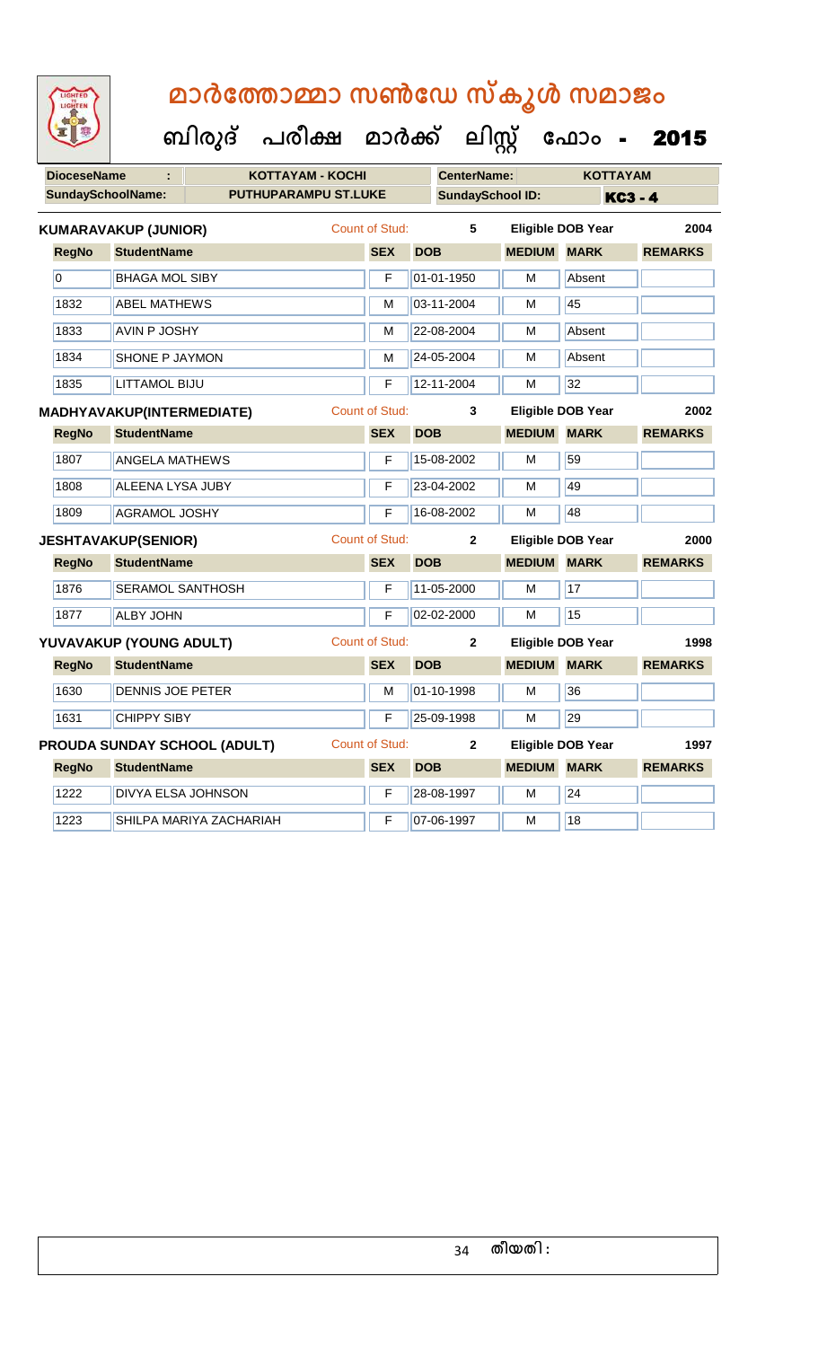# മാർത്തോമ്മാ സൺഡേ സ്കൂൾ സമാജം

## ബിരുദ് പരീക്ഷ മാർക്ക് ലിസ്റ്റ് ഫോം - 2015

**DioceseName :** KOTTAYAM - KOCHI **CenterName:** KOTTAYAM

**SundaySchoolName:** PUTHUPARAMPU ST.LUKE **SundaySchool ID:** KC3 - 4

### KUMARAVAKUP (JUNIOR) — Count of Stud: 5 — Eligible DOB Year 2004

| RegNo | StudentName | SEX | DOB | MEDIUM | MARK | REMARKS |
|---|---|---|---|---|---|---|
| 0 | BHAGA MOL SIBY | F | 01-01-1950 | M | Absent | |
| 1832 | ABEL MATHEWS | M | 03-11-2004 | M | 45 | |
| 1833 | AVIN P JOSHY | M | 22-08-2004 | M | Absent | |
| 1834 | SHONE P JAYMON | M | 24-05-2004 | M | Absent | |
| 1835 | LITTAMOL BIJU | F | 12-11-2004 | M | 32 | |

### MADHYAVAKUP(INTERMEDIATE) — Count of Stud: 3 — Eligible DOB Year 2002

| RegNo | StudentName | SEX | DOB | MEDIUM | MARK | REMARKS |
|---|---|---|---|---|---|---|
| 1807 | ANGELA MATHEWS | F | 15-08-2002 | M | 59 | |
| 1808 | ALEENA LYSA JUBY | F | 23-04-2002 | M | 49 | |
| 1809 | AGRAMOL JOSHY | F | 16-08-2002 | M | 48 | |

### JESHTAVAKUP(SENIOR) — Count of Stud: 2 — Eligible DOB Year 2000

| RegNo | StudentName | SEX | DOB | MEDIUM | MARK | REMARKS |
|---|---|---|---|---|---|---|
| 1876 | SERAMOL SANTHOSH | F | 11-05-2000 | M | 17 | |
| 1877 | ALBY JOHN | F | 02-02-2000 | M | 15 | |

### YUVAVAKUP (YOUNG ADULT) — Count of Stud: 2 — Eligible DOB Year 1998

| RegNo | StudentName | SEX | DOB | MEDIUM | MARK | REMARKS |
|---|---|---|---|---|---|---|
| 1630 | DENNIS JOE PETER | M | 01-10-1998 | M | 36 | |
| 1631 | CHIPPY SIBY | F | 25-09-1998 | M | 29 | |

### PROUDA SUNDAY SCHOOL (ADULT) — Count of Stud: 2 — Eligible DOB Year 1997

| RegNo | StudentName | SEX | DOB | MEDIUM | MARK | REMARKS |
|---|---|---|---|---|---|---|
| 1222 | DIVYA ELSA JOHNSON | F | 28-08-1997 | M | 24 | |
| 1223 | SHILPA MARIYA ZACHARIAH | F | 07-06-1997 | M | 18 | |

തീയതി :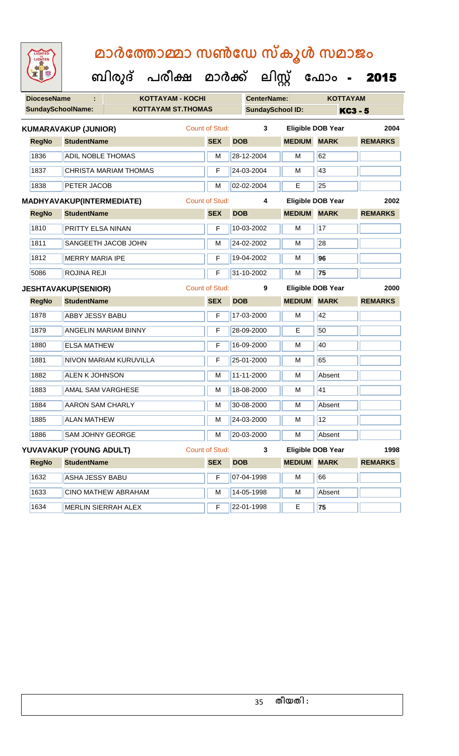# മാർത്തോമ്മാ സൺഡേ സ്കൂൾ സമാജം

## ബിരുദ് പരീക്ഷ മാർക്ക് ലിസ്റ്റ് ഫോം - 2015

| DioceseName : | KOTTAYAM - KOCHI | CenterName: | KOTTAYAM |
|---|---|---|---|
| SundaySchoolName: | KOTTAYAM ST.THOMAS | SundaySchool ID: | KC3 - 5 |

**KUMARAVAKUP (JUNIOR)** Count of Stud: 3 Eligible DOB Year 2004

| RegNo | StudentName | SEX | DOB | MEDIUM | MARK | REMARKS |
|---|---|---|---|---|---|---|
| 1836 | ADIL NOBLE THOMAS | M | 28-12-2004 | M | 62 | |
| 1837 | CHRISTA MARIAM THOMAS | F | 24-03-2004 | M | 43 | |
| 1838 | PETER JACOB | M | 02-02-2004 | E | 25 | |

**MADHYAVAKUP(INTERMEDIATE)** Count of Stud: 4 Eligible DOB Year 2002

| RegNo | StudentName | SEX | DOB | MEDIUM | MARK | REMARKS |
|---|---|---|---|---|---|---|
| 1810 | PRITTY ELSA NINAN | F | 10-03-2002 | M | 17 | |
| 1811 | SANGEETH JACOB JOHN | M | 24-02-2002 | M | 28 | |
| 1812 | MERRY MARIA IPE | F | 19-04-2002 | M | **96** | |
| 5086 | ROJINA REJI | F | 31-10-2002 | M | **75** | |

**JESHTAVAKUP(SENIOR)** Count of Stud: 9 Eligible DOB Year 2000

| RegNo | StudentName | SEX | DOB | MEDIUM | MARK | REMARKS |
|---|---|---|---|---|---|---|
| 1878 | ABBY JESSY BABU | F | 17-03-2000 | M | 42 | |
| 1879 | ANGELIN MARIAM BINNY | F | 28-09-2000 | E | 50 | |
| 1880 | ELSA MATHEW | F | 16-09-2000 | M | 40 | |
| 1881 | NIVON MARIAM KURUVILLA | F | 25-01-2000 | M | 65 | |
| 1882 | ALEN K JOHNSON | M | 11-11-2000 | M | Absent | |
| 1883 | AMAL SAM VARGHESE | M | 18-08-2000 | M | 41 | |
| 1884 | AARON SAM CHARLY | M | 30-08-2000 | M | Absent | |
| 1885 | ALAN MATHEW | M | 24-03-2000 | M | 12 | |
| 1886 | SAM JOHNY GEORGE | M | 20-03-2000 | M | Absent | |

**YUVAVAKUP (YOUNG ADULT)** Count of Stud: 3 Eligible DOB Year 1998

| RegNo | StudentName | SEX | DOB | MEDIUM | MARK | REMARKS |
|---|---|---|---|---|---|---|
| 1632 | ASHA JESSY BABU | F | 07-04-1998 | M | 66 | |
| 1633 | CINO MATHEW ABRAHAM | M | 14-05-1998 | M | Absent | |
| 1634 | MERLIN SIERRAH ALEX | F | 22-01-1998 | E | **75** | |

തീയതി :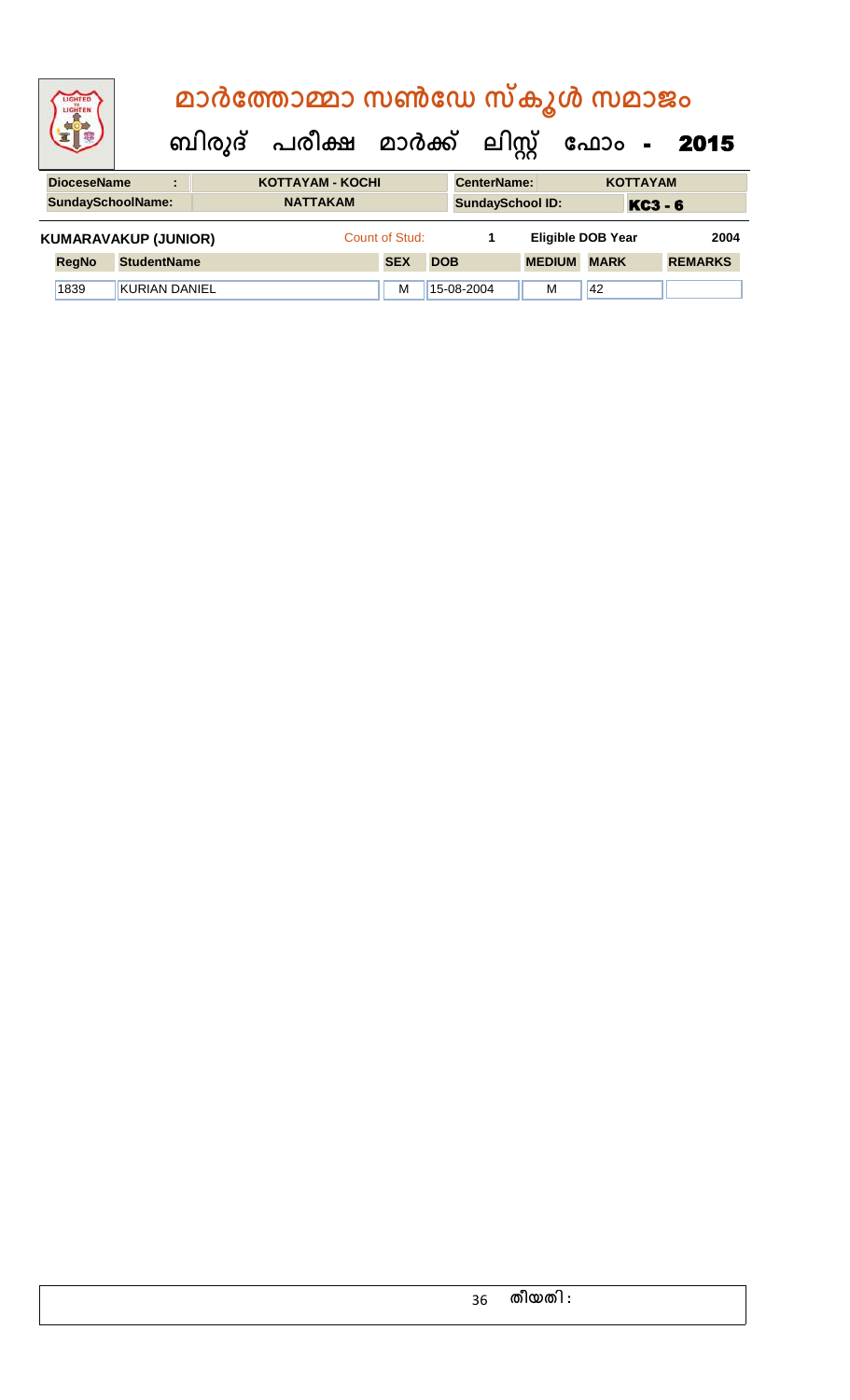# മാർത്തോമ്മാ സൺഡേ സ്കൂൾ സമാജം

## ബിരുദ് പരീക്ഷ മാർക്ക് ലിസ്റ്റ് ഫോം - 2015

| DioceseName : | KOTTAYAM - KOCHI | CenterName: | KOTTAYAM |
|---|---|---|---|
| SundaySchoolName: | NATTAKAM | SundaySchool ID: | KC3 - 6 |

**KUMARAVAKUP (JUNIOR)** Count of Stud: 1 Eligible DOB Year 2004

| RegNo | StudentName | SEX | DOB | MEDIUM | MARK | REMARKS |
|---|---|---|---|---|---|---|
| 1839 | KURIAN DANIEL | M | 15-08-2004 | M | 42 | |

തീയതി :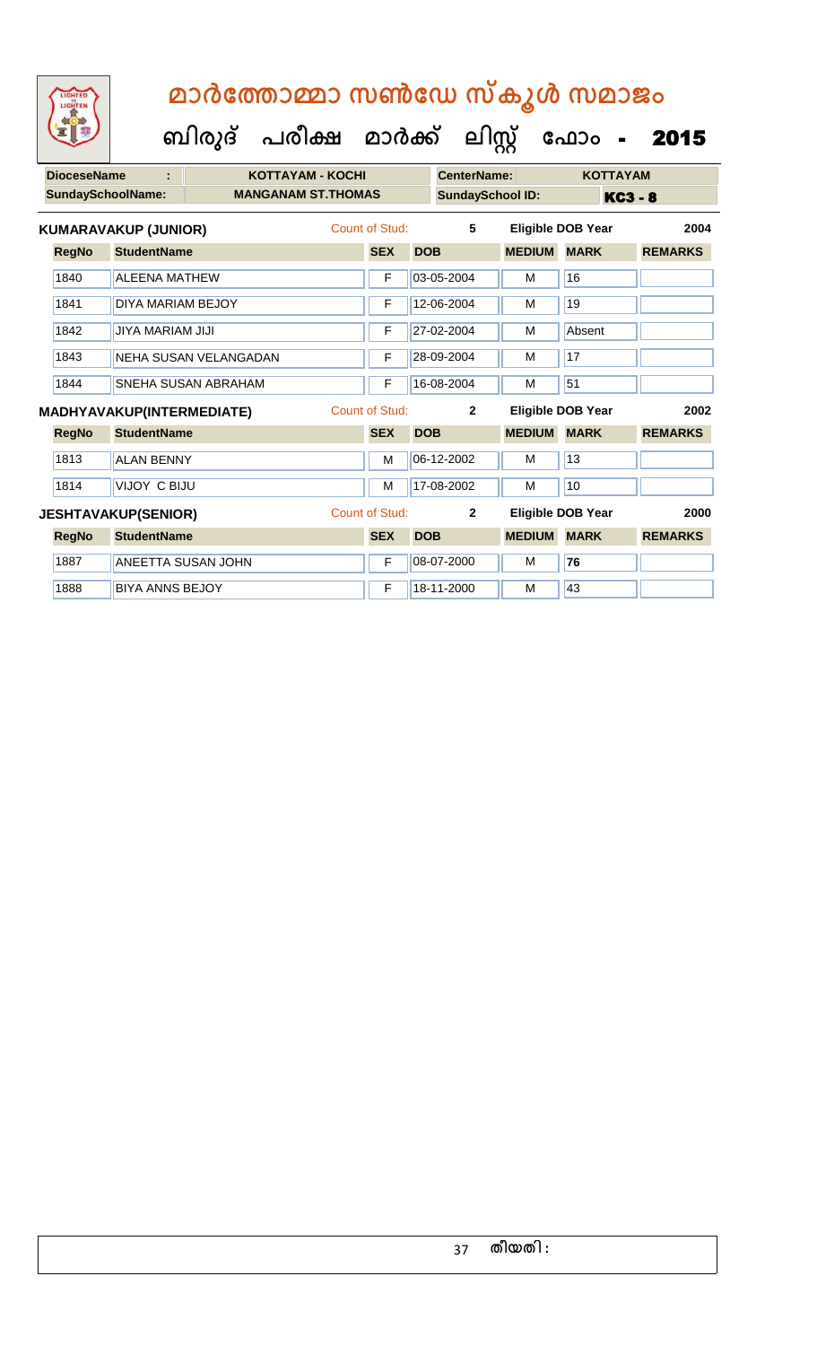# മാർത്തോമ്മാ സൺഡേ സ്കൂൾ സമാജം

## ബിരുദ് പരീക്ഷ മാർക്ക് ലിസ്റ്റ് ഫോം - 2015

| DioceseName : | KOTTAYAM - KOCHI | CenterName: | KOTTAYAM |
|---|---|---|---|
| SundaySchoolName: | MANGANAM ST.THOMAS | SundaySchool ID: | KC3 - 8 |

**KUMARAVAKUP (JUNIOR)** Count of Stud: 5 Eligible DOB Year 2004

| RegNo | StudentName | SEX | DOB | MEDIUM | MARK | REMARKS |
|---|---|---|---|---|---|---|
| 1840 | ALEENA MATHEW | F | 03-05-2004 | M | 16 | |
| 1841 | DIYA MARIAM BEJOY | F | 12-06-2004 | M | 19 | |
| 1842 | JIYA MARIAM JIJI | F | 27-02-2004 | M | Absent | |
| 1843 | NEHA SUSAN VELANGADAN | F | 28-09-2004 | M | 17 | |
| 1844 | SNEHA SUSAN ABRAHAM | F | 16-08-2004 | M | 51 | |

**MADHYAVAKUP(INTERMEDIATE)** Count of Stud: 2 Eligible DOB Year 2002

| RegNo | StudentName | SEX | DOB | MEDIUM | MARK | REMARKS |
|---|---|---|---|---|---|---|
| 1813 | ALAN BENNY | M | 06-12-2002 | M | 13 | |
| 1814 | VIJOY C BIJU | M | 17-08-2002 | M | 10 | |

**JESHTAVAKUP(SENIOR)** Count of Stud: 2 Eligible DOB Year 2000

| RegNo | StudentName | SEX | DOB | MEDIUM | MARK | REMARKS |
|---|---|---|---|---|---|---|
| 1887 | ANEETTA SUSAN JOHN | F | 08-07-2000 | M | 76 | |
| 1888 | BIYA ANNS BEJOY | F | 18-11-2000 | M | 43 | |

തീയതി :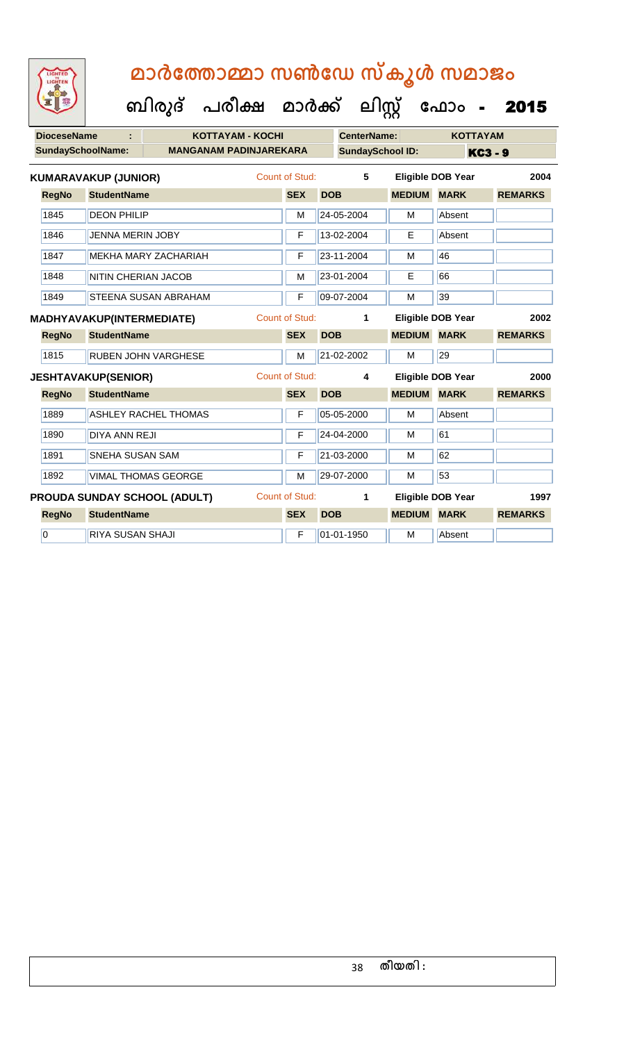# മാർത്തോമ്മാ സൺഡേ സ്കൂൾ സമാജം

## ബിരുദ് പരീക്ഷ മാർക്ക് ലിസ്റ്റ് ഫോം - 2015

| DioceseName | : | KOTTAYAM - KOCHI | CenterName: | KOTTAYAM |
|---|---|---|---|---|
| SundaySchoolName: | | MANGANAM PADINJAREKARA | SundaySchool ID: | KC3 - 9 |

**KUMARAVAKUP (JUNIOR)** Count of Stud: 5 Eligible DOB Year 2004

| RegNo | StudentName | SEX | DOB | MEDIUM | MARK | REMARKS |
|---|---|---|---|---|---|---|
| 1845 | DEON PHILIP | M | 24-05-2004 | M | Absent | |
| 1846 | JENNA MERIN JOBY | F | 13-02-2004 | E | Absent | |
| 1847 | MEKHA MARY ZACHARIAH | F | 23-11-2004 | M | 46 | |
| 1848 | NITIN CHERIAN JACOB | M | 23-01-2004 | E | 66 | |
| 1849 | STEENA SUSAN ABRAHAM | F | 09-07-2004 | M | 39 | |

**MADHYAVAKUP(INTERMEDIATE)** Count of Stud: 1 Eligible DOB Year 2002

| RegNo | StudentName | SEX | DOB | MEDIUM | MARK | REMARKS |
|---|---|---|---|---|---|---|
| 1815 | RUBEN JOHN VARGHESE | M | 21-02-2002 | M | 29 | |

**JESHTAVAKUP(SENIOR)** Count of Stud: 4 Eligible DOB Year 2000

| RegNo | StudentName | SEX | DOB | MEDIUM | MARK | REMARKS |
|---|---|---|---|---|---|---|
| 1889 | ASHLEY RACHEL THOMAS | F | 05-05-2000 | M | Absent | |
| 1890 | DIYA ANN REJI | F | 24-04-2000 | M | 61 | |
| 1891 | SNEHA SUSAN SAM | F | 21-03-2000 | M | 62 | |
| 1892 | VIMAL THOMAS GEORGE | M | 29-07-2000 | M | 53 | |

**PROUDA SUNDAY SCHOOL (ADULT)** Count of Stud: 1 Eligible DOB Year 1997

| RegNo | StudentName | SEX | DOB | MEDIUM | MARK | REMARKS |
|---|---|---|---|---|---|---|
| 0 | RIYA SUSAN SHAJI | F | 01-01-1950 | M | Absent | |

തീയതി :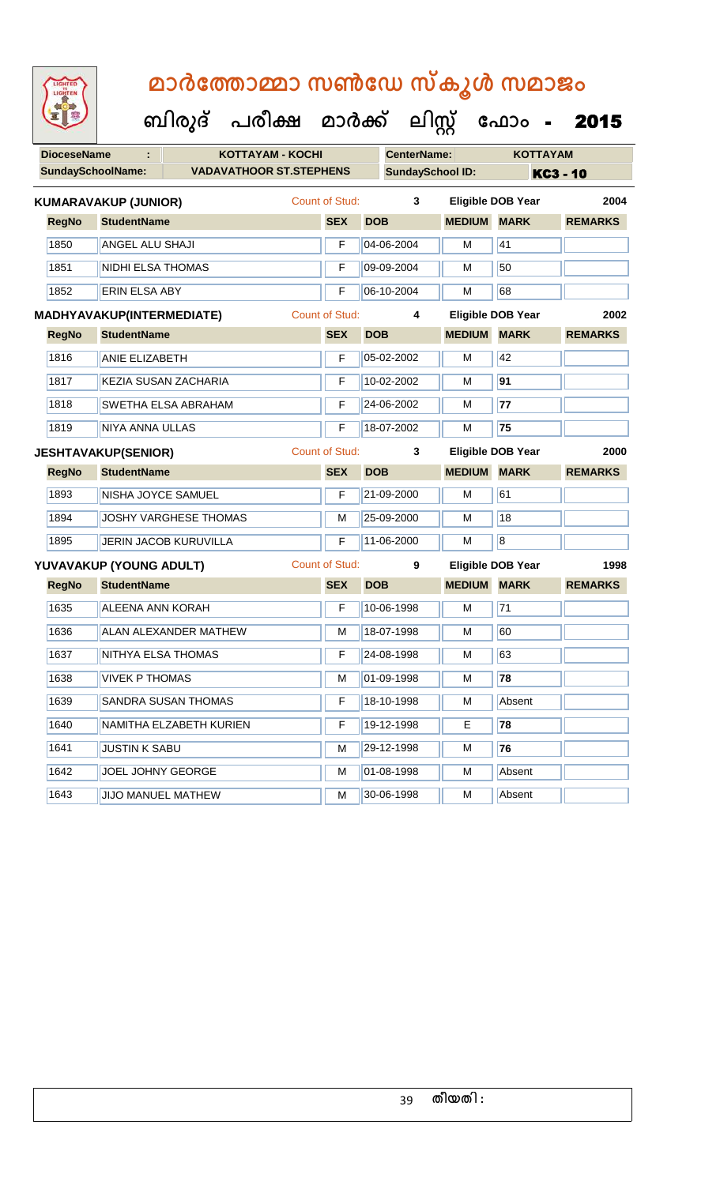# മാർത്തോമ്മാ സൺഡേ സ്കൂൾ സമാജം

## ബിരുദ് പരീക്ഷ മാർക്ക് ലിസ്റ്റ് ഫോം - 2015

| DioceseName | : | KOTTAYAM - KOCHI | CenterName: | KOTTAYAM |
|---|---|---|---|---|
| SundaySchoolName: | | VADAVATHOOR ST.STEPHENS | SundaySchool ID: | KC3 - 10 |

**KUMARAVAKUP (JUNIOR)** Count of Stud: 3 Eligible DOB Year 2004

| RegNo | StudentName | SEX | DOB | MEDIUM | MARK | REMARKS |
|---|---|---|---|---|---|---|
| 1850 | ANGEL ALU SHAJI | F | 04-06-2004 | M | 41 | |
| 1851 | NIDHI ELSA THOMAS | F | 09-09-2004 | M | 50 | |
| 1852 | ERIN ELSA ABY | F | 06-10-2004 | M | 68 | |

**MADHYAVAKUP(INTERMEDIATE)** Count of Stud: 4 Eligible DOB Year 2002

| RegNo | StudentName | SEX | DOB | MEDIUM | MARK | REMARKS |
|---|---|---|---|---|---|---|
| 1816 | ANIE ELIZABETH | F | 05-02-2002 | M | 42 | |
| 1817 | KEZIA SUSAN ZACHARIA | F | 10-02-2002 | M | **91** | |
| 1818 | SWETHA ELSA ABRAHAM | F | 24-06-2002 | M | **77** | |
| 1819 | NIYA ANNA ULLAS | F | 18-07-2002 | M | **75** | |

**JESHTAVAKUP(SENIOR)** Count of Stud: 3 Eligible DOB Year 2000

| RegNo | StudentName | SEX | DOB | MEDIUM | MARK | REMARKS |
|---|---|---|---|---|---|---|
| 1893 | NISHA JOYCE SAMUEL | F | 21-09-2000 | M | 61 | |
| 1894 | JOSHY VARGHESE THOMAS | M | 25-09-2000 | M | 18 | |
| 1895 | JERIN JACOB KURUVILLA | F | 11-06-2000 | M | 8 | |

**YUVAVAKUP (YOUNG ADULT)** Count of Stud: 9 Eligible DOB Year 1998

| RegNo | StudentName | SEX | DOB | MEDIUM | MARK | REMARKS |
|---|---|---|---|---|---|---|
| 1635 | ALEENA ANN KORAH | F | 10-06-1998 | M | 71 | |
| 1636 | ALAN ALEXANDER MATHEW | M | 18-07-1998 | M | 60 | |
| 1637 | NITHYA ELSA THOMAS | F | 24-08-1998 | M | 63 | |
| 1638 | VIVEK P THOMAS | M | 01-09-1998 | M | **78** | |
| 1639 | SANDRA SUSAN THOMAS | F | 18-10-1998 | M | Absent | |
| 1640 | NAMITHA ELZABETH KURIEN | F | 19-12-1998 | E | **78** | |
| 1641 | JUSTIN K SABU | M | 29-12-1998 | M | **76** | |
| 1642 | JOEL JOHNY GEORGE | M | 01-08-1998 | M | Absent | |
| 1643 | JIJO MANUEL MATHEW | M | 30-06-1998 | M | Absent | |

തീയതി :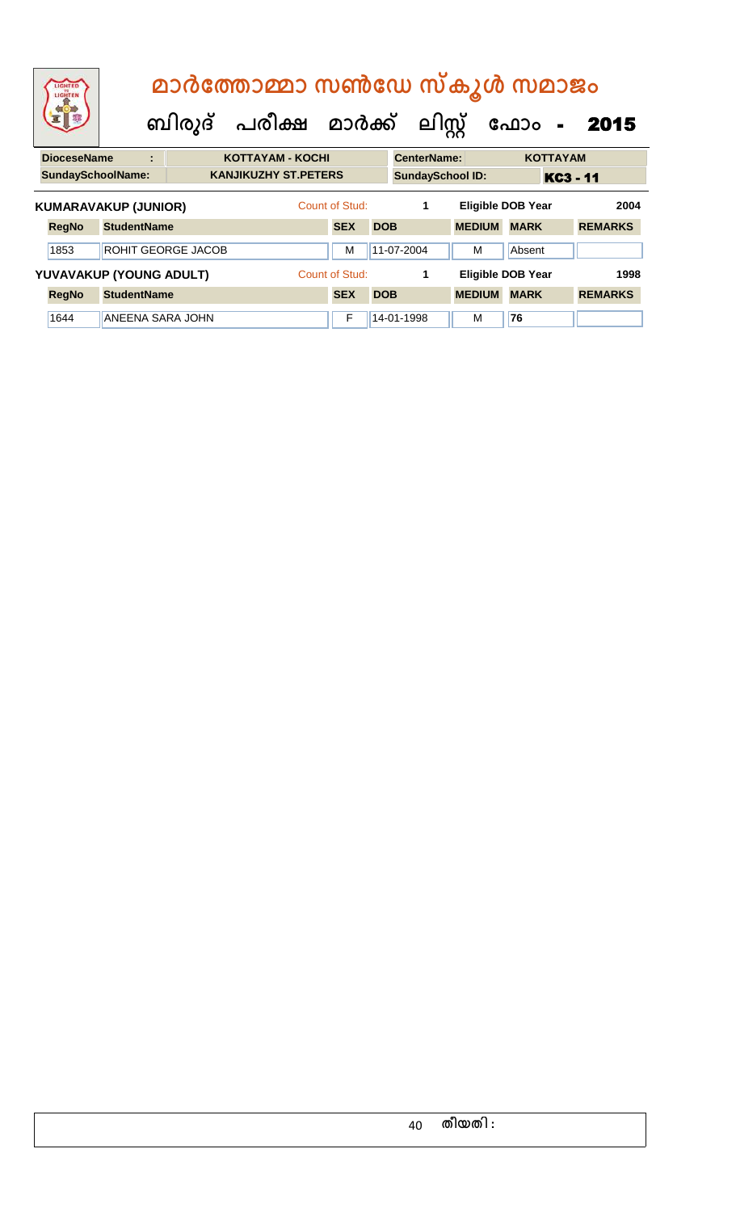# മാർത്തോമ്മാ സൺഡേ സ്കൂൾ സമാജം

## ബിരുദ് പരീക്ഷ മാർക്ക് ലിസ്റ്റ് ഫോം - 2015

| DioceseName : | KOTTAYAM - KOCHI | CenterName: | KOTTAYAM |
|---|---|---|---|
| SundaySchoolName: | KANJIKUZHY ST.PETERS | SundaySchool ID: | KC3 - 11 |

**KUMARAVAKUP (JUNIOR)** Count of Stud: 1 Eligible DOB Year 2004

| RegNo | StudentName | SEX | DOB | MEDIUM | MARK | REMARKS |
|---|---|---|---|---|---|---|
| 1853 | ROHIT GEORGE JACOB | M | 11-07-2004 | M | Absent | |

**YUVAVAKUP (YOUNG ADULT)** Count of Stud: 1 Eligible DOB Year 1998

| RegNo | StudentName | SEX | DOB | MEDIUM | MARK | REMARKS |
|---|---|---|---|---|---|---|
| 1644 | ANEENA SARA JOHN | F | 14-01-1998 | M | 76 | |

തീയതി :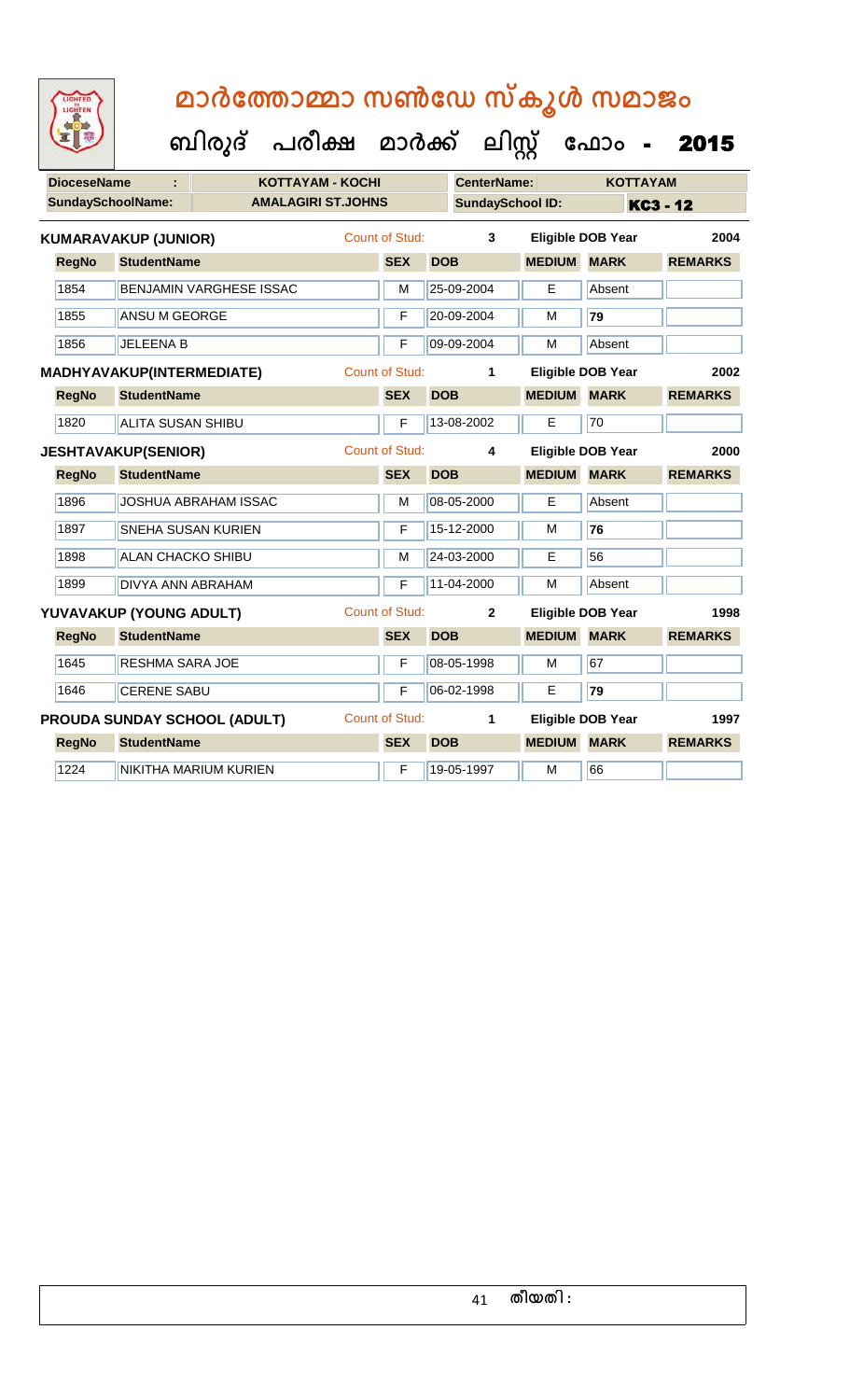# മാർത്തോമ്മാ സൺഡേ സ്കൂൾ സമാജം

## ബിരുദ് പരീക്ഷ മാർക്ക് ലിസ്റ്റ് ഫോം - 2015

| DioceseName : | KOTTAYAM - KOCHI | CenterName: | KOTTAYAM |
|---|---|---|---|
| SundaySchoolName: | AMALAGIRI ST.JOHNS | SundaySchool ID: | KC3 - 12 |

**KUMARAVAKUP (JUNIOR)** — Count of Stud: 3 — Eligible DOB Year: 2004

| RegNo | StudentName | SEX | DOB | MEDIUM | MARK | REMARKS |
|---|---|---|---|---|---|---|
| 1854 | BENJAMIN VARGHESE ISSAC | M | 25-09-2004 | E | Absent | |
| 1855 | ANSU M GEORGE | F | 20-09-2004 | M | 79 | |
| 1856 | JELEENA B | F | 09-09-2004 | M | Absent | |

**MADHYAVAKUP(INTERMEDIATE)** — Count of Stud: 1 — Eligible DOB Year: 2002

| RegNo | StudentName | SEX | DOB | MEDIUM | MARK | REMARKS |
|---|---|---|---|---|---|---|
| 1820 | ALITA SUSAN SHIBU | F | 13-08-2002 | E | 70 | |

**JESHTAVAKUP(SENIOR)** — Count of Stud: 4 — Eligible DOB Year: 2000

| RegNo | StudentName | SEX | DOB | MEDIUM | MARK | REMARKS |
|---|---|---|---|---|---|---|
| 1896 | JOSHUA ABRAHAM ISSAC | M | 08-05-2000 | E | Absent | |
| 1897 | SNEHA SUSAN KURIEN | F | 15-12-2000 | M | 76 | |
| 1898 | ALAN CHACKO SHIBU | M | 24-03-2000 | E | 56 | |
| 1899 | DIVYA ANN ABRAHAM | F | 11-04-2000 | M | Absent | |

**YUVAVAKUP (YOUNG ADULT)** — Count of Stud: 2 — Eligible DOB Year: 1998

| RegNo | StudentName | SEX | DOB | MEDIUM | MARK | REMARKS |
|---|---|---|---|---|---|---|
| 1645 | RESHMA SARA JOE | F | 08-05-1998 | M | 67 | |
| 1646 | CERENE SABU | F | 06-02-1998 | E | 79 | |

**PROUDA SUNDAY SCHOOL (ADULT)** — Count of Stud: 1 — Eligible DOB Year: 1997

| RegNo | StudentName | SEX | DOB | MEDIUM | MARK | REMARKS |
|---|---|---|---|---|---|---|
| 1224 | NIKITHA MARIUM KURIEN | F | 19-05-1997 | M | 66 | |

തീയതി :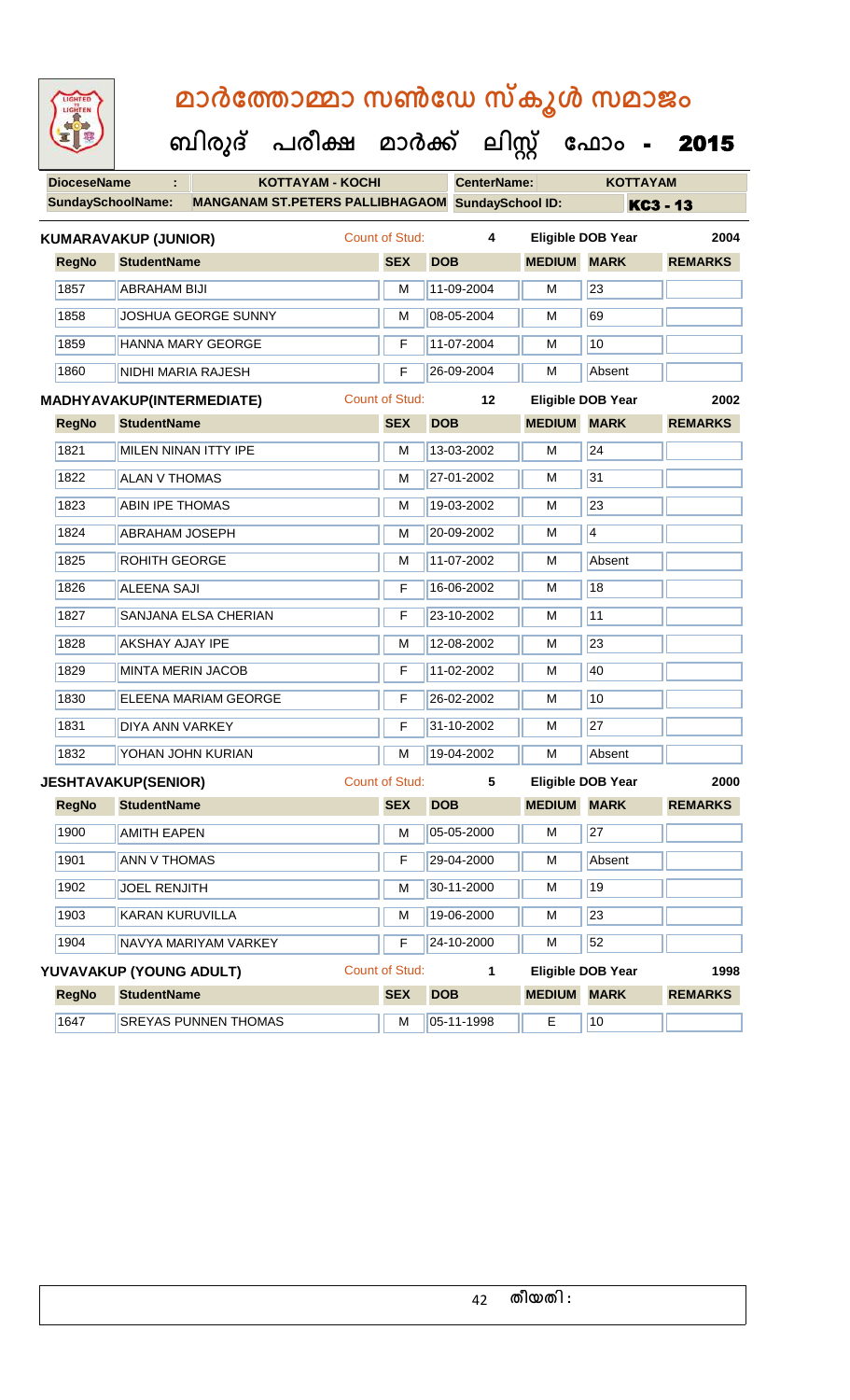# മാർത്തോമ്മാ സൺഡേ സ്കൂൾ സമാജം

## ബിരുദ് പരീക്ഷ മാർക്ക് ലിസ്റ്റ് ഫോം - 2015

**DioceseName :** KOTTAYAM - KOCHI **CenterName:** KOTTAYAM

**SundaySchoolName:** MANGANAM ST.PETERS PALLIBHAGAOM **SundaySchool ID:** KC3 - 13

### KUMARAVAKUP (JUNIOR) — Count of Stud: 4 — Eligible DOB Year: 2004

| RegNo | StudentName | SEX | DOB | MEDIUM | MARK | REMARKS |
|---|---|---|---|---|---|---|
| 1857 | ABRAHAM BIJI | M | 11-09-2004 | M | 23 | |
| 1858 | JOSHUA GEORGE SUNNY | M | 08-05-2004 | M | 69 | |
| 1859 | HANNA MARY GEORGE | F | 11-07-2004 | M | 10 | |
| 1860 | NIDHI MARIA RAJESH | F | 26-09-2004 | M | Absent | |

### MADHYAVAKUP(INTERMEDIATE) — Count of Stud: 12 — Eligible DOB Year: 2002

| RegNo | StudentName | SEX | DOB | MEDIUM | MARK | REMARKS |
|---|---|---|---|---|---|---|
| 1821 | MILEN NINAN ITTY IPE | M | 13-03-2002 | M | 24 | |
| 1822 | ALAN V THOMAS | M | 27-01-2002 | M | 31 | |
| 1823 | ABIN IPE THOMAS | M | 19-03-2002 | M | 23 | |
| 1824 | ABRAHAM JOSEPH | M | 20-09-2002 | M | 4 | |
| 1825 | ROHITH GEORGE | M | 11-07-2002 | M | Absent | |
| 1826 | ALEENA SAJI | F | 16-06-2002 | M | 18 | |
| 1827 | SANJANA ELSA CHERIAN | F | 23-10-2002 | M | 11 | |
| 1828 | AKSHAY AJAY IPE | M | 12-08-2002 | M | 23 | |
| 1829 | MINTA MERIN JACOB | F | 11-02-2002 | M | 40 | |
| 1830 | ELEENA MARIAM GEORGE | F | 26-02-2002 | M | 10 | |
| 1831 | DIYA ANN VARKEY | F | 31-10-2002 | M | 27 | |
| 1832 | YOHAN JOHN KURIAN | M | 19-04-2002 | M | Absent | |

### JESHTAVAKUP(SENIOR) — Count of Stud: 5 — Eligible DOB Year: 2000

| RegNo | StudentName | SEX | DOB | MEDIUM | MARK | REMARKS |
|---|---|---|---|---|---|---|
| 1900 | AMITH EAPEN | M | 05-05-2000 | M | 27 | |
| 1901 | ANN V THOMAS | F | 29-04-2000 | M | Absent | |
| 1902 | JOEL RENJITH | M | 30-11-2000 | M | 19 | |
| 1903 | KARAN KURUVILLA | M | 19-06-2000 | M | 23 | |
| 1904 | NAVYA MARIYAM VARKEY | F | 24-10-2000 | M | 52 | |

### YUVAVAKUP (YOUNG ADULT) — Count of Stud: 1 — Eligible DOB Year: 1998

| RegNo | StudentName | SEX | DOB | MEDIUM | MARK | REMARKS |
|---|---|---|---|---|---|---|
| 1647 | SREYAS PUNNEN THOMAS | M | 05-11-1998 | E | 10 | |

തീയതി :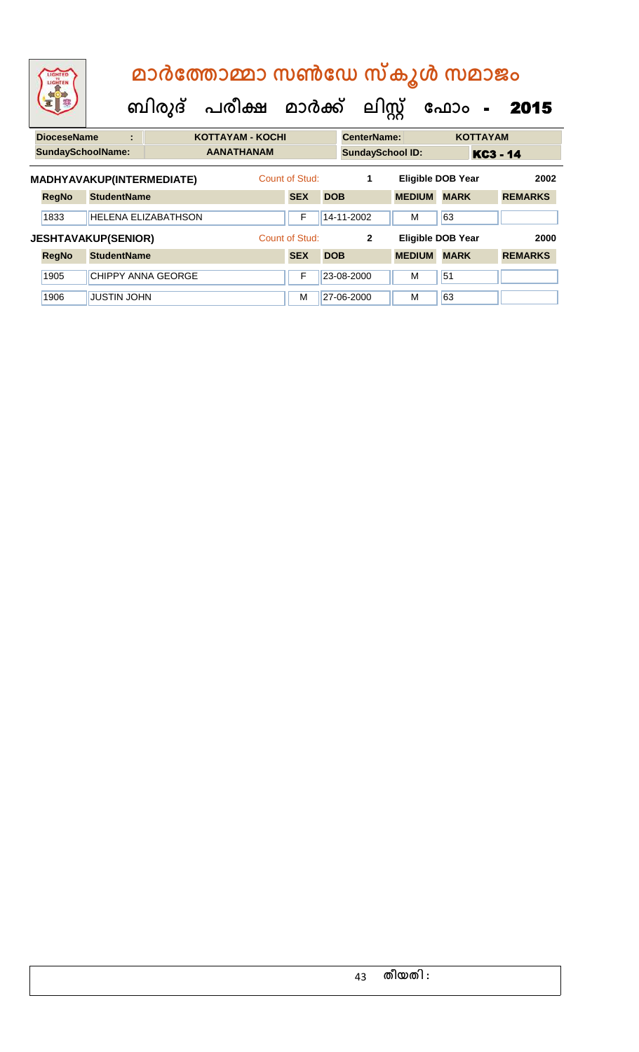# മാർത്തോമ്മാ സൺഡേ സ്കൂൾ സമാജം

## ബിരുദ് പരീക്ഷ മാർക്ക് ലിസ്റ്റ് ഫോം - 2015

| DioceseName : | KOTTAYAM - KOCHI | CenterName: | KOTTAYAM |
|---|---|---|---|
| SundaySchoolName: | AANATHANAM | SundaySchool ID: | KC3 - 14 |

**MADHYAVAKUP(INTERMEDIATE)** Count of Stud: 1 Eligible DOB Year 2002

| RegNo | StudentName | SEX | DOB | MEDIUM | MARK | REMARKS |
|---|---|---|---|---|---|---|
| 1833 | HELENA ELIZABATHSON | F | 14-11-2002 | M | 63 | |

**JESHTAVAKUP(SENIOR)** Count of Stud: 2 Eligible DOB Year 2000

| RegNo | StudentName | SEX | DOB | MEDIUM | MARK | REMARKS |
|---|---|---|---|---|---|---|
| 1905 | CHIPPY ANNA GEORGE | F | 23-08-2000 | M | 51 | |
| 1906 | JUSTIN JOHN | M | 27-06-2000 | M | 63 | |

തീയതി :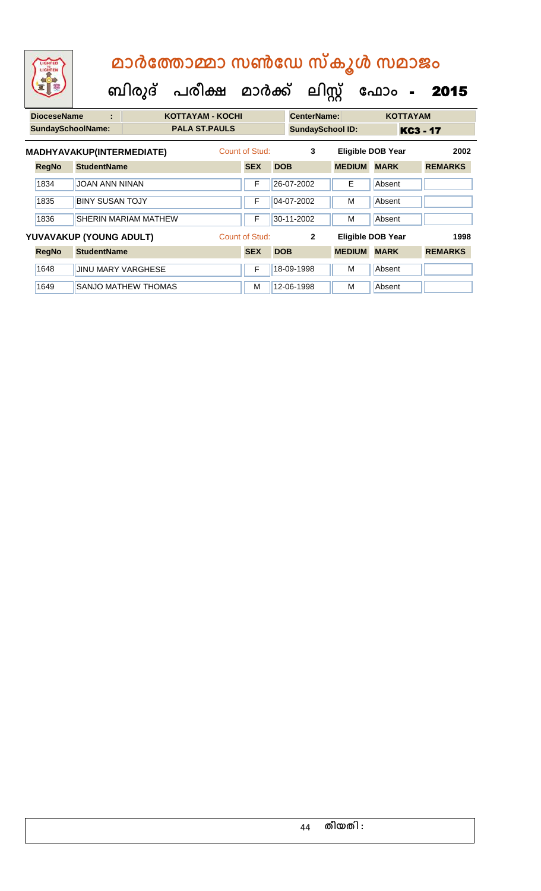# മാർത്തോമ്മാ സൺഡേ സ്കൂൾ സമാജം

## ബിരുദ് പരീക്ഷ മാർക്ക് ലിസ്റ്റ് ഫോം - 2015

| DioceseName : | KOTTAYAM - KOCHI | CenterName: | KOTTAYAM |
|---|---|---|---|
| SundaySchoolName: | PALA ST.PAULS | SundaySchool ID: | KC3 - 17 |

**MADHYAVAKUP(INTERMEDIATE)** Count of Stud: 3 Eligible DOB Year 2002

| RegNo | StudentName | SEX | DOB | MEDIUM | MARK | REMARKS |
|---|---|---|---|---|---|---|
| 1834 | JOAN ANN NINAN | F | 26-07-2002 | E | Absent | |
| 1835 | BINY SUSAN TOJY | F | 04-07-2002 | M | Absent | |
| 1836 | SHERIN MARIAM MATHEW | F | 30-11-2002 | M | Absent | |

**YUVAVAKUP (YOUNG ADULT)** Count of Stud: 2 Eligible DOB Year 1998

| RegNo | StudentName | SEX | DOB | MEDIUM | MARK | REMARKS |
|---|---|---|---|---|---|---|
| 1648 | JINU MARY VARGHESE | F | 18-09-1998 | M | Absent | |
| 1649 | SANJO MATHEW THOMAS | M | 12-06-1998 | M | Absent | |

തീയതി :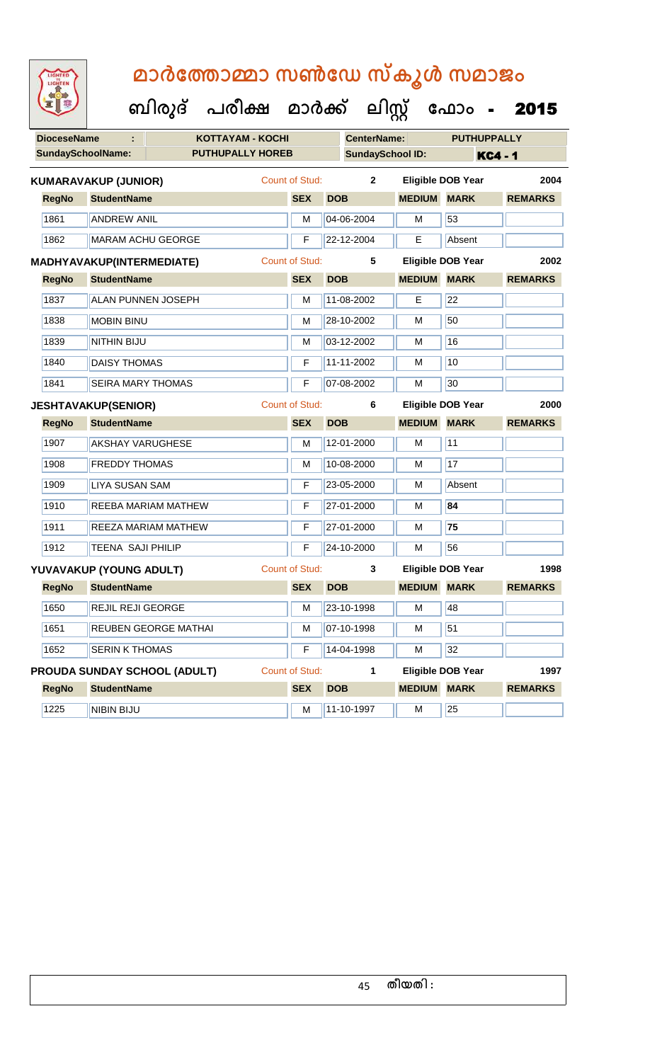# മാർത്തോമ്മാ സൺഡേ സ്കൂൾ സമാജം

## ബിരുദ് പരീക്ഷ മാർക്ക് ലിസ്റ്റ് ഫോം - 2015

| DioceseName : | KOTTAYAM - KOCHI | CenterName: | PUTHUPPALLY |
|---|---|---|---|
| SundaySchoolName: | PUTHUPALLY HOREB | SundaySchool ID: | KC4 - 1 |

**KUMARAVAKUP (JUNIOR)** Count of Stud: 2 Eligible DOB Year 2004

| RegNo | StudentName | SEX | DOB | MEDIUM | MARK | REMARKS |
|---|---|---|---|---|---|---|
| 1861 | ANDREW ANIL | M | 04-06-2004 | M | 53 | |
| 1862 | MARAM ACHU GEORGE | F | 22-12-2004 | E | Absent | |

**MADHYAVAKUP(INTERMEDIATE)** Count of Stud: 5 Eligible DOB Year 2002

| RegNo | StudentName | SEX | DOB | MEDIUM | MARK | REMARKS |
|---|---|---|---|---|---|---|
| 1837 | ALAN PUNNEN JOSEPH | M | 11-08-2002 | E | 22 | |
| 1838 | MOBIN BINU | M | 28-10-2002 | M | 50 | |
| 1839 | NITHIN BIJU | M | 03-12-2002 | M | 16 | |
| 1840 | DAISY THOMAS | F | 11-11-2002 | M | 10 | |
| 1841 | SEIRA MARY THOMAS | F | 07-08-2002 | M | 30 | |

**JESHTAVAKUP(SENIOR)** Count of Stud: 6 Eligible DOB Year 2000

| RegNo | StudentName | SEX | DOB | MEDIUM | MARK | REMARKS |
|---|---|---|---|---|---|---|
| 1907 | AKSHAY VARUGHESE | M | 12-01-2000 | M | 11 | |
| 1908 | FREDDY THOMAS | M | 10-08-2000 | M | 17 | |
| 1909 | LIYA SUSAN SAM | F | 23-05-2000 | M | Absent | |
| 1910 | REEBA MARIAM MATHEW | F | 27-01-2000 | M | **84** | |
| 1911 | REEZA MARIAM MATHEW | F | 27-01-2000 | M | **75** | |
| 1912 | TEENA SAJI PHILIP | F | 24-10-2000 | M | 56 | |

**YUVAVAKUP (YOUNG ADULT)** Count of Stud: 3 Eligible DOB Year 1998

| RegNo | StudentName | SEX | DOB | MEDIUM | MARK | REMARKS |
|---|---|---|---|---|---|---|
| 1650 | REJIL REJI GEORGE | M | 23-10-1998 | M | 48 | |
| 1651 | REUBEN GEORGE MATHAI | M | 07-10-1998 | M | 51 | |
| 1652 | SERIN K THOMAS | F | 14-04-1998 | M | 32 | |

**PROUDA SUNDAY SCHOOL (ADULT)** Count of Stud: 1 Eligible DOB Year 1997

| RegNo | StudentName | SEX | DOB | MEDIUM | MARK | REMARKS |
|---|---|---|---|---|---|---|
| 1225 | NIBIN BIJU | M | 11-10-1997 | M | 25 | |

തീയതി :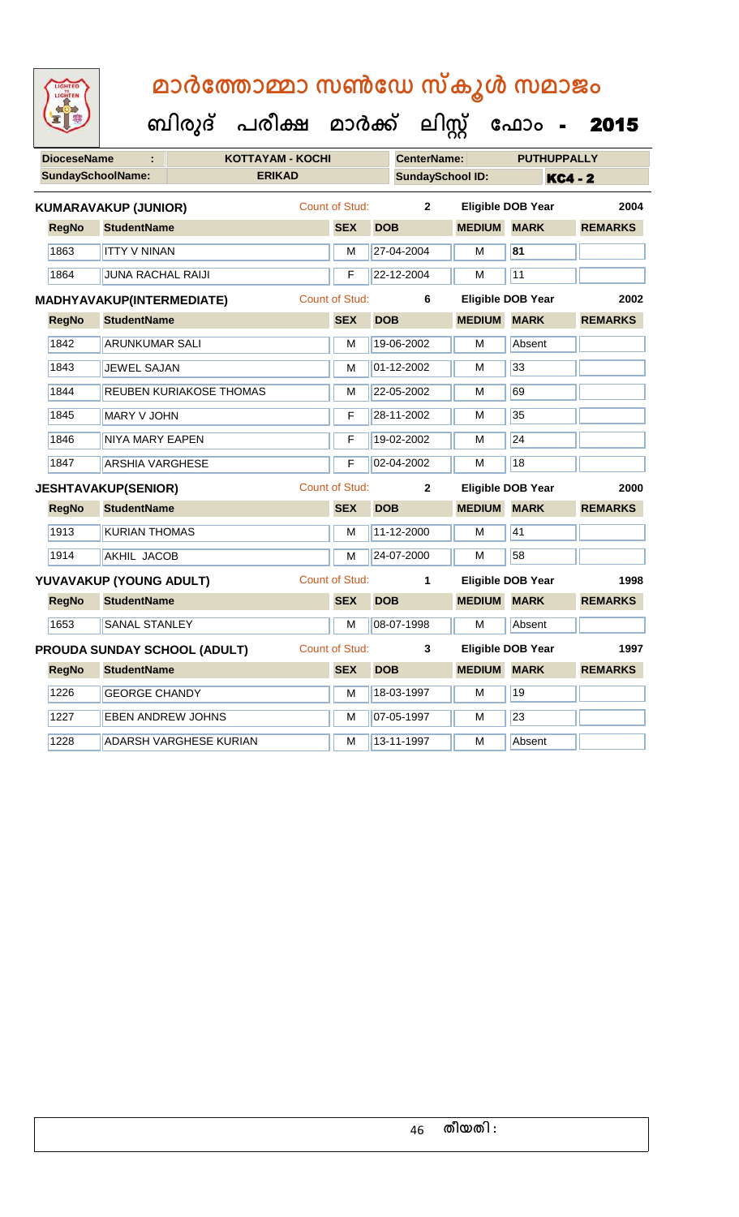# മാർത്തോമ്മാ സൺഡേ സ്കൂൾ സമാജം

**ബിരുദ് പരീക്ഷ മാർക്ക് ലിസ്റ്റ് ഫോം - 2015**

| **DioceseName** | : | KOTTAYAM - KOCHI | **CenterName:** | PUTHUPPALLY |
|---|---|---|---|---|
| **SundaySchoolName:** | | ERIKAD | **SundaySchool ID:** | KC4 - 2 |

**KUMARAVAKUP (JUNIOR)** — Count of Stud: 2 — Eligible DOB Year: 2004

| RegNo | StudentName | SEX | DOB | MEDIUM | MARK | REMARKS |
|---|---|---|---|---|---|---|
| 1863 | ITTY V NINAN | M | 27-04-2004 | M | 81 | |
| 1864 | JUNA RACHAL RAIJI | F | 22-12-2004 | M | 11 | |

**MADHYAVAKUP(INTERMEDIATE)** — Count of Stud: 6 — Eligible DOB Year: 2002

| RegNo | StudentName | SEX | DOB | MEDIUM | MARK | REMARKS |
|---|---|---|---|---|---|---|
| 1842 | ARUNKUMAR SALI | M | 19-06-2002 | M | Absent | |
| 1843 | JEWEL SAJAN | M | 01-12-2002 | M | 33 | |
| 1844 | REUBEN KURIAKOSE THOMAS | M | 22-05-2002 | M | 69 | |
| 1845 | MARY V JOHN | F | 28-11-2002 | M | 35 | |
| 1846 | NIYA MARY EAPEN | F | 19-02-2002 | M | 24 | |
| 1847 | ARSHIA VARGHESE | F | 02-04-2002 | M | 18 | |

**JESHTAVAKUP(SENIOR)** — Count of Stud: 2 — Eligible DOB Year: 2000

| RegNo | StudentName | SEX | DOB | MEDIUM | MARK | REMARKS |
|---|---|---|---|---|---|---|
| 1913 | KURIAN THOMAS | M | 11-12-2000 | M | 41 | |
| 1914 | AKHIL JACOB | M | 24-07-2000 | M | 58 | |

**YUVAVAKUP (YOUNG ADULT)** — Count of Stud: 1 — Eligible DOB Year: 1998

| RegNo | StudentName | SEX | DOB | MEDIUM | MARK | REMARKS |
|---|---|---|---|---|---|---|
| 1653 | SANAL STANLEY | M | 08-07-1998 | M | Absent | |

**PROUDA SUNDAY SCHOOL (ADULT)** — Count of Stud: 3 — Eligible DOB Year: 1997

| RegNo | StudentName | SEX | DOB | MEDIUM | MARK | REMARKS |
|---|---|---|---|---|---|---|
| 1226 | GEORGE CHANDY | M | 18-03-1997 | M | 19 | |
| 1227 | EBEN ANDREW JOHNS | M | 07-05-1997 | M | 23 | |
| 1228 | ADARSH VARGHESE KURIAN | M | 13-11-1997 | M | Absent | |

തീയതി :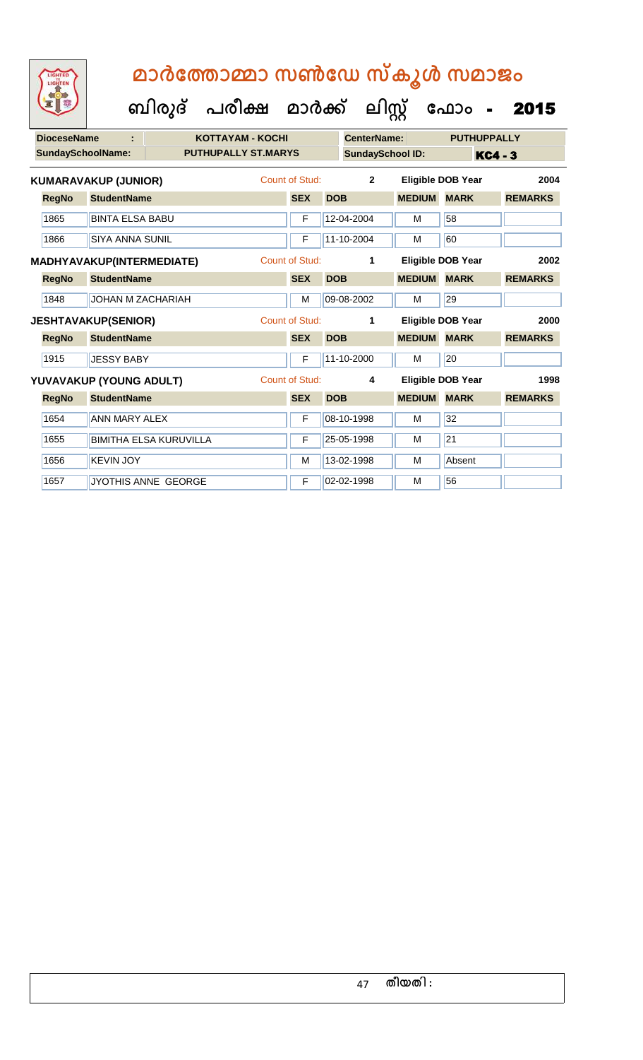# മാർത്തോമ്മാ സൺഡേ സ്കൂൾ സമാജം

## ബിരുദ് പരീക്ഷ മാർക്ക് ലിസ്റ്റ് ഫോം - 2015

| DioceseName : | KOTTAYAM - KOCHI | CenterName: | PUTHUPPALLY |
|---|---|---|---|
| SundaySchoolName: | PUTHUPALLY ST.MARYS | SundaySchool ID: | KC4 - 3 |

**KUMARAVAKUP (JUNIOR)** Count of Stud: 2 Eligible DOB Year 2004

| RegNo | StudentName | SEX | DOB | MEDIUM | MARK | REMARKS |
|---|---|---|---|---|---|---|
| 1865 | BINTA ELSA BABU | F | 12-04-2004 | M | 58 | |
| 1866 | SIYA ANNA SUNIL | F | 11-10-2004 | M | 60 | |

**MADHYAVAKUP(INTERMEDIATE)** Count of Stud: 1 Eligible DOB Year 2002

| RegNo | StudentName | SEX | DOB | MEDIUM | MARK | REMARKS |
|---|---|---|---|---|---|---|
| 1848 | JOHAN M ZACHARIAH | M | 09-08-2002 | M | 29 | |

**JESHTAVAKUP(SENIOR)** Count of Stud: 1 Eligible DOB Year 2000

| RegNo | StudentName | SEX | DOB | MEDIUM | MARK | REMARKS |
|---|---|---|---|---|---|---|
| 1915 | JESSY BABY | F | 11-10-2000 | M | 20 | |

**YUVAVAKUP (YOUNG ADULT)** Count of Stud: 4 Eligible DOB Year 1998

| RegNo | StudentName | SEX | DOB | MEDIUM | MARK | REMARKS |
|---|---|---|---|---|---|---|
| 1654 | ANN MARY ALEX | F | 08-10-1998 | M | 32 | |
| 1655 | BIMITHA ELSA KURUVILLA | F | 25-05-1998 | M | 21 | |
| 1656 | KEVIN JOY | M | 13-02-1998 | M | Absent | |
| 1657 | JYOTHIS ANNE GEORGE | F | 02-02-1998 | M | 56 | |

തീയതി :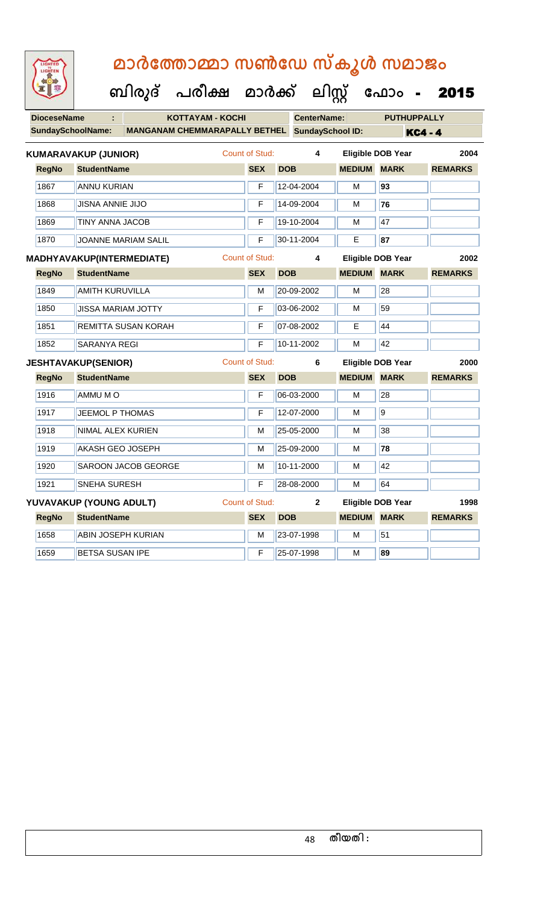# മാർത്തോമ്മാ സൺഡേ സ്കൂൾ സമാജം

## ബിരുദ് പരീക്ഷ മാർക്ക് ലിസ്റ്റ് ഫോം - 2015

**DioceseName :** KOTTAYAM - KOCHI **CenterName:** PUTHUPPALLY

**SundaySchoolName:** MANGANAM CHEMMARAPALLY BETHEL **SundaySchool ID:** KC4 - 4

**KUMARAVAKUP (JUNIOR)** Count of Stud: 4 Eligible DOB Year 2004

| RegNo | StudentName | SEX | DOB | MEDIUM | MARK | REMARKS |
|---|---|---|---|---|---|---|
| 1867 | ANNU KURIAN | F | 12-04-2004 | M | 93 | |
| 1868 | JISNA ANNIE JIJO | F | 14-09-2004 | M | 76 | |
| 1869 | TINY ANNA JACOB | F | 19-10-2004 | M | 47 | |
| 1870 | JOANNE MARIAM SALIL | F | 30-11-2004 | E | 87 | |

**MADHYAVAKUP(INTERMEDIATE)** Count of Stud: 4 Eligible DOB Year 2002

| RegNo | StudentName | SEX | DOB | MEDIUM | MARK | REMARKS |
|---|---|---|---|---|---|---|
| 1849 | AMITH KURUVILLA | M | 20-09-2002 | M | 28 | |
| 1850 | JISSA MARIAM JOTTY | F | 03-06-2002 | M | 59 | |
| 1851 | REMITTA SUSAN KORAH | F | 07-08-2002 | E | 44 | |
| 1852 | SARANYA REGI | F | 10-11-2002 | M | 42 | |

**JESHTAVAKUP(SENIOR)** Count of Stud: 6 Eligible DOB Year 2000

| RegNo | StudentName | SEX | DOB | MEDIUM | MARK | REMARKS |
|---|---|---|---|---|---|---|
| 1916 | AMMU M O | F | 06-03-2000 | M | 28 | |
| 1917 | JEEMOL P THOMAS | F | 12-07-2000 | M | 9 | |
| 1918 | NIMAL ALEX KURIEN | M | 25-05-2000 | M | 38 | |
| 1919 | AKASH GEO JOSEPH | M | 25-09-2000 | M | 78 | |
| 1920 | SAROON JACOB GEORGE | M | 10-11-2000 | M | 42 | |
| 1921 | SNEHA SURESH | F | 28-08-2000 | M | 64 | |

**YUVAVAKUP (YOUNG ADULT)** Count of Stud: 2 Eligible DOB Year 1998

| RegNo | StudentName | SEX | DOB | MEDIUM | MARK | REMARKS |
|---|---|---|---|---|---|---|
| 1658 | ABIN JOSEPH KURIAN | M | 23-07-1998 | M | 51 | |
| 1659 | BETSA SUSAN IPE | F | 25-07-1998 | M | 89 | |

തീയതി :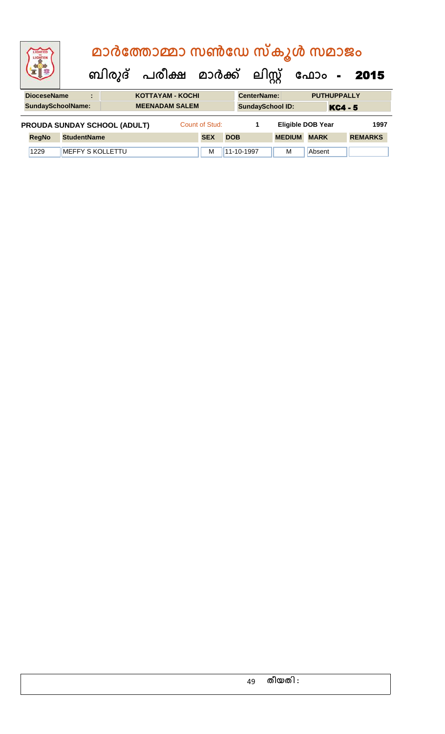# മാർത്തോമ്മാ സൺഡേ സ്കൂൾ സമാജം

## ബിരുദ് പരീക്ഷ മാർക്ക് ലിസ്റ്റ് ഫോം - 2015

| DioceseName | : | KOTTAYAM - KOCHI | CenterName: | PUTHUPPALLY |
|---|---|---|---|---|
| SundaySchoolName: | | MEENADAM SALEM | SundaySchool ID: | KC4 - 5 |

**PROUDA SUNDAY SCHOOL (ADULT)** Count of Stud: 1 Eligible DOB Year 1997

| RegNo | StudentName | SEX | DOB | MEDIUM | MARK | REMARKS |
|---|---|---|---|---|---|---|
| 1229 | MEFFY S KOLLETTU | M | 11-10-1997 | M | Absent | |

തീയതി :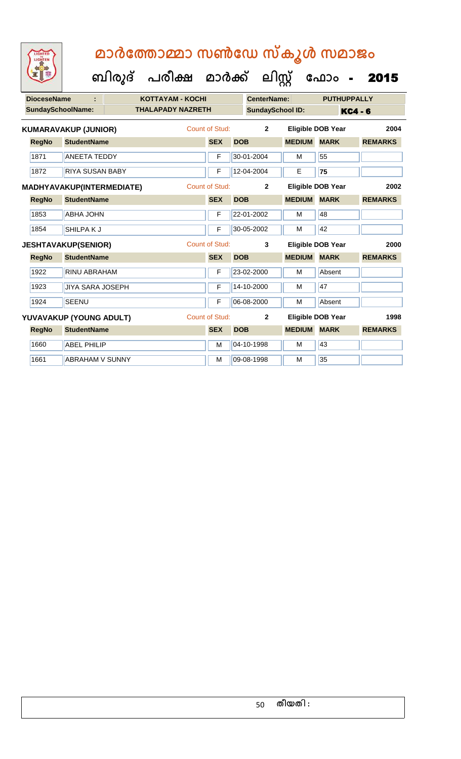# മാർത്തോമ്മാ സൺഡേ സ്കൂൾ സമാജം

**ബിരുദ് പരീക്ഷ മാർക്ക് ലിസ്റ്റ് ഫോം - 2015**

| DioceseName : | KOTTAYAM - KOCHI | CenterName: | PUTHUPPALLY |
|---|---|---|---|
| SundaySchoolName: | THALAPADY NAZRETH | SundaySchool ID: | KC4 - 6 |

**KUMARAVAKUP (JUNIOR)** — Count of Stud: 2 — Eligible DOB Year: 2004

| RegNo | StudentName | SEX | DOB | MEDIUM | MARK | REMARKS |
|---|---|---|---|---|---|---|
| 1871 | ANEETA TEDDY | F | 30-01-2004 | M | 55 | |
| 1872 | RIYA SUSAN BABY | F | 12-04-2004 | E | **75** | |

**MADHYAVAKUP(INTERMEDIATE)** — Count of Stud: 2 — Eligible DOB Year: 2002

| RegNo | StudentName | SEX | DOB | MEDIUM | MARK | REMARKS |
|---|---|---|---|---|---|---|
| 1853 | ABHA JOHN | F | 22-01-2002 | M | 48 | |
| 1854 | SHILPA K J | F | 30-05-2002 | M | 42 | |

**JESHTAVAKUP(SENIOR)** — Count of Stud: 3 — Eligible DOB Year: 2000

| RegNo | StudentName | SEX | DOB | MEDIUM | MARK | REMARKS |
|---|---|---|---|---|---|---|
| 1922 | RINU ABRAHAM | F | 23-02-2000 | M | Absent | |
| 1923 | JIYA SARA JOSEPH | F | 14-10-2000 | M | 47 | |
| 1924 | SEENU | F | 06-08-2000 | M | Absent | |

**YUVAVAKUP (YOUNG ADULT)** — Count of Stud: 2 — Eligible DOB Year: 1998

| RegNo | StudentName | SEX | DOB | MEDIUM | MARK | REMARKS |
|---|---|---|---|---|---|---|
| 1660 | ABEL PHILIP | M | 04-10-1998 | M | 43 | |
| 1661 | ABRAHAM V SUNNY | M | 09-08-1998 | M | 35 | |

തീയതി :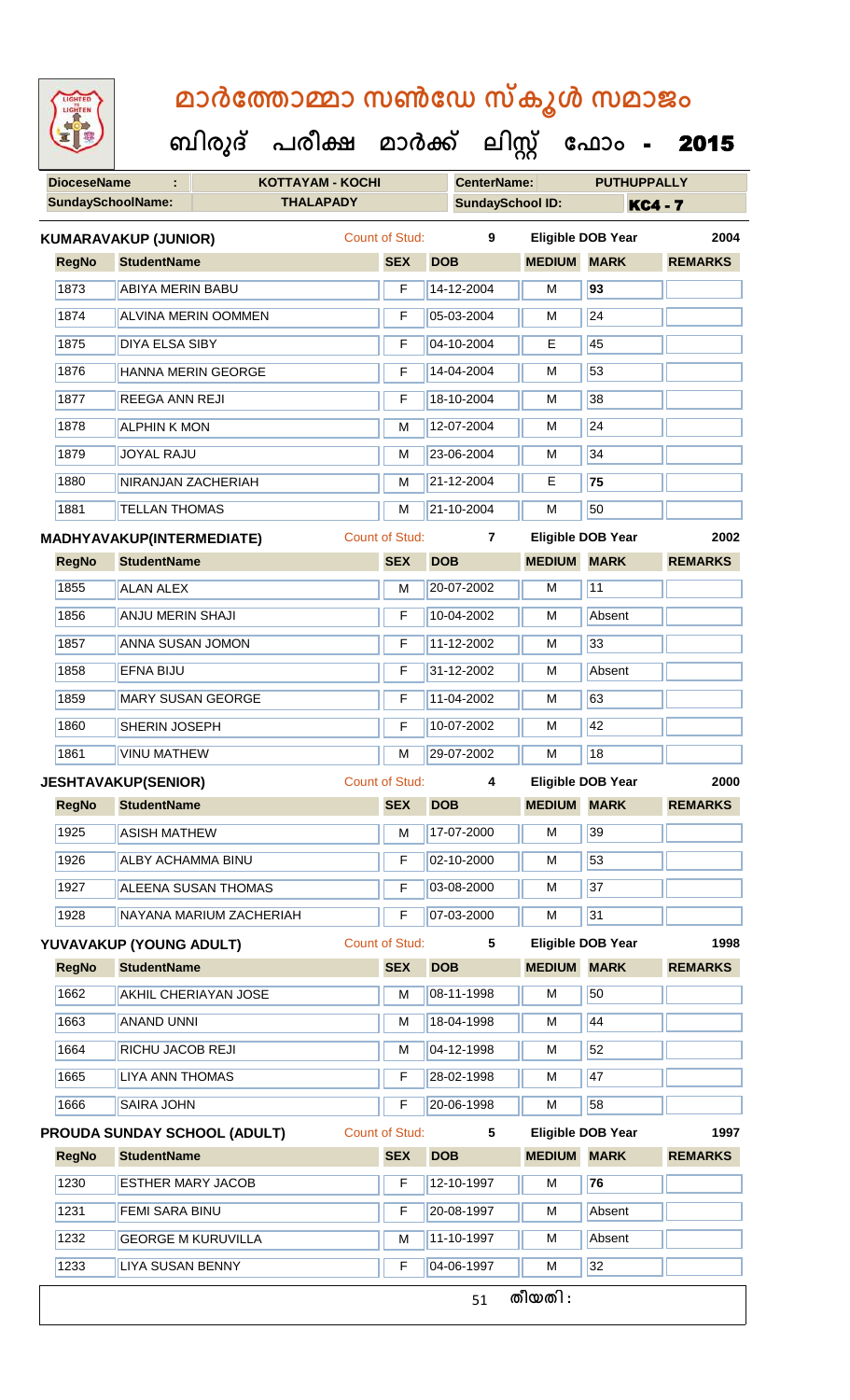# മാർത്തോമ്മാ സൺഡേ സ്കൂൾ സമാജം

## ബിരുദ് പരീക്ഷ മാർക്ക് ലിസ്റ്റ് ഫോം - 2015

| DioceseName : | KOTTAYAM - KOCHI | CenterName: | PUTHUPPALLY |
|---|---|---|---|
| SundaySchoolName: | THALAPADY | SundaySchool ID: | KC4 - 7 |

**KUMARAVAKUP (JUNIOR)** Count of Stud: 9 Eligible DOB Year 2004

| RegNo | StudentName | SEX | DOB | MEDIUM | MARK | REMARKS |
|---|---|---|---|---|---|---|
| 1873 | ABIYA MERIN BABU | F | 14-12-2004 | M | **93** | |
| 1874 | ALVINA MERIN OOMMEN | F | 05-03-2004 | M | 24 | |
| 1875 | DIYA ELSA SIBY | F | 04-10-2004 | E | 45 | |
| 1876 | HANNA MERIN GEORGE | F | 14-04-2004 | M | 53 | |
| 1877 | REEGA ANN REJI | F | 18-10-2004 | M | 38 | |
| 1878 | ALPHIN K MON | M | 12-07-2004 | M | 24 | |
| 1879 | JOYAL RAJU | M | 23-06-2004 | M | 34 | |
| 1880 | NIRANJAN ZACHERIAH | M | 21-12-2004 | E | **75** | |
| 1881 | TELLAN THOMAS | M | 21-10-2004 | M | 50 | |

**MADHYAVAKUP(INTERMEDIATE)** Count of Stud: 7 Eligible DOB Year 2002

| RegNo | StudentName | SEX | DOB | MEDIUM | MARK | REMARKS |
|---|---|---|---|---|---|---|
| 1855 | ALAN ALEX | M | 20-07-2002 | M | 11 | |
| 1856 | ANJU MERIN SHAJI | F | 10-04-2002 | M | Absent | |
| 1857 | ANNA SUSAN JOMON | F | 11-12-2002 | M | 33 | |
| 1858 | EFNA BIJU | F | 31-12-2002 | M | Absent | |
| 1859 | MARY SUSAN GEORGE | F | 11-04-2002 | M | 63 | |
| 1860 | SHERIN JOSEPH | F | 10-07-2002 | M | 42 | |
| 1861 | VINU MATHEW | M | 29-07-2002 | M | 18 | |

**JESHTAVAKUP(SENIOR)** Count of Stud: 4 Eligible DOB Year 2000

| RegNo | StudentName | SEX | DOB | MEDIUM | MARK | REMARKS |
|---|---|---|---|---|---|---|
| 1925 | ASISH MATHEW | M | 17-07-2000 | M | 39 | |
| 1926 | ALBY ACHAMMA BINU | F | 02-10-2000 | M | 53 | |
| 1927 | ALEENA SUSAN THOMAS | F | 03-08-2000 | M | 37 | |
| 1928 | NAYANA MARIUM ZACHERIAH | F | 07-03-2000 | M | 31 | |

**YUVAVAKUP (YOUNG ADULT)** Count of Stud: 5 Eligible DOB Year 1998

| RegNo | StudentName | SEX | DOB | MEDIUM | MARK | REMARKS |
|---|---|---|---|---|---|---|
| 1662 | AKHIL CHERIAYAN JOSE | M | 08-11-1998 | M | 50 | |
| 1663 | ANAND UNNI | M | 18-04-1998 | M | 44 | |
| 1664 | RICHU JACOB REJI | M | 04-12-1998 | M | 52 | |
| 1665 | LIYA ANN THOMAS | F | 28-02-1998 | M | 47 | |
| 1666 | SAIRA JOHN | F | 20-06-1998 | M | 58 | |

**PROUDA SUNDAY SCHOOL (ADULT)** Count of Stud: 5 Eligible DOB Year 1997

| RegNo | StudentName | SEX | DOB | MEDIUM | MARK | REMARKS |
|---|---|---|---|---|---|---|
| 1230 | ESTHER MARY JACOB | F | 12-10-1997 | M | **76** | |
| 1231 | FEMI SARA BINU | F | 20-08-1997 | M | Absent | |
| 1232 | GEORGE M KURUVILLA | M | 11-10-1997 | M | Absent | |
| 1233 | LIYA SUSAN BENNY | F | 04-06-1997 | M | 32 | |

തീയതി :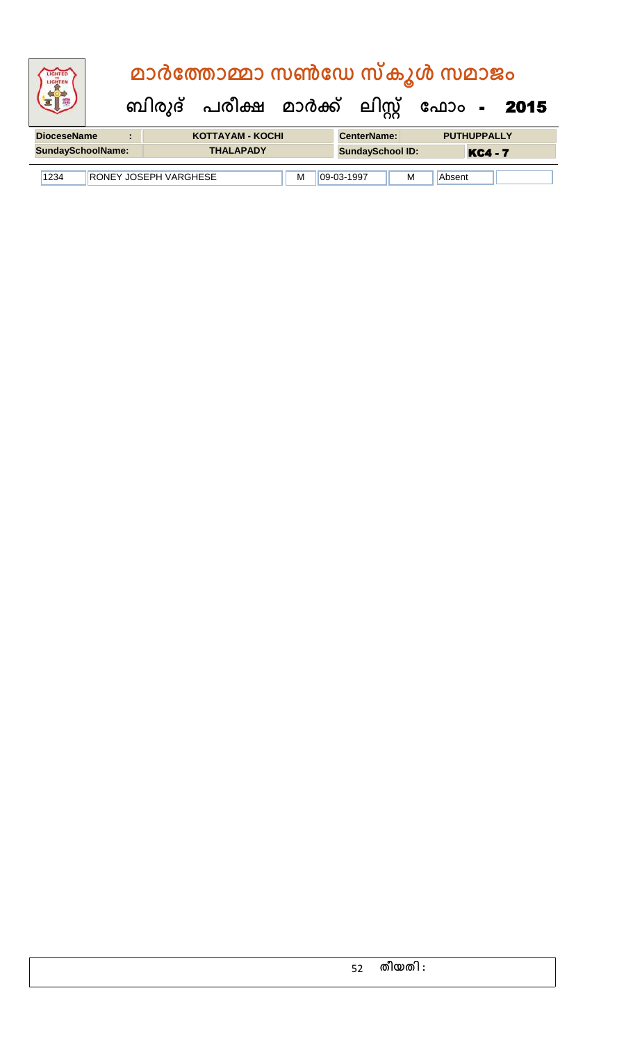# മാർത്തോമ്മാ സൺഡേ സ്കൂൾ സമാജം

## ബിരുദ് പരീക്ഷ മാർക്ക് ലിസ്റ്റ് ഫോം - 2015

| DioceseName : | KOTTAYAM - KOCHI | CenterName: | PUTHUPPALLY |
|---|---|---|---|
| SundaySchoolName: | THALAPADY | SundaySchool ID: | KC4 - 7 |

| | | | | | | |
|---|---|---|---|---|---|---|
| 1234 | RONEY JOSEPH VARGHESE | M | 09-03-1997 | M | Absent | |

തീയതി :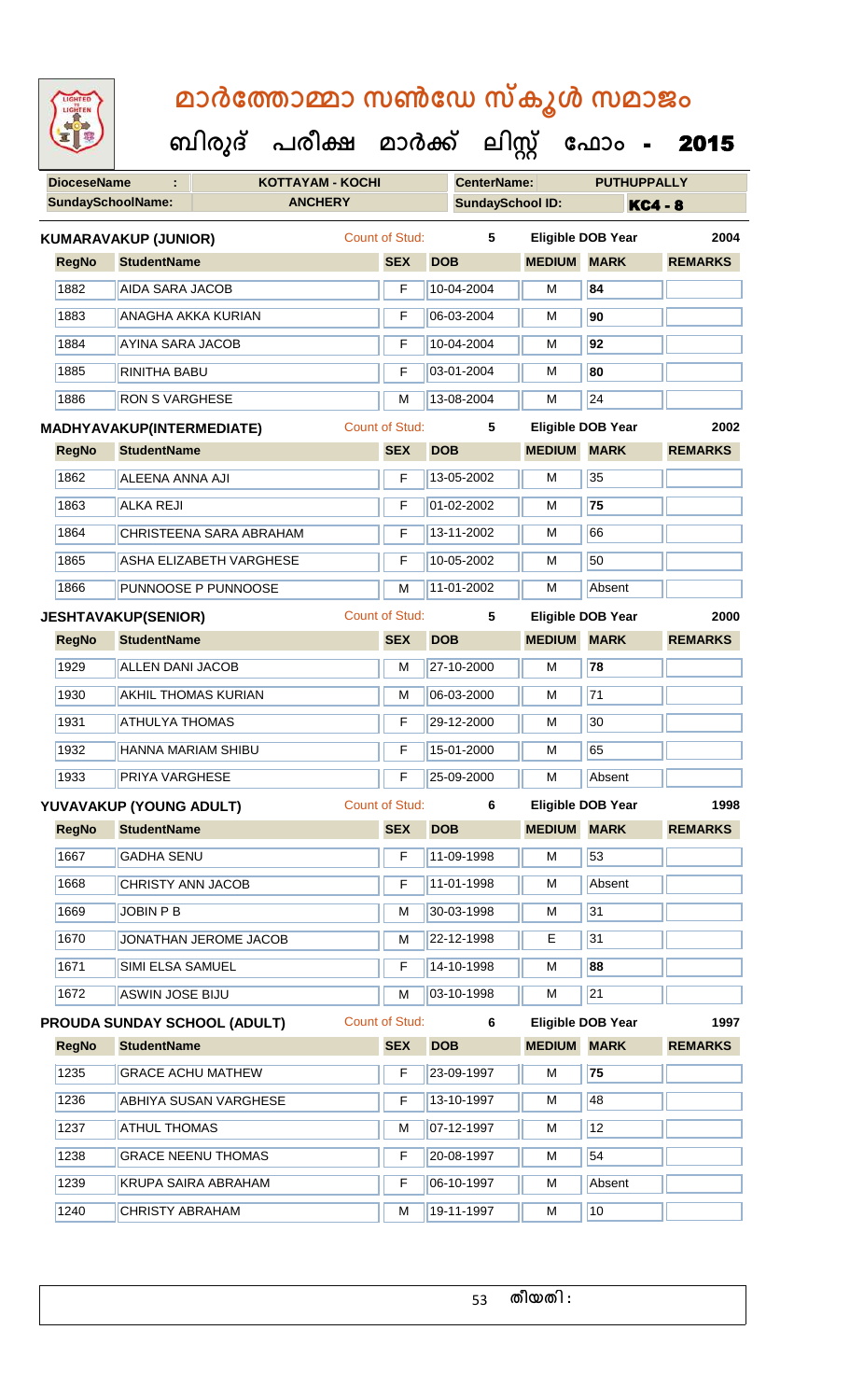# മാർത്തോമ്മാ സൺഡേ സ്കൂൾ സമാജം

## ബിരുദ് പരീക്ഷ മാർക്ക് ലിസ്റ്റ് ഫോം - 2015

| DioceseName : | KOTTAYAM - KOCHI | CenterName: | PUTHUPPALLY |
|---|---|---|---|
| SundaySchoolName: | ANCHERY | SundaySchool ID: | KC4 - 8 |

**KUMARAVAKUP (JUNIOR)** Count of Stud: 5 Eligible DOB Year 2004

| RegNo | StudentName | SEX | DOB | MEDIUM | MARK | REMARKS |
|---|---|---|---|---|---|---|
| 1882 | AIDA SARA JACOB | F | 10-04-2004 | M | 84 | |
| 1883 | ANAGHA AKKA KURIAN | F | 06-03-2004 | M | 90 | |
| 1884 | AYINA SARA JACOB | F | 10-04-2004 | M | 92 | |
| 1885 | RINITHA BABU | F | 03-01-2004 | M | 80 | |
| 1886 | RON S VARGHESE | M | 13-08-2004 | M | 24 | |

**MADHYAVAKUP(INTERMEDIATE)** Count of Stud: 5 Eligible DOB Year 2002

| RegNo | StudentName | SEX | DOB | MEDIUM | MARK | REMARKS |
|---|---|---|---|---|---|---|
| 1862 | ALEENA ANNA AJI | F | 13-05-2002 | M | 35 | |
| 1863 | ALKA REJI | F | 01-02-2002 | M | 75 | |
| 1864 | CHRISTEENA SARA ABRAHAM | F | 13-11-2002 | M | 66 | |
| 1865 | ASHA ELIZABETH VARGHESE | F | 10-05-2002 | M | 50 | |
| 1866 | PUNNOOSE P PUNNOOSE | M | 11-01-2002 | M | Absent | |

**JESHTAVAKUP(SENIOR)** Count of Stud: 5 Eligible DOB Year 2000

| RegNo | StudentName | SEX | DOB | MEDIUM | MARK | REMARKS |
|---|---|---|---|---|---|---|
| 1929 | ALLEN DANI JACOB | M | 27-10-2000 | M | 78 | |
| 1930 | AKHIL THOMAS KURIAN | M | 06-03-2000 | M | 71 | |
| 1931 | ATHULYA THOMAS | F | 29-12-2000 | M | 30 | |
| 1932 | HANNA MARIAM SHIBU | F | 15-01-2000 | M | 65 | |
| 1933 | PRIYA VARGHESE | F | 25-09-2000 | M | Absent | |

**YUVAVAKUP (YOUNG ADULT)** Count of Stud: 6 Eligible DOB Year 1998

| RegNo | StudentName | SEX | DOB | MEDIUM | MARK | REMARKS |
|---|---|---|---|---|---|---|
| 1667 | GADHA SENU | F | 11-09-1998 | M | 53 | |
| 1668 | CHRISTY ANN JACOB | F | 11-01-1998 | M | Absent | |
| 1669 | JOBIN P B | M | 30-03-1998 | M | 31 | |
| 1670 | JONATHAN JEROME JACOB | M | 22-12-1998 | E | 31 | |
| 1671 | SIMI ELSA SAMUEL | F | 14-10-1998 | M | 88 | |
| 1672 | ASWIN JOSE BIJU | M | 03-10-1998 | M | 21 | |

**PROUDA SUNDAY SCHOOL (ADULT)** Count of Stud: 6 Eligible DOB Year 1997

| RegNo | StudentName | SEX | DOB | MEDIUM | MARK | REMARKS |
|---|---|---|---|---|---|---|
| 1235 | GRACE ACHU MATHEW | F | 23-09-1997 | M | 75 | |
| 1236 | ABHIYA SUSAN VARGHESE | F | 13-10-1997 | M | 48 | |
| 1237 | ATHUL THOMAS | M | 07-12-1997 | M | 12 | |
| 1238 | GRACE NEENU THOMAS | F | 20-08-1997 | M | 54 | |
| 1239 | KRUPA SAIRA ABRAHAM | F | 06-10-1997 | M | Absent | |
| 1240 | CHRISTY ABRAHAM | M | 19-11-1997 | M | 10 | |

തീയതി :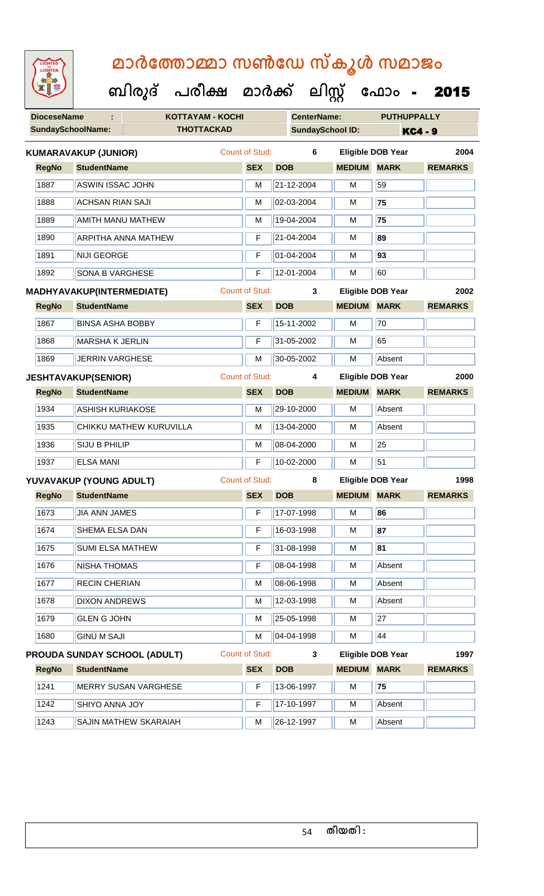# മാർത്തോമ്മാ സൺഡേ സ്കൂൾ സമാജം

## ബിരുദ് പരീക്ഷ മാർക്ക് ലിസ്റ്റ് ഫോം - 2015

| DioceseName : | KOTTAYAM - KOCHI | CenterName: | PUTHUPPALLY |
|---|---|---|---|
| SundaySchoolName: | THOTTACKAD | SundaySchool ID: | KC4 - 9 |

**KUMARAVAKUP (JUNIOR)** Count of Stud: 6 Eligible DOB Year 2004

| RegNo | StudentName | SEX | DOB | MEDIUM | MARK | REMARKS |
|---|---|---|---|---|---|---|
| 1887 | ASWIN ISSAC JOHN | M | 21-12-2004 | M | 59 | |
| 1888 | ACHSAN RIAN SAJI | M | 02-03-2004 | M | 75 | |
| 1889 | AMITH MANU MATHEW | M | 19-04-2004 | M | 75 | |
| 1890 | ARPITHA ANNA MATHEW | F | 21-04-2004 | M | 89 | |
| 1891 | NIJI GEORGE | F | 01-04-2004 | M | 93 | |
| 1892 | SONA B VARGHESE | F | 12-01-2004 | M | 60 | |

**MADHYAVAKUP(INTERMEDIATE)** Count of Stud: 3 Eligible DOB Year 2002

| RegNo | StudentName | SEX | DOB | MEDIUM | MARK | REMARKS |
|---|---|---|---|---|---|---|
| 1867 | BINSA ASHA BOBBY | F | 15-11-2002 | M | 70 | |
| 1868 | MARSHA K JERLIN | F | 31-05-2002 | M | 65 | |
| 1869 | JERRIN VARGHESE | M | 30-05-2002 | M | Absent | |

**JESHTAVAKUP(SENIOR)** Count of Stud: 4 Eligible DOB Year 2000

| RegNo | StudentName | SEX | DOB | MEDIUM | MARK | REMARKS |
|---|---|---|---|---|---|---|
| 1934 | ASHISH KURIAKOSE | M | 29-10-2000 | M | Absent | |
| 1935 | CHIKKU MATHEW KURUVILLA | M | 13-04-2000 | M | Absent | |
| 1936 | SIJU B PHILIP | M | 08-04-2000 | M | 25 | |
| 1937 | ELSA MANI | F | 10-02-2000 | M | 51 | |

**YUVAVAKUP (YOUNG ADULT)** Count of Stud: 8 Eligible DOB Year 1998

| RegNo | StudentName | SEX | DOB | MEDIUM | MARK | REMARKS |
|---|---|---|---|---|---|---|
| 1673 | JIA ANN JAMES | F | 17-07-1998 | M | 86 | |
| 1674 | SHEMA ELSA DAN | F | 16-03-1998 | M | 87 | |
| 1675 | SUMI ELSA MATHEW | F | 31-08-1998 | M | 81 | |
| 1676 | NISHA THOMAS | F | 08-04-1998 | M | Absent | |
| 1677 | RECIN CHERIAN | M | 08-06-1998 | M | Absent | |
| 1678 | DIXON ANDREWS | M | 12-03-1998 | M | Absent | |
| 1679 | GLEN G JOHN | M | 25-05-1998 | M | 27 | |
| 1680 | GINU M SAJI | M | 04-04-1998 | M | 44 | |

**PROUDA SUNDAY SCHOOL (ADULT)** Count of Stud: 3 Eligible DOB Year 1997

| RegNo | StudentName | SEX | DOB | MEDIUM | MARK | REMARKS |
|---|---|---|---|---|---|---|
| 1241 | MERRY SUSAN VARGHESE | F | 13-06-1997 | M | 75 | |
| 1242 | SHIYO ANNA JOY | F | 17-10-1997 | M | Absent | |
| 1243 | SAJIN MATHEW SKARAIAH | M | 26-12-1997 | M | Absent | |

തീയതി :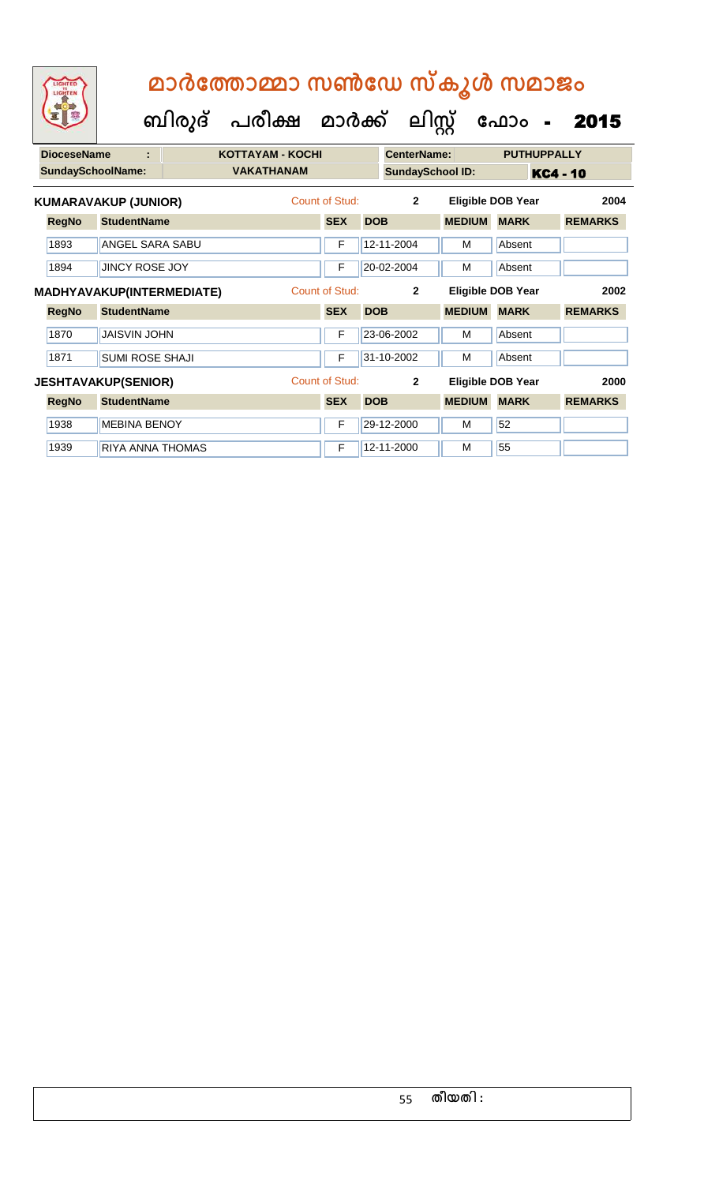# മാർത്തോമ്മാ സൺഡേ സ്കൂൾ സമാജം

## ബിരുദ് പരീക്ഷ മാർക്ക് ലിസ്റ്റ് ഫോം - 2015

| DioceseName : | KOTTAYAM - KOCHI | CenterName: | PUTHUPPALLY |
|---|---|---|---|
| SundaySchoolName: | VAKATHANAM | SundaySchool ID: | KC4 - 10 |

**KUMARAVAKUP (JUNIOR)** Count of Stud: 2 Eligible DOB Year 2004

| RegNo | StudentName | SEX | DOB | MEDIUM | MARK | REMARKS |
|---|---|---|---|---|---|---|
| 1893 | ANGEL SARA SABU | F | 12-11-2004 | M | Absent | |
| 1894 | JINCY ROSE JOY | F | 20-02-2004 | M | Absent | |

**MADHYAVAKUP(INTERMEDIATE)** Count of Stud: 2 Eligible DOB Year 2002

| RegNo | StudentName | SEX | DOB | MEDIUM | MARK | REMARKS |
|---|---|---|---|---|---|---|
| 1870 | JAISVIN JOHN | F | 23-06-2002 | M | Absent | |
| 1871 | SUMI ROSE SHAJI | F | 31-10-2002 | M | Absent | |

**JESHTAVAKUP(SENIOR)** Count of Stud: 2 Eligible DOB Year 2000

| RegNo | StudentName | SEX | DOB | MEDIUM | MARK | REMARKS |
|---|---|---|---|---|---|---|
| 1938 | MEBINA BENOY | F | 29-12-2000 | M | 52 | |
| 1939 | RIYA ANNA THOMAS | F | 12-11-2000 | M | 55 | |

തീയതി :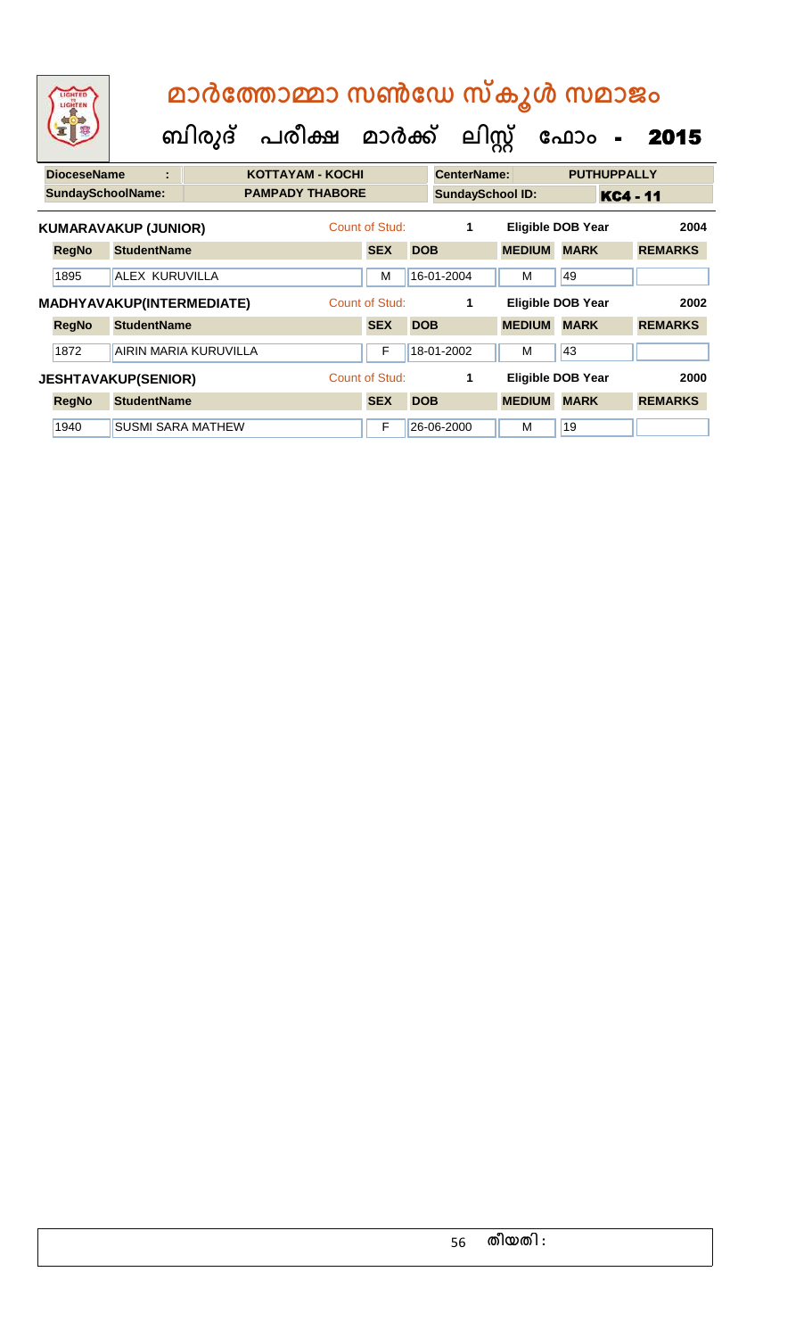# മാർത്തോമ്മാ സൺഡേ സ്കൂൾ സമാജം

## ബിരുദ് പരീക്ഷ മാർക്ക് ലിസ്റ്റ് ഫോം - 2015

| DioceseName | : | KOTTAYAM - KOCHI | CenterName: | PUTHUPPALLY |
|---|---|---|---|---|
| SundaySchoolName: | | PAMPADY THABORE | SundaySchool ID: | KC4 - 11 |

**KUMARAVAKUP (JUNIOR)** Count of Stud: 1 Eligible DOB Year 2004

| RegNo | StudentName | SEX | DOB | MEDIUM | MARK | REMARKS |
|---|---|---|---|---|---|---|
| 1895 | ALEX KURUVILLA | M | 16-01-2004 | M | 49 | |

**MADHYAVAKUP(INTERMEDIATE)** Count of Stud: 1 Eligible DOB Year 2002

| RegNo | StudentName | SEX | DOB | MEDIUM | MARK | REMARKS |
|---|---|---|---|---|---|---|
| 1872 | AIRIN MARIA KURUVILLA | F | 18-01-2002 | M | 43 | |

**JESHTAVAKUP(SENIOR)** Count of Stud: 1 Eligible DOB Year 2000

| RegNo | StudentName | SEX | DOB | MEDIUM | MARK | REMARKS |
|---|---|---|---|---|---|---|
| 1940 | SUSMI SARA MATHEW | F | 26-06-2000 | M | 19 | |

തീയതി :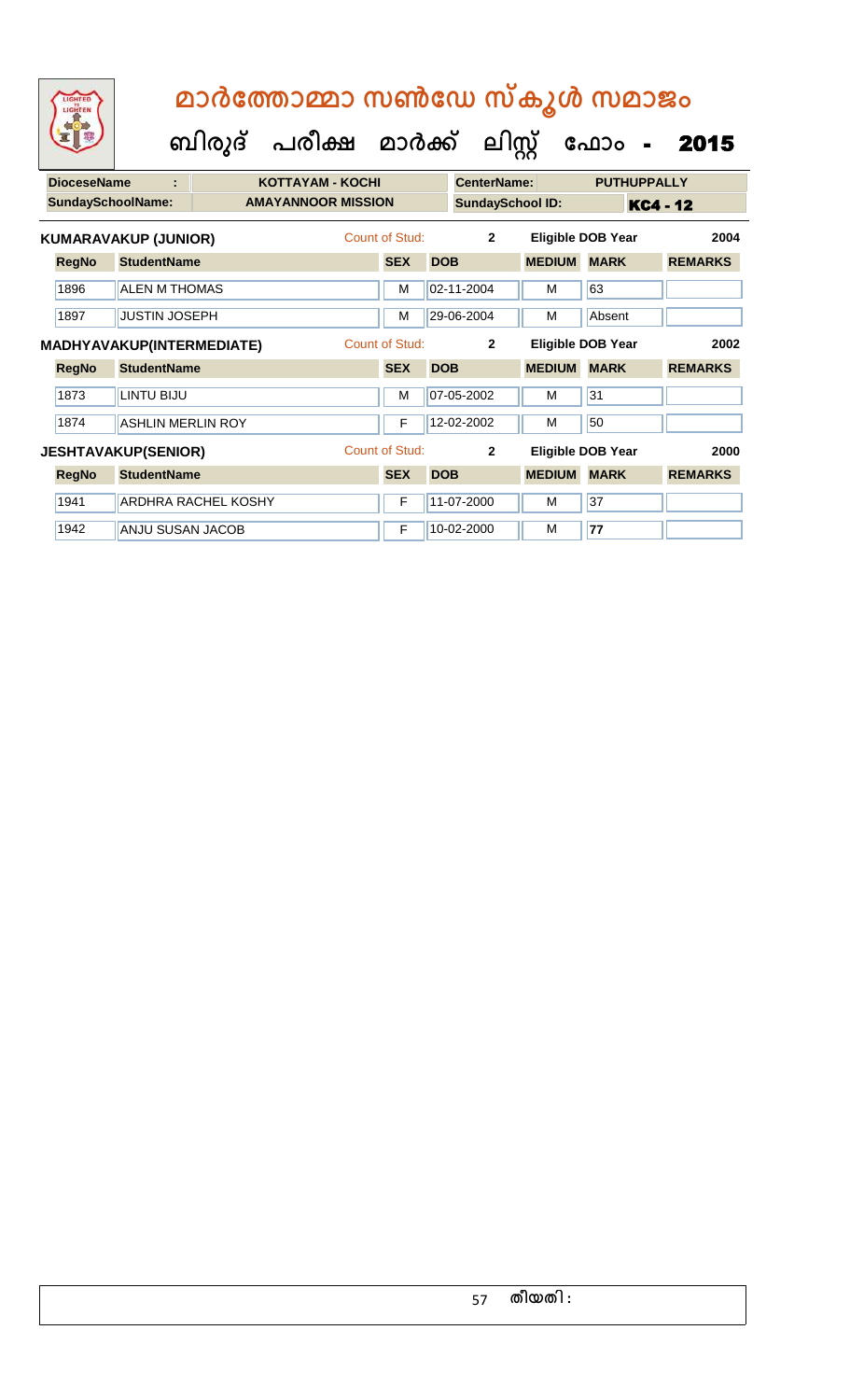# മാർത്തോമ്മാ സൺഡേ സ്കൂൾ സമാജം

## ബിരുദ് പരീക്ഷ മാർക്ക് ലിസ്റ്റ് ഫോം - 2015

| DioceseName : | KOTTAYAM - KOCHI | CenterName: | PUTHUPPALLY |
|---|---|---|---|
| SundaySchoolName: | AMAYANNOOR MISSION | SundaySchool ID: | KC4 - 12 |

**KUMARAVAKUP (JUNIOR)** Count of Stud: 2 Eligible DOB Year 2004

| RegNo | StudentName | SEX | DOB | MEDIUM | MARK | REMARKS |
|---|---|---|---|---|---|---|
| 1896 | ALEN M THOMAS | M | 02-11-2004 | M | 63 | |
| 1897 | JUSTIN JOSEPH | M | 29-06-2004 | M | Absent | |

**MADHYAVAKUP(INTERMEDIATE)** Count of Stud: 2 Eligible DOB Year 2002

| RegNo | StudentName | SEX | DOB | MEDIUM | MARK | REMARKS |
|---|---|---|---|---|---|---|
| 1873 | LINTU BIJU | M | 07-05-2002 | M | 31 | |
| 1874 | ASHLIN MERLIN ROY | F | 12-02-2002 | M | 50 | |

**JESHTAVAKUP(SENIOR)** Count of Stud: 2 Eligible DOB Year 2000

| RegNo | StudentName | SEX | DOB | MEDIUM | MARK | REMARKS |
|---|---|---|---|---|---|---|
| 1941 | ARDHRA RACHEL KOSHY | F | 11-07-2000 | M | 37 | |
| 1942 | ANJU SUSAN JACOB | F | 10-02-2000 | M | 77 | |

തീയതി :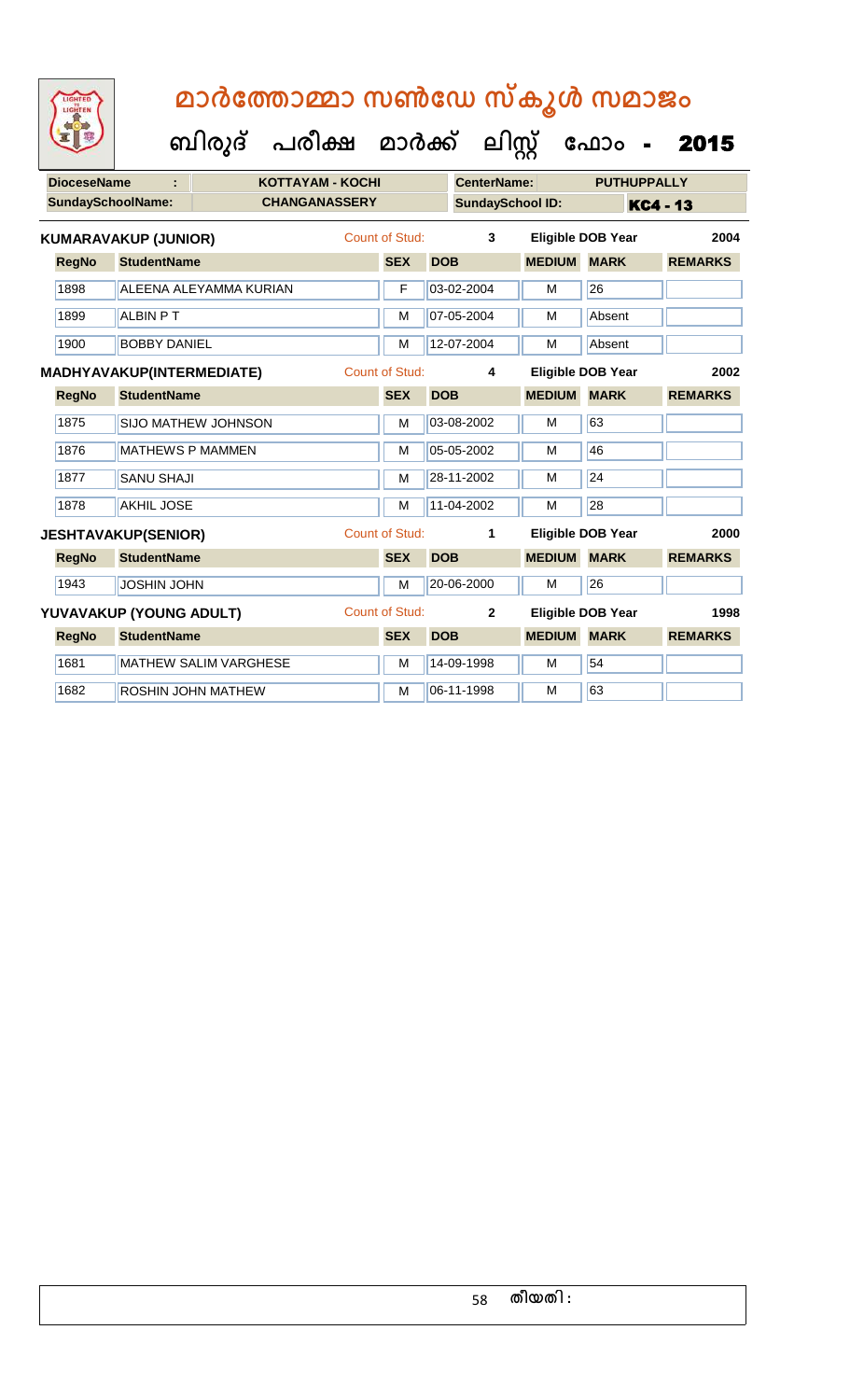# മാർത്തോമ്മാ സൺഡേ സ്കൂൾ സമാജം

## ബിരുദ് പരീക്ഷ മാർക്ക് ലിസ്റ്റ് ഫോം - 2015

| DioceseName : | KOTTAYAM - KOCHI | CenterName: | PUTHUPPALLY |
|---|---|---|---|
| SundaySchoolName: | CHANGANASSERY | SundaySchool ID: | KC4 - 13 |

**KUMARAVAKUP (JUNIOR)** Count of Stud: 3 Eligible DOB Year 2004

| RegNo | StudentName | SEX | DOB | MEDIUM | MARK | REMARKS |
|---|---|---|---|---|---|---|
| 1898 | ALEENA ALEYAMMA KURIAN | F | 03-02-2004 | M | 26 | |
| 1899 | ALBIN P T | M | 07-05-2004 | M | Absent | |
| 1900 | BOBBY DANIEL | M | 12-07-2004 | M | Absent | |

**MADHYAVAKUP(INTERMEDIATE)** Count of Stud: 4 Eligible DOB Year 2002

| RegNo | StudentName | SEX | DOB | MEDIUM | MARK | REMARKS |
|---|---|---|---|---|---|---|
| 1875 | SIJO MATHEW JOHNSON | M | 03-08-2002 | M | 63 | |
| 1876 | MATHEWS P MAMMEN | M | 05-05-2002 | M | 46 | |
| 1877 | SANU SHAJI | M | 28-11-2002 | M | 24 | |
| 1878 | AKHIL JOSE | M | 11-04-2002 | M | 28 | |

**JESHTAVAKUP(SENIOR)** Count of Stud: 1 Eligible DOB Year 2000

| RegNo | StudentName | SEX | DOB | MEDIUM | MARK | REMARKS |
|---|---|---|---|---|---|---|
| 1943 | JOSHIN JOHN | M | 20-06-2000 | M | 26 | |

**YUVAVAKUP (YOUNG ADULT)** Count of Stud: 2 Eligible DOB Year 1998

| RegNo | StudentName | SEX | DOB | MEDIUM | MARK | REMARKS |
|---|---|---|---|---|---|---|
| 1681 | MATHEW SALIM VARGHESE | M | 14-09-1998 | M | 54 | |
| 1682 | ROSHIN JOHN MATHEW | M | 06-11-1998 | M | 63 | |

തീയതി :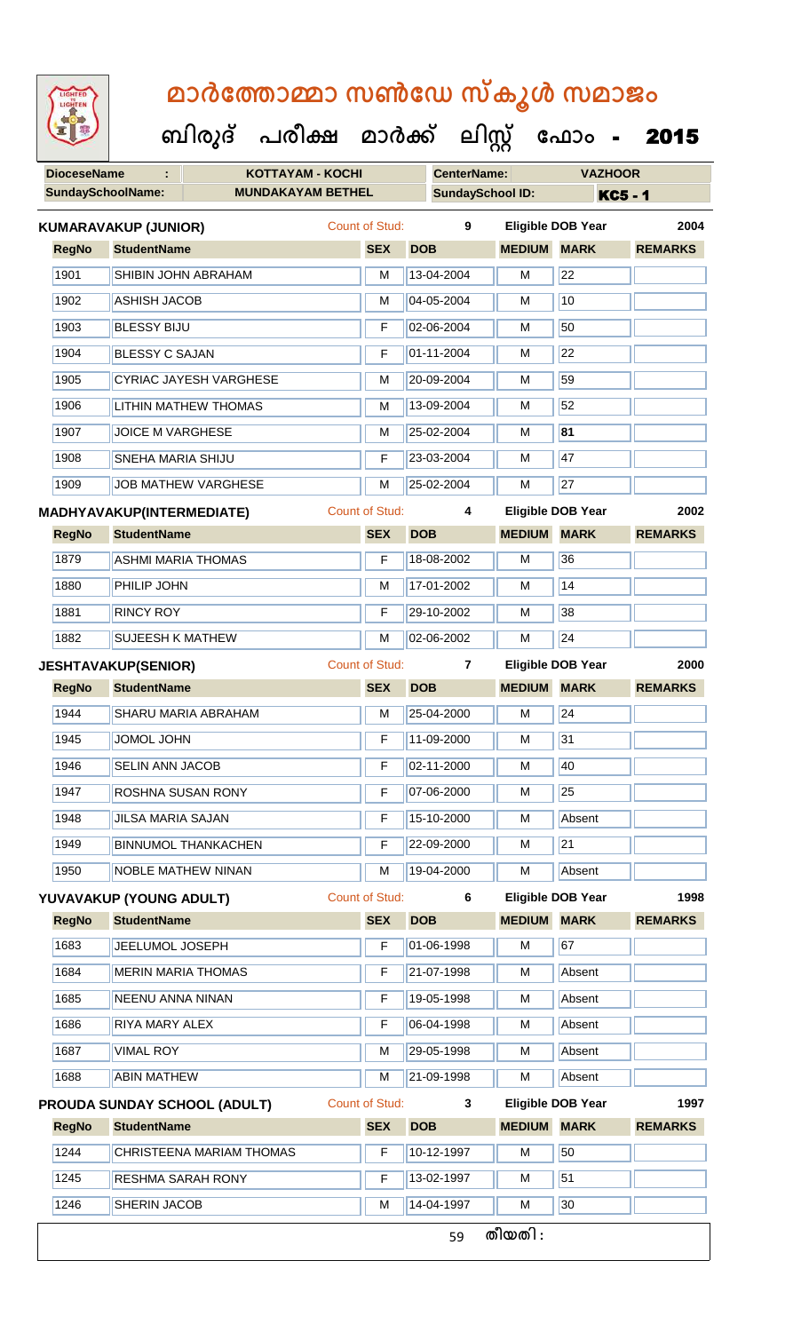# മാർത്തോമ്മാ സൺഡേ സ്കൂൾ സമാജം

## ബിരുദ് പരീക്ഷ മാർക്ക് ലിസ്റ്റ് ഫോം - 2015

| DioceseName : | KOTTAYAM - KOCHI | CenterName: | VAZHOOR |
|---|---|---|---|
| SundaySchoolName: | MUNDAKAYAM BETHEL | SundaySchool ID: | KC5 - 1 |

**KUMARAVAKUP (JUNIOR)** Count of Stud: 9 Eligible DOB Year 2004

| RegNo | StudentName | SEX | DOB | MEDIUM | MARK | REMARKS |
|---|---|---|---|---|---|---|
| 1901 | SHIBIN JOHN ABRAHAM | M | 13-04-2004 | M | 22 | |
| 1902 | ASHISH JACOB | M | 04-05-2004 | M | 10 | |
| 1903 | BLESSY BIJU | F | 02-06-2004 | M | 50 | |
| 1904 | BLESSY C SAJAN | F | 01-11-2004 | M | 22 | |
| 1905 | CYRIAC JAYESH VARGHESE | M | 20-09-2004 | M | 59 | |
| 1906 | LITHIN MATHEW THOMAS | M | 13-09-2004 | M | 52 | |
| 1907 | JOICE M VARGHESE | M | 25-02-2004 | M | **81** | |
| 1908 | SNEHA MARIA SHIJU | F | 23-03-2004 | M | 47 | |
| 1909 | JOB MATHEW VARGHESE | M | 25-02-2004 | M | 27 | |

**MADHYAVAKUP(INTERMEDIATE)** Count of Stud: 4 Eligible DOB Year 2002

| RegNo | StudentName | SEX | DOB | MEDIUM | MARK | REMARKS |
|---|---|---|---|---|---|---|
| 1879 | ASHMI MARIA THOMAS | F | 18-08-2002 | M | 36 | |
| 1880 | PHILIP JOHN | M | 17-01-2002 | M | 14 | |
| 1881 | RINCY ROY | F | 29-10-2002 | M | 38 | |
| 1882 | SUJEESH K MATHEW | M | 02-06-2002 | M | 24 | |

**JESHTAVAKUP(SENIOR)** Count of Stud: 7 Eligible DOB Year 2000

| RegNo | StudentName | SEX | DOB | MEDIUM | MARK | REMARKS |
|---|---|---|---|---|---|---|
| 1944 | SHARU MARIA ABRAHAM | M | 25-04-2000 | M | 24 | |
| 1945 | JOMOL JOHN | F | 11-09-2000 | M | 31 | |
| 1946 | SELIN ANN JACOB | F | 02-11-2000 | M | 40 | |
| 1947 | ROSHNA SUSAN RONY | F | 07-06-2000 | M | 25 | |
| 1948 | JILSA MARIA SAJAN | F | 15-10-2000 | M | Absent | |
| 1949 | BINNUMOL THANKACHEN | F | 22-09-2000 | M | 21 | |
| 1950 | NOBLE MATHEW NINAN | M | 19-04-2000 | M | Absent | |

**YUVAVAKUP (YOUNG ADULT)** Count of Stud: 6 Eligible DOB Year 1998

| RegNo | StudentName | SEX | DOB | MEDIUM | MARK | REMARKS |
|---|---|---|---|---|---|---|
| 1683 | JEELUMOL JOSEPH | F | 01-06-1998 | M | 67 | |
| 1684 | MERIN MARIA THOMAS | F | 21-07-1998 | M | Absent | |
| 1685 | NEENU ANNA NINAN | F | 19-05-1998 | M | Absent | |
| 1686 | RIYA MARY ALEX | F | 06-04-1998 | M | Absent | |
| 1687 | VIMAL ROY | M | 29-05-1998 | M | Absent | |
| 1688 | ABIN MATHEW | M | 21-09-1998 | M | Absent | |

**PROUDA SUNDAY SCHOOL (ADULT)** Count of Stud: 3 Eligible DOB Year 1997

| RegNo | StudentName | SEX | DOB | MEDIUM | MARK | REMARKS |
|---|---|---|---|---|---|---|
| 1244 | CHRISTEENA MARIAM THOMAS | F | 10-12-1997 | M | 50 | |
| 1245 | RESHMA SARAH RONY | F | 13-02-1997 | M | 51 | |
| 1246 | SHERIN JACOB | M | 14-04-1997 | M | 30 | |

തീയതി :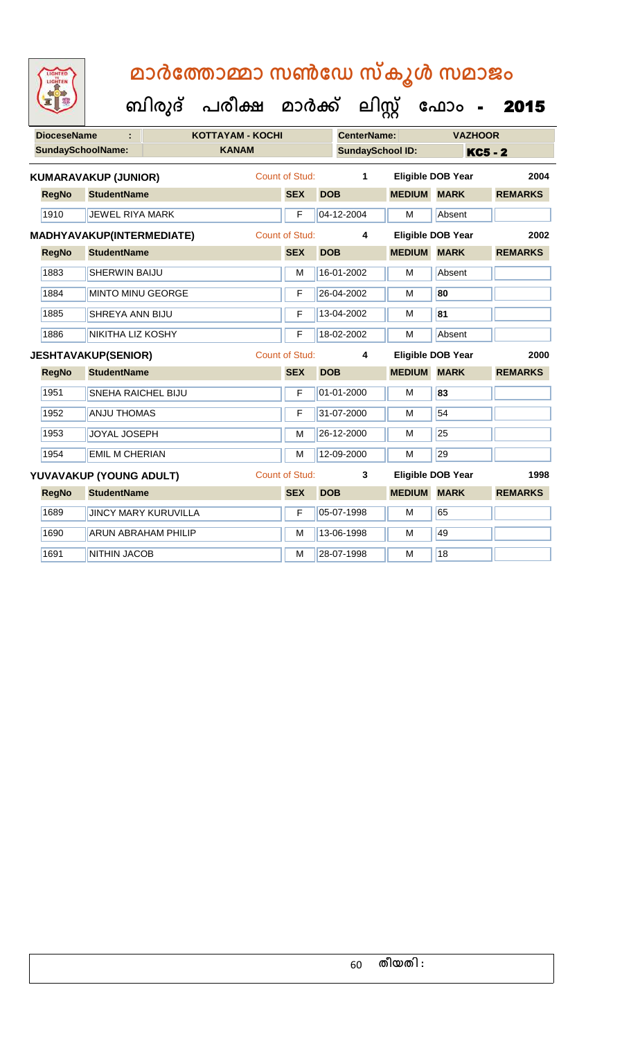# മാർത്തോമ്മാ സൺഡേ സ്കൂൾ സമാജം

## ബിരുദ് പരീക്ഷ മാർക്ക് ലിസ്റ്റ് ഫോം - 2015

| DioceseName : | KOTTAYAM - KOCHI | CenterName: | VAZHOOR |
|---|---|---|---|
| SundaySchoolName: | KANAM | SundaySchool ID: | KC5 - 2 |

**KUMARAVAKUP (JUNIOR)** Count of Stud: 1 Eligible DOB Year 2004

| RegNo | StudentName | SEX | DOB | MEDIUM | MARK | REMARKS |
|---|---|---|---|---|---|---|
| 1910 | JEWEL RIYA MARK | F | 04-12-2004 | M | Absent | |

**MADHYAVAKUP(INTERMEDIATE)** Count of Stud: 4 Eligible DOB Year 2002

| RegNo | StudentName | SEX | DOB | MEDIUM | MARK | REMARKS |
|---|---|---|---|---|---|---|
| 1883 | SHERWIN BAIJU | M | 16-01-2002 | M | Absent | |
| 1884 | MINTO MINU GEORGE | F | 26-04-2002 | M | 80 | |
| 1885 | SHREYA ANN BIJU | F | 13-04-2002 | M | 81 | |
| 1886 | NIKITHA LIZ KOSHY | F | 18-02-2002 | M | Absent | |

**JESHTAVAKUP(SENIOR)** Count of Stud: 4 Eligible DOB Year 2000

| RegNo | StudentName | SEX | DOB | MEDIUM | MARK | REMARKS |
|---|---|---|---|---|---|---|
| 1951 | SNEHA RAICHEL BIJU | F | 01-01-2000 | M | 83 | |
| 1952 | ANJU THOMAS | F | 31-07-2000 | M | 54 | |
| 1953 | JOYAL JOSEPH | M | 26-12-2000 | M | 25 | |
| 1954 | EMIL M CHERIAN | M | 12-09-2000 | M | 29 | |

**YUVAVAKUP (YOUNG ADULT)** Count of Stud: 3 Eligible DOB Year 1998

| RegNo | StudentName | SEX | DOB | MEDIUM | MARK | REMARKS |
|---|---|---|---|---|---|---|
| 1689 | JINCY MARY KURUVILLA | F | 05-07-1998 | M | 65 | |
| 1690 | ARUN ABRAHAM PHILIP | M | 13-06-1998 | M | 49 | |
| 1691 | NITHIN JACOB | M | 28-07-1998 | M | 18 | |

തീയതി :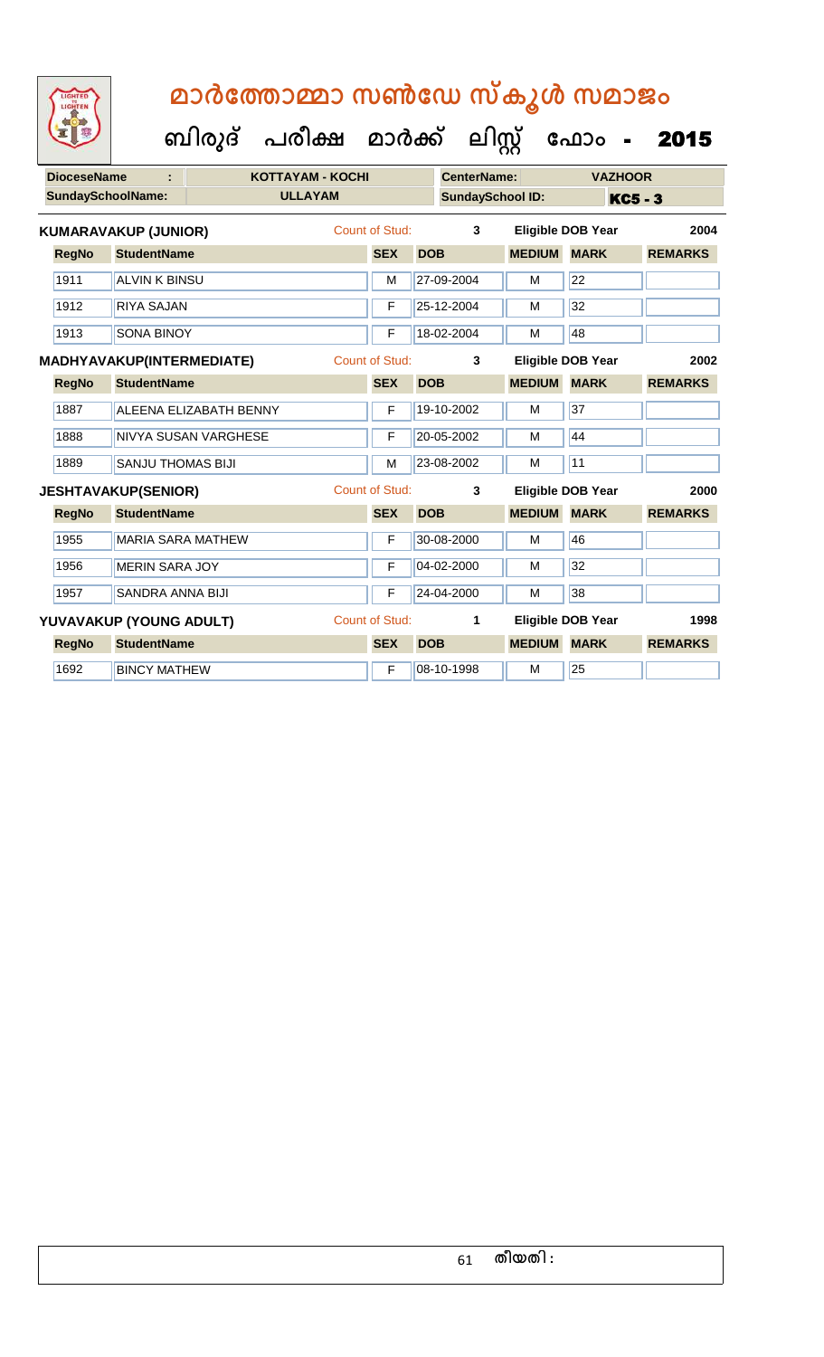# മാർത്തോമ്മാ സൺഡേ സ്കൂൾ സമാജം

## ബിരുദ് പരീക്ഷ മാർക്ക് ലിസ്റ്റ് ഫോം - 2015

| DioceseName : | KOTTAYAM - KOCHI | CenterName: | VAZHOOR |
|---|---|---|---|
| SundaySchoolName: | ULLAYAM | SundaySchool ID: | KC5 - 3 |

**KUMARAVAKUP (JUNIOR)** Count of Stud: 3 Eligible DOB Year 2004

| RegNo | StudentName | SEX | DOB | MEDIUM | MARK | REMARKS |
|---|---|---|---|---|---|---|
| 1911 | ALVIN K BINSU | M | 27-09-2004 | M | 22 | |
| 1912 | RIYA SAJAN | F | 25-12-2004 | M | 32 | |
| 1913 | SONA BINOY | F | 18-02-2004 | M | 48 | |

**MADHYAVAKUP(INTERMEDIATE)** Count of Stud: 3 Eligible DOB Year 2002

| RegNo | StudentName | SEX | DOB | MEDIUM | MARK | REMARKS |
|---|---|---|---|---|---|---|
| 1887 | ALEENA ELIZABATH BENNY | F | 19-10-2002 | M | 37 | |
| 1888 | NIVYA SUSAN VARGHESE | F | 20-05-2002 | M | 44 | |
| 1889 | SANJU THOMAS BIJI | M | 23-08-2002 | M | 11 | |

**JESHTAVAKUP(SENIOR)** Count of Stud: 3 Eligible DOB Year 2000

| RegNo | StudentName | SEX | DOB | MEDIUM | MARK | REMARKS |
|---|---|---|---|---|---|---|
| 1955 | MARIA SARA MATHEW | F | 30-08-2000 | M | 46 | |
| 1956 | MERIN SARA JOY | F | 04-02-2000 | M | 32 | |
| 1957 | SANDRA ANNA BIJI | F | 24-04-2000 | M | 38 | |

**YUVAVAKUP (YOUNG ADULT)** Count of Stud: 1 Eligible DOB Year 1998

| RegNo | StudentName | SEX | DOB | MEDIUM | MARK | REMARKS |
|---|---|---|---|---|---|---|
| 1692 | BINCY MATHEW | F | 08-10-1998 | M | 25 | |

തീയതി :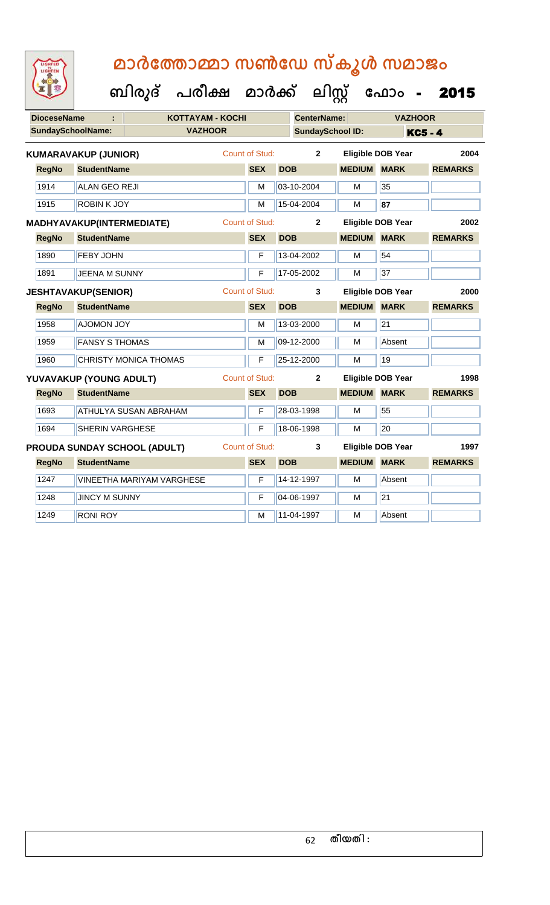# മാർത്തോമ്മാ സൺഡേ സ്കൂൾ സമാജം

## ബിരുദ് പരീക്ഷ മാർക്ക് ലിസ്റ്റ് ഫോം - 2015

**DioceseName :** KOTTAYAM - KOCHI **CenterName:** VAZHOOR

**SundaySchoolName:** VAZHOOR **SundaySchool ID:** KC5 - 4

**KUMARAVAKUP (JUNIOR)** Count of Stud: 2 Eligible DOB Year 2004

| RegNo | StudentName | SEX | DOB | MEDIUM | MARK | REMARKS |
|---|---|---|---|---|---|---|
| 1914 | ALAN GEO REJI | M | 03-10-2004 | M | 35 | |
| 1915 | ROBIN K JOY | M | 15-04-2004 | M | 87 | |

**MADHYAVAKUP(INTERMEDIATE)** Count of Stud: 2 Eligible DOB Year 2002

| RegNo | StudentName | SEX | DOB | MEDIUM | MARK | REMARKS |
|---|---|---|---|---|---|---|
| 1890 | FEBY JOHN | F | 13-04-2002 | M | 54 | |
| 1891 | JEENA M SUNNY | F | 17-05-2002 | M | 37 | |

**JESHTAVAKUP(SENIOR)** Count of Stud: 3 Eligible DOB Year 2000

| RegNo | StudentName | SEX | DOB | MEDIUM | MARK | REMARKS |
|---|---|---|---|---|---|---|
| 1958 | AJOMON JOY | M | 13-03-2000 | M | 21 | |
| 1959 | FANSY S THOMAS | M | 09-12-2000 | M | Absent | |
| 1960 | CHRISTY MONICA THOMAS | F | 25-12-2000 | M | 19 | |

**YUVAVAKUP (YOUNG ADULT)** Count of Stud: 2 Eligible DOB Year 1998

| RegNo | StudentName | SEX | DOB | MEDIUM | MARK | REMARKS |
|---|---|---|---|---|---|---|
| 1693 | ATHULYA SUSAN ABRAHAM | F | 28-03-1998 | M | 55 | |
| 1694 | SHERIN VARGHESE | F | 18-06-1998 | M | 20 | |

**PROUDA SUNDAY SCHOOL (ADULT)** Count of Stud: 3 Eligible DOB Year 1997

| RegNo | StudentName | SEX | DOB | MEDIUM | MARK | REMARKS |
|---|---|---|---|---|---|---|
| 1247 | VINEETHA MARIYAM VARGHESE | F | 14-12-1997 | M | Absent | |
| 1248 | JINCY M SUNNY | F | 04-06-1997 | M | 21 | |
| 1249 | RONI ROY | M | 11-04-1997 | M | Absent | |

തീയതി :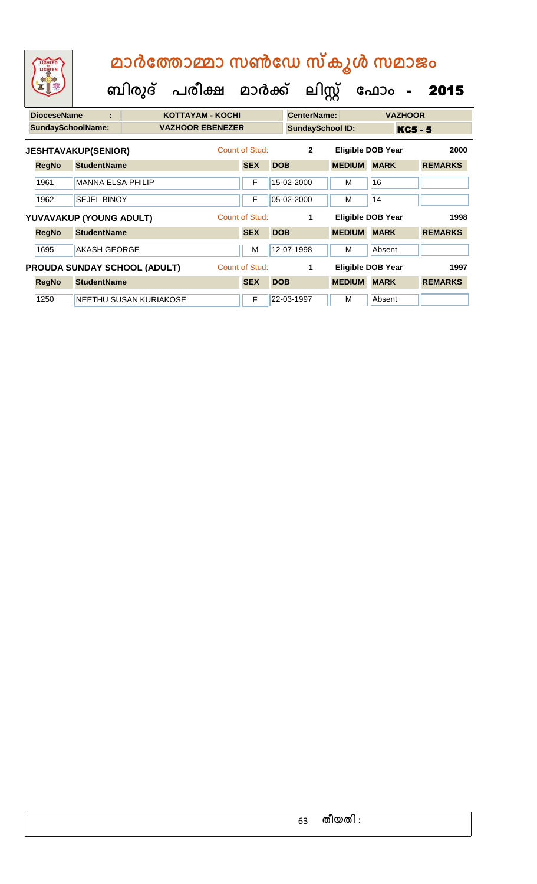# മാർത്തോമ്മാ സൺഡേ സ്കൂൾ സമാജം

## ബിരുദ് പരീക്ഷ മാർക്ക് ലിസ്റ്റ് ഫോം - 2015

| DioceseName : | KOTTAYAM - KOCHI | CenterName: | VAZHOOR |
|---|---|---|---|
| SundaySchoolName: | VAZHOOR EBENEZER | SundaySchool ID: | KC5 - 5 |

**JESHTAVAKUP(SENIOR)** Count of Stud: 2 Eligible DOB Year 2000

| RegNo | StudentName | SEX | DOB | MEDIUM | MARK | REMARKS |
|---|---|---|---|---|---|---|
| 1961 | MANNA ELSA PHILIP | F | 15-02-2000 | M | 16 | |
| 1962 | SEJEL BINOY | F | 05-02-2000 | M | 14 | |

**YUVAVAKUP (YOUNG ADULT)** Count of Stud: 1 Eligible DOB Year 1998

| RegNo | StudentName | SEX | DOB | MEDIUM | MARK | REMARKS |
|---|---|---|---|---|---|---|
| 1695 | AKASH GEORGE | M | 12-07-1998 | M | Absent | |

**PROUDA SUNDAY SCHOOL (ADULT)** Count of Stud: 1 Eligible DOB Year 1997

| RegNo | StudentName | SEX | DOB | MEDIUM | MARK | REMARKS |
|---|---|---|---|---|---|---|
| 1250 | NEETHU SUSAN KURIAKOSE | F | 22-03-1997 | M | Absent | |

തീയതി :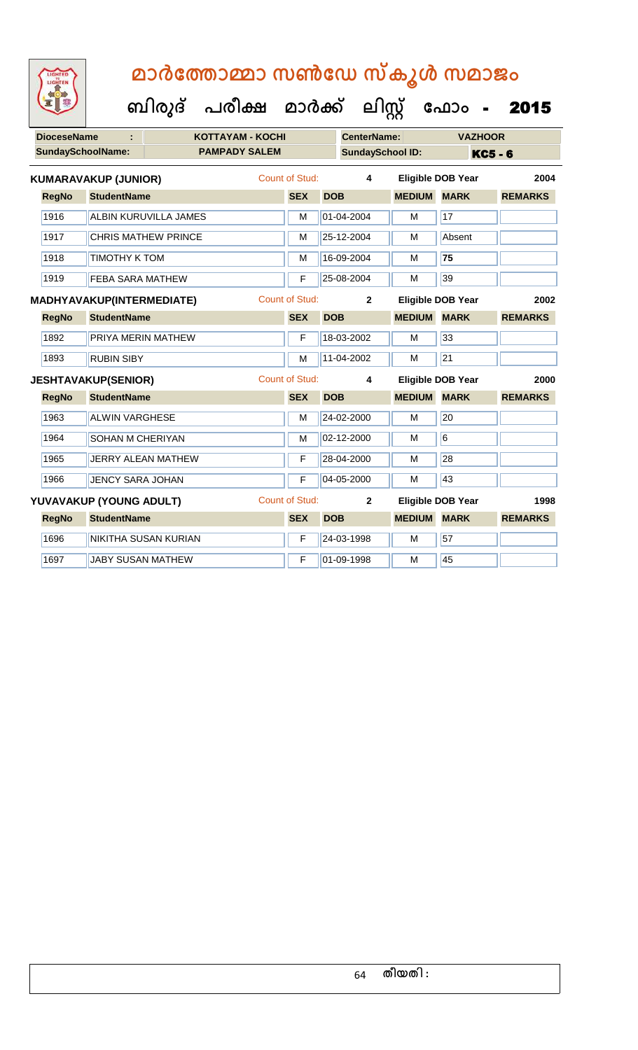# മാർത്തോമ്മാ സൺഡേ സ്കൂൾ സമാജം

## ബിരുദ് പരീക്ഷ മാർക്ക് ലിസ്റ്റ് ഫോം - 2015

| DioceseName : | KOTTAYAM - KOCHI | CenterName: | VAZHOOR |
|---|---|---|---|
| SundaySchoolName: | PAMPADY SALEM | SundaySchool ID: | KC5 - 6 |

**KUMARAVAKUP (JUNIOR)** — Count of Stud: 4 — Eligible DOB Year: 2004

| RegNo | StudentName | SEX | DOB | MEDIUM | MARK | REMARKS |
|---|---|---|---|---|---|---|
| 1916 | ALBIN KURUVILLA JAMES | M | 01-04-2004 | M | 17 | |
| 1917 | CHRIS MATHEW PRINCE | M | 25-12-2004 | M | Absent | |
| 1918 | TIMOTHY K TOM | M | 16-09-2004 | M | 75 | |
| 1919 | FEBA SARA MATHEW | F | 25-08-2004 | M | 39 | |

**MADHYAVAKUP(INTERMEDIATE)** — Count of Stud: 2 — Eligible DOB Year: 2002

| RegNo | StudentName | SEX | DOB | MEDIUM | MARK | REMARKS |
|---|---|---|---|---|---|---|
| 1892 | PRIYA MERIN MATHEW | F | 18-03-2002 | M | 33 | |
| 1893 | RUBIN SIBY | M | 11-04-2002 | M | 21 | |

**JESHTAVAKUP(SENIOR)** — Count of Stud: 4 — Eligible DOB Year: 2000

| RegNo | StudentName | SEX | DOB | MEDIUM | MARK | REMARKS |
|---|---|---|---|---|---|---|
| 1963 | ALWIN VARGHESE | M | 24-02-2000 | M | 20 | |
| 1964 | SOHAN M CHERIYAN | M | 02-12-2000 | M | 6 | |
| 1965 | JERRY ALEAN MATHEW | F | 28-04-2000 | M | 28 | |
| 1966 | JENCY SARA JOHAN | F | 04-05-2000 | M | 43 | |

**YUVAVAKUP (YOUNG ADULT)** — Count of Stud: 2 — Eligible DOB Year: 1998

| RegNo | StudentName | SEX | DOB | MEDIUM | MARK | REMARKS |
|---|---|---|---|---|---|---|
| 1696 | NIKITHA SUSAN KURIAN | F | 24-03-1998 | M | 57 | |
| 1697 | JABY SUSAN MATHEW | F | 01-09-1998 | M | 45 | |

തീയതി :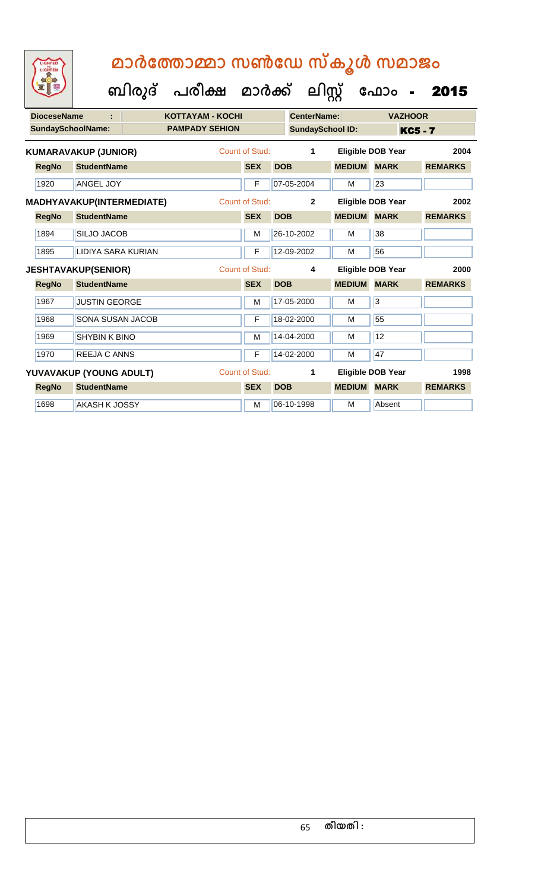# മാർത്തോമ്മാ സൺഡേ സ്കൂൾ സമാജം

## ബിരുദ് പരീക്ഷ മാർക്ക് ലിസ്റ്റ് ഫോം - 2015

| DioceseName : | KOTTAYAM - KOCHI | CenterName: | VAZHOOR |
|---|---|---|---|
| SundaySchoolName: | PAMPADY SEHION | SundaySchool ID: | KC5 - 7 |

**KUMARAVAKUP (JUNIOR)** Count of Stud: 1 Eligible DOB Year 2004

| RegNo | StudentName | SEX | DOB | MEDIUM | MARK | REMARKS |
|---|---|---|---|---|---|---|
| 1920 | ANGEL JOY | F | 07-05-2004 | M | 23 | |

**MADHYAVAKUP(INTERMEDIATE)** Count of Stud: 2 Eligible DOB Year 2002

| RegNo | StudentName | SEX | DOB | MEDIUM | MARK | REMARKS |
|---|---|---|---|---|---|---|
| 1894 | SILJO JACOB | M | 26-10-2002 | M | 38 | |
| 1895 | LIDIYA SARA KURIAN | F | 12-09-2002 | M | 56 | |

**JESHTAVAKUP(SENIOR)** Count of Stud: 4 Eligible DOB Year 2000

| RegNo | StudentName | SEX | DOB | MEDIUM | MARK | REMARKS |
|---|---|---|---|---|---|---|
| 1967 | JUSTIN GEORGE | M | 17-05-2000 | M | 3 | |
| 1968 | SONA SUSAN JACOB | F | 18-02-2000 | M | 55 | |
| 1969 | SHYBIN K BINO | M | 14-04-2000 | M | 12 | |
| 1970 | REEJA C ANNS | F | 14-02-2000 | M | 47 | |

**YUVAVAKUP (YOUNG ADULT)** Count of Stud: 1 Eligible DOB Year 1998

| RegNo | StudentName | SEX | DOB | MEDIUM | MARK | REMARKS |
|---|---|---|---|---|---|---|
| 1698 | AKASH K JOSSY | M | 06-10-1998 | M | Absent | |

തീയതി :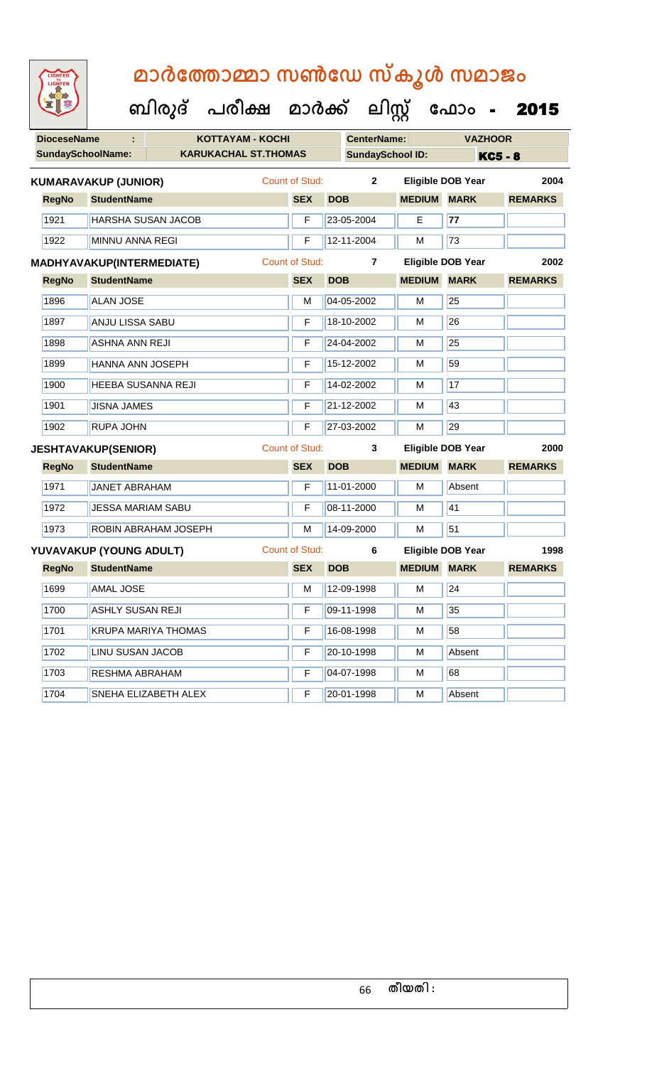# മാർത്തോമ്മാ സൺഡേ സ്കൂൾ സമാജം

## ബിരുദ് പരീക്ഷ മാർക്ക് ലിസ്റ്റ് ഫോം - 2015

| DioceseName : | KOTTAYAM - KOCHI | CenterName: | VAZHOOR |
|---|---|---|---|
| SundaySchoolName: | KARUKACHAL ST.THOMAS | SundaySchool ID: | KC5 - 8 |

**KUMARAVAKUP (JUNIOR)** Count of Stud: 2 Eligible DOB Year 2004

| RegNo | StudentName | SEX | DOB | MEDIUM | MARK | REMARKS |
|---|---|---|---|---|---|---|
| 1921 | HARSHA SUSAN JACOB | F | 23-05-2004 | E | 77 | |
| 1922 | MINNU ANNA REGI | F | 12-11-2004 | M | 73 | |

**MADHYAVAKUP(INTERMEDIATE)** Count of Stud: 7 Eligible DOB Year 2002

| RegNo | StudentName | SEX | DOB | MEDIUM | MARK | REMARKS |
|---|---|---|---|---|---|---|
| 1896 | ALAN JOSE | M | 04-05-2002 | M | 25 | |
| 1897 | ANJU LISSA SABU | F | 18-10-2002 | M | 26 | |
| 1898 | ASHNA ANN REJI | F | 24-04-2002 | M | 25 | |
| 1899 | HANNA ANN JOSEPH | F | 15-12-2002 | M | 59 | |
| 1900 | HEEBA SUSANNA REJI | F | 14-02-2002 | M | 17 | |
| 1901 | JISNA JAMES | F | 21-12-2002 | M | 43 | |
| 1902 | RUPA JOHN | F | 27-03-2002 | M | 29 | |

**JESHTAVAKUP(SENIOR)** Count of Stud: 3 Eligible DOB Year 2000

| RegNo | StudentName | SEX | DOB | MEDIUM | MARK | REMARKS |
|---|---|---|---|---|---|---|
| 1971 | JANET ABRAHAM | F | 11-01-2000 | M | Absent | |
| 1972 | JESSA MARIAM SABU | F | 08-11-2000 | M | 41 | |
| 1973 | ROBIN ABRAHAM JOSEPH | M | 14-09-2000 | M | 51 | |

**YUVAVAKUP (YOUNG ADULT)** Count of Stud: 6 Eligible DOB Year 1998

| RegNo | StudentName | SEX | DOB | MEDIUM | MARK | REMARKS |
|---|---|---|---|---|---|---|
| 1699 | AMAL JOSE | M | 12-09-1998 | M | 24 | |
| 1700 | ASHLY SUSAN REJI | F | 09-11-1998 | M | 35 | |
| 1701 | KRUPA MARIYA THOMAS | F | 16-08-1998 | M | 58 | |
| 1702 | LINU SUSAN JACOB | F | 20-10-1998 | M | Absent | |
| 1703 | RESHMA ABRAHAM | F | 04-07-1998 | M | 68 | |
| 1704 | SNEHA ELIZABETH ALEX | F | 20-01-1998 | M | Absent | |

തീയതി :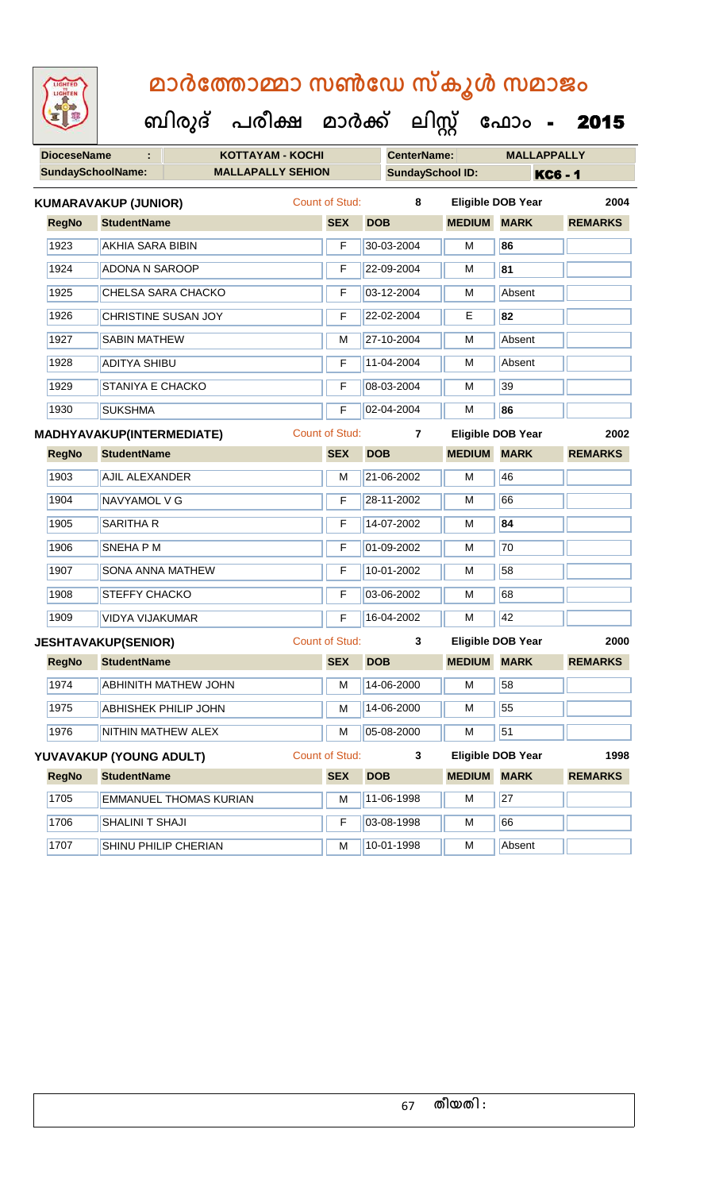# മാർത്തോമ്മാ സൺഡേ സ്കൂൾ സമാജം

## ബിരുദ് പരീക്ഷ മാർക്ക് ലിസ്റ്റ് ഫോം - 2015

**DioceseName :** KOTTAYAM - KOCHI  **CenterName:** MALLAPPALLY

**SundaySchoolName:** MALLAPPALLY SEHION  **SundaySchool ID:** KC6 - 1

**KUMARAVAKUP (JUNIOR)**  Count of Stud: 8  Eligible DOB Year 2004

| RegNo | StudentName | SEX | DOB | MEDIUM | MARK | REMARKS |
|---|---|---|---|---|---|---|
| 1923 | AKHIA SARA BIBIN | F | 30-03-2004 | M | **86** | |
| 1924 | ADONA N SAROOP | F | 22-09-2004 | M | **81** | |
| 1925 | CHELSA SARA CHACKO | F | 03-12-2004 | M | Absent | |
| 1926 | CHRISTINE SUSAN JOY | F | 22-02-2004 | E | **82** | |
| 1927 | SABIN MATHEW | M | 27-10-2004 | M | Absent | |
| 1928 | ADITYA SHIBU | F | 11-04-2004 | M | Absent | |
| 1929 | STANIYA E CHACKO | F | 08-03-2004 | M | 39 | |
| 1930 | SUKSHMA | F | 02-04-2004 | M | **86** | |

**MADHYAVAKUP(INTERMEDIATE)**  Count of Stud: 7  Eligible DOB Year 2002

| RegNo | StudentName | SEX | DOB | MEDIUM | MARK | REMARKS |
|---|---|---|---|---|---|---|
| 1903 | AJIL ALEXANDER | M | 21-06-2002 | M | 46 | |
| 1904 | NAVYAMOL V G | F | 28-11-2002 | M | 66 | |
| 1905 | SARITHA R | F | 14-07-2002 | M | **84** | |
| 1906 | SNEHA P M | F | 01-09-2002 | M | 70 | |
| 1907 | SONA ANNA MATHEW | F | 10-01-2002 | M | 58 | |
| 1908 | STEFFY CHACKO | F | 03-06-2002 | M | 68 | |
| 1909 | VIDYA VIJAKUMAR | F | 16-04-2002 | M | 42 | |

**JESHTAVAKUP(SENIOR)**  Count of Stud: 3  Eligible DOB Year 2000

| RegNo | StudentName | SEX | DOB | MEDIUM | MARK | REMARKS |
|---|---|---|---|---|---|---|
| 1974 | ABHINITH MATHEW JOHN | M | 14-06-2000 | M | 58 | |
| 1975 | ABHISHEK PHILIP JOHN | M | 14-06-2000 | M | 55 | |
| 1976 | NITHIN MATHEW ALEX | M | 05-08-2000 | M | 51 | |

**YUVAVAKUP (YOUNG ADULT)**  Count of Stud: 3  Eligible DOB Year 1998

| RegNo | StudentName | SEX | DOB | MEDIUM | MARK | REMARKS |
|---|---|---|---|---|---|---|
| 1705 | EMMANUEL THOMAS KURIAN | M | 11-06-1998 | M | 27 | |
| 1706 | SHALINI T SHAJI | F | 03-08-1998 | M | 66 | |
| 1707 | SHINU PHILIP CHERIAN | M | 10-01-1998 | M | Absent | |

തീയതി :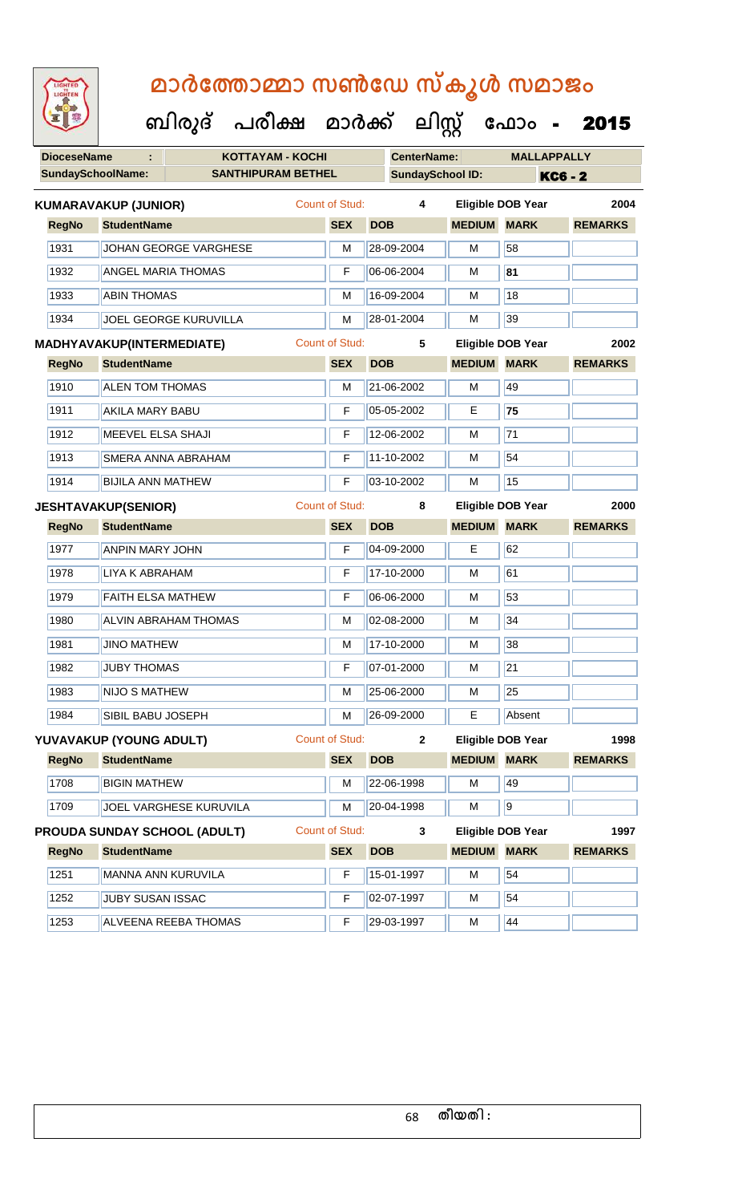# മാർത്തോമ്മാ സൺഡേ സ്കൂൾ സമാജം

## ബിരുദ് പരീക്ഷ മാർക്ക് ലിസ്റ്റ് ഫോം - 2015

| DioceseName : | KOTTAYAM - KOCHI | CenterName: | MALLAPPALLY |
|---|---|---|---|
| SundaySchoolName: | SANTHIPURAM BETHEL | SundaySchool ID: | KC6 - 2 |

**KUMARAVAKUP (JUNIOR)** — Count of Stud: 4 — Eligible DOB Year: 2004

| RegNo | StudentName | SEX | DOB | MEDIUM | MARK | REMARKS |
|---|---|---|---|---|---|---|
| 1931 | JOHAN GEORGE VARGHESE | M | 28-09-2004 | M | 58 | |
| 1932 | ANGEL MARIA THOMAS | F | 06-06-2004 | M | **81** | |
| 1933 | ABIN THOMAS | M | 16-09-2004 | M | 18 | |
| 1934 | JOEL GEORGE KURUVILLA | M | 28-01-2004 | M | 39 | |

**MADHYAVAKUP(INTERMEDIATE)** — Count of Stud: 5 — Eligible DOB Year: 2002

| RegNo | StudentName | SEX | DOB | MEDIUM | MARK | REMARKS |
|---|---|---|---|---|---|---|
| 1910 | ALEN TOM THOMAS | M | 21-06-2002 | M | 49 | |
| 1911 | AKILA MARY BABU | F | 05-05-2002 | E | **75** | |
| 1912 | MEEVEL ELSA SHAJI | F | 12-06-2002 | M | 71 | |
| 1913 | SMERA ANNA ABRAHAM | F | 11-10-2002 | M | 54 | |
| 1914 | BIJILA ANN MATHEW | F | 03-10-2002 | M | 15 | |

**JESHTAVAKUP(SENIOR)** — Count of Stud: 8 — Eligible DOB Year: 2000

| RegNo | StudentName | SEX | DOB | MEDIUM | MARK | REMARKS |
|---|---|---|---|---|---|---|
| 1977 | ANPIN MARY JOHN | F | 04-09-2000 | E | 62 | |
| 1978 | LIYA K ABRAHAM | F | 17-10-2000 | M | 61 | |
| 1979 | FAITH ELSA MATHEW | F | 06-06-2000 | M | 53 | |
| 1980 | ALVIN ABRAHAM THOMAS | M | 02-08-2000 | M | 34 | |
| 1981 | JINO MATHEW | M | 17-10-2000 | M | 38 | |
| 1982 | JUBY THOMAS | F | 07-01-2000 | M | 21 | |
| 1983 | NIJO S MATHEW | M | 25-06-2000 | M | 25 | |
| 1984 | SIBIL BABU JOSEPH | M | 26-09-2000 | E | Absent | |

**YUVAVAKUP (YOUNG ADULT)** — Count of Stud: 2 — Eligible DOB Year: 1998

| RegNo | StudentName | SEX | DOB | MEDIUM | MARK | REMARKS |
|---|---|---|---|---|---|---|
| 1708 | BIGIN MATHEW | M | 22-06-1998 | M | 49 | |
| 1709 | JOEL VARGHESE KURUVILA | M | 20-04-1998 | M | 9 | |

**PROUDA SUNDAY SCHOOL (ADULT)** — Count of Stud: 3 — Eligible DOB Year: 1997

| RegNo | StudentName | SEX | DOB | MEDIUM | MARK | REMARKS |
|---|---|---|---|---|---|---|
| 1251 | MANNA ANN KURUVILA | F | 15-01-1997 | M | 54 | |
| 1252 | JUBY SUSAN ISSAC | F | 02-07-1997 | M | 54 | |
| 1253 | ALVEENA REEBA THOMAS | F | 29-03-1997 | M | 44 | |

തീയതി :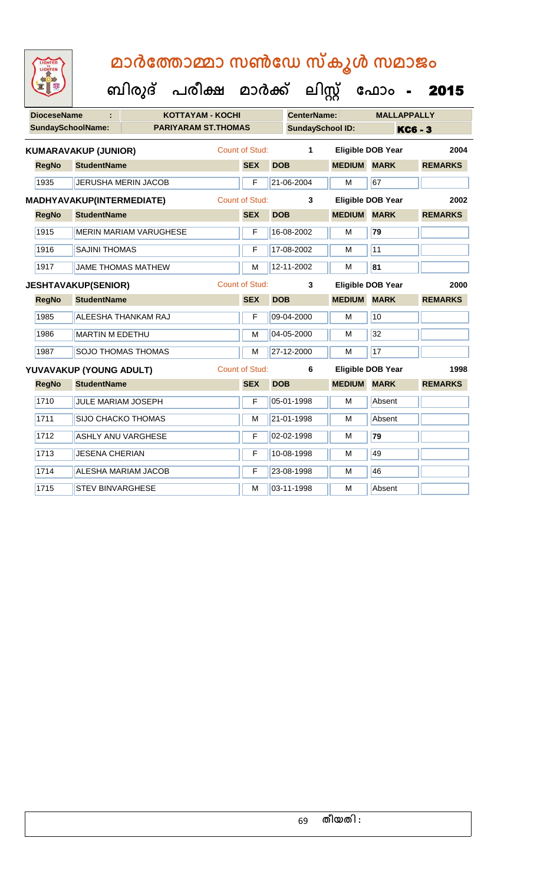# മാർത്തോമ്മാ സൺഡേ സ്കൂൾ സമാജം

**ബിരുദ് പരീക്ഷ മാർക്ക് ലിസ്റ്റ് ഫോം - 2015**

| DioceseName | : | KOTTAYAM - KOCHI | CenterName: | MALLAPPALLY |
|---|---|---|---|---|
| SundaySchoolName: | | PARIYARAM ST.THOMAS | SundaySchool ID: | KC6 - 3 |

**KUMARAVAKUP (JUNIOR)** — Count of Stud: 1 — Eligible DOB Year: 2004

| RegNo | StudentName | SEX | DOB | MEDIUM | MARK | REMARKS |
|---|---|---|---|---|---|---|
| 1935 | JERUSHA MERIN JACOB | F | 21-06-2004 | M | 67 | |

**MADHYAVAKUP(INTERMEDIATE)** — Count of Stud: 3 — Eligible DOB Year: 2002

| RegNo | StudentName | SEX | DOB | MEDIUM | MARK | REMARKS |
|---|---|---|---|---|---|---|
| 1915 | MERIN MARIAM VARUGHESE | F | 16-08-2002 | M | **79** | |
| 1916 | SAJINI THOMAS | F | 17-08-2002 | M | 11 | |
| 1917 | JAME THOMAS MATHEW | M | 12-11-2002 | M | **81** | |

**JESHTAVAKUP(SENIOR)** — Count of Stud: 3 — Eligible DOB Year: 2000

| RegNo | StudentName | SEX | DOB | MEDIUM | MARK | REMARKS |
|---|---|---|---|---|---|---|
| 1985 | ALEESHA THANKAM RAJ | F | 09-04-2000 | M | 10 | |
| 1986 | MARTIN M EDETHU | M | 04-05-2000 | M | 32 | |
| 1987 | SOJO THOMAS THOMAS | M | 27-12-2000 | M | 17 | |

**YUVAVAKUP (YOUNG ADULT)** — Count of Stud: 6 — Eligible DOB Year: 1998

| RegNo | StudentName | SEX | DOB | MEDIUM | MARK | REMARKS |
|---|---|---|---|---|---|---|
| 1710 | JULE MARIAM JOSEPH | F | 05-01-1998 | M | Absent | |
| 1711 | SIJO CHACKO THOMAS | M | 21-01-1998 | M | Absent | |
| 1712 | ASHLY ANU VARGHESE | F | 02-02-1998 | M | **79** | |
| 1713 | JESENA CHERIAN | F | 10-08-1998 | M | 49 | |
| 1714 | ALESHA MARIAM JACOB | F | 23-08-1998 | M | 46 | |
| 1715 | STEV BINVARGHESE | M | 03-11-1998 | M | Absent | |

തീയതി :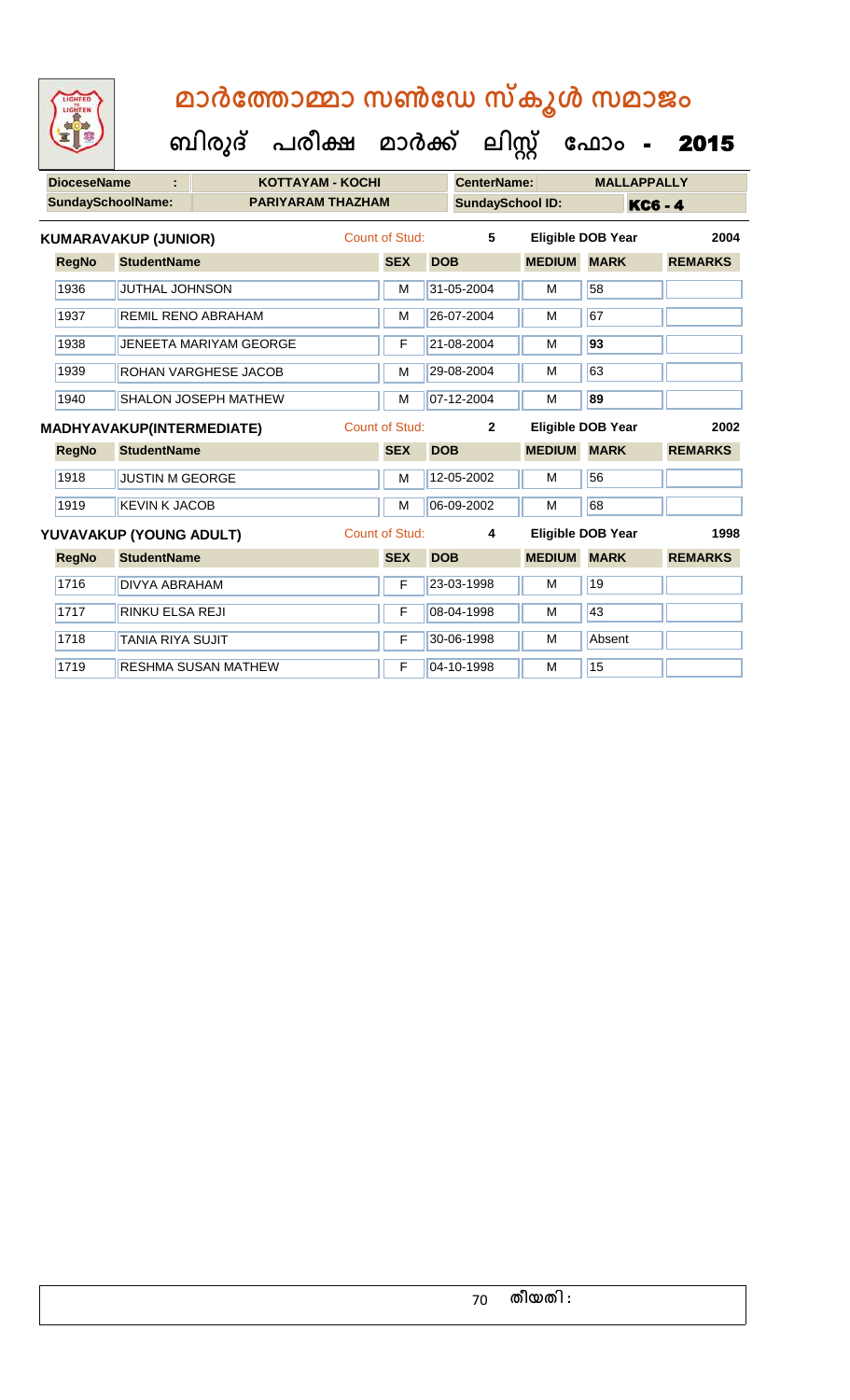# മാർത്തോമ്മാ സൺഡേ സ്കൂൾ സമാജം

**ബിരുദ് പരീക്ഷ മാർക്ക് ലിസ്റ്റ് ഫോം - 2015**

| DioceseName : | KOTTAYAM - KOCHI | CenterName: | MALLAPPALLY |
|---|---|---|---|
| SundaySchoolName: | PARIYARAM THAZHAM | SundaySchool ID: | KC6 - 4 |

**KUMARAVAKUP (JUNIOR)** Count of Stud: 5 Eligible DOB Year 2004

| RegNo | StudentName | SEX | DOB | MEDIUM | MARK | REMARKS |
|---|---|---|---|---|---|---|
| 1936 | JUTHAL JOHNSON | M | 31-05-2004 | M | 58 | |
| 1937 | REMIL RENO ABRAHAM | M | 26-07-2004 | M | 67 | |
| 1938 | JENEETA MARIYAM GEORGE | F | 21-08-2004 | M | **93** | |
| 1939 | ROHAN VARGHESE JACOB | M | 29-08-2004 | M | 63 | |
| 1940 | SHALON JOSEPH MATHEW | M | 07-12-2004 | M | **89** | |

**MADHYAVAKUP(INTERMEDIATE)** Count of Stud: 2 Eligible DOB Year 2002

| RegNo | StudentName | SEX | DOB | MEDIUM | MARK | REMARKS |
|---|---|---|---|---|---|---|
| 1918 | JUSTIN M GEORGE | M | 12-05-2002 | M | 56 | |
| 1919 | KEVIN K JACOB | M | 06-09-2002 | M | 68 | |

**YUVAVAKUP (YOUNG ADULT)** Count of Stud: 4 Eligible DOB Year 1998

| RegNo | StudentName | SEX | DOB | MEDIUM | MARK | REMARKS |
|---|---|---|---|---|---|---|
| 1716 | DIVYA ABRAHAM | F | 23-03-1998 | M | 19 | |
| 1717 | RINKU ELSA REJI | F | 08-04-1998 | M | 43 | |
| 1718 | TANIA RIYA SUJIT | F | 30-06-1998 | M | Absent | |
| 1719 | RESHMA SUSAN MATHEW | F | 04-10-1998 | M | 15 | |

തീയതി :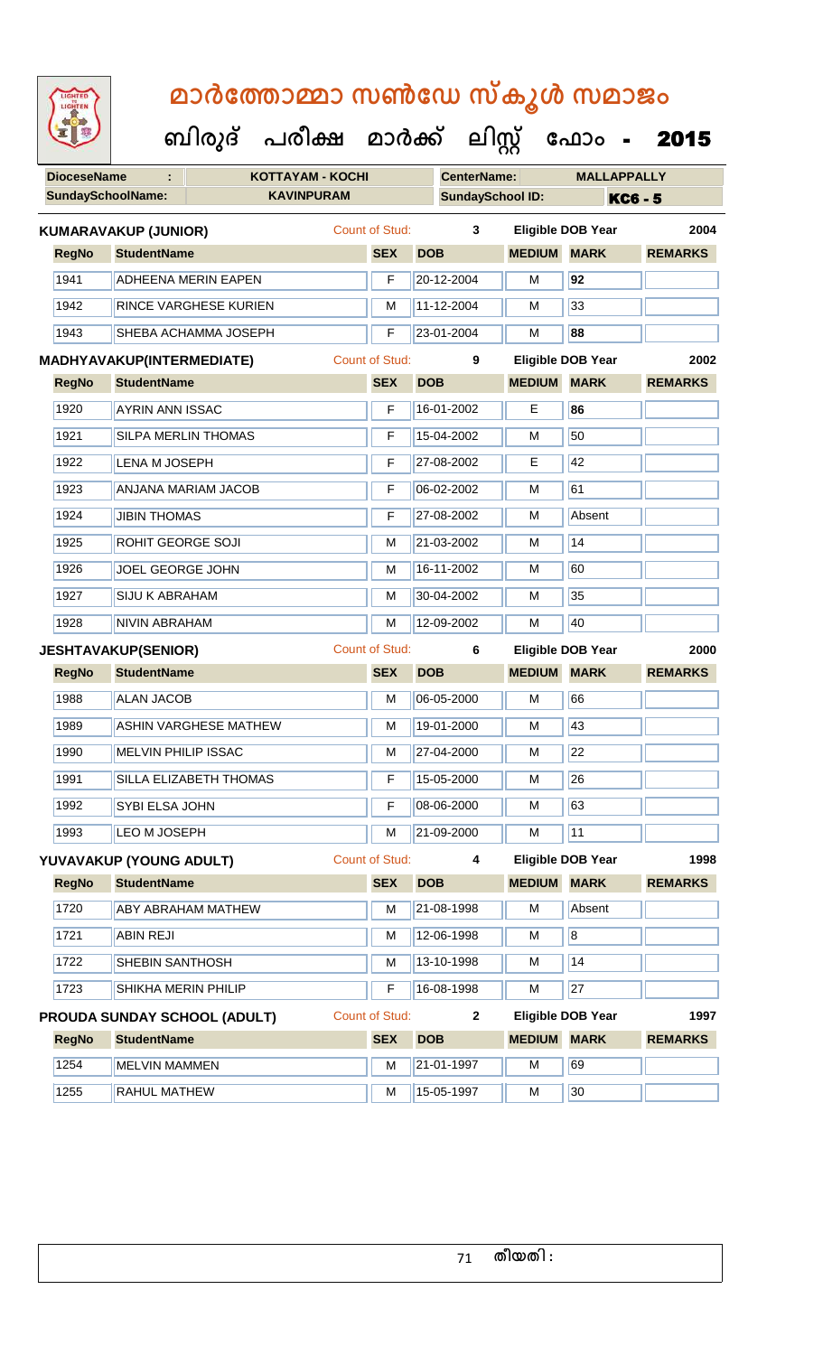# മാർത്തോമ്മാ സൺഡേ സ്കൂൾ സമാജം

## ബിരുദ് പരീക്ഷ മാർക്ക് ലിസ്റ്റ് ഫോം - 2015

| DioceseName | : | KOTTAYAM - KOCHI | CenterName: | MALLAPPALLY |
|---|---|---|---|---|
| SundaySchoolName: | | KAVINPURAM | SundaySchool ID: | KC6 - 5 |

**KUMARAVAKUP (JUNIOR)** Count of Stud: 3 Eligible DOB Year 2004

| RegNo | StudentName | SEX | DOB | MEDIUM | MARK | REMARKS |
|---|---|---|---|---|---|---|
| 1941 | ADHEENA MERIN EAPEN | F | 20-12-2004 | M | 92 | |
| 1942 | RINCE VARGHESE KURIEN | M | 11-12-2004 | M | 33 | |
| 1943 | SHEBA ACHAMMA JOSEPH | F | 23-01-2004 | M | 88 | |

**MADHYAVAKUP(INTERMEDIATE)** Count of Stud: 9 Eligible DOB Year 2002

| RegNo | StudentName | SEX | DOB | MEDIUM | MARK | REMARKS |
|---|---|---|---|---|---|---|
| 1920 | AYRIN ANN ISSAC | F | 16-01-2002 | E | 86 | |
| 1921 | SILPA MERLIN THOMAS | F | 15-04-2002 | M | 50 | |
| 1922 | LENA M JOSEPH | F | 27-08-2002 | E | 42 | |
| 1923 | ANJANA MARIAM JACOB | F | 06-02-2002 | M | 61 | |
| 1924 | JIBIN THOMAS | F | 27-08-2002 | M | Absent | |
| 1925 | ROHIT GEORGE SOJI | M | 21-03-2002 | M | 14 | |
| 1926 | JOEL GEORGE JOHN | M | 16-11-2002 | M | 60 | |
| 1927 | SIJU K ABRAHAM | M | 30-04-2002 | M | 35 | |
| 1928 | NIVIN ABRAHAM | M | 12-09-2002 | M | 40 | |

**JESHTAVAKUP(SENIOR)** Count of Stud: 6 Eligible DOB Year 2000

| RegNo | StudentName | SEX | DOB | MEDIUM | MARK | REMARKS |
|---|---|---|---|---|---|---|
| 1988 | ALAN JACOB | M | 06-05-2000 | M | 66 | |
| 1989 | ASHIN VARGHESE MATHEW | M | 19-01-2000 | M | 43 | |
| 1990 | MELVIN PHILIP ISSAC | M | 27-04-2000 | M | 22 | |
| 1991 | SILLA ELIZABETH THOMAS | F | 15-05-2000 | M | 26 | |
| 1992 | SYBI ELSA JOHN | F | 08-06-2000 | M | 63 | |
| 1993 | LEO M JOSEPH | M | 21-09-2000 | M | 11 | |

**YUVAVAKUP (YOUNG ADULT)** Count of Stud: 4 Eligible DOB Year 1998

| RegNo | StudentName | SEX | DOB | MEDIUM | MARK | REMARKS |
|---|---|---|---|---|---|---|
| 1720 | ABY ABRAHAM MATHEW | M | 21-08-1998 | M | Absent | |
| 1721 | ABIN REJI | M | 12-06-1998 | M | 8 | |
| 1722 | SHEBIN SANTHOSH | M | 13-10-1998 | M | 14 | |
| 1723 | SHIKHA MERIN PHILIP | F | 16-08-1998 | M | 27 | |

**PROUDA SUNDAY SCHOOL (ADULT)** Count of Stud: 2 Eligible DOB Year 1997

| RegNo | StudentName | SEX | DOB | MEDIUM | MARK | REMARKS |
|---|---|---|---|---|---|---|
| 1254 | MELVIN MAMMEN | M | 21-01-1997 | M | 69 | |
| 1255 | RAHUL MATHEW | M | 15-05-1997 | M | 30 | |

തീയതി :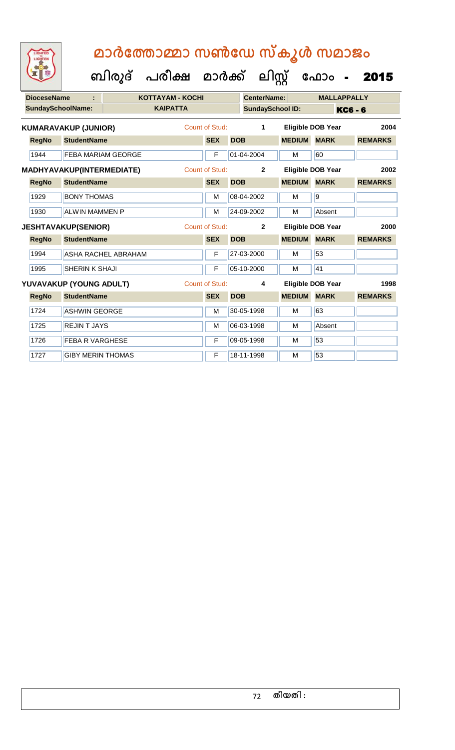# മാർത്തോമ്മാ സൺഡേ സ്കൂൾ സമാജം

## ബിരുദ് പരീക്ഷ മാർക്ക് ലിസ്റ്റ് ഫോം - 2015

| DioceseName : | KOTTAYAM - KOCHI | CenterName: | MALLAPPALLY |
|---|---|---|---|
| SundaySchoolName: | KAIPATTA | SundaySchool ID: | KC6 - 6 |

**KUMARAVAKUP (JUNIOR)** Count of Stud: 1 Eligible DOB Year 2004

| RegNo | StudentName | SEX | DOB | MEDIUM | MARK | REMARKS |
|---|---|---|---|---|---|---|
| 1944 | FEBA MARIAM GEORGE | F | 01-04-2004 | M | 60 | |

**MADHYAVAKUP(INTERMEDIATE)** Count of Stud: 2 Eligible DOB Year 2002

| RegNo | StudentName | SEX | DOB | MEDIUM | MARK | REMARKS |
|---|---|---|---|---|---|---|
| 1929 | BONY THOMAS | M | 08-04-2002 | M | 9 | |
| 1930 | ALWIN MAMMEN P | M | 24-09-2002 | M | Absent | |

**JESHTAVAKUP(SENIOR)** Count of Stud: 2 Eligible DOB Year 2000

| RegNo | StudentName | SEX | DOB | MEDIUM | MARK | REMARKS |
|---|---|---|---|---|---|---|
| 1994 | ASHA RACHEL ABRAHAM | F | 27-03-2000 | M | 53 | |
| 1995 | SHERIN K SHAJI | F | 05-10-2000 | M | 41 | |

**YUVAVAKUP (YOUNG ADULT)** Count of Stud: 4 Eligible DOB Year 1998

| RegNo | StudentName | SEX | DOB | MEDIUM | MARK | REMARKS |
|---|---|---|---|---|---|---|
| 1724 | ASHWIN GEORGE | M | 30-05-1998 | M | 63 | |
| 1725 | REJIN T JAYS | M | 06-03-1998 | M | Absent | |
| 1726 | FEBA R VARGHESE | F | 09-05-1998 | M | 53 | |
| 1727 | GIBY MERIN THOMAS | F | 18-11-1998 | M | 53 | |

തീയതി :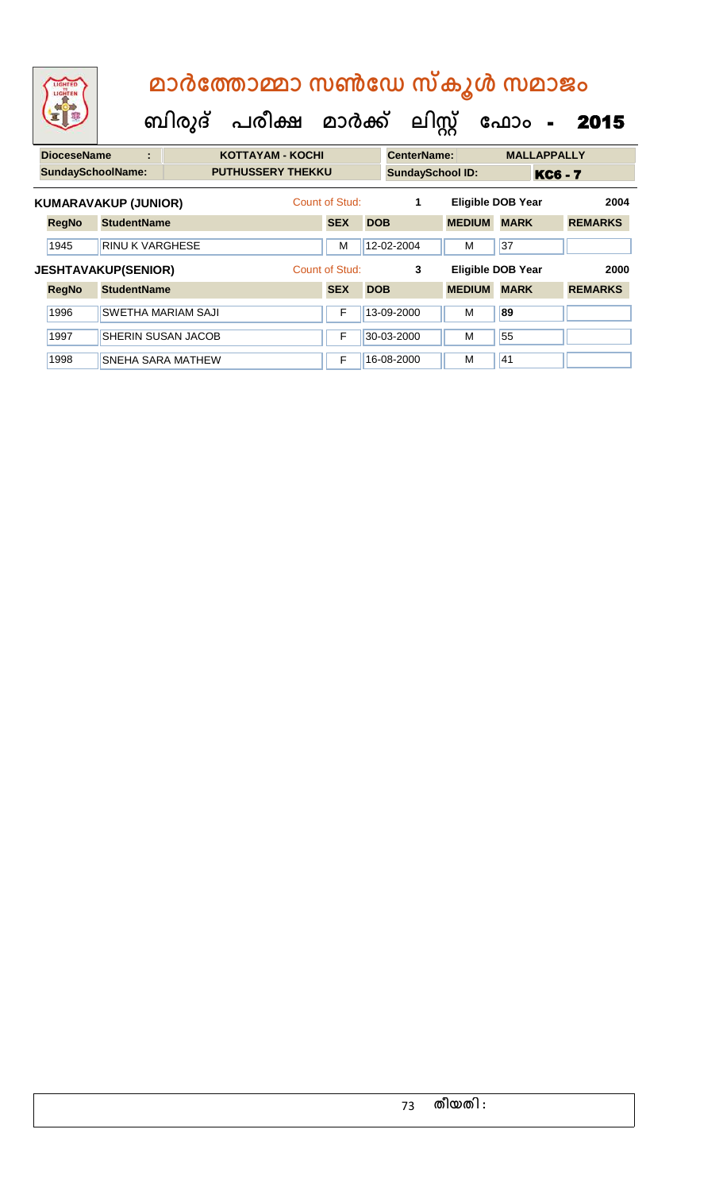# മാർത്തോമ്മാ സൺഡേ സ്കൂൾ സമാജം

## ബിരുദ് പരീക്ഷ മാർക്ക് ലിസ്റ്റ് ഫോം - 2015

| DioceseName : | KOTTAYAM - KOCHI | CenterName: | MALLAPPALLY |
|---|---|---|---|
| SundaySchoolName: | PUTHUSSERY THEKKU | SundaySchool ID: | KC6 - 7 |

**KUMARAVAKUP (JUNIOR)** Count of Stud: 1 Eligible DOB Year 2004

| RegNo | StudentName | SEX | DOB | MEDIUM | MARK | REMARKS |
|---|---|---|---|---|---|---|
| 1945 | RINU K VARGHESE | M | 12-02-2004 | M | 37 | |

**JESHTAVAKUP(SENIOR)** Count of Stud: 3 Eligible DOB Year 2000

| RegNo | StudentName | SEX | DOB | MEDIUM | MARK | REMARKS |
|---|---|---|---|---|---|---|
| 1996 | SWETHA MARIAM SAJI | F | 13-09-2000 | M | 89 | |
| 1997 | SHERIN SUSAN JACOB | F | 30-03-2000 | M | 55 | |
| 1998 | SNEHA SARA MATHEW | F | 16-08-2000 | M | 41 | |

തീയതി :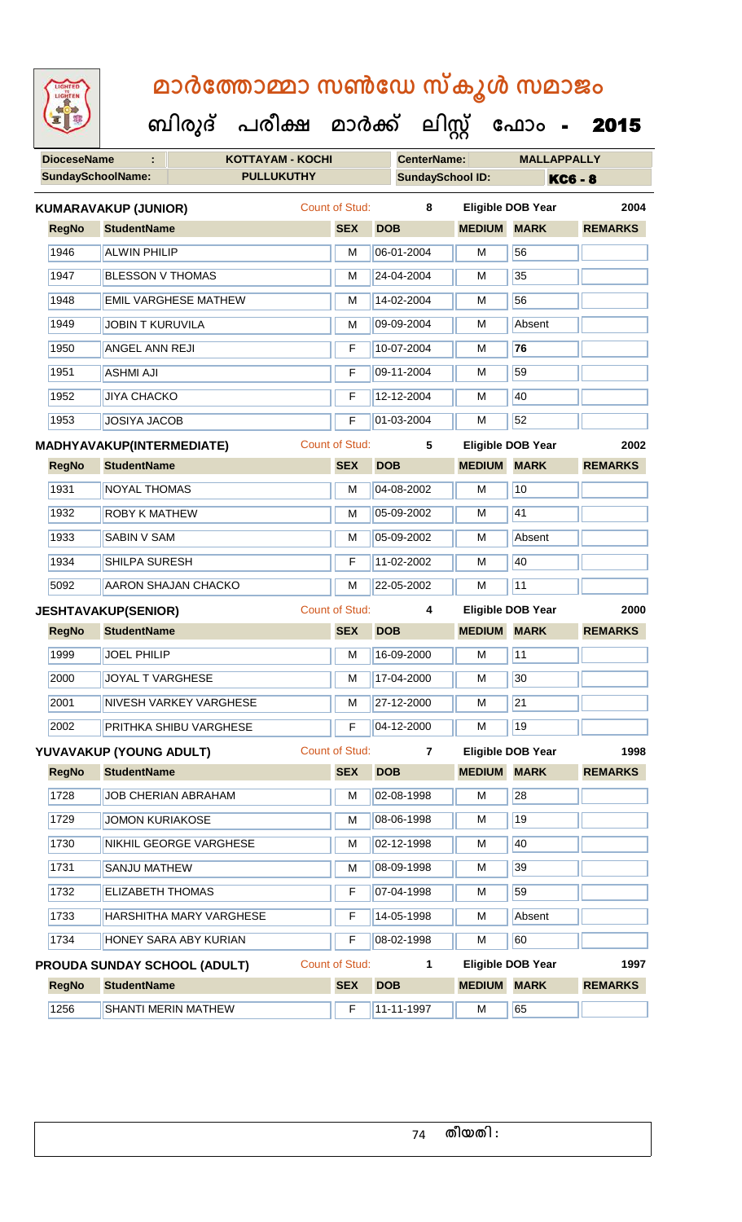# മാർത്തോമ്മാ സൺഡേ സ്കൂൾ സമാജം

## ബിരുദ് പരീക്ഷ മാർക്ക് ലിസ്റ്റ് ഫോം - 2015

| DioceseName : | KOTTAYAM - KOCHI | CenterName: | MALLAPPALLY |
|---|---|---|---|
| SundaySchoolName: | PULLUKUTHY | SundaySchool ID: | KC6 - 8 |

**KUMARAVAKUP (JUNIOR)** Count of Stud: 8 Eligible DOB Year 2004

| RegNo | StudentName | SEX | DOB | MEDIUM | MARK | REMARKS |
|---|---|---|---|---|---|---|
| 1946 | ALWIN PHILIP | M | 06-01-2004 | M | 56 | |
| 1947 | BLESSON V THOMAS | M | 24-04-2004 | M | 35 | |
| 1948 | EMIL VARGHESE MATHEW | M | 14-02-2004 | M | 56 | |
| 1949 | JOBIN T KURUVILA | M | 09-09-2004 | M | Absent | |
| 1950 | ANGEL ANN REJI | F | 10-07-2004 | M | **76** | |
| 1951 | ASHMI AJI | F | 09-11-2004 | M | 59 | |
| 1952 | JIYA CHACKO | F | 12-12-2004 | M | 40 | |
| 1953 | JOSIYA JACOB | F | 01-03-2004 | M | 52 | |

**MADHYAVAKUP(INTERMEDIATE)** Count of Stud: 5 Eligible DOB Year 2002

| RegNo | StudentName | SEX | DOB | MEDIUM | MARK | REMARKS |
|---|---|---|---|---|---|---|
| 1931 | NOYAL THOMAS | M | 04-08-2002 | M | 10 | |
| 1932 | ROBY K MATHEW | M | 05-09-2002 | M | 41 | |
| 1933 | SABIN V SAM | M | 05-09-2002 | M | Absent | |
| 1934 | SHILPA SURESH | F | 11-02-2002 | M | 40 | |
| 5092 | AARON SHAJAN CHACKO | M | 22-05-2002 | M | 11 | |

**JESHTAVAKUP(SENIOR)** Count of Stud: 4 Eligible DOB Year 2000

| RegNo | StudentName | SEX | DOB | MEDIUM | MARK | REMARKS |
|---|---|---|---|---|---|---|
| 1999 | JOEL PHILIP | M | 16-09-2000 | M | 11 | |
| 2000 | JOYAL T VARGHESE | M | 17-04-2000 | M | 30 | |
| 2001 | NIVESH VARKEY VARGHESE | M | 27-12-2000 | M | 21 | |
| 2002 | PRITHKA SHIBU VARGHESE | F | 04-12-2000 | M | 19 | |

**YUVAVAKUP (YOUNG ADULT)** Count of Stud: 7 Eligible DOB Year 1998

| RegNo | StudentName | SEX | DOB | MEDIUM | MARK | REMARKS |
|---|---|---|---|---|---|---|
| 1728 | JOB CHERIAN ABRAHAM | M | 02-08-1998 | M | 28 | |
| 1729 | JOMON KURIAKOSE | M | 08-06-1998 | M | 19 | |
| 1730 | NIKHIL GEORGE VARGHESE | M | 02-12-1998 | M | 40 | |
| 1731 | SANJU MATHEW | M | 08-09-1998 | M | 39 | |
| 1732 | ELIZABETH THOMAS | F | 07-04-1998 | M | 59 | |
| 1733 | HARSHITHA MARY VARGHESE | F | 14-05-1998 | M | Absent | |
| 1734 | HONEY SARA ABY KURIAN | F | 08-02-1998 | M | 60 | |

**PROUDA SUNDAY SCHOOL (ADULT)** Count of Stud: 1 Eligible DOB Year 1997

| RegNo | StudentName | SEX | DOB | MEDIUM | MARK | REMARKS |
|---|---|---|---|---|---|---|
| 1256 | SHANTI MERIN MATHEW | F | 11-11-1997 | M | 65 | |

തീയതി :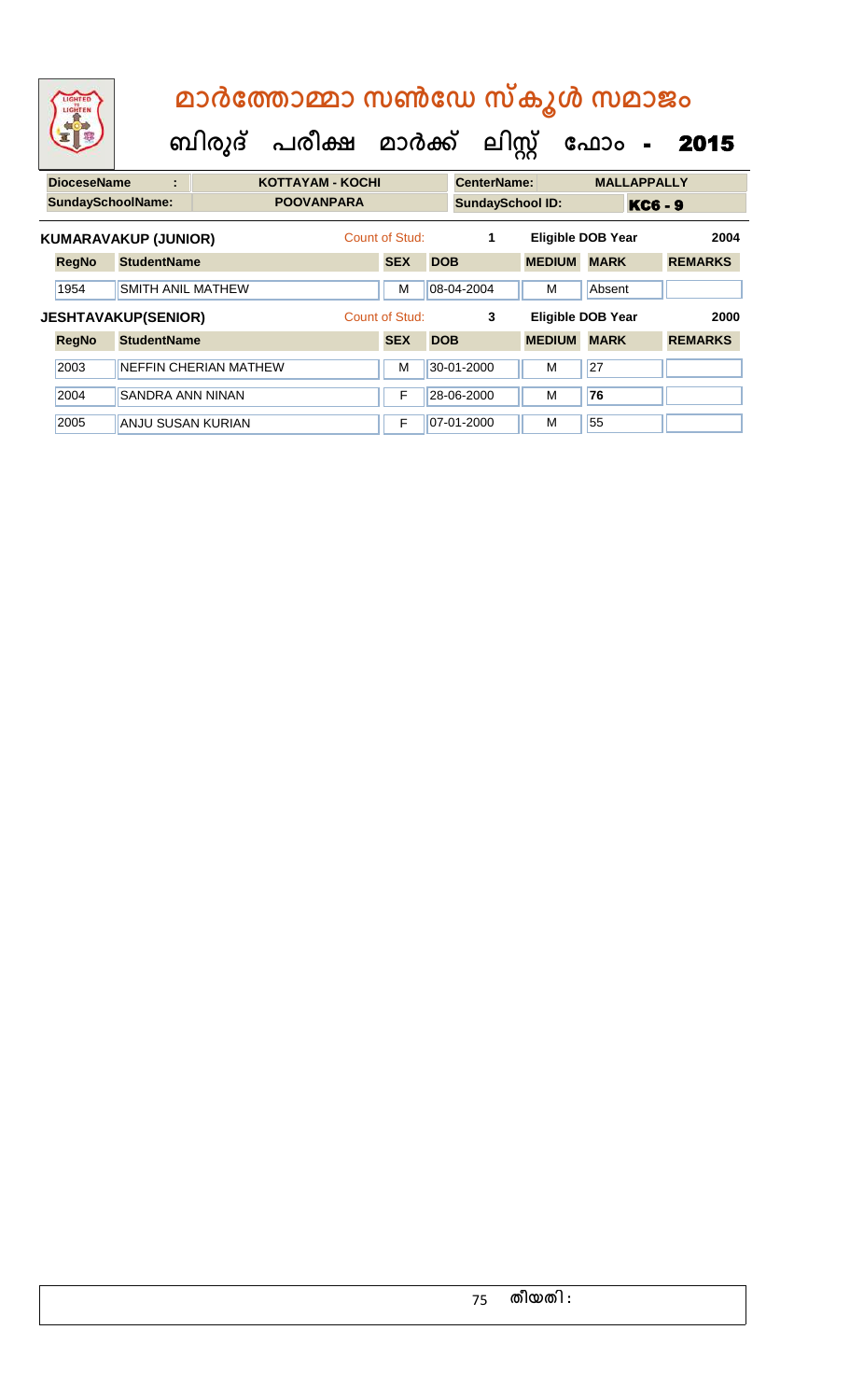# മാർത്തോമ്മാ സൺഡേ സ്കൂൾ സമാജം

## ബിരുദ് പരീക്ഷ മാർക്ക് ലിസ്റ്റ് ഫോം - 2015

| DioceseName : | KOTTAYAM - KOCHI | CenterName: | MALLAPPALLY |
|---|---|---|---|
| SundaySchoolName: | POOVANPARA | SundaySchool ID: | KC6 - 9 |

**KUMARAVAKUP (JUNIOR)** Count of Stud: 1 Eligible DOB Year 2004

| RegNo | StudentName | SEX | DOB | MEDIUM | MARK | REMARKS |
|---|---|---|---|---|---|---|
| 1954 | SMITH ANIL MATHEW | M | 08-04-2004 | M | Absent | |

**JESHTAVAKUP(SENIOR)** Count of Stud: 3 Eligible DOB Year 2000

| RegNo | StudentName | SEX | DOB | MEDIUM | MARK | REMARKS |
|---|---|---|---|---|---|---|
| 2003 | NEFFIN CHERIAN MATHEW | M | 30-01-2000 | M | 27 | |
| 2004 | SANDRA ANN NINAN | F | 28-06-2000 | M | **76** | |
| 2005 | ANJU SUSAN KURIAN | F | 07-01-2000 | M | 55 | |

തീയതി :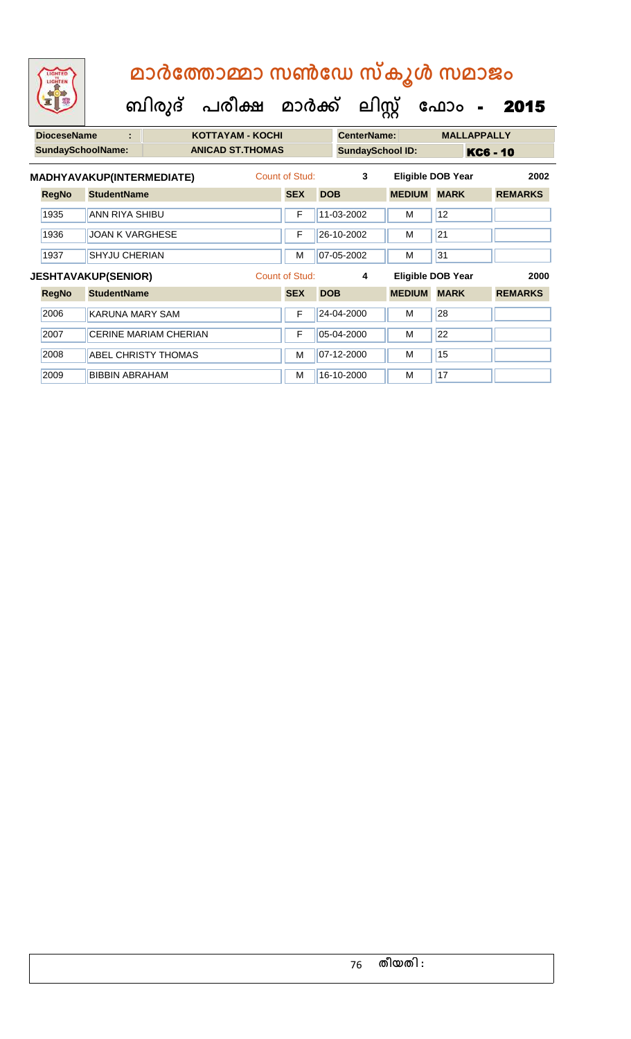# മാർത്തോമ്മാ സൺഡേ സ്കൂൾ സമാജം

## ബിരുദ് പരീക്ഷ മാർക്ക് ലിസ്റ്റ് ഫോം - 2015

| DioceseName | : | KOTTAYAM - KOCHI | CenterName: | MALLAPPALLY |
|---|---|---|---|---|
| SundaySchoolName: | | ANICAD ST.THOMAS | SundaySchool ID: | KC6 - 10 |

**MADHYAVAKUP(INTERMEDIATE)** Count of Stud: 3 Eligible DOB Year 2002

| RegNo | StudentName | SEX | DOB | MEDIUM | MARK | REMARKS |
|---|---|---|---|---|---|---|
| 1935 | ANN RIYA SHIBU | F | 11-03-2002 | M | 12 | |
| 1936 | JOAN K VARGHESE | F | 26-10-2002 | M | 21 | |
| 1937 | SHYJU CHERIAN | M | 07-05-2002 | M | 31 | |

**JESHTAVAKUP(SENIOR)** Count of Stud: 4 Eligible DOB Year 2000

| RegNo | StudentName | SEX | DOB | MEDIUM | MARK | REMARKS |
|---|---|---|---|---|---|---|
| 2006 | KARUNA MARY SAM | F | 24-04-2000 | M | 28 | |
| 2007 | CERINE MARIAM CHERIAN | F | 05-04-2000 | M | 22 | |
| 2008 | ABEL CHRISTY THOMAS | M | 07-12-2000 | M | 15 | |
| 2009 | BIBBIN ABRAHAM | M | 16-10-2000 | M | 17 | |

തീയതി :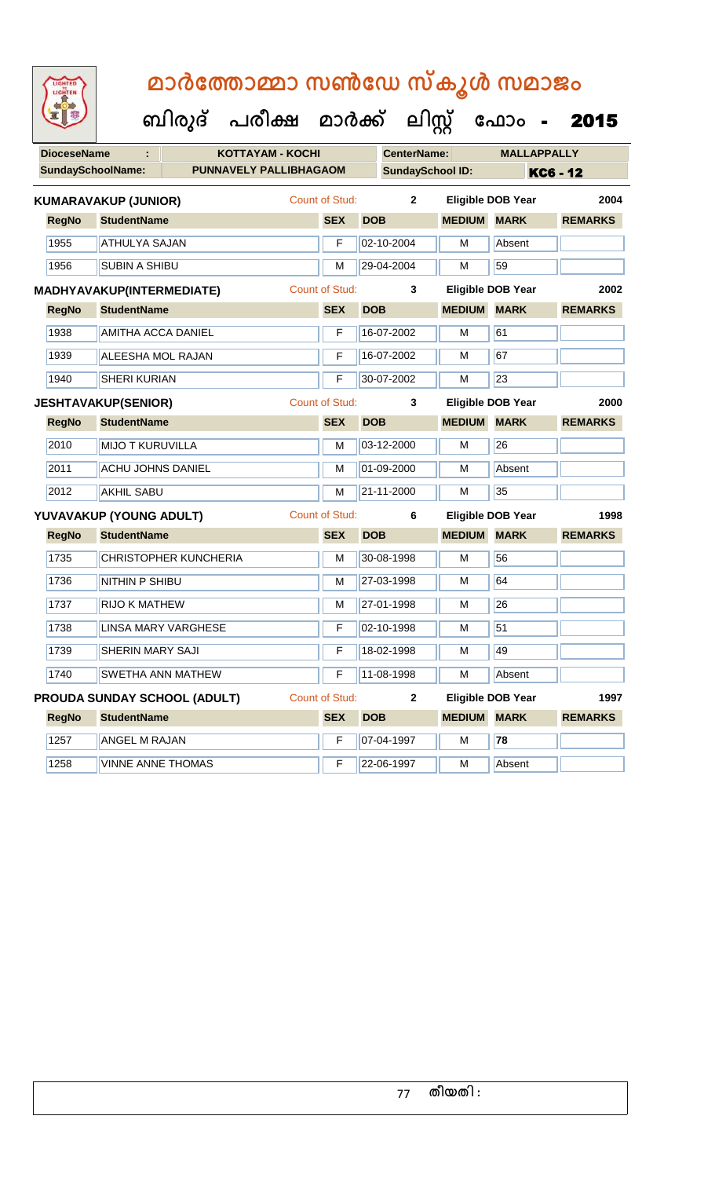# മാർത്തോമ്മാ സൺഡേ സ്കൂൾ സമാജം

## ബിരുദ് പരീക്ഷ മാർക്ക് ലിസ്റ്റ് ഫോം - 2015

| **DioceseName** | : | KOTTAYAM - KOCHI | **CenterName:** | MALLAPPALLY |
|---|---|---|---|---|
| **SundaySchoolName:** | | PUNNAVELY PALLIBHAGAOM | **SundaySchool ID:** | KC6 - 12 |

**KUMARAVAKUP (JUNIOR)** Count of Stud: 2 Eligible DOB Year 2004

| RegNo | StudentName | SEX | DOB | MEDIUM | MARK | REMARKS |
|---|---|---|---|---|---|---|
| 1955 | ATHULYA SAJAN | F | 02-10-2004 | M | Absent | |
| 1956 | SUBIN A SHIBU | M | 29-04-2004 | M | 59 | |

**MADHYAVAKUP(INTERMEDIATE)** Count of Stud: 3 Eligible DOB Year 2002

| RegNo | StudentName | SEX | DOB | MEDIUM | MARK | REMARKS |
|---|---|---|---|---|---|---|
| 1938 | AMITHA ACCA DANIEL | F | 16-07-2002 | M | 61 | |
| 1939 | ALEESHA MOL RAJAN | F | 16-07-2002 | M | 67 | |
| 1940 | SHERI KURIAN | F | 30-07-2002 | M | 23 | |

**JESHTAVAKUP(SENIOR)** Count of Stud: 3 Eligible DOB Year 2000

| RegNo | StudentName | SEX | DOB | MEDIUM | MARK | REMARKS |
|---|---|---|---|---|---|---|
| 2010 | MIJO T KURUVILLA | M | 03-12-2000 | M | 26 | |
| 2011 | ACHU JOHNS DANIEL | M | 01-09-2000 | M | Absent | |
| 2012 | AKHIL SABU | M | 21-11-2000 | M | 35 | |

**YUVAVAKUP (YOUNG ADULT)** Count of Stud: 6 Eligible DOB Year 1998

| RegNo | StudentName | SEX | DOB | MEDIUM | MARK | REMARKS |
|---|---|---|---|---|---|---|
| 1735 | CHRISTOPHER KUNCHERIA | M | 30-08-1998 | M | 56 | |
| 1736 | NITHIN P SHIBU | M | 27-03-1998 | M | 64 | |
| 1737 | RIJO K MATHEW | M | 27-01-1998 | M | 26 | |
| 1738 | LINSA MARY VARGHESE | F | 02-10-1998 | M | 51 | |
| 1739 | SHERIN MARY SAJI | F | 18-02-1998 | M | 49 | |
| 1740 | SWETHA ANN MATHEW | F | 11-08-1998 | M | Absent | |

**PROUDA SUNDAY SCHOOL (ADULT)** Count of Stud: 2 Eligible DOB Year 1997

| RegNo | StudentName | SEX | DOB | MEDIUM | MARK | REMARKS |
|---|---|---|---|---|---|---|
| 1257 | ANGEL M RAJAN | F | 07-04-1997 | M | **78** | |
| 1258 | VINNE ANNE THOMAS | F | 22-06-1997 | M | Absent | |

തീയതി :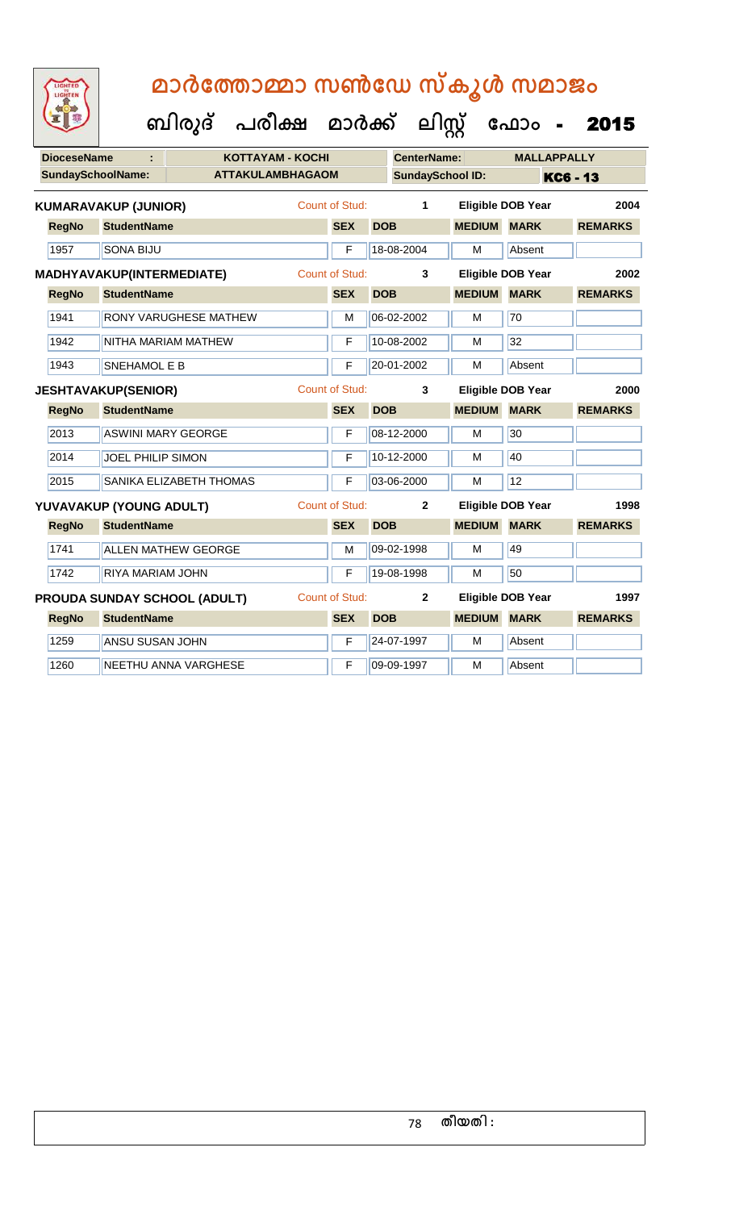# മാർത്തോമ്മാ സൺഡേ സ്കൂൾ സമാജം

## ബിരുദ് പരീക്ഷ മാർക്ക് ലിസ്റ്റ് ഫോം - 2015

| **DioceseName** | : | KOTTAYAM - KOCHI | **CenterName:** | MALLAPPALLY |
|---|---|---|---|---|
| **SundaySchoolName:** | | ATTAKULAMBHAGAOM | **SundaySchool ID:** | KC6 - 13 |

**KUMARAVAKUP (JUNIOR)** — Count of Stud: 1 — Eligible DOB Year: 2004

| RegNo | StudentName | SEX | DOB | MEDIUM | MARK | REMARKS |
|---|---|---|---|---|---|---|
| 1957 | SONA BIJU | F | 18-08-2004 | M | Absent | |

**MADHYAVAKUP(INTERMEDIATE)** — Count of Stud: 3 — Eligible DOB Year: 2002

| RegNo | StudentName | SEX | DOB | MEDIUM | MARK | REMARKS |
|---|---|---|---|---|---|---|
| 1941 | RONY VARUGHESE MATHEW | M | 06-02-2002 | M | 70 | |
| 1942 | NITHA MARIAM MATHEW | F | 10-08-2002 | M | 32 | |
| 1943 | SNEHAMOL E B | F | 20-01-2002 | M | Absent | |

**JESHTAVAKUP(SENIOR)** — Count of Stud: 3 — Eligible DOB Year: 2000

| RegNo | StudentName | SEX | DOB | MEDIUM | MARK | REMARKS |
|---|---|---|---|---|---|---|
| 2013 | ASWINI MARY GEORGE | F | 08-12-2000 | M | 30 | |
| 2014 | JOEL PHILIP SIMON | F | 10-12-2000 | M | 40 | |
| 2015 | SANIKA ELIZABETH THOMAS | F | 03-06-2000 | M | 12 | |

**YUVAVAKUP (YOUNG ADULT)** — Count of Stud: 2 — Eligible DOB Year: 1998

| RegNo | StudentName | SEX | DOB | MEDIUM | MARK | REMARKS |
|---|---|---|---|---|---|---|
| 1741 | ALLEN MATHEW GEORGE | M | 09-02-1998 | M | 49 | |
| 1742 | RIYA MARIAM JOHN | F | 19-08-1998 | M | 50 | |

**PROUDA SUNDAY SCHOOL (ADULT)** — Count of Stud: 2 — Eligible DOB Year: 1997

| RegNo | StudentName | SEX | DOB | MEDIUM | MARK | REMARKS |
|---|---|---|---|---|---|---|
| 1259 | ANSU SUSAN JOHN | F | 24-07-1997 | M | Absent | |
| 1260 | NEETHU ANNA VARGHESE | F | 09-09-1997 | M | Absent | |

തീയതി :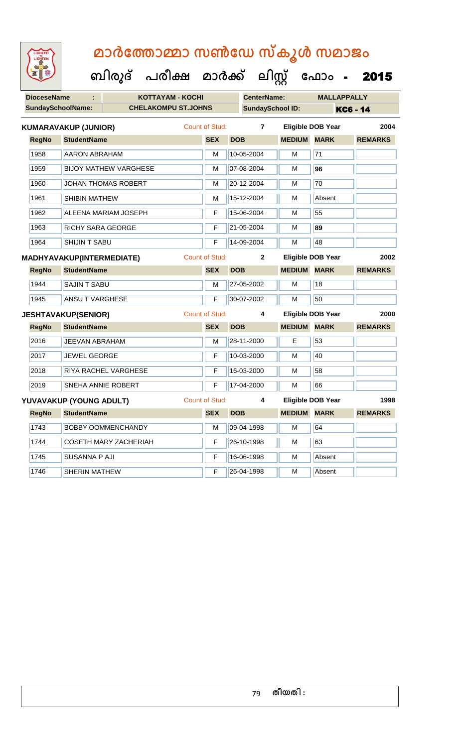# മാർത്തോമ്മാ സൺഡേ സ്കൂൾ സമാജം

## ബിരുദ് പരീക്ഷ മാർക്ക് ലിസ്റ്റ് ഫോം - 2015

| DioceseName : | KOTTAYAM - KOCHI | CenterName: | MALLAPPALLY |
|---|---|---|---|
| SundaySchoolName: | CHELAKOMPU ST.JOHNS | SundaySchool ID: | KC6 - 14 |

**KUMARAVAKUP (JUNIOR)** Count of Stud: 7 Eligible DOB Year 2004

| RegNo | StudentName | SEX | DOB | MEDIUM | MARK | REMARKS |
|---|---|---|---|---|---|---|
| 1958 | AARON ABRAHAM | M | 10-05-2004 | M | 71 | |
| 1959 | BIJOY MATHEW VARGHESE | M | 07-08-2004 | M | **96** | |
| 1960 | JOHAN THOMAS ROBERT | M | 20-12-2004 | M | 70 | |
| 1961 | SHIBIN MATHEW | M | 15-12-2004 | M | Absent | |
| 1962 | ALEENA MARIAM JOSEPH | F | 15-06-2004 | M | 55 | |
| 1963 | RICHY SARA GEORGE | F | 21-05-2004 | M | **89** | |
| 1964 | SHIJIN T SABU | F | 14-09-2004 | M | 48 | |

**MADHYAVAKUP(INTERMEDIATE)** Count of Stud: 2 Eligible DOB Year 2002

| RegNo | StudentName | SEX | DOB | MEDIUM | MARK | REMARKS |
|---|---|---|---|---|---|---|
| 1944 | SAJIN T SABU | M | 27-05-2002 | M | 18 | |
| 1945 | ANSU T VARGHESE | F | 30-07-2002 | M | 50 | |

**JESHTAVAKUP(SENIOR)** Count of Stud: 4 Eligible DOB Year 2000

| RegNo | StudentName | SEX | DOB | MEDIUM | MARK | REMARKS |
|---|---|---|---|---|---|---|
| 2016 | JEEVAN ABRAHAM | M | 28-11-2000 | E | 53 | |
| 2017 | JEWEL GEORGE | F | 10-03-2000 | M | 40 | |
| 2018 | RIYA RACHEL VARGHESE | F | 16-03-2000 | M | 58 | |
| 2019 | SNEHA ANNIE ROBERT | F | 17-04-2000 | M | 66 | |

**YUVAVAKUP (YOUNG ADULT)** Count of Stud: 4 Eligible DOB Year 1998

| RegNo | StudentName | SEX | DOB | MEDIUM | MARK | REMARKS |
|---|---|---|---|---|---|---|
| 1743 | BOBBY OOMMENCHANDY | M | 09-04-1998 | M | 64 | |
| 1744 | COSETH MARY ZACHERIAH | F | 26-10-1998 | M | 63 | |
| 1745 | SUSANNA P AJI | F | 16-06-1998 | M | Absent | |
| 1746 | SHERIN MATHEW | F | 26-04-1998 | M | Absent | |

തീയതി :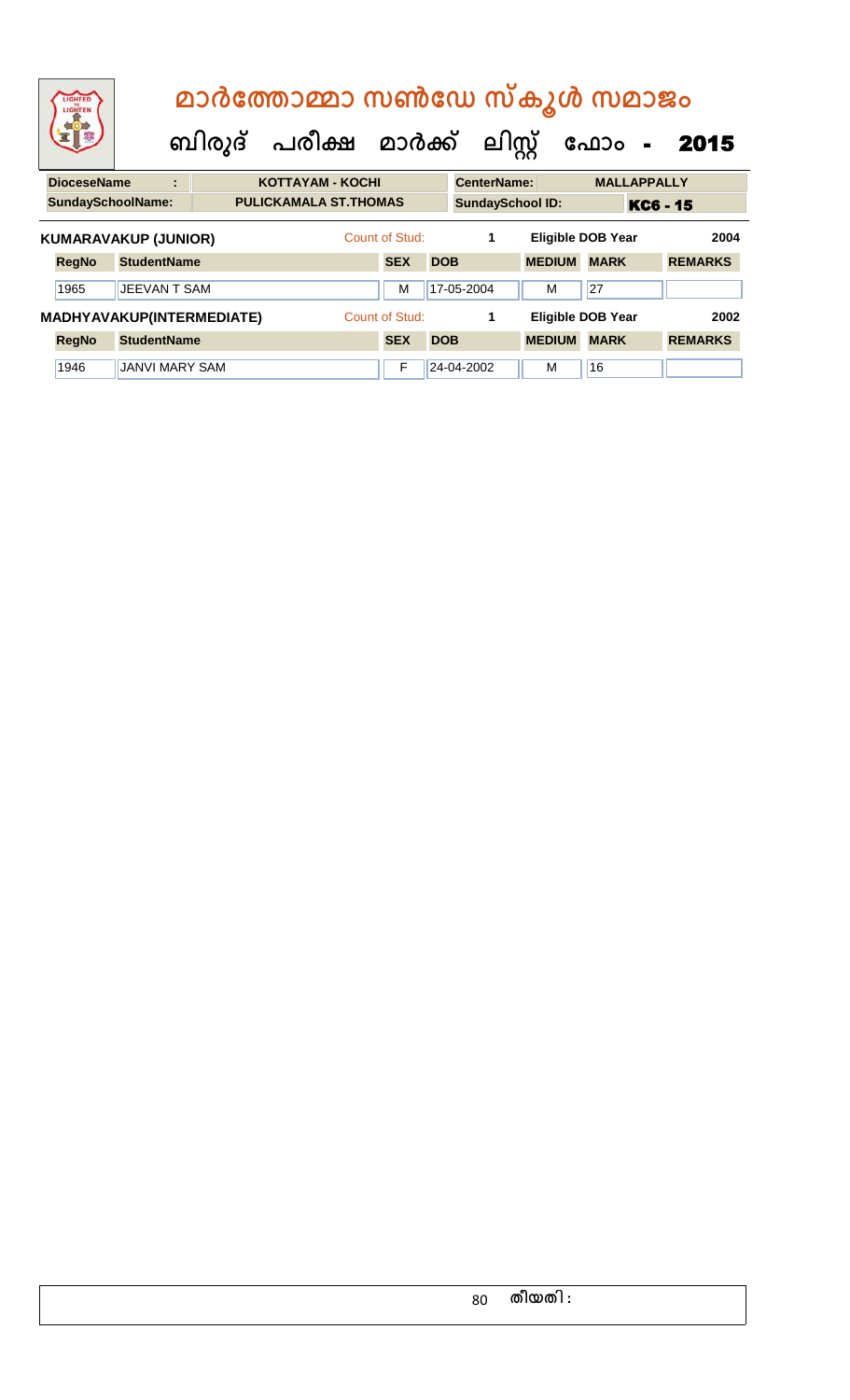# മാർത്തോമ്മാ സൺഡേ സ്കൂൾ സമാജം

## ബിരുദ് പരീക്ഷ മാർക്ക് ലിസ്റ്റ് ഫോം - 2015

| DioceseName : | KOTTAYAM - KOCHI | CenterName: | MALLAPPALLY |
|---|---|---|---|
| SundaySchoolName: | PULICKAMALA ST.THOMAS | SundaySchool ID: | KC6 - 15 |

**KUMARAVAKUP (JUNIOR)** Count of Stud: 1 Eligible DOB Year 2004

| RegNo | StudentName | SEX | DOB | MEDIUM | MARK | REMARKS |
|---|---|---|---|---|---|---|
| 1965 | JEEVAN T SAM | M | 17-05-2004 | M | 27 | |

**MADHYAVAKUP(INTERMEDIATE)** Count of Stud: 1 Eligible DOB Year 2002

| RegNo | StudentName | SEX | DOB | MEDIUM | MARK | REMARKS |
|---|---|---|---|---|---|---|
| 1946 | JANVI MARY SAM | F | 24-04-2002 | M | 16 | |

തീയതി :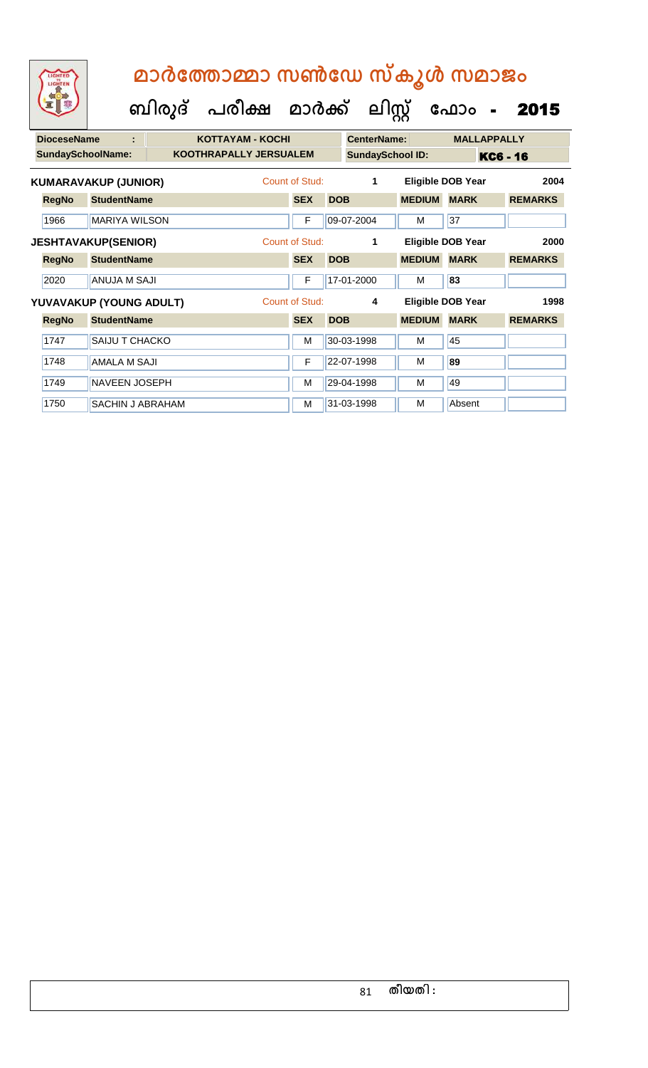# മാർത്തോമ്മാ സൺഡേ സ്കൂൾ സമാജം

## ബിരുദ് പരീക്ഷ മാർക്ക് ലിസ്റ്റ് ഫോം - 2015

| DioceseName : | KOTTAYAM - KOCHI | CenterName: | MALLAPPALLY |
|---|---|---|---|
| SundaySchoolName: | KOOTHRAPALLY JERSUALEM | SundaySchool ID: | KC6 - 16 |

**KUMARAVAKUP (JUNIOR)** Count of Stud: 1 Eligible DOB Year 2004

| RegNo | StudentName | SEX | DOB | MEDIUM | MARK | REMARKS |
|---|---|---|---|---|---|---|
| 1966 | MARIYA WILSON | F | 09-07-2004 | M | 37 | |

**JESHTAVAKUP(SENIOR)** Count of Stud: 1 Eligible DOB Year 2000

| RegNo | StudentName | SEX | DOB | MEDIUM | MARK | REMARKS |
|---|---|---|---|---|---|---|
| 2020 | ANUJA M SAJI | F | 17-01-2000 | M | 83 | |

**YUVAVAKUP (YOUNG ADULT)** Count of Stud: 4 Eligible DOB Year 1998

| RegNo | StudentName | SEX | DOB | MEDIUM | MARK | REMARKS |
|---|---|---|---|---|---|---|
| 1747 | SAIJU T CHACKO | M | 30-03-1998 | M | 45 | |
| 1748 | AMALA M SAJI | F | 22-07-1998 | M | 89 | |
| 1749 | NAVEEN JOSEPH | M | 29-04-1998 | M | 49 | |
| 1750 | SACHIN J ABRAHAM | M | 31-03-1998 | M | Absent | |

തീയതി :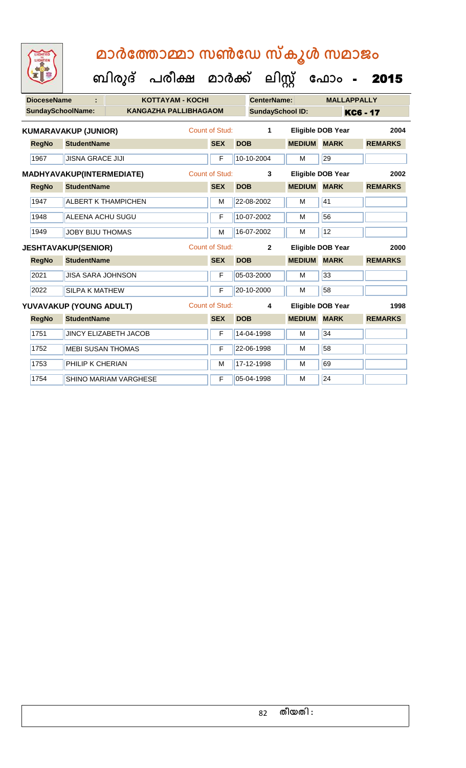# മാർത്തോമ്മാ സൺഡേ സ്കൂൾ സമാജം

## ബിരുദ് പരീക്ഷ മാർക്ക് ലിസ്റ്റ് ഫോം - 2015

| DioceseName | : | KOTTAYAM - KOCHI | CenterName: | MALLAPPALLY |
|---|---|---|---|---|
| SundaySchoolName: | | KANGAZHA PALLIBHAGAOM | SundaySchool ID: | KC6 - 17 |

**KUMARAVAKUP (JUNIOR)** — Count of Stud: 1 — Eligible DOB Year: 2004

| RegNo | StudentName | SEX | DOB | MEDIUM | MARK | REMARKS |
|---|---|---|---|---|---|---|
| 1967 | JISNA GRACE JIJI | F | 10-10-2004 | M | 29 | |

**MADHYAVAKUP(INTERMEDIATE)** — Count of Stud: 3 — Eligible DOB Year: 2002

| RegNo | StudentName | SEX | DOB | MEDIUM | MARK | REMARKS |
|---|---|---|---|---|---|---|
| 1947 | ALBERT K THAMPICHEN | M | 22-08-2002 | M | 41 | |
| 1948 | ALEENA ACHU SUGU | F | 10-07-2002 | M | 56 | |
| 1949 | JOBY BIJU THOMAS | M | 16-07-2002 | M | 12 | |

**JESHTAVAKUP(SENIOR)** — Count of Stud: 2 — Eligible DOB Year: 2000

| RegNo | StudentName | SEX | DOB | MEDIUM | MARK | REMARKS |
|---|---|---|---|---|---|---|
| 2021 | JISA SARA JOHNSON | F | 05-03-2000 | M | 33 | |
| 2022 | SILPA K MATHEW | F | 20-10-2000 | M | 58 | |

**YUVAVAKUP (YOUNG ADULT)** — Count of Stud: 4 — Eligible DOB Year: 1998

| RegNo | StudentName | SEX | DOB | MEDIUM | MARK | REMARKS |
|---|---|---|---|---|---|---|
| 1751 | JINCY ELIZABETH JACOB | F | 14-04-1998 | M | 34 | |
| 1752 | MEBI SUSAN THOMAS | F | 22-06-1998 | M | 58 | |
| 1753 | PHILIP K CHERIAN | M | 17-12-1998 | M | 69 | |
| 1754 | SHINO MARIAM VARGHESE | F | 05-04-1998 | M | 24 | |

തീയതി :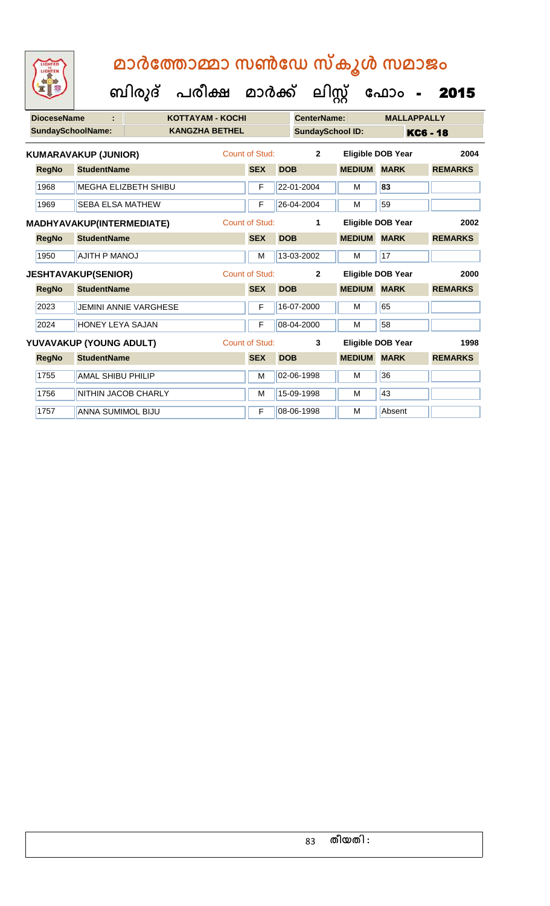# മാർത്തോമ്മാ സൺഡേ സ്കൂൾ സമാജം

## ബിരുദ് പരീക്ഷ മാർക്ക് ലിസ്റ്റ് ഫോം - 2015

| DioceseName : | KOTTAYAM - KOCHI | CenterName: | MALLAPPALLY |
|---|---|---|---|
| SundaySchoolName: | KANGZHA BETHEL | SundaySchool ID: | KC6 - 18 |

**KUMARAVAKUP (JUNIOR)** Count of Stud: 2 Eligible DOB Year 2004

| RegNo | StudentName | SEX | DOB | MEDIUM | MARK | REMARKS |
|---|---|---|---|---|---|---|
| 1968 | MEGHA ELIZBETH SHIBU | F | 22-01-2004 | M | 83 | |
| 1969 | SEBA ELSA MATHEW | F | 26-04-2004 | M | 59 | |

**MADHYAVAKUP(INTERMEDIATE)** Count of Stud: 1 Eligible DOB Year 2002

| RegNo | StudentName | SEX | DOB | MEDIUM | MARK | REMARKS |
|---|---|---|---|---|---|---|
| 1950 | AJITH P MANOJ | M | 13-03-2002 | M | 17 | |

**JESHTAVAKUP(SENIOR)** Count of Stud: 2 Eligible DOB Year 2000

| RegNo | StudentName | SEX | DOB | MEDIUM | MARK | REMARKS |
|---|---|---|---|---|---|---|
| 2023 | JEMINI ANNIE VARGHESE | F | 16-07-2000 | M | 65 | |
| 2024 | HONEY LEYA SAJAN | F | 08-04-2000 | M | 58 | |

**YUVAVAKUP (YOUNG ADULT)** Count of Stud: 3 Eligible DOB Year 1998

| RegNo | StudentName | SEX | DOB | MEDIUM | MARK | REMARKS |
|---|---|---|---|---|---|---|
| 1755 | AMAL SHIBU PHILIP | M | 02-06-1998 | M | 36 | |
| 1756 | NITHIN JACOB CHARLY | M | 15-09-1998 | M | 43 | |
| 1757 | ANNA SUMIMOL BIJU | F | 08-06-1998 | M | Absent | |

തീയതി :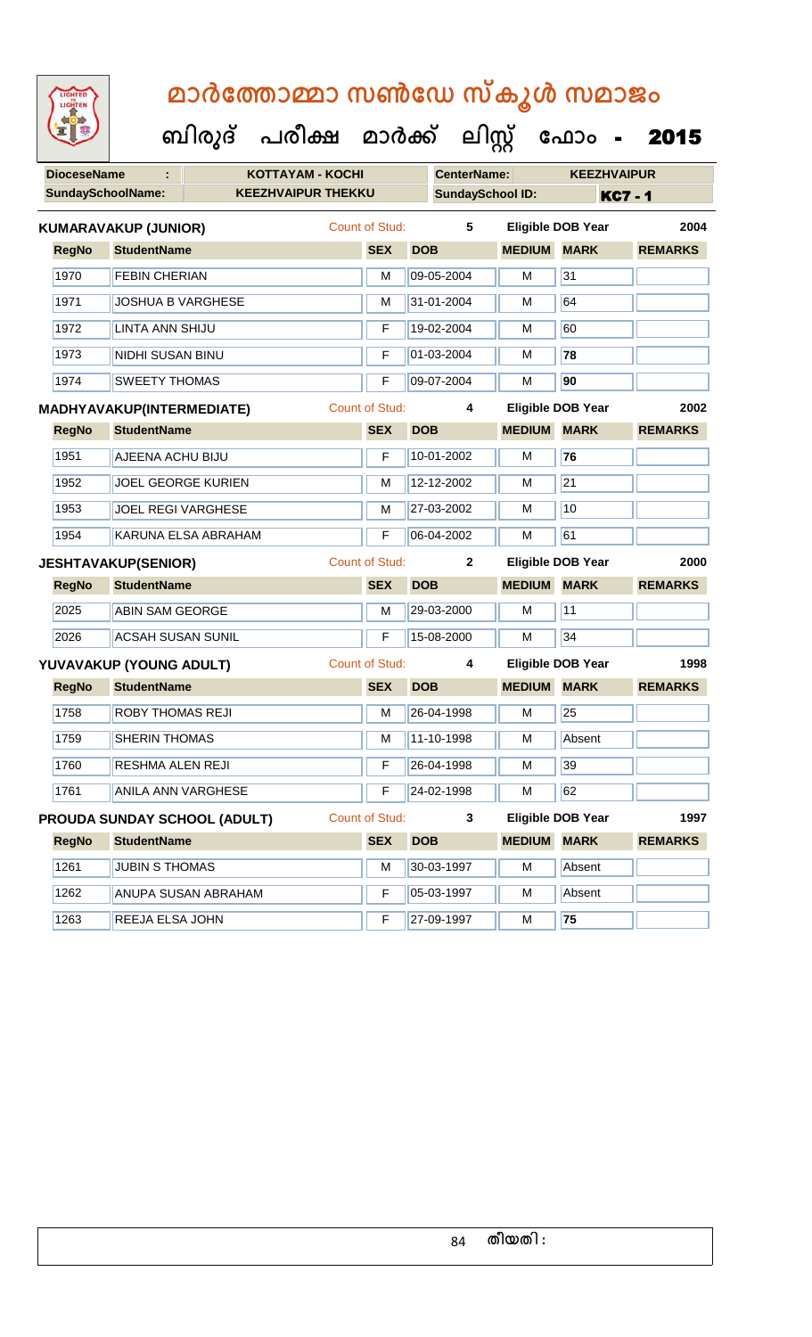# മാർത്തോമ്മാ സൺഡേ സ്കൂൾ സമാജം

## ബിരുദ് പരീക്ഷ മാർക്ക് ലിസ്റ്റ് ഫോം - 2015

| DioceseName : | KOTTAYAM - KOCHI | CenterName: | KEEZHVAIPUR |
|---|---|---|---|
| SundaySchoolName: | KEEZHVAIPUR THEKKU | SundaySchool ID: | KC7 - 1 |

**KUMARAVAKUP (JUNIOR)** Count of Stud: 5 Eligible DOB Year 2004

| RegNo | StudentName | SEX | DOB | MEDIUM | MARK | REMARKS |
|---|---|---|---|---|---|---|
| 1970 | FEBIN CHERIAN | M | 09-05-2004 | M | 31 | |
| 1971 | JOSHUA B VARGHESE | M | 31-01-2004 | M | 64 | |
| 1972 | LINTA ANN SHIJU | F | 19-02-2004 | M | 60 | |
| 1973 | NIDHI SUSAN BINU | F | 01-03-2004 | M | 78 | |
| 1974 | SWEETY THOMAS | F | 09-07-2004 | M | 90 | |

**MADHYAVAKUP(INTERMEDIATE)** Count of Stud: 4 Eligible DOB Year 2002

| RegNo | StudentName | SEX | DOB | MEDIUM | MARK | REMARKS |
|---|---|---|---|---|---|---|
| 1951 | AJEENA ACHU BIJU | F | 10-01-2002 | M | 76 | |
| 1952 | JOEL GEORGE KURIEN | M | 12-12-2002 | M | 21 | |
| 1953 | JOEL REGI VARGHESE | M | 27-03-2002 | M | 10 | |
| 1954 | KARUNA ELSA ABRAHAM | F | 06-04-2002 | M | 61 | |

**JESHTAVAKUP(SENIOR)** Count of Stud: 2 Eligible DOB Year 2000

| RegNo | StudentName | SEX | DOB | MEDIUM | MARK | REMARKS |
|---|---|---|---|---|---|---|
| 2025 | ABIN SAM GEORGE | M | 29-03-2000 | M | 11 | |
| 2026 | ACSAH SUSAN SUNIL | F | 15-08-2000 | M | 34 | |

**YUVAVAKUP (YOUNG ADULT)** Count of Stud: 4 Eligible DOB Year 1998

| RegNo | StudentName | SEX | DOB | MEDIUM | MARK | REMARKS |
|---|---|---|---|---|---|---|
| 1758 | ROBY THOMAS REJI | M | 26-04-1998 | M | 25 | |
| 1759 | SHERIN THOMAS | M | 11-10-1998 | M | Absent | |
| 1760 | RESHMA ALEN REJI | F | 26-04-1998 | M | 39 | |
| 1761 | ANILA ANN VARGHESE | F | 24-02-1998 | M | 62 | |

**PROUDA SUNDAY SCHOOL (ADULT)** Count of Stud: 3 Eligible DOB Year 1997

| RegNo | StudentName | SEX | DOB | MEDIUM | MARK | REMARKS |
|---|---|---|---|---|---|---|
| 1261 | JUBIN S THOMAS | M | 30-03-1997 | M | Absent | |
| 1262 | ANUPA SUSAN ABRAHAM | F | 05-03-1997 | M | Absent | |
| 1263 | REEJA ELSA JOHN | F | 27-09-1997 | M | 75 | |

തീയതി :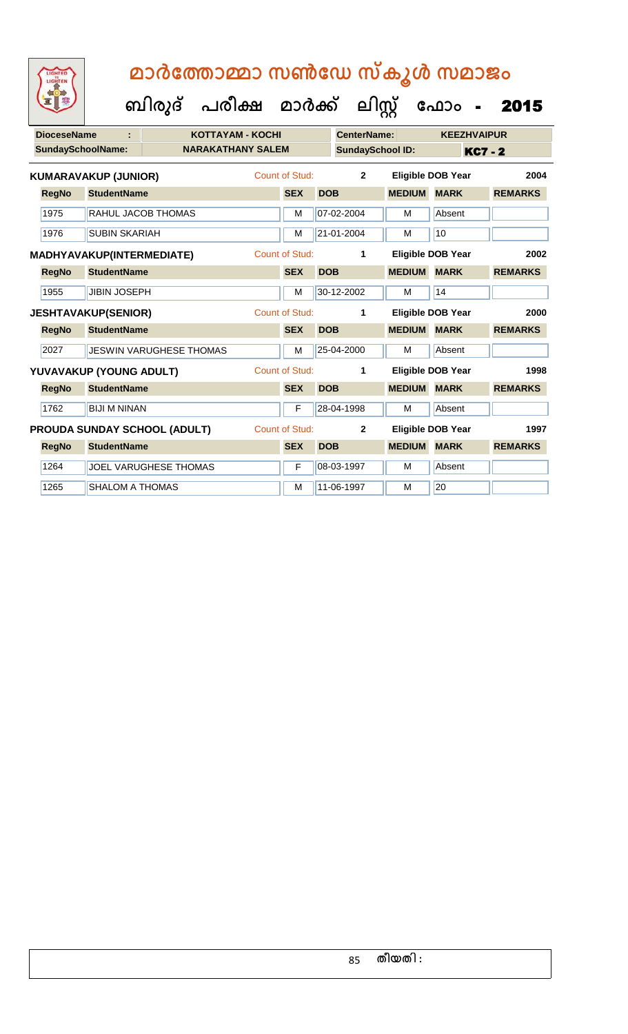# മാർത്തോമ്മാ സൺഡേ സ്കൂൾ സമാജം

## ബിരുദ് പരീക്ഷ മാർക്ക് ലിസ്റ്റ് ഫോം - 2015

**DioceseName :** KOTTAYAM - KOCHI  **CenterName:** KEEZHVAIPUR

**SundaySchoolName:** NARAKATHANY SALEM  **SundaySchool ID:** KC7 - 2

**KUMARAVAKUP (JUNIOR)**  Count of Stud: 2  Eligible DOB Year 2004

| RegNo | StudentName | SEX | DOB | MEDIUM | MARK | REMARKS |
|---|---|---|---|---|---|---|
| 1975 | RAHUL JACOB THOMAS | M | 07-02-2004 | M | Absent | |
| 1976 | SUBIN SKARIAH | M | 21-01-2004 | M | 10 | |

**MADHYAVAKUP(INTERMEDIATE)**  Count of Stud: 1  Eligible DOB Year 2002

| RegNo | StudentName | SEX | DOB | MEDIUM | MARK | REMARKS |
|---|---|---|---|---|---|---|
| 1955 | JIBIN JOSEPH | M | 30-12-2002 | M | 14 | |

**JESHTAVAKUP(SENIOR)**  Count of Stud: 1  Eligible DOB Year 2000

| RegNo | StudentName | SEX | DOB | MEDIUM | MARK | REMARKS |
|---|---|---|---|---|---|---|
| 2027 | JESWIN VARUGHESE THOMAS | M | 25-04-2000 | M | Absent | |

**YUVAVAKUP (YOUNG ADULT)**  Count of Stud: 1  Eligible DOB Year 1998

| RegNo | StudentName | SEX | DOB | MEDIUM | MARK | REMARKS |
|---|---|---|---|---|---|---|
| 1762 | BIJI M NINAN | F | 28-04-1998 | M | Absent | |

**PROUDA SUNDAY SCHOOL (ADULT)**  Count of Stud: 2  Eligible DOB Year 1997

| RegNo | StudentName | SEX | DOB | MEDIUM | MARK | REMARKS |
|---|---|---|---|---|---|---|
| 1264 | JOEL VARUGHESE THOMAS | F | 08-03-1997 | M | Absent | |
| 1265 | SHALOM A THOMAS | M | 11-06-1997 | M | 20 | |

തീയതി :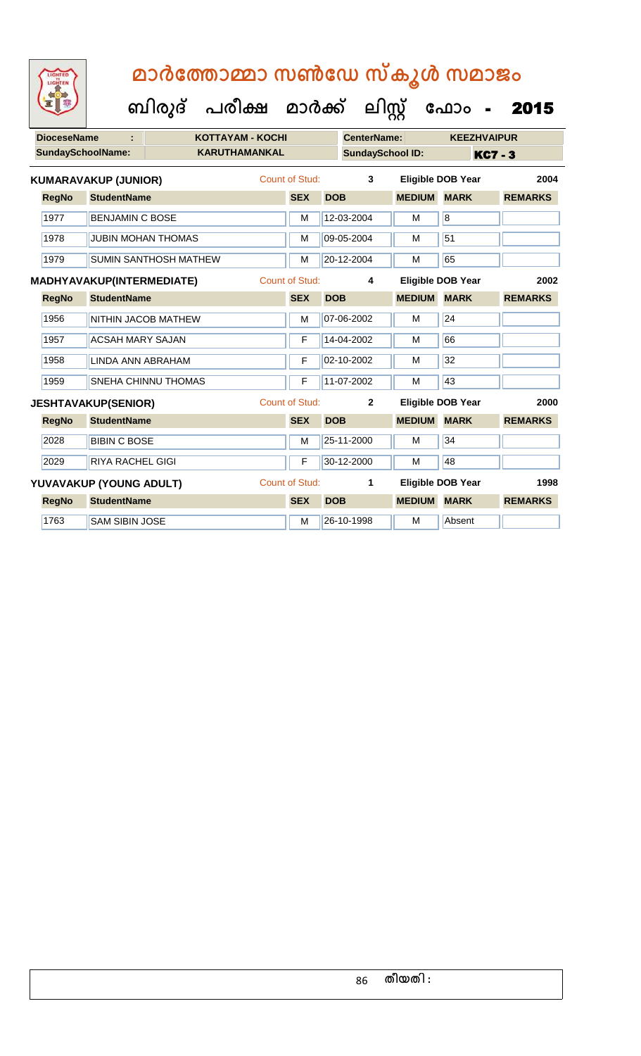# മാർത്തോമ്മാ സൺഡേ സ്കൂൾ സമാജം

**ബിരുദ് പരീക്ഷ മാർക്ക് ലിസ്റ്റ് ഫോം - 2015**

| DioceseName : | KOTTAYAM - KOCHI | CenterName: | KEEZHVAIPUR |
|---|---|---|---|
| SundaySchoolName: | KARUTHAMANKAL | SundaySchool ID: | KC7 - 3 |

**KUMARAVAKUP (JUNIOR)** Count of Stud: 3 Eligible DOB Year 2004

| RegNo | StudentName | SEX | DOB | MEDIUM | MARK | REMARKS |
|---|---|---|---|---|---|---|
| 1977 | BENJAMIN C BOSE | M | 12-03-2004 | M | 8 | |
| 1978 | JUBIN MOHAN THOMAS | M | 09-05-2004 | M | 51 | |
| 1979 | SUMIN SANTHOSH MATHEW | M | 20-12-2004 | M | 65 | |

**MADHYAVAKUP(INTERMEDIATE)** Count of Stud: 4 Eligible DOB Year 2002

| RegNo | StudentName | SEX | DOB | MEDIUM | MARK | REMARKS |
|---|---|---|---|---|---|---|
| 1956 | NITHIN JACOB MATHEW | M | 07-06-2002 | M | 24 | |
| 1957 | ACSAH MARY SAJAN | F | 14-04-2002 | M | 66 | |
| 1958 | LINDA ANN ABRAHAM | F | 02-10-2002 | M | 32 | |
| 1959 | SNEHA CHINNU THOMAS | F | 11-07-2002 | M | 43 | |

**JESHTAVAKUP(SENIOR)** Count of Stud: 2 Eligible DOB Year 2000

| RegNo | StudentName | SEX | DOB | MEDIUM | MARK | REMARKS |
|---|---|---|---|---|---|---|
| 2028 | BIBIN C BOSE | M | 25-11-2000 | M | 34 | |
| 2029 | RIYA RACHEL GIGI | F | 30-12-2000 | M | 48 | |

**YUVAVAKUP (YOUNG ADULT)** Count of Stud: 1 Eligible DOB Year 1998

| RegNo | StudentName | SEX | DOB | MEDIUM | MARK | REMARKS |
|---|---|---|---|---|---|---|
| 1763 | SAM SIBIN JOSE | M | 26-10-1998 | M | Absent | |

തീയതി :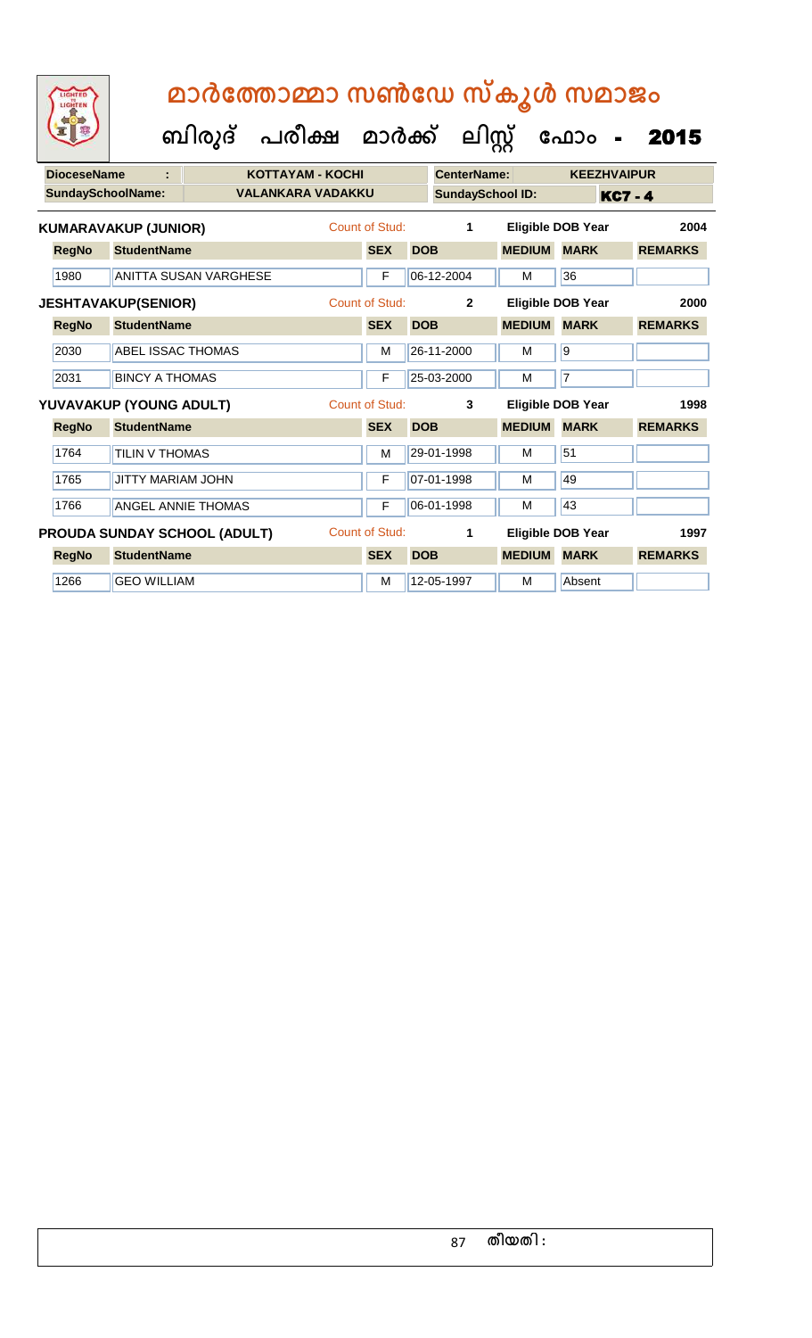# മാർത്തോമ്മാ സൺഡേ സ്കൂൾ സമാജം

## ബിരുദ് പരീക്ഷ മാർക്ക് ലിസ്റ്റ് ഫോം - 2015

| DioceseName : | KOTTAYAM - KOCHI | CenterName: | KEEZHVAIPUR |
|---|---|---|---|
| SundaySchoolName: | VALANKARA VADAKKU | SundaySchool ID: | KC7 - 4 |

**KUMARAVAKUP (JUNIOR)** Count of Stud: 1 Eligible DOB Year 2004

| RegNo | StudentName | SEX | DOB | MEDIUM | MARK | REMARKS |
|---|---|---|---|---|---|---|
| 1980 | ANITTA SUSAN VARGHESE | F | 06-12-2004 | M | 36 | |

**JESHTAVAKUP(SENIOR)** Count of Stud: 2 Eligible DOB Year 2000

| RegNo | StudentName | SEX | DOB | MEDIUM | MARK | REMARKS |
|---|---|---|---|---|---|---|
| 2030 | ABEL ISSAC THOMAS | M | 26-11-2000 | M | 9 | |
| 2031 | BINCY A THOMAS | F | 25-03-2000 | M | 7 | |

**YUVAVAKUP (YOUNG ADULT)** Count of Stud: 3 Eligible DOB Year 1998

| RegNo | StudentName | SEX | DOB | MEDIUM | MARK | REMARKS |
|---|---|---|---|---|---|---|
| 1764 | TILIN V THOMAS | M | 29-01-1998 | M | 51 | |
| 1765 | JITTY MARIAM JOHN | F | 07-01-1998 | M | 49 | |
| 1766 | ANGEL ANNIE THOMAS | F | 06-01-1998 | M | 43 | |

**PROUDA SUNDAY SCHOOL (ADULT)** Count of Stud: 1 Eligible DOB Year 1997

| RegNo | StudentName | SEX | DOB | MEDIUM | MARK | REMARKS |
|---|---|---|---|---|---|---|
| 1266 | GEO WILLIAM | M | 12-05-1997 | M | Absent | |

തീയതി :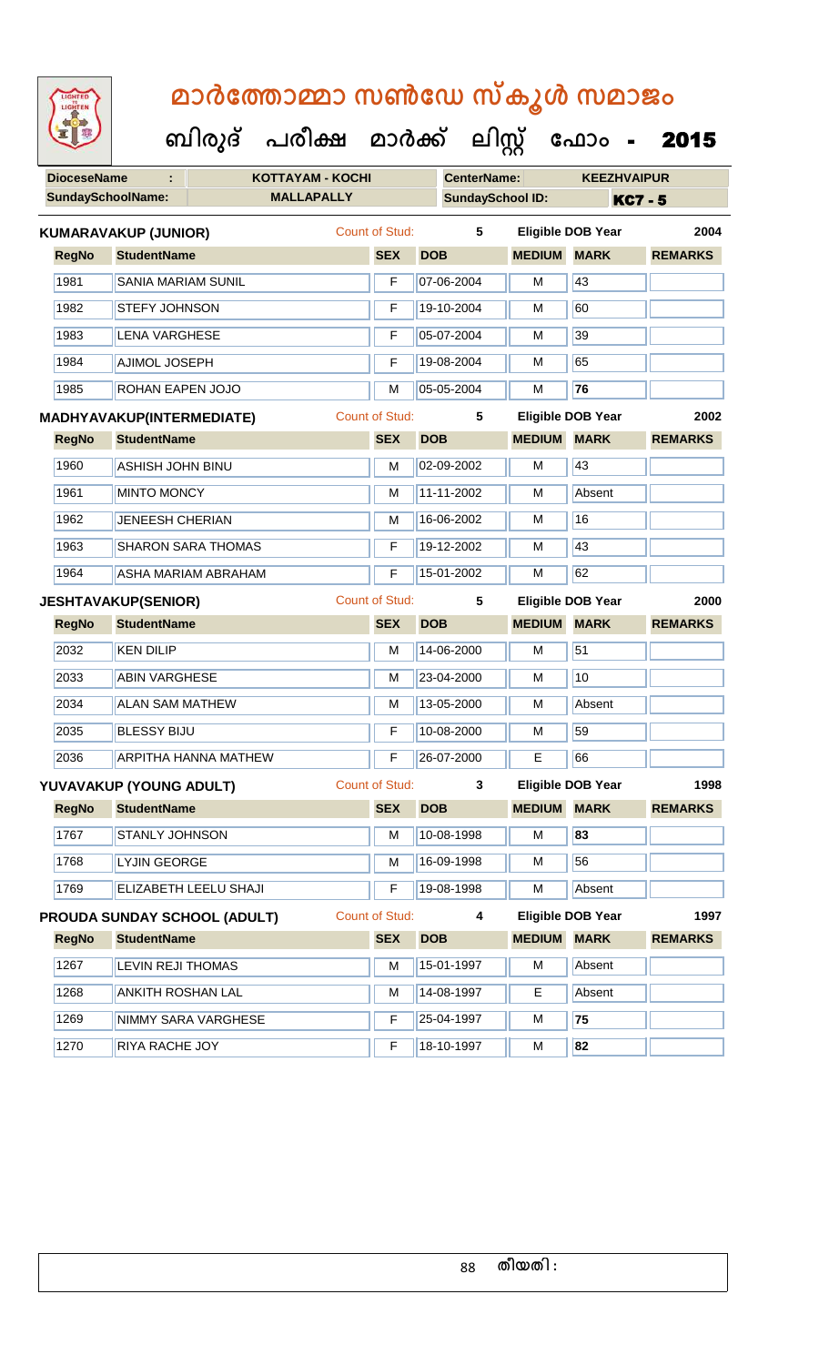# മാർത്തോമ്മാ സൺഡേ സ്കൂൾ സമാജം

## ബിരുദ് പരീക്ഷ മാർക്ക് ലിസ്റ്റ് ഫോം - 2015

| **DioceseName** : | KOTTAYAM - KOCHI | **CenterName:** | KEEZHVAIPUR |
|---|---|---|---|
| **SundaySchoolName:** | MALLAPALLY | **SundaySchool ID:** | KC7 - 5 |

**KUMARAVAKUP (JUNIOR)** Count of Stud: 5 Eligible DOB Year 2004

| RegNo | StudentName | SEX | DOB | MEDIUM | MARK | REMARKS |
|---|---|---|---|---|---|---|
| 1981 | SANIA MARIAM SUNIL | F | 07-06-2004 | M | 43 | |
| 1982 | STEFY JOHNSON | F | 19-10-2004 | M | 60 | |
| 1983 | LENA VARGHESE | F | 05-07-2004 | M | 39 | |
| 1984 | AJIMOL JOSEPH | F | 19-08-2004 | M | 65 | |
| 1985 | ROHAN EAPEN JOJO | M | 05-05-2004 | M | **76** | |

**MADHYAVAKUP(INTERMEDIATE)** Count of Stud: 5 Eligible DOB Year 2002

| RegNo | StudentName | SEX | DOB | MEDIUM | MARK | REMARKS |
|---|---|---|---|---|---|---|
| 1960 | ASHISH JOHN BINU | M | 02-09-2002 | M | 43 | |
| 1961 | MINTO MONCY | M | 11-11-2002 | M | Absent | |
| 1962 | JENEESH CHERIAN | M | 16-06-2002 | M | 16 | |
| 1963 | SHARON SARA THOMAS | F | 19-12-2002 | M | 43 | |
| 1964 | ASHA MARIAM ABRAHAM | F | 15-01-2002 | M | 62 | |

**JESHTAVAKUP(SENIOR)** Count of Stud: 5 Eligible DOB Year 2000

| RegNo | StudentName | SEX | DOB | MEDIUM | MARK | REMARKS |
|---|---|---|---|---|---|---|
| 2032 | KEN DILIP | M | 14-06-2000 | M | 51 | |
| 2033 | ABIN VARGHESE | M | 23-04-2000 | M | 10 | |
| 2034 | ALAN SAM MATHEW | M | 13-05-2000 | M | Absent | |
| 2035 | BLESSY BIJU | F | 10-08-2000 | M | 59 | |
| 2036 | ARPITHA HANNA MATHEW | F | 26-07-2000 | E | 66 | |

**YUVAVAKUP (YOUNG ADULT)** Count of Stud: 3 Eligible DOB Year 1998

| RegNo | StudentName | SEX | DOB | MEDIUM | MARK | REMARKS |
|---|---|---|---|---|---|---|
| 1767 | STANLY JOHNSON | M | 10-08-1998 | M | **83** | |
| 1768 | LYJIN GEORGE | M | 16-09-1998 | M | 56 | |
| 1769 | ELIZABETH LEELU SHAJI | F | 19-08-1998 | M | Absent | |

**PROUDA SUNDAY SCHOOL (ADULT)** Count of Stud: 4 Eligible DOB Year 1997

| RegNo | StudentName | SEX | DOB | MEDIUM | MARK | REMARKS |
|---|---|---|---|---|---|---|
| 1267 | LEVIN REJI THOMAS | M | 15-01-1997 | M | Absent | |
| 1268 | ANKITH ROSHAN LAL | M | 14-08-1997 | E | Absent | |
| 1269 | NIMMY SARA VARGHESE | F | 25-04-1997 | M | **75** | |
| 1270 | RIYA RACHE JOY | F | 18-10-1997 | M | **82** | |

തീയതി :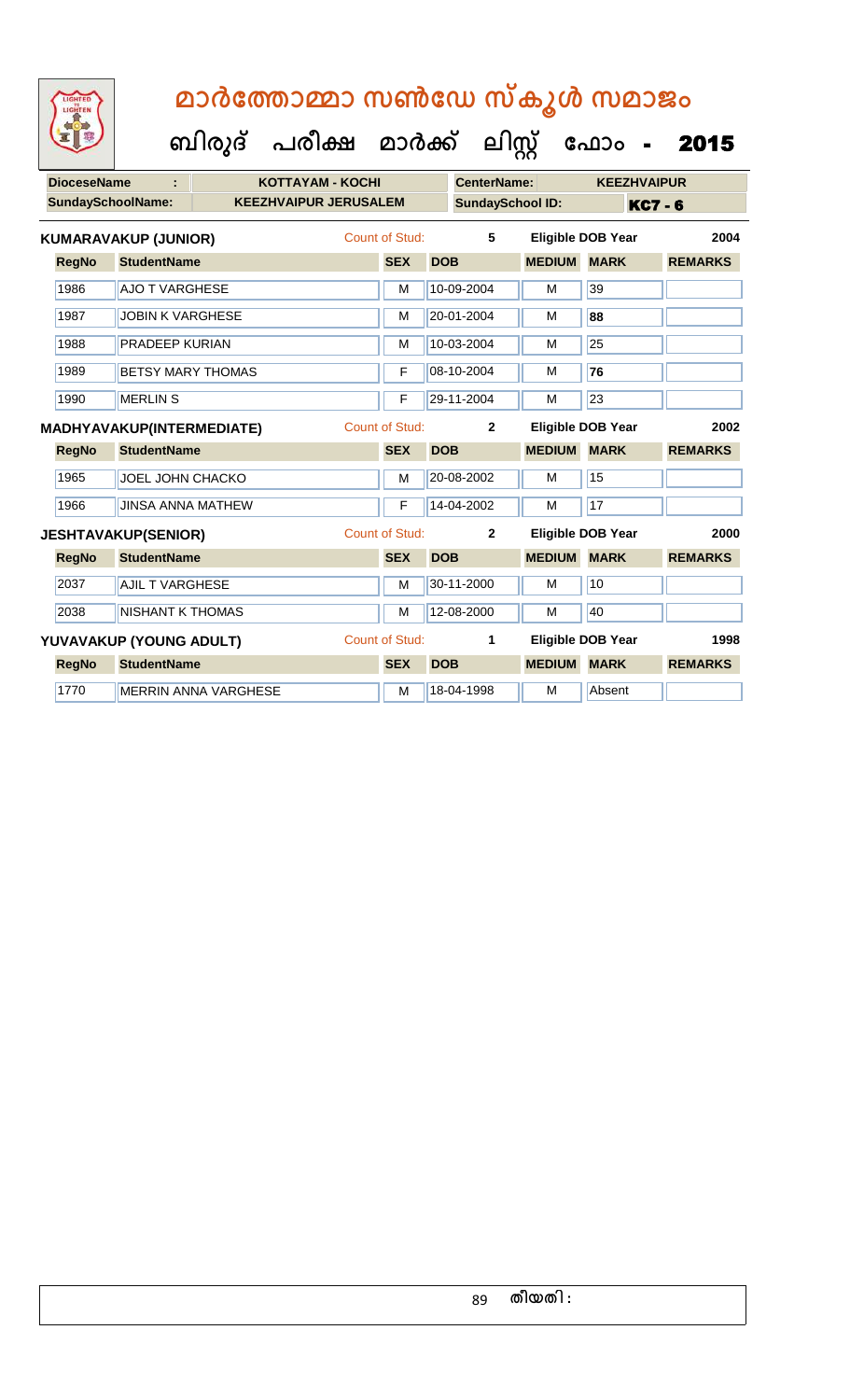# മാർത്തോമ്മാ സൺഡേ സ്കൂൾ സമാജം

## ബിരുദ് പരീക്ഷ മാർക്ക് ലിസ്റ്റ് ഫോം - 2015

| DioceseName : | KOTTAYAM - KOCHI | CenterName: | KEEZHVAIPUR |
|---|---|---|---|
| SundaySchoolName: | KEEZHVAIPUR JERUSALEM | SundaySchool ID: | KC7 - 6 |

**KUMARAVAKUP (JUNIOR)** Count of Stud: 5 Eligible DOB Year 2004

| RegNo | StudentName | SEX | DOB | MEDIUM | MARK | REMARKS |
|---|---|---|---|---|---|---|
| 1986 | AJO T VARGHESE | M | 10-09-2004 | M | 39 | |
| 1987 | JOBIN K VARGHESE | M | 20-01-2004 | M | **88** | |
| 1988 | PRADEEP KURIAN | M | 10-03-2004 | M | 25 | |
| 1989 | BETSY MARY THOMAS | F | 08-10-2004 | M | **76** | |
| 1990 | MERLIN S | F | 29-11-2004 | M | 23 | |

**MADHYAVAKUP(INTERMEDIATE)** Count of Stud: 2 Eligible DOB Year 2002

| RegNo | StudentName | SEX | DOB | MEDIUM | MARK | REMARKS |
|---|---|---|---|---|---|---|
| 1965 | JOEL JOHN CHACKO | M | 20-08-2002 | M | 15 | |
| 1966 | JINSA ANNA MATHEW | F | 14-04-2002 | M | 17 | |

**JESHTAVAKUP(SENIOR)** Count of Stud: 2 Eligible DOB Year 2000

| RegNo | StudentName | SEX | DOB | MEDIUM | MARK | REMARKS |
|---|---|---|---|---|---|---|
| 2037 | AJIL T VARGHESE | M | 30-11-2000 | M | 10 | |
| 2038 | NISHANT K THOMAS | M | 12-08-2000 | M | 40 | |

**YUVAVAKUP (YOUNG ADULT)** Count of Stud: 1 Eligible DOB Year 1998

| RegNo | StudentName | SEX | DOB | MEDIUM | MARK | REMARKS |
|---|---|---|---|---|---|---|
| 1770 | MERRIN ANNA VARGHESE | M | 18-04-1998 | M | Absent | |

തീയതി :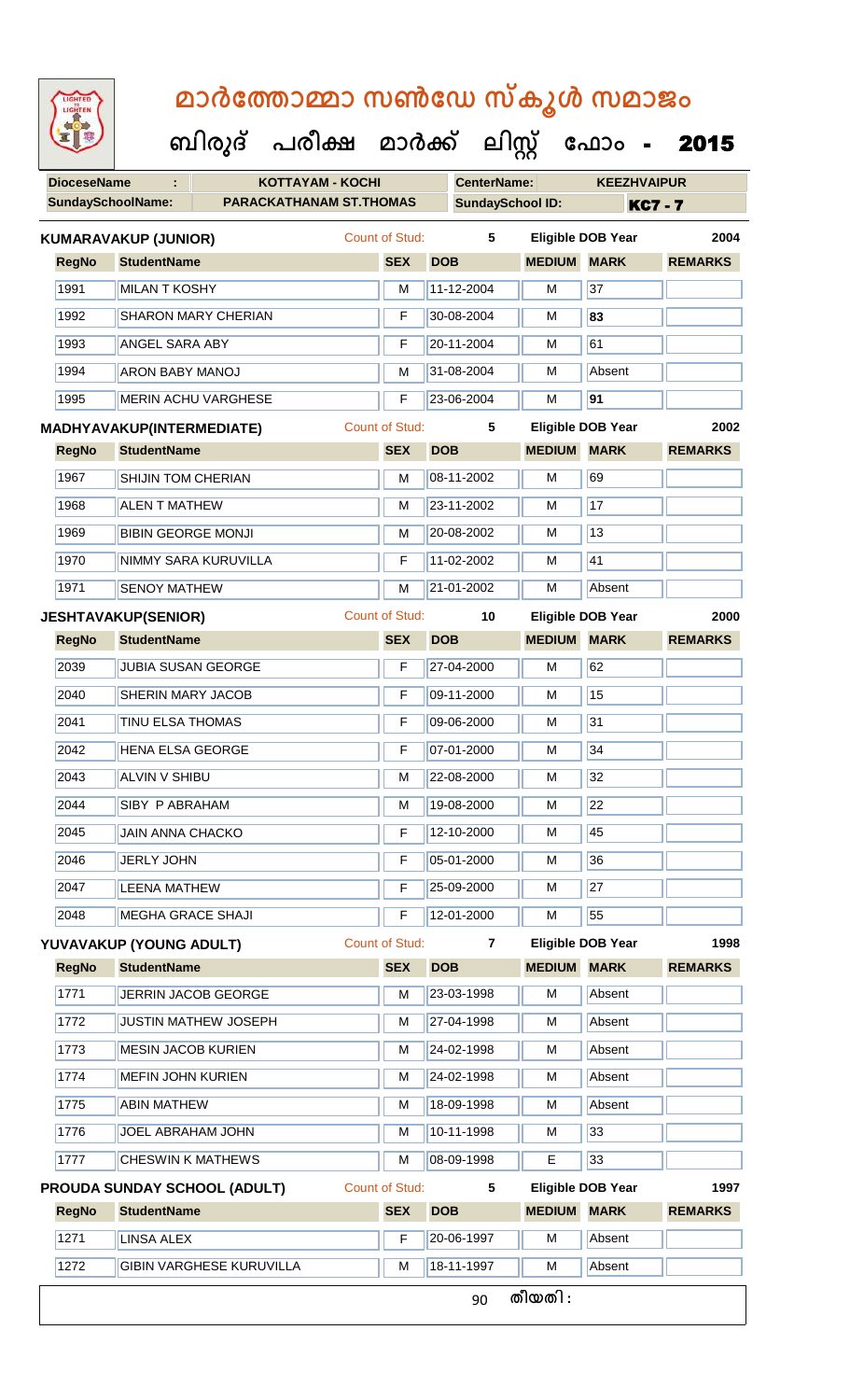# മാർത്തോമ്മാ സൺഡേ സ്കൂൾ സമാജം

## ബിരുദ് പരീക്ഷ മാർക്ക് ലിസ്റ്റ് ഫോം - 2015

| DioceseName : | KOTTAYAM - KOCHI | CenterName: | KEEZHVAIPUR |
|---|---|---|---|
| SundaySchoolName: | PARACKATHANAM ST.THOMAS | SundaySchool ID: | KC7 - 7 |

**KUMARAVAKUP (JUNIOR)** Count of Stud: 5 Eligible DOB Year 2004

| RegNo | StudentName | SEX | DOB | MEDIUM | MARK | REMARKS |
|---|---|---|---|---|---|---|
| 1991 | MILAN T KOSHY | M | 11-12-2004 | M | 37 | |
| 1992 | SHARON MARY CHERIAN | F | 30-08-2004 | M | 83 | |
| 1993 | ANGEL SARA ABY | F | 20-11-2004 | M | 61 | |
| 1994 | ARON BABY MANOJ | M | 31-08-2004 | M | Absent | |
| 1995 | MERIN ACHU VARGHESE | F | 23-06-2004 | M | 91 | |

**MADHYAVAKUP(INTERMEDIATE)** Count of Stud: 5 Eligible DOB Year 2002

| RegNo | StudentName | SEX | DOB | MEDIUM | MARK | REMARKS |
|---|---|---|---|---|---|---|
| 1967 | SHIJIN TOM CHERIAN | M | 08-11-2002 | M | 69 | |
| 1968 | ALEN T MATHEW | M | 23-11-2002 | M | 17 | |
| 1969 | BIBIN GEORGE MONJI | M | 20-08-2002 | M | 13 | |
| 1970 | NIMMY SARA KURUVILLA | F | 11-02-2002 | M | 41 | |
| 1971 | SENOY MATHEW | M | 21-01-2002 | M | Absent | |

**JESHTAVAKUP(SENIOR)** Count of Stud: 10 Eligible DOB Year 2000

| RegNo | StudentName | SEX | DOB | MEDIUM | MARK | REMARKS |
|---|---|---|---|---|---|---|
| 2039 | JUBIA SUSAN GEORGE | F | 27-04-2000 | M | 62 | |
| 2040 | SHERIN MARY JACOB | F | 09-11-2000 | M | 15 | |
| 2041 | TINU ELSA THOMAS | F | 09-06-2000 | M | 31 | |
| 2042 | HENA ELSA GEORGE | F | 07-01-2000 | M | 34 | |
| 2043 | ALVIN V SHIBU | M | 22-08-2000 | M | 32 | |
| 2044 | SIBY P ABRAHAM | M | 19-08-2000 | M | 22 | |
| 2045 | JAIN ANNA CHACKO | F | 12-10-2000 | M | 45 | |
| 2046 | JERLY JOHN | F | 05-01-2000 | M | 36 | |
| 2047 | LEENA MATHEW | F | 25-09-2000 | M | 27 | |
| 2048 | MEGHA GRACE SHAJI | F | 12-01-2000 | M | 55 | |

**YUVAVAKUP (YOUNG ADULT)** Count of Stud: 7 Eligible DOB Year 1998

| RegNo | StudentName | SEX | DOB | MEDIUM | MARK | REMARKS |
|---|---|---|---|---|---|---|
| 1771 | JERRIN JACOB GEORGE | M | 23-03-1998 | M | Absent | |
| 1772 | JUSTIN MATHEW JOSEPH | M | 27-04-1998 | M | Absent | |
| 1773 | MESIN JACOB KURIEN | M | 24-02-1998 | M | Absent | |
| 1774 | MEFIN JOHN KURIEN | M | 24-02-1998 | M | Absent | |
| 1775 | ABIN MATHEW | M | 18-09-1998 | M | Absent | |
| 1776 | JOEL ABRAHAM JOHN | M | 10-11-1998 | M | 33 | |
| 1777 | CHESWIN K MATHEWS | M | 08-09-1998 | E | 33 | |

**PROUDA SUNDAY SCHOOL (ADULT)** Count of Stud: 5 Eligible DOB Year 1997

| RegNo | StudentName | SEX | DOB | MEDIUM | MARK | REMARKS |
|---|---|---|---|---|---|---|
| 1271 | LINSA ALEX | F | 20-06-1997 | M | Absent | |
| 1272 | GIBIN VARGHESE KURUVILLA | M | 18-11-1997 | M | Absent | |

തീയതി :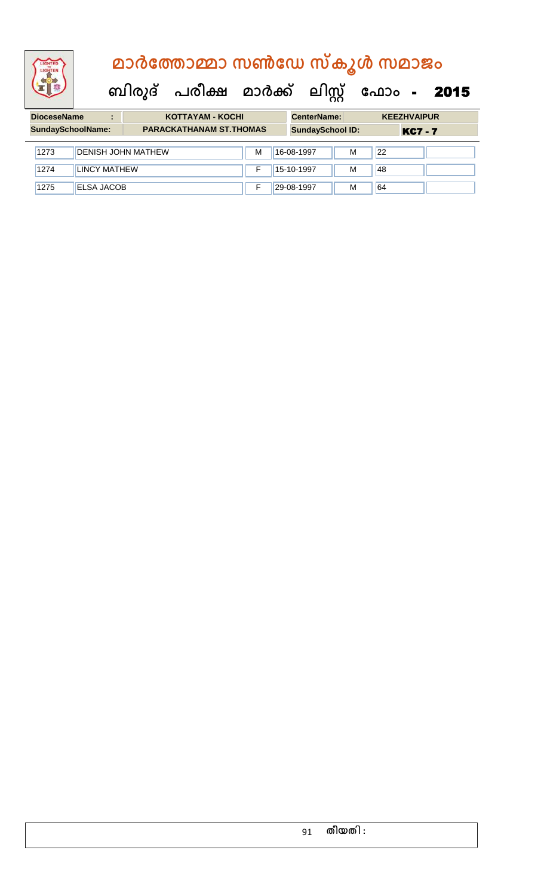# മാർത്തോമ്മാ സൺഡേ സ്കൂൾ സമാജം

## ബിരുദ് പരീക്ഷ മാർക്ക് ലിസ്റ്റ് ഫോം - 2015

| DioceseName : | KOTTAYAM - KOCHI | CenterName: | KEEZHVAIPUR |
|---|---|---|---|
| SundaySchoolName: | PARACKATHANAM ST.THOMAS | SundaySchool ID: | KC7 - 7 |

| | | | | | | |
|---|---|---|---|---|---|---|
| 1273 | DENISH JOHN MATHEW | M | 16-08-1997 | M | 22 | |
| 1274 | LINCY MATHEW | F | 15-10-1997 | M | 48 | |
| 1275 | ELSA JACOB | F | 29-08-1997 | M | 64 | |

തീയതി :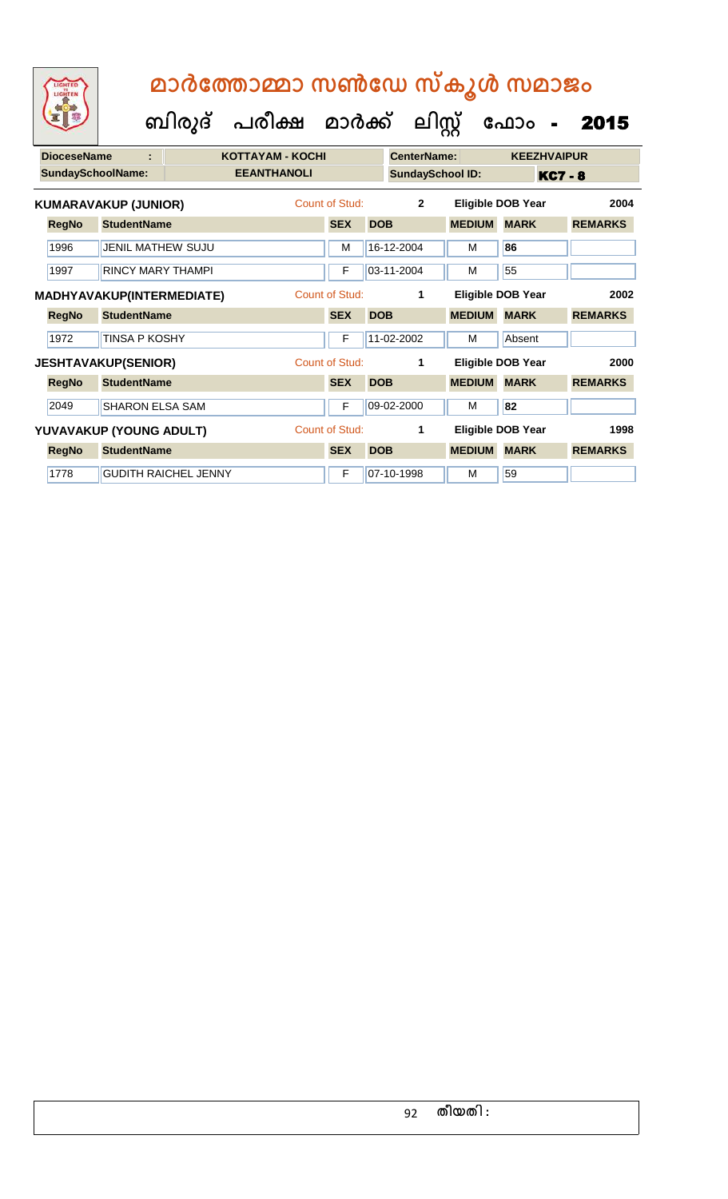# മാർത്തോമ്മാ സൺഡേ സ്കൂൾ സമാജം

## ബിരുദ് പരീക്ഷ മാർക്ക് ലിസ്റ്റ് ഫോം - 2015

| **DioceseName** : | KOTTAYAM - KOCHI | **CenterName:** | KEEZHVAIPUR |
|---|---|---|---|
| **SundaySchoolName:** | EEANTHANOLI | **SundaySchool ID:** | KC7 - 8 |

**KUMARAVAKUP (JUNIOR)** Count of Stud: 2 Eligible DOB Year 2004

| RegNo | StudentName | SEX | DOB | MEDIUM | MARK | REMARKS |
|---|---|---|---|---|---|---|
| 1996 | JENIL MATHEW SUJU | M | 16-12-2004 | M | 86 | |
| 1997 | RINCY MARY THAMPI | F | 03-11-2004 | M | 55 | |

**MADHYAVAKUP(INTERMEDIATE)** Count of Stud: 1 Eligible DOB Year 2002

| RegNo | StudentName | SEX | DOB | MEDIUM | MARK | REMARKS |
|---|---|---|---|---|---|---|
| 1972 | TINSA P KOSHY | F | 11-02-2002 | M | Absent | |

**JESHTAVAKUP(SENIOR)** Count of Stud: 1 Eligible DOB Year 2000

| RegNo | StudentName | SEX | DOB | MEDIUM | MARK | REMARKS |
|---|---|---|---|---|---|---|
| 2049 | SHARON ELSA SAM | F | 09-02-2000 | M | 82 | |

**YUVAVAKUP (YOUNG ADULT)** Count of Stud: 1 Eligible DOB Year 1998

| RegNo | StudentName | SEX | DOB | MEDIUM | MARK | REMARKS |
|---|---|---|---|---|---|---|
| 1778 | GUDITH RAICHEL JENNY | F | 07-10-1998 | M | 59 | |

തീയതി :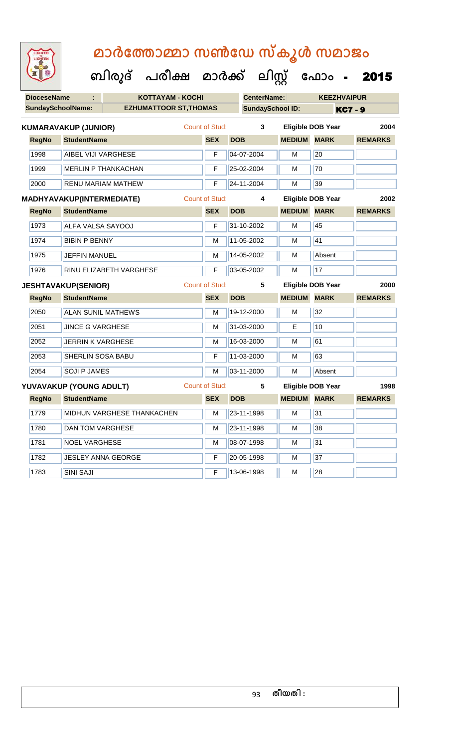# മാർത്തോമ്മാ സൺഡേ സ്കൂൾ സമാജം

## ബിരുദ് പരീക്ഷ മാർക്ക് ലിസ്റ്റ് ഫോം - 2015

| DioceseName | : | KOTTAYAM - KOCHI | CenterName: | KEEZHVAIPUR |
|---|---|---|---|---|
| SundaySchoolName: | | EZHUMATTOOR ST,THOMAS | SundaySchool ID: | KC7 - 9 |

**KUMARAVAKUP (JUNIOR)** Count of Stud: 3 Eligible DOB Year 2004

| RegNo | StudentName | SEX | DOB | MEDIUM | MARK | REMARKS |
|---|---|---|---|---|---|---|
| 1998 | AIBEL VIJI VARGHESE | F | 04-07-2004 | M | 20 | |
| 1999 | MERLIN P THANKACHAN | F | 25-02-2004 | M | 70 | |
| 2000 | RENU MARIAM MATHEW | F | 24-11-2004 | M | 39 | |

**MADHYAVAKUP(INTERMEDIATE)** Count of Stud: 4 Eligible DOB Year 2002

| RegNo | StudentName | SEX | DOB | MEDIUM | MARK | REMARKS |
|---|---|---|---|---|---|---|
| 1973 | ALFA VALSA SAYOOJ | F | 31-10-2002 | M | 45 | |
| 1974 | BIBIN P BENNY | M | 11-05-2002 | M | 41 | |
| 1975 | JEFFIN MANUEL | M | 14-05-2002 | M | Absent | |
| 1976 | RINU ELIZABETH VARGHESE | F | 03-05-2002 | M | 17 | |

**JESHTAVAKUP(SENIOR)** Count of Stud: 5 Eligible DOB Year 2000

| RegNo | StudentName | SEX | DOB | MEDIUM | MARK | REMARKS |
|---|---|---|---|---|---|---|
| 2050 | ALAN SUNIL MATHEWS | M | 19-12-2000 | M | 32 | |
| 2051 | JINCE G VARGHESE | M | 31-03-2000 | E | 10 | |
| 2052 | JERRIN K VARGHESE | M | 16-03-2000 | M | 61 | |
| 2053 | SHERLIN SOSA BABU | F | 11-03-2000 | M | 63 | |
| 2054 | SOJI P JAMES | M | 03-11-2000 | M | Absent | |

**YUVAVAKUP (YOUNG ADULT)** Count of Stud: 5 Eligible DOB Year 1998

| RegNo | StudentName | SEX | DOB | MEDIUM | MARK | REMARKS |
|---|---|---|---|---|---|---|
| 1779 | MIDHUN VARGHESE THANKACHEN | M | 23-11-1998 | M | 31 | |
| 1780 | DAN TOM VARGHESE | M | 23-11-1998 | M | 38 | |
| 1781 | NOEL VARGHESE | M | 08-07-1998 | M | 31 | |
| 1782 | JESLEY ANNA GEORGE | F | 20-05-1998 | M | 37 | |
| 1783 | SINI SAJI | F | 13-06-1998 | M | 28 | |

തീയതി :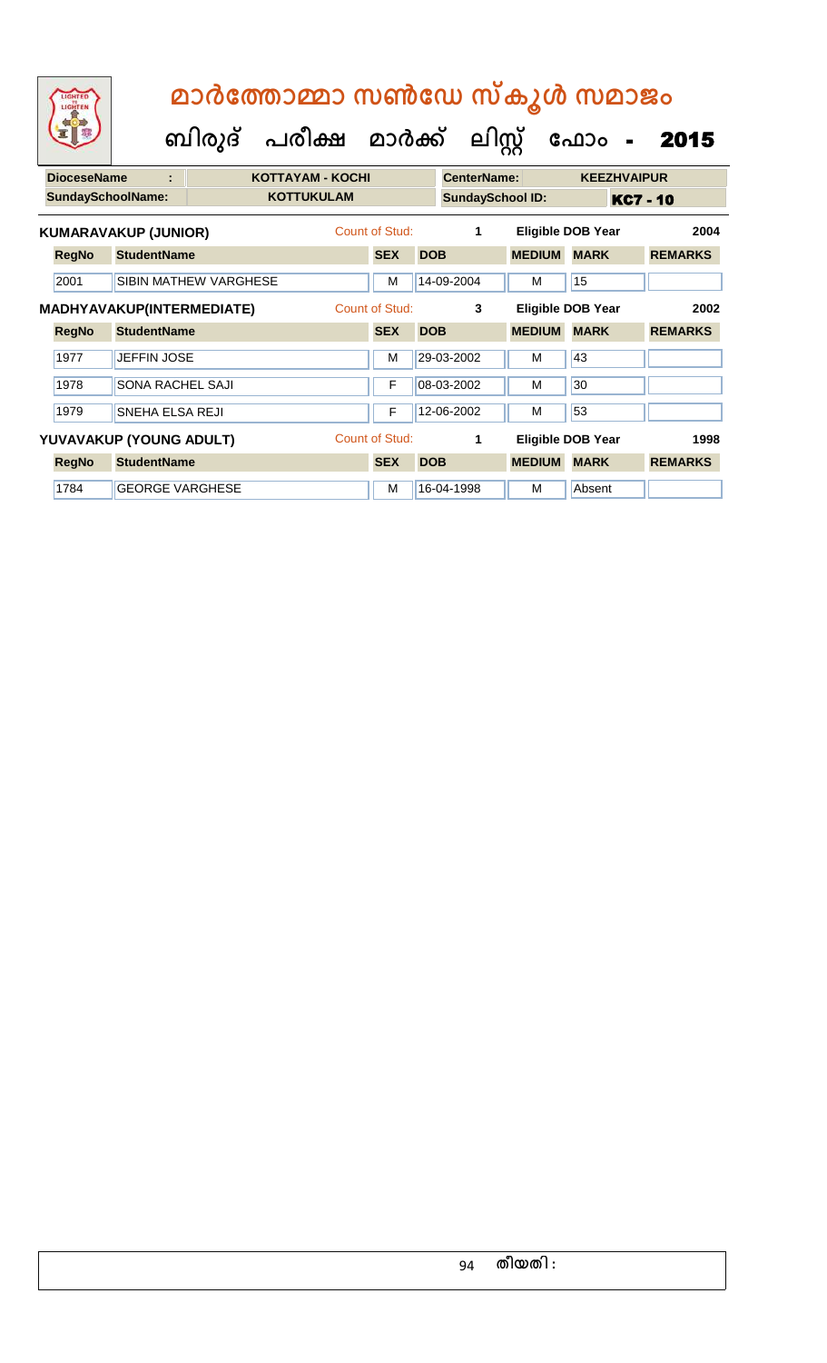# മാർത്തോമ്മാ സൺഡേ സ്കൂൾ സമാജം

## ബിരുദ് പരീക്ഷ മാർക്ക് ലിസ്റ്റ് ഫോം - 2015

| DioceseName : | KOTTAYAM - KOCHI | CenterName: | KEEZHVAIPUR |
|---|---|---|---|
| SundaySchoolName: | KOTTUKULAM | SundaySchool ID: | KC7 - 10 |

**KUMARAVAKUP (JUNIOR)** Count of Stud: 1 Eligible DOB Year 2004

| RegNo | StudentName | SEX | DOB | MEDIUM | MARK | REMARKS |
|---|---|---|---|---|---|---|
| 2001 | SIBIN MATHEW VARGHESE | M | 14-09-2004 | M | 15 | |

**MADHYAVAKUP(INTERMEDIATE)** Count of Stud: 3 Eligible DOB Year 2002

| RegNo | StudentName | SEX | DOB | MEDIUM | MARK | REMARKS |
|---|---|---|---|---|---|---|
| 1977 | JEFFIN JOSE | M | 29-03-2002 | M | 43 | |
| 1978 | SONA RACHEL SAJI | F | 08-03-2002 | M | 30 | |
| 1979 | SNEHA ELSA REJI | F | 12-06-2002 | M | 53 | |

**YUVAVAKUP (YOUNG ADULT)** Count of Stud: 1 Eligible DOB Year 1998

| RegNo | StudentName | SEX | DOB | MEDIUM | MARK | REMARKS |
|---|---|---|---|---|---|---|
| 1784 | GEORGE VARGHESE | M | 16-04-1998 | M | Absent | |

തീയതി :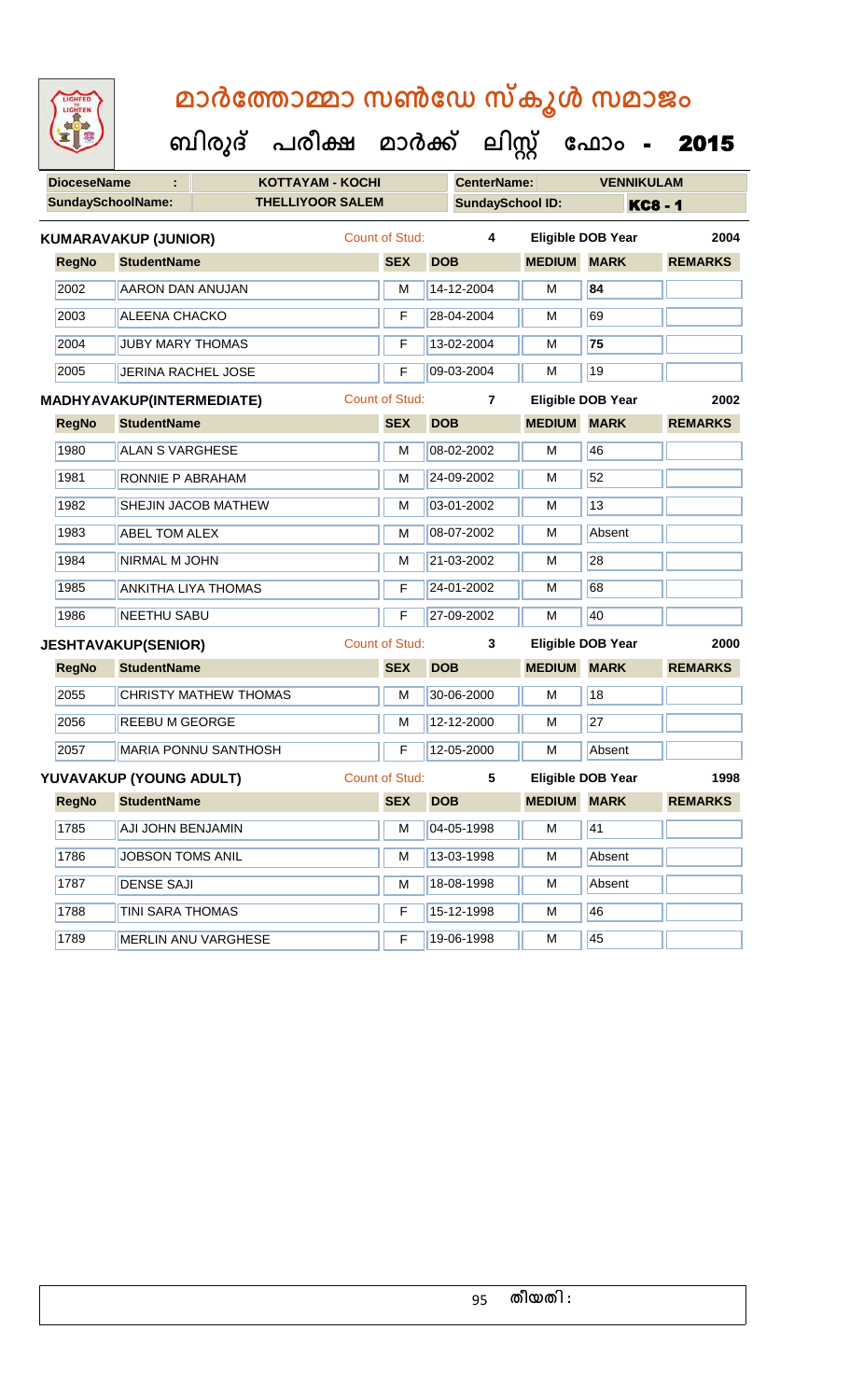# മാർത്തോമ്മാ സൺഡേ സ്കൂൾ സമാജം

## ബിരുദ് പരീക്ഷ മാർക്ക് ലിസ്റ്റ് ഫോം - 2015

| DioceseName : | KOTTAYAM - KOCHI | CenterName: | VENNIKULAM |
|---|---|---|---|
| SundaySchoolName: | THELLIYOOR SALEM | SundaySchool ID: | KC8 - 1 |

**KUMARAVAKUP (JUNIOR)** Count of Stud: 4 Eligible DOB Year 2004

| RegNo | StudentName | SEX | DOB | MEDIUM | MARK | REMARKS |
|---|---|---|---|---|---|---|
| 2002 | AARON DAN ANUJAN | M | 14-12-2004 | M | 84 | |
| 2003 | ALEENA CHACKO | F | 28-04-2004 | M | 69 | |
| 2004 | JUBY MARY THOMAS | F | 13-02-2004 | M | 75 | |
| 2005 | JERINA RACHEL JOSE | F | 09-03-2004 | M | 19 | |

**MADHYAVAKUP(INTERMEDIATE)** Count of Stud: 7 Eligible DOB Year 2002

| RegNo | StudentName | SEX | DOB | MEDIUM | MARK | REMARKS |
|---|---|---|---|---|---|---|
| 1980 | ALAN S VARGHESE | M | 08-02-2002 | M | 46 | |
| 1981 | RONNIE P ABRAHAM | M | 24-09-2002 | M | 52 | |
| 1982 | SHEJIN JACOB MATHEW | M | 03-01-2002 | M | 13 | |
| 1983 | ABEL TOM ALEX | M | 08-07-2002 | M | Absent | |
| 1984 | NIRMAL M JOHN | M | 21-03-2002 | M | 28 | |
| 1985 | ANKITHA LIYA THOMAS | F | 24-01-2002 | M | 68 | |
| 1986 | NEETHU SABU | F | 27-09-2002 | M | 40 | |

**JESHTAVAKUP(SENIOR)** Count of Stud: 3 Eligible DOB Year 2000

| RegNo | StudentName | SEX | DOB | MEDIUM | MARK | REMARKS |
|---|---|---|---|---|---|---|
| 2055 | CHRISTY MATHEW THOMAS | M | 30-06-2000 | M | 18 | |
| 2056 | REEBU M GEORGE | M | 12-12-2000 | M | 27 | |
| 2057 | MARIA PONNU SANTHOSH | F | 12-05-2000 | M | Absent | |

**YUVAVAKUP (YOUNG ADULT)** Count of Stud: 5 Eligible DOB Year 1998

| RegNo | StudentName | SEX | DOB | MEDIUM | MARK | REMARKS |
|---|---|---|---|---|---|---|
| 1785 | AJI JOHN BENJAMIN | M | 04-05-1998 | M | 41 | |
| 1786 | JOBSON TOMS ANIL | M | 13-03-1998 | M | Absent | |
| 1787 | DENSE SAJI | M | 18-08-1998 | M | Absent | |
| 1788 | TINI SARA THOMAS | F | 15-12-1998 | M | 46 | |
| 1789 | MERLIN ANU VARGHESE | F | 19-06-1998 | M | 45 | |

തീയതി :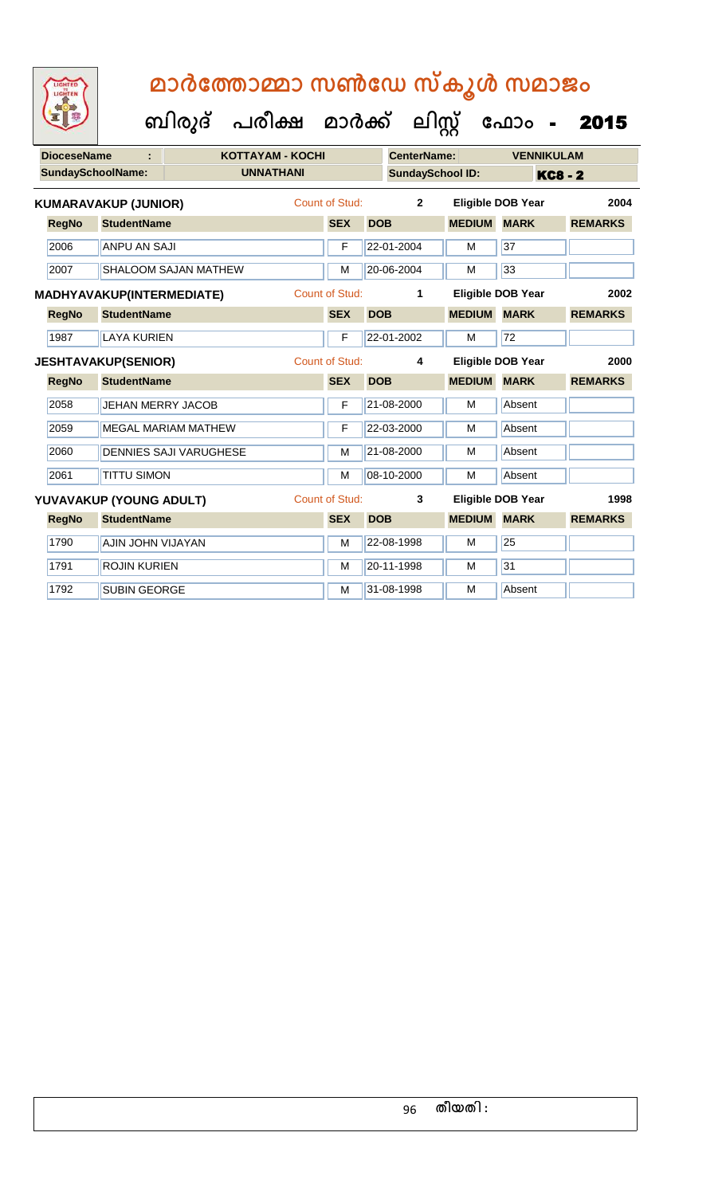# മാർത്തോമ്മാ സൺഡേ സ്കൂൾ സമാജം

## ബിരുദ് പരീക്ഷ മാർക്ക് ലിസ്റ്റ് ഫോം - 2015

**DioceseName :** KOTTAYAM - KOCHI  **CenterName:** VENNIKULAM
**SundaySchoolName:** UNNATHANI  **SundaySchool ID:** KC8 - 2

**KUMARAVAKUP (JUNIOR)**  Count of Stud: 2  Eligible DOB Year 2004

| RegNo | StudentName | SEX | DOB | MEDIUM | MARK | REMARKS |
|---|---|---|---|---|---|---|
| 2006 | ANPU AN SAJI | F | 22-01-2004 | M | 37 | |
| 2007 | SHALOOM SAJAN MATHEW | M | 20-06-2004 | M | 33 | |

**MADHYAVAKUP(INTERMEDIATE)**  Count of Stud: 1  Eligible DOB Year 2002

| RegNo | StudentName | SEX | DOB | MEDIUM | MARK | REMARKS |
|---|---|---|---|---|---|---|
| 1987 | LAYA KURIEN | F | 22-01-2002 | M | 72 | |

**JESHTAVAKUP(SENIOR)**  Count of Stud: 4  Eligible DOB Year 2000

| RegNo | StudentName | SEX | DOB | MEDIUM | MARK | REMARKS |
|---|---|---|---|---|---|---|
| 2058 | JEHAN MERRY JACOB | F | 21-08-2000 | M | Absent | |
| 2059 | MEGAL MARIAM MATHEW | F | 22-03-2000 | M | Absent | |
| 2060 | DENNIES SAJI VARUGHESE | M | 21-08-2000 | M | Absent | |
| 2061 | TITTU SIMON | M | 08-10-2000 | M | Absent | |

**YUVAVAKUP (YOUNG ADULT)**  Count of Stud: 3  Eligible DOB Year 1998

| RegNo | StudentName | SEX | DOB | MEDIUM | MARK | REMARKS |
|---|---|---|---|---|---|---|
| 1790 | AJIN JOHN VIJAYAN | M | 22-08-1998 | M | 25 | |
| 1791 | ROJIN KURIEN | M | 20-11-1998 | M | 31 | |
| 1792 | SUBIN GEORGE | M | 31-08-1998 | M | Absent | |

തീയതി :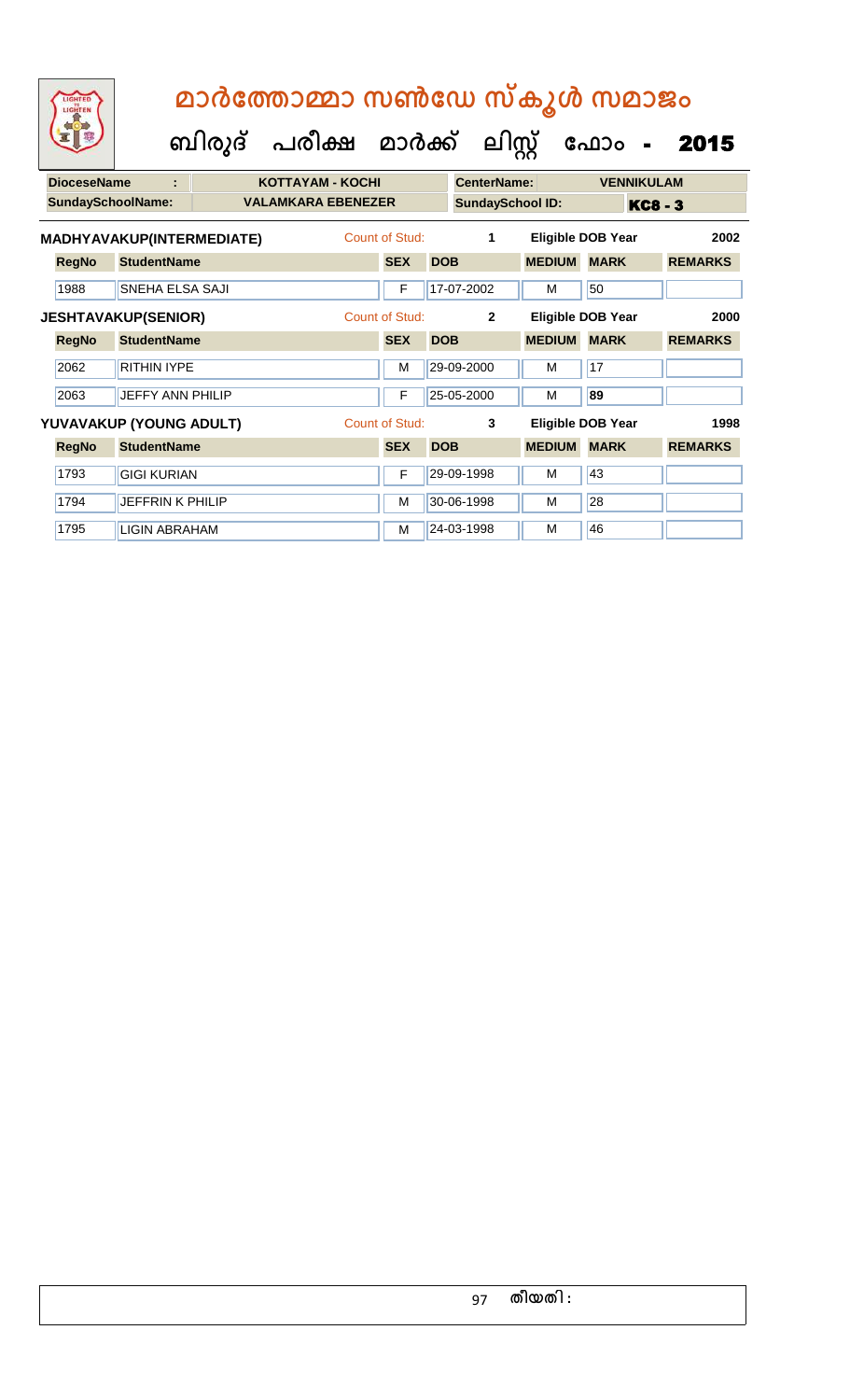# മാർത്തോമ്മാ സൺഡേ സ്കൂൾ സമാജം

## ബിരുദ് പരീക്ഷ മാർക്ക് ലിസ്റ്റ് ഫോം - 2015

| DioceseName : | KOTTAYAM - KOCHI | CenterName: | VENNIKULAM |
|---|---|---|---|
| SundaySchoolName: | VALAMKARA EBENEZER | SundaySchool ID: | KC8 - 3 |

**MADHYAVAKUP(INTERMEDIATE)** Count of Stud: 1 Eligible DOB Year 2002

| RegNo | StudentName | SEX | DOB | MEDIUM | MARK | REMARKS |
|---|---|---|---|---|---|---|
| 1988 | SNEHA ELSA SAJI | F | 17-07-2002 | M | 50 | |

**JESHTAVAKUP(SENIOR)** Count of Stud: 2 Eligible DOB Year 2000

| RegNo | StudentName | SEX | DOB | MEDIUM | MARK | REMARKS |
|---|---|---|---|---|---|---|
| 2062 | RITHIN IYPE | M | 29-09-2000 | M | 17 | |
| 2063 | JEFFY ANN PHILIP | F | 25-05-2000 | M | 89 | |

**YUVAVAKUP (YOUNG ADULT)** Count of Stud: 3 Eligible DOB Year 1998

| RegNo | StudentName | SEX | DOB | MEDIUM | MARK | REMARKS |
|---|---|---|---|---|---|---|
| 1793 | GIGI KURIAN | F | 29-09-1998 | M | 43 | |
| 1794 | JEFFRIN K PHILIP | M | 30-06-1998 | M | 28 | |
| 1795 | LIGIN ABRAHAM | M | 24-03-1998 | M | 46 | |

തീയതി :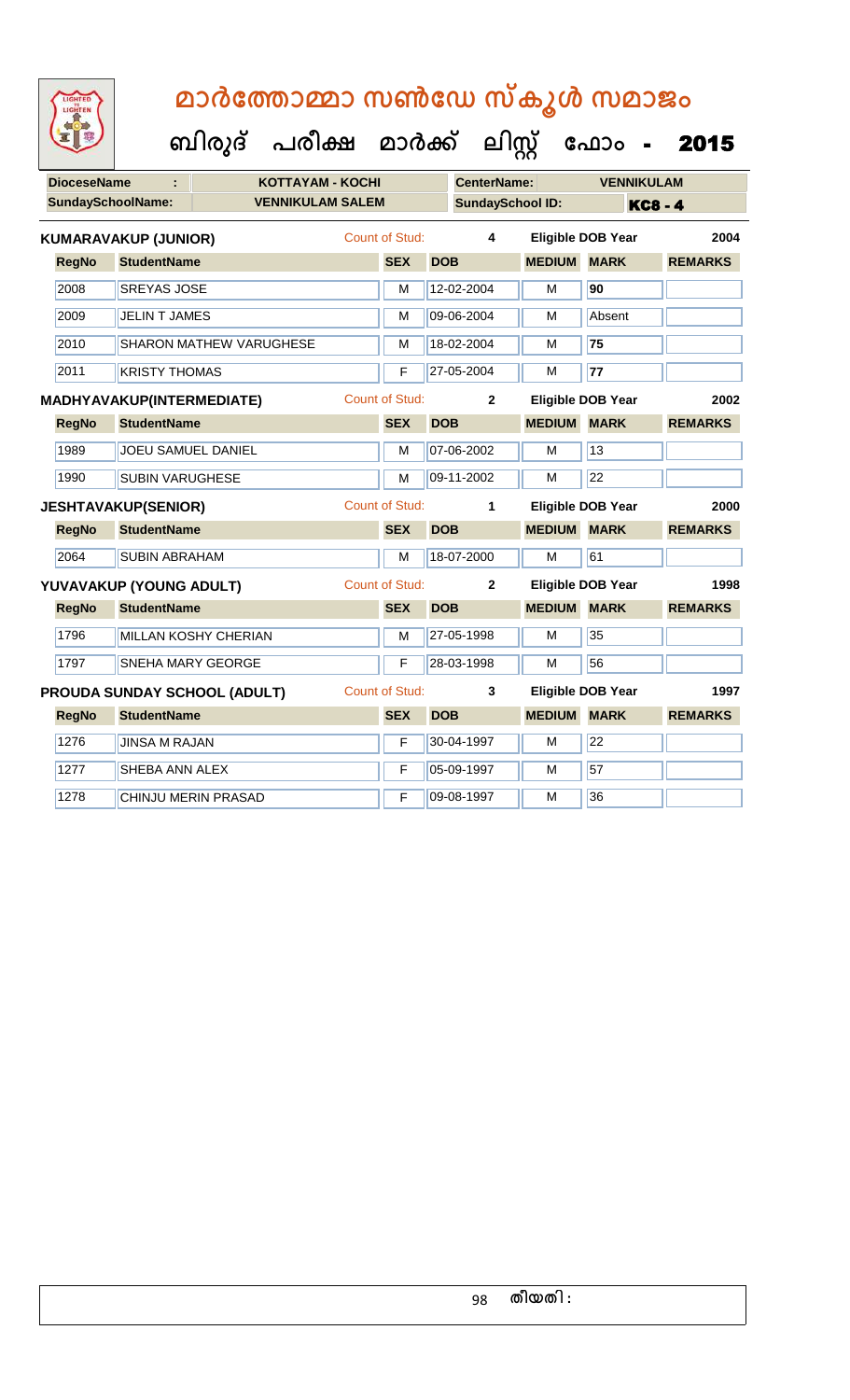# മാർത്തോമ്മാ സൺഡേ സ്കൂൾ സമാജം

## ബിരുദ് പരീക്ഷ മാർക്ക് ലിസ്റ്റ് ഫോം - 2015

**DioceseName :** KOTTAYAM - KOCHI **CenterName:** VENNIKULAM

**SundaySchoolName:** VENNIKULAM SALEM **SundaySchool ID:** KC8 - 4

**KUMARAVAKUP (JUNIOR)** Count of Stud: 4 Eligible DOB Year 2004

| RegNo | StudentName | SEX | DOB | MEDIUM | MARK | REMARKS |
|---|---|---|---|---|---|---|
| 2008 | SREYAS JOSE | M | 12-02-2004 | M | 90 | |
| 2009 | JELIN T JAMES | M | 09-06-2004 | M | Absent | |
| 2010 | SHARON MATHEW VARUGHESE | M | 18-02-2004 | M | 75 | |
| 2011 | KRISTY THOMAS | F | 27-05-2004 | M | 77 | |

**MADHYAVAKUP(INTERMEDIATE)** Count of Stud: 2 Eligible DOB Year 2002

| RegNo | StudentName | SEX | DOB | MEDIUM | MARK | REMARKS |
|---|---|---|---|---|---|---|
| 1989 | JOEU SAMUEL DANIEL | M | 07-06-2002 | M | 13 | |
| 1990 | SUBIN VARUGHESE | M | 09-11-2002 | M | 22 | |

**JESHTAVAKUP(SENIOR)** Count of Stud: 1 Eligible DOB Year 2000

| RegNo | StudentName | SEX | DOB | MEDIUM | MARK | REMARKS |
|---|---|---|---|---|---|---|
| 2064 | SUBIN ABRAHAM | M | 18-07-2000 | M | 61 | |

**YUVAVAKUP (YOUNG ADULT)** Count of Stud: 2 Eligible DOB Year 1998

| RegNo | StudentName | SEX | DOB | MEDIUM | MARK | REMARKS |
|---|---|---|---|---|---|---|
| 1796 | MILLAN KOSHY CHERIAN | M | 27-05-1998 | M | 35 | |
| 1797 | SNEHA MARY GEORGE | F | 28-03-1998 | M | 56 | |

**PROUDA SUNDAY SCHOOL (ADULT)** Count of Stud: 3 Eligible DOB Year 1997

| RegNo | StudentName | SEX | DOB | MEDIUM | MARK | REMARKS |
|---|---|---|---|---|---|---|
| 1276 | JINSA M RAJAN | F | 30-04-1997 | M | 22 | |
| 1277 | SHEBA ANN ALEX | F | 05-09-1997 | M | 57 | |
| 1278 | CHINJU MERIN PRASAD | F | 09-08-1997 | M | 36 | |

തീയതി :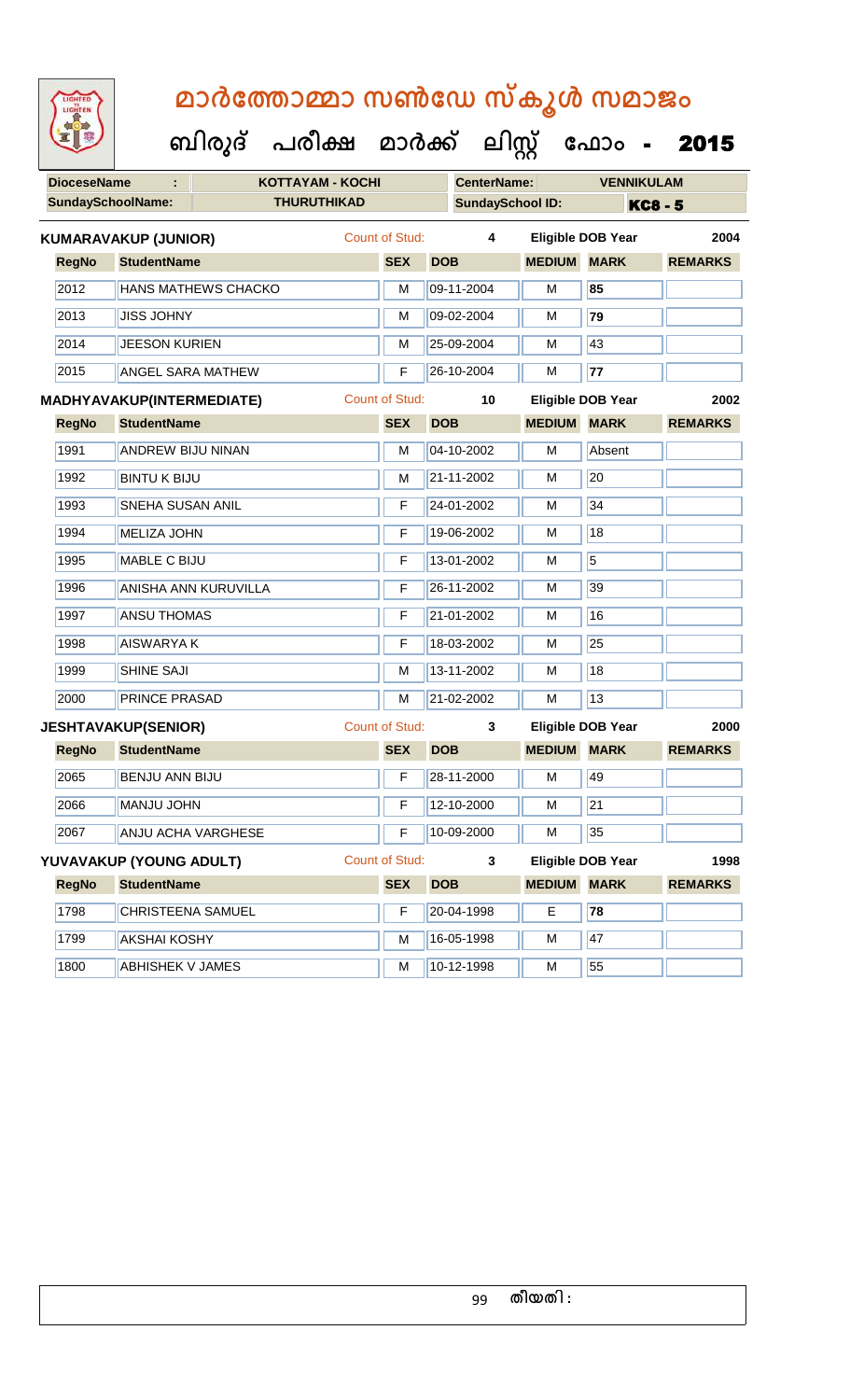# മാർത്തോമ്മാ സൺഡേ സ്കൂൾ സമാജം

## ബിരുദ് പരീക്ഷ മാർക്ക് ലിസ്റ്റ് ഫോം - 2015

| DioceseName : | KOTTAYAM - KOCHI | CenterName: | VENNIKULAM |
|---|---|---|---|
| SundaySchoolName: | THURUTHIKAD | SundaySchool ID: | KC8 - 5 |

**KUMARAVAKUP (JUNIOR)** Count of Stud: 4 Eligible DOB Year 2004

| RegNo | StudentName | SEX | DOB | MEDIUM | MARK | REMARKS |
|---|---|---|---|---|---|---|
| 2012 | HANS MATHEWS CHACKO | M | 09-11-2004 | M | 85 | |
| 2013 | JISS JOHNY | M | 09-02-2004 | M | 79 | |
| 2014 | JEESON KURIEN | M | 25-09-2004 | M | 43 | |
| 2015 | ANGEL SARA MATHEW | F | 26-10-2004 | M | 77 | |

**MADHYAVAKUP(INTERMEDIATE)** Count of Stud: 10 Eligible DOB Year 2002

| RegNo | StudentName | SEX | DOB | MEDIUM | MARK | REMARKS |
|---|---|---|---|---|---|---|
| 1991 | ANDREW BIJU NINAN | M | 04-10-2002 | M | Absent | |
| 1992 | BINTU K BIJU | M | 21-11-2002 | M | 20 | |
| 1993 | SNEHA SUSAN ANIL | F | 24-01-2002 | M | 34 | |
| 1994 | MELIZA JOHN | F | 19-06-2002 | M | 18 | |
| 1995 | MABLE C BIJU | F | 13-01-2002 | M | 5 | |
| 1996 | ANISHA ANN KURUVILLA | F | 26-11-2002 | M | 39 | |
| 1997 | ANSU THOMAS | F | 21-01-2002 | M | 16 | |
| 1998 | AISWARYA K | F | 18-03-2002 | M | 25 | |
| 1999 | SHINE SAJI | M | 13-11-2002 | M | 18 | |
| 2000 | PRINCE PRASAD | M | 21-02-2002 | M | 13 | |

**JESHTAVAKUP(SENIOR)** Count of Stud: 3 Eligible DOB Year 2000

| RegNo | StudentName | SEX | DOB | MEDIUM | MARK | REMARKS |
|---|---|---|---|---|---|---|
| 2065 | BENJU ANN BIJU | F | 28-11-2000 | M | 49 | |
| 2066 | MANJU JOHN | F | 12-10-2000 | M | 21 | |
| 2067 | ANJU ACHA VARGHESE | F | 10-09-2000 | M | 35 | |

**YUVAVAKUP (YOUNG ADULT)** Count of Stud: 3 Eligible DOB Year 1998

| RegNo | StudentName | SEX | DOB | MEDIUM | MARK | REMARKS |
|---|---|---|---|---|---|---|
| 1798 | CHRISTEENA SAMUEL | F | 20-04-1998 | E | 78 | |
| 1799 | AKSHAI KOSHY | M | 16-05-1998 | M | 47 | |
| 1800 | ABHISHEK V JAMES | M | 10-12-1998 | M | 55 | |

തീയതി :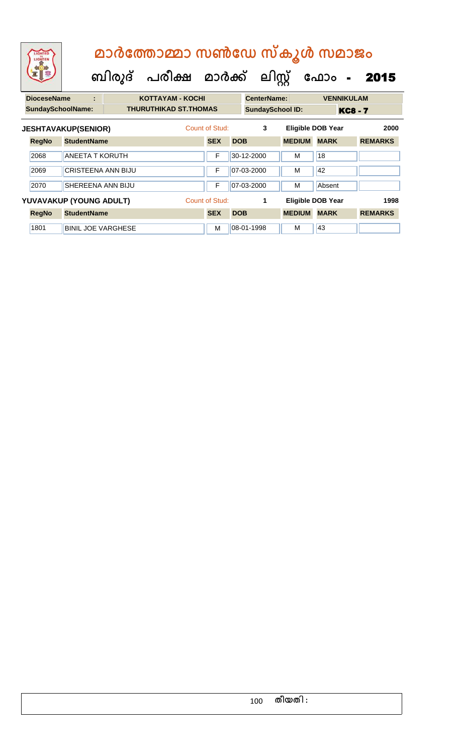# മാർത്തോമ്മാ സൺഡേ സ്കൂൾ സമാജം

## ബിരുദ് പരീക്ഷ മാർക്ക് ലിസ്റ്റ് ഫോം - 2015

| DioceseName | : | KOTTAYAM - KOCHI | CenterName: | VENNIKULAM |
|---|---|---|---|---|
| SundaySchoolName: | | THURUTHIKAD ST.THOMAS | SundaySchool ID: | KC8 - 7 |

**JESHTAVAKUP(SENIOR)** Count of Stud: 3 Eligible DOB Year 2000

| RegNo | StudentName | SEX | DOB | MEDIUM | MARK | REMARKS |
|---|---|---|---|---|---|---|
| 2068 | ANEETA T KORUTH | F | 30-12-2000 | M | 18 | |
| 2069 | CRISTEENA ANN BIJU | F | 07-03-2000 | M | 42 | |
| 2070 | SHEREENA ANN BIJU | F | 07-03-2000 | M | Absent | |

**YUVAVAKUP (YOUNG ADULT)** Count of Stud: 1 Eligible DOB Year 1998

| RegNo | StudentName | SEX | DOB | MEDIUM | MARK | REMARKS |
|---|---|---|---|---|---|---|
| 1801 | BINIL JOE VARGHESE | M | 08-01-1998 | M | 43 | |

തീയതി :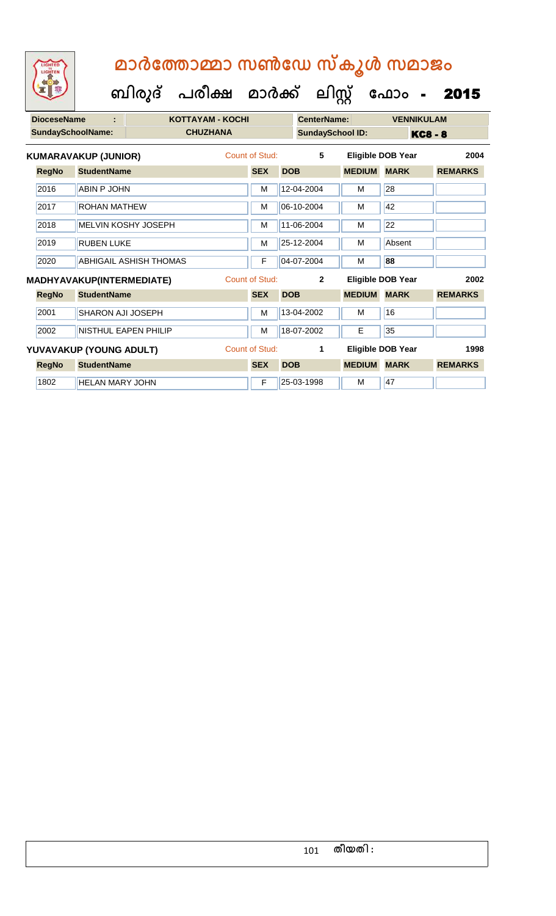# മാർത്തോമ്മാ സൺഡേ സ്കൂൾ സമാജം

## ബിരുദ് പരീക്ഷ മാർക്ക് ലിസ്റ്റ് ഫോം - 2015

| DioceseName : | KOTTAYAM - KOCHI | CenterName: | VENNIKULAM |
|---|---|---|---|
| SundaySchoolName: | CHUZHANA | SundaySchool ID: | KC8 - 8 |

**KUMARAVAKUP (JUNIOR)** Count of Stud: 5 Eligible DOB Year 2004

| RegNo | StudentName | SEX | DOB | MEDIUM | MARK | REMARKS |
|---|---|---|---|---|---|---|
| 2016 | ABIN P JOHN | M | 12-04-2004 | M | 28 | |
| 2017 | ROHAN MATHEW | M | 06-10-2004 | M | 42 | |
| 2018 | MELVIN KOSHY JOSEPH | M | 11-06-2004 | M | 22 | |
| 2019 | RUBEN LUKE | M | 25-12-2004 | M | Absent | |
| 2020 | ABHIGAIL ASHISH THOMAS | F | 04-07-2004 | M | **88** | |

**MADHYAVAKUP(INTERMEDIATE)** Count of Stud: 2 Eligible DOB Year 2002

| RegNo | StudentName | SEX | DOB | MEDIUM | MARK | REMARKS |
|---|---|---|---|---|---|---|
| 2001 | SHARON AJI JOSEPH | M | 13-04-2002 | M | 16 | |
| 2002 | NISTHUL EAPEN PHILIP | M | 18-07-2002 | E | 35 | |

**YUVAVAKUP (YOUNG ADULT)** Count of Stud: 1 Eligible DOB Year 1998

| RegNo | StudentName | SEX | DOB | MEDIUM | MARK | REMARKS |
|---|---|---|---|---|---|---|
| 1802 | HELAN MARY JOHN | F | 25-03-1998 | M | 47 | |

തീയതി :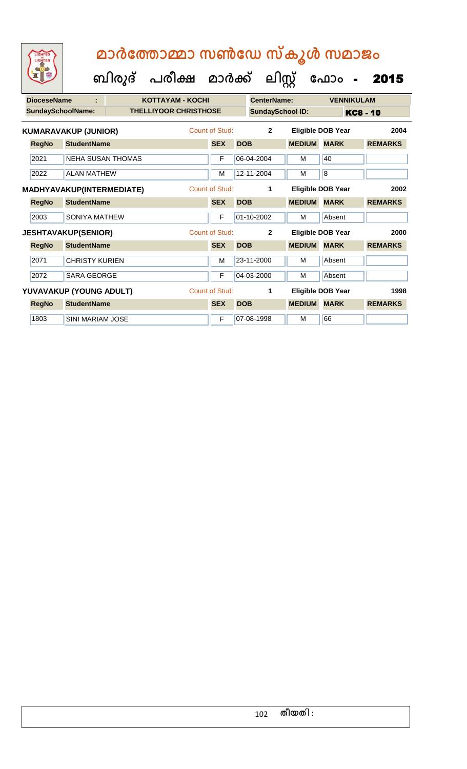# മാർത്തോമ്മാ സൺഡേ സ്കൂൾ സമാജം

## ബിരുദ് പരീക്ഷ മാർക്ക് ലിസ്റ്റ് ഫോം - 2015

| DioceseName : | KOTTAYAM - KOCHI | CenterName: | VENNIKULAM |
|---|---|---|---|
| SundaySchoolName: | THELLIYOOR CHRISTHOSE | SundaySchool ID: | KC8 - 10 |

**KUMARAVAKUP (JUNIOR)** Count of Stud: 2 Eligible DOB Year 2004

| RegNo | StudentName | SEX | DOB | MEDIUM | MARK | REMARKS |
|---|---|---|---|---|---|---|
| 2021 | NEHA SUSAN THOMAS | F | 06-04-2004 | M | 40 | |
| 2022 | ALAN MATHEW | M | 12-11-2004 | M | 8 | |

**MADHYAVAKUP(INTERMEDIATE)** Count of Stud: 1 Eligible DOB Year 2002

| RegNo | StudentName | SEX | DOB | MEDIUM | MARK | REMARKS |
|---|---|---|---|---|---|---|
| 2003 | SONIYA MATHEW | F | 01-10-2002 | M | Absent | |

**JESHTAVAKUP(SENIOR)** Count of Stud: 2 Eligible DOB Year 2000

| RegNo | StudentName | SEX | DOB | MEDIUM | MARK | REMARKS |
|---|---|---|---|---|---|---|
| 2071 | CHRISTY KURIEN | M | 23-11-2000 | M | Absent | |
| 2072 | SARA GEORGE | F | 04-03-2000 | M | Absent | |

**YUVAVAKUP (YOUNG ADULT)** Count of Stud: 1 Eligible DOB Year 1998

| RegNo | StudentName | SEX | DOB | MEDIUM | MARK | REMARKS |
|---|---|---|---|---|---|---|
| 1803 | SINI MARIAM JOSE | F | 07-08-1998 | M | 66 | |

തീയതി :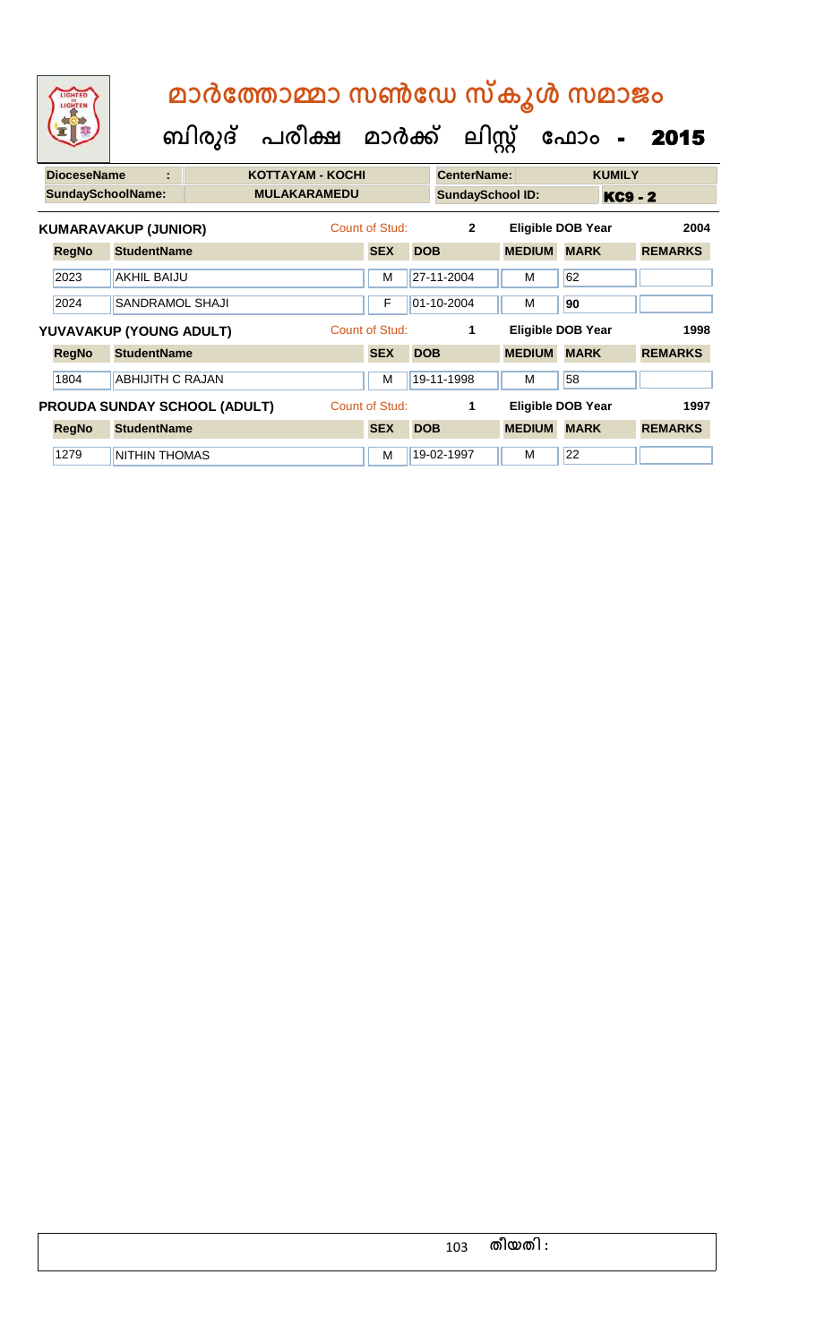# മാർത്തോമ്മാ സൺഡേ സ്കൂൾ സമാജം

## ബിരുദ് പരീക്ഷ മാർക്ക് ലിസ്റ്റ് ഫോം - 2015

| DioceseName | : | KOTTAYAM - KOCHI | CenterName: | KUMILY |
|---|---|---|---|---|
| SundaySchoolName: | | MULAKARAMEDU | SundaySchool ID: | KC9 - 2 |

**KUMARAVAKUP (JUNIOR)** Count of Stud: 2 Eligible DOB Year 2004

| RegNo | StudentName | SEX | DOB | MEDIUM | MARK | REMARKS |
|---|---|---|---|---|---|---|
| 2023 | AKHIL BAIJU | M | 27-11-2004 | M | 62 | |
| 2024 | SANDRAMOL SHAJI | F | 01-10-2004 | M | 90 | |

**YUVAVAKUP (YOUNG ADULT)** Count of Stud: 1 Eligible DOB Year 1998

| RegNo | StudentName | SEX | DOB | MEDIUM | MARK | REMARKS |
|---|---|---|---|---|---|---|
| 1804 | ABHIJITH C RAJAN | M | 19-11-1998 | M | 58 | |

**PROUDA SUNDAY SCHOOL (ADULT)** Count of Stud: 1 Eligible DOB Year 1997

| RegNo | StudentName | SEX | DOB | MEDIUM | MARK | REMARKS |
|---|---|---|---|---|---|---|
| 1279 | NITHIN THOMAS | M | 19-02-1997 | M | 22 | |

തീയതി :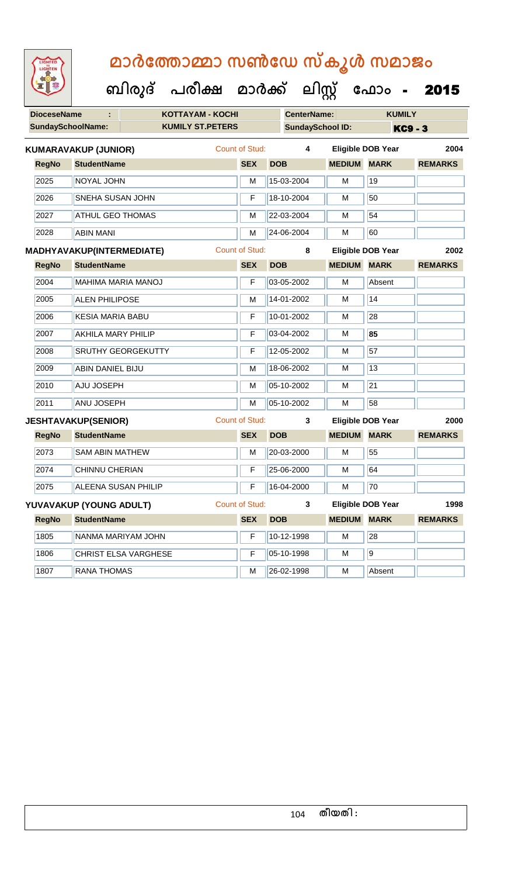# മാർത്തോമ്മാ സൺഡേ സ്കൂൾ സമാജം

## ബിരുദ് പരീക്ഷ മാർക്ക് ലിസ്റ്റ് ഫോം - 2015

| DioceseName : | KOTTAYAM - KOCHI | CenterName: | KUMILY |
|---|---|---|---|
| SundaySchoolName: | KUMILY ST.PETERS | SundaySchool ID: | KC9 - 3 |

**KUMARAVAKUP (JUNIOR)** Count of Stud: 4 Eligible DOB Year 2004

| RegNo | StudentName | SEX | DOB | MEDIUM | MARK | REMARKS |
|---|---|---|---|---|---|---|
| 2025 | NOYAL JOHN | M | 15-03-2004 | M | 19 | |
| 2026 | SNEHA SUSAN JOHN | F | 18-10-2004 | M | 50 | |
| 2027 | ATHUL GEO THOMAS | M | 22-03-2004 | M | 54 | |
| 2028 | ABIN MANI | M | 24-06-2004 | M | 60 | |

**MADHYAVAKUP(INTERMEDIATE)** Count of Stud: 8 Eligible DOB Year 2002

| RegNo | StudentName | SEX | DOB | MEDIUM | MARK | REMARKS |
|---|---|---|---|---|---|---|
| 2004 | MAHIMA MARIA MANOJ | F | 03-05-2002 | M | Absent | |
| 2005 | ALEN PHILIPOSE | M | 14-01-2002 | M | 14 | |
| 2006 | KESIA MARIA BABU | F | 10-01-2002 | M | 28 | |
| 2007 | AKHILA MARY PHILIP | F | 03-04-2002 | M | **85** | |
| 2008 | SRUTHY GEORGEKUTTY | F | 12-05-2002 | M | 57 | |
| 2009 | ABIN DANIEL BIJU | M | 18-06-2002 | M | 13 | |
| 2010 | AJU JOSEPH | M | 05-10-2002 | M | 21 | |
| 2011 | ANU JOSEPH | M | 05-10-2002 | M | 58 | |

**JESHTAVAKUP(SENIOR)** Count of Stud: 3 Eligible DOB Year 2000

| RegNo | StudentName | SEX | DOB | MEDIUM | MARK | REMARKS |
|---|---|---|---|---|---|---|
| 2073 | SAM ABIN MATHEW | M | 20-03-2000 | M | 55 | |
| 2074 | CHINNU CHERIAN | F | 25-06-2000 | M | 64 | |
| 2075 | ALEENA SUSAN PHILIP | F | 16-04-2000 | M | 70 | |

**YUVAVAKUP (YOUNG ADULT)** Count of Stud: 3 Eligible DOB Year 1998

| RegNo | StudentName | SEX | DOB | MEDIUM | MARK | REMARKS |
|---|---|---|---|---|---|---|
| 1805 | NANMA MARIYAM JOHN | F | 10-12-1998 | M | 28 | |
| 1806 | CHRIST ELSA VARGHESE | F | 05-10-1998 | M | 9 | |
| 1807 | RANA THOMAS | M | 26-02-1998 | M | Absent | |

തീയതി :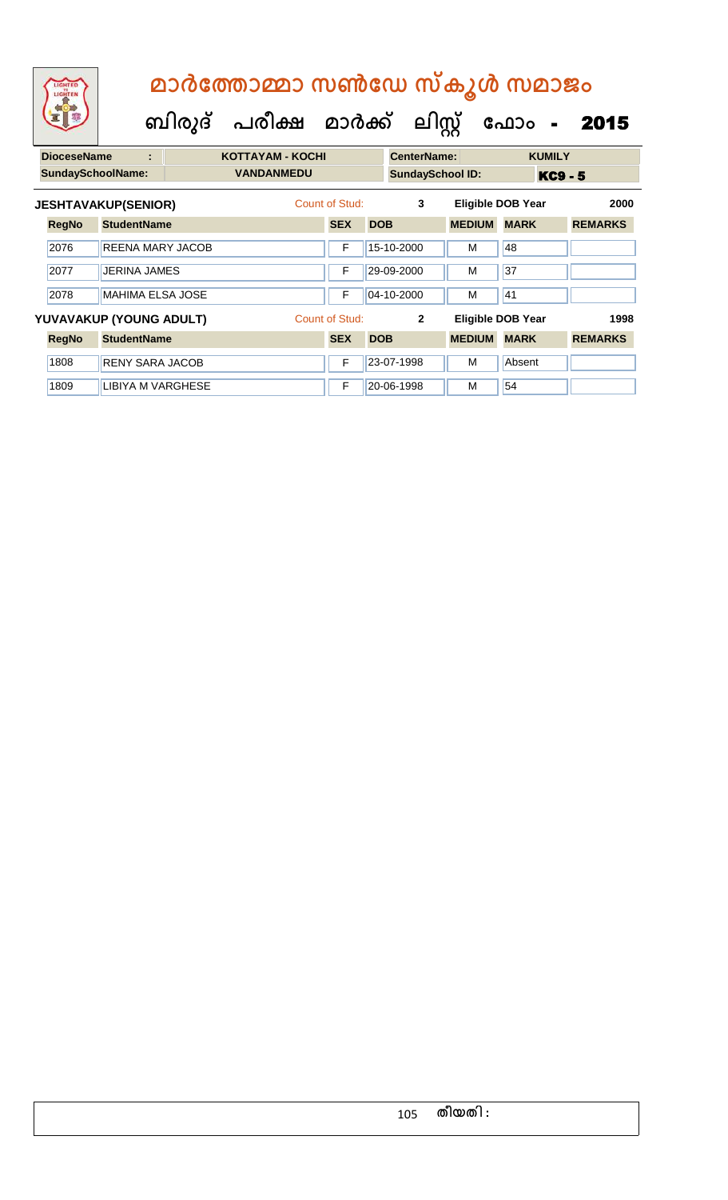# മാർത്തോമ്മാ സൺഡേ സ്കൂൾ സമാജം

## ബിരുദ് പരീക്ഷ മാർക്ക് ലിസ്റ്റ് ഫോം - 2015

| DioceseName : | KOTTAYAM - KOCHI | CenterName: | KUMILY |
|---|---|---|---|
| SundaySchoolName: | VANDANMEDU | SundaySchool ID: | KC9 - 5 |

**JESHTAVAKUP(SENIOR)** Count of Stud: 3 Eligible DOB Year 2000

| RegNo | StudentName | SEX | DOB | MEDIUM | MARK | REMARKS |
|---|---|---|---|---|---|---|
| 2076 | REENA MARY JACOB | F | 15-10-2000 | M | 48 | |
| 2077 | JERINA JAMES | F | 29-09-2000 | M | 37 | |
| 2078 | MAHIMA ELSA JOSE | F | 04-10-2000 | M | 41 | |

**YUVAVAKUP (YOUNG ADULT)** Count of Stud: 2 Eligible DOB Year 1998

| RegNo | StudentName | SEX | DOB | MEDIUM | MARK | REMARKS |
|---|---|---|---|---|---|---|
| 1808 | RENY SARA JACOB | F | 23-07-1998 | M | Absent | |
| 1809 | LIBIYA M VARGHESE | F | 20-06-1998 | M | 54 | |

തീയതി :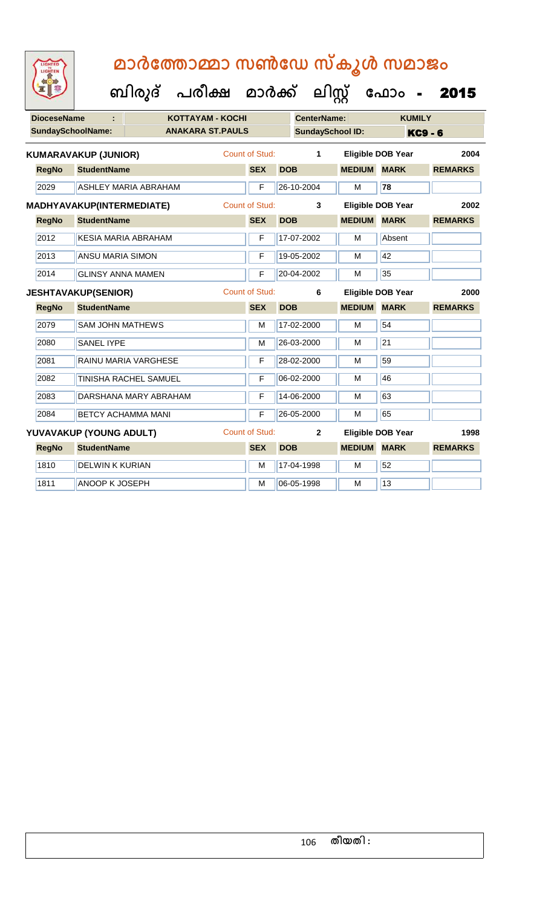# മാർത്തോമ്മാ സൺഡേ സ്കൂൾ സമാജം

## ബിരുദ് പരീക്ഷ മാർക്ക് ലിസ്റ്റ് ഫോം - 2015

| DioceseName : | KOTTAYAM - KOCHI | CenterName: | KUMILY |
|---|---|---|---|
| SundaySchoolName: | ANAKARA ST.PAULS | SundaySchool ID: | KC9 - 6 |

**KUMARAVAKUP (JUNIOR)** Count of Stud: 1 Eligible DOB Year 2004

| RegNo | StudentName | SEX | DOB | MEDIUM | MARK | REMARKS |
|---|---|---|---|---|---|---|
| 2029 | ASHLEY MARIA ABRAHAM | F | 26-10-2004 | M | 78 | |

**MADHYAVAKUP(INTERMEDIATE)** Count of Stud: 3 Eligible DOB Year 2002

| RegNo | StudentName | SEX | DOB | MEDIUM | MARK | REMARKS |
|---|---|---|---|---|---|---|
| 2012 | KESIA MARIA ABRAHAM | F | 17-07-2002 | M | Absent | |
| 2013 | ANSU MARIA SIMON | F | 19-05-2002 | M | 42 | |
| 2014 | GLINSY ANNA MAMEN | F | 20-04-2002 | M | 35 | |

**JESHTAVAKUP(SENIOR)** Count of Stud: 6 Eligible DOB Year 2000

| RegNo | StudentName | SEX | DOB | MEDIUM | MARK | REMARKS |
|---|---|---|---|---|---|---|
| 2079 | SAM JOHN MATHEWS | M | 17-02-2000 | M | 54 | |
| 2080 | SANEL IYPE | M | 26-03-2000 | M | 21 | |
| 2081 | RAINU MARIA VARGHESE | F | 28-02-2000 | M | 59 | |
| 2082 | TINISHA RACHEL SAMUEL | F | 06-02-2000 | M | 46 | |
| 2083 | DARSHANA MARY ABRAHAM | F | 14-06-2000 | M | 63 | |
| 2084 | BETCY ACHAMMA MANI | F | 26-05-2000 | M | 65 | |

**YUVAVAKUP (YOUNG ADULT)** Count of Stud: 2 Eligible DOB Year 1998

| RegNo | StudentName | SEX | DOB | MEDIUM | MARK | REMARKS |
|---|---|---|---|---|---|---|
| 1810 | DELWIN K KURIAN | M | 17-04-1998 | M | 52 | |
| 1811 | ANOOP K JOSEPH | M | 06-05-1998 | M | 13 | |

തീയതി :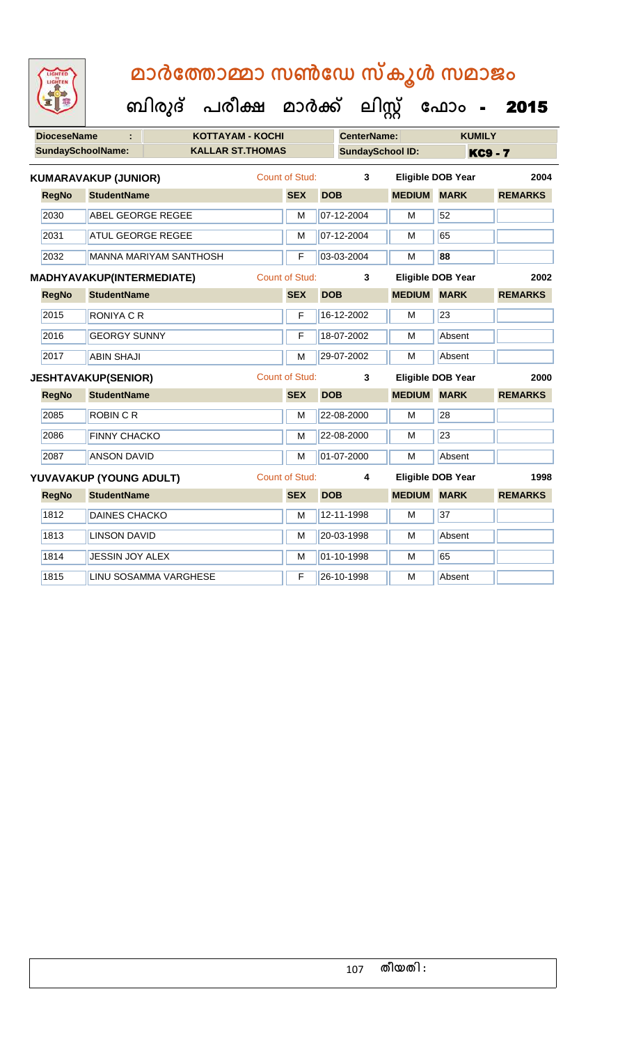# മാർത്തോമ്മാ സൺഡേ സ്കൂൾ സമാജം

## ബിരുദ് പരീക്ഷ മാർക്ക് ലിസ്റ്റ് ഫോം - 2015

| DioceseName : | KOTTAYAM - KOCHI | CenterName: | KUMILY |
|---|---|---|---|
| SundaySchoolName: | KALLAR ST.THOMAS | SundaySchool ID: | KC9 - 7 |

**KUMARAVAKUP (JUNIOR)** Count of Stud: 3 Eligible DOB Year 2004

| RegNo | StudentName | SEX | DOB | MEDIUM | MARK | REMARKS |
|---|---|---|---|---|---|---|
| 2030 | ABEL GEORGE REGEE | M | 07-12-2004 | M | 52 | |
| 2031 | ATUL GEORGE REGEE | M | 07-12-2004 | M | 65 | |
| 2032 | MANNA MARIYAM SANTHOSH | F | 03-03-2004 | M | **88** | |

**MADHYAVAKUP(INTERMEDIATE)** Count of Stud: 3 Eligible DOB Year 2002

| RegNo | StudentName | SEX | DOB | MEDIUM | MARK | REMARKS |
|---|---|---|---|---|---|---|
| 2015 | RONIYA C R | F | 16-12-2002 | M | 23 | |
| 2016 | GEORGY SUNNY | F | 18-07-2002 | M | Absent | |
| 2017 | ABIN SHAJI | M | 29-07-2002 | M | Absent | |

**JESHTAVAKUP(SENIOR)** Count of Stud: 3 Eligible DOB Year 2000

| RegNo | StudentName | SEX | DOB | MEDIUM | MARK | REMARKS |
|---|---|---|---|---|---|---|
| 2085 | ROBIN C R | M | 22-08-2000 | M | 28 | |
| 2086 | FINNY CHACKO | M | 22-08-2000 | M | 23 | |
| 2087 | ANSON DAVID | M | 01-07-2000 | M | Absent | |

**YUVAVAKUP (YOUNG ADULT)** Count of Stud: 4 Eligible DOB Year 1998

| RegNo | StudentName | SEX | DOB | MEDIUM | MARK | REMARKS |
|---|---|---|---|---|---|---|
| 1812 | DAINES CHACKO | M | 12-11-1998 | M | 37 | |
| 1813 | LINSON DAVID | M | 20-03-1998 | M | Absent | |
| 1814 | JESSIN JOY ALEX | M | 01-10-1998 | M | 65 | |
| 1815 | LINU SOSAMMA VARGHESE | F | 26-10-1998 | M | Absent | |

തീയതി :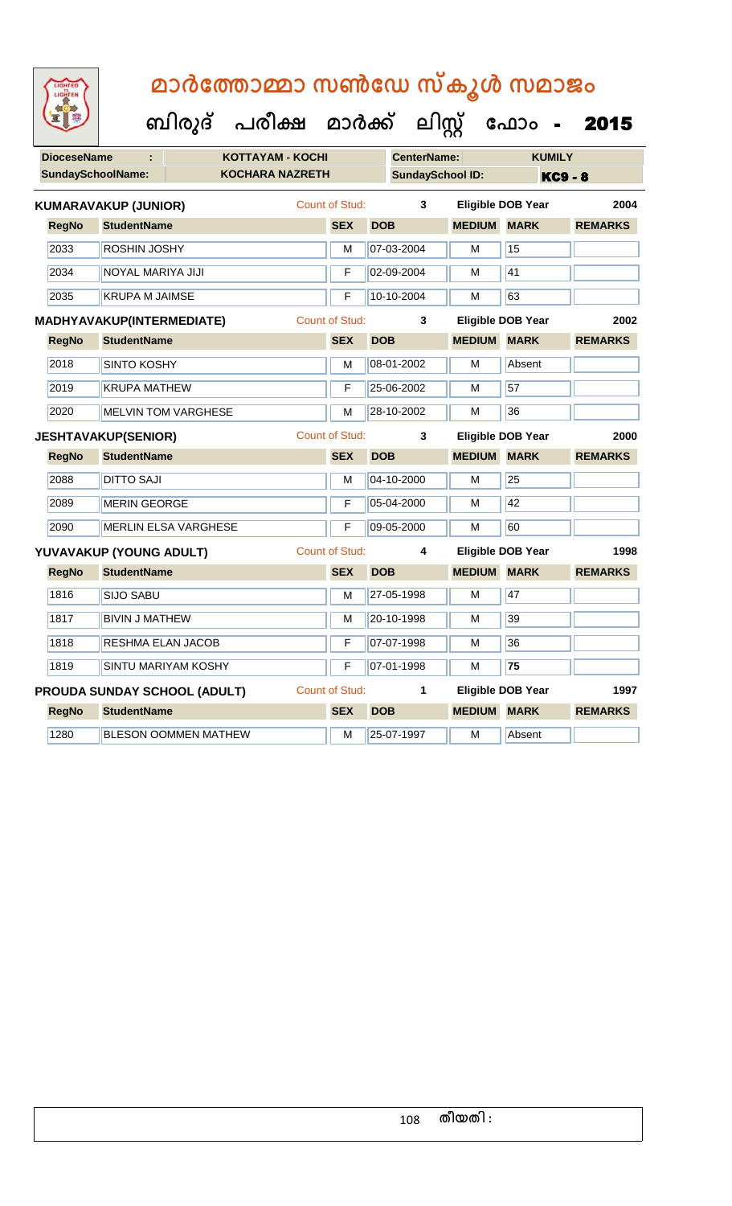# മാർത്തോമ്മാ സൺഡേ സ്കൂൾ സമാജം

## ബിരുദ് പരീക്ഷ മാർക്ക് ലിസ്റ്റ് ഫോം - 2015

**DioceseName :** KOTTAYAM - KOCHI  **CenterName:** KUMILY

**SundaySchoolName:** KOCHARA NAZRETH  **SundaySchool ID:** KC9 - 8

**KUMARAVAKUP (JUNIOR)**  Count of Stud: 3  Eligible DOB Year 2004

| RegNo | StudentName | SEX | DOB | MEDIUM | MARK | REMARKS |
|---|---|---|---|---|---|---|
| 2033 | ROSHIN JOSHY | M | 07-03-2004 | M | 15 | |
| 2034 | NOYAL MARIYA JIJI | F | 02-09-2004 | M | 41 | |
| 2035 | KRUPA M JAIMSE | F | 10-10-2004 | M | 63 | |

**MADHYAVAKUP(INTERMEDIATE)**  Count of Stud: 3  Eligible DOB Year 2002

| RegNo | StudentName | SEX | DOB | MEDIUM | MARK | REMARKS |
|---|---|---|---|---|---|---|
| 2018 | SINTO KOSHY | M | 08-01-2002 | M | Absent | |
| 2019 | KRUPA MATHEW | F | 25-06-2002 | M | 57 | |
| 2020 | MELVIN TOM VARGHESE | M | 28-10-2002 | M | 36 | |

**JESHTAVAKUP(SENIOR)**  Count of Stud: 3  Eligible DOB Year 2000

| RegNo | StudentName | SEX | DOB | MEDIUM | MARK | REMARKS |
|---|---|---|---|---|---|---|
| 2088 | DITTO SAJI | M | 04-10-2000 | M | 25 | |
| 2089 | MERIN GEORGE | F | 05-04-2000 | M | 42 | |
| 2090 | MERLIN ELSA VARGHESE | F | 09-05-2000 | M | 60 | |

**YUVAVAKUP (YOUNG ADULT)**  Count of Stud: 4  Eligible DOB Year 1998

| RegNo | StudentName | SEX | DOB | MEDIUM | MARK | REMARKS |
|---|---|---|---|---|---|---|
| 1816 | SIJO SABU | M | 27-05-1998 | M | 47 | |
| 1817 | BIVIN J MATHEW | M | 20-10-1998 | M | 39 | |
| 1818 | RESHMA ELAN JACOB | F | 07-07-1998 | M | 36 | |
| 1819 | SINTU MARIYAM KOSHY | F | 07-01-1998 | M | **75** | |

**PROUDA SUNDAY SCHOOL (ADULT)**  Count of Stud: 1  Eligible DOB Year 1997

| RegNo | StudentName | SEX | DOB | MEDIUM | MARK | REMARKS |
|---|---|---|---|---|---|---|
| 1280 | BLESON OOMMEN MATHEW | M | 25-07-1997 | M | Absent | |

തീയതി :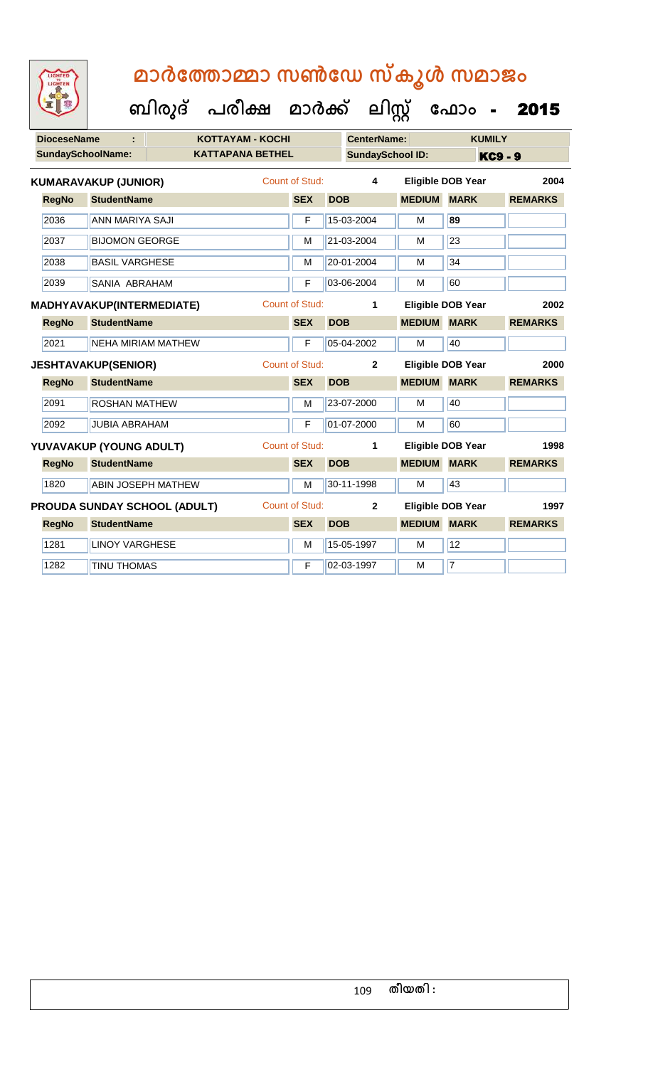# മാർത്തോമ്മാ സൺഡേ സ്കൂൾ സമാജം

## ബിരുദ് പരീക്ഷ മാർക്ക് ലിസ്റ്റ് ഫോം - 2015

**DioceseName** : KOTTAYAM - KOCHI **CenterName:** KUMILY

**SundaySchoolName:** KATTAPANA BETHEL **SundaySchool ID:** KC9 - 9

**KUMARAVAKUP (JUNIOR)** Count of Stud: 4 Eligible DOB Year 2004

| RegNo | StudentName | SEX | DOB | MEDIUM | MARK | REMARKS |
|---|---|---|---|---|---|---|
| 2036 | ANN MARIYA SAJI | F | 15-03-2004 | M | 89 | |
| 2037 | BIJOMON GEORGE | M | 21-03-2004 | M | 23 | |
| 2038 | BASIL VARGHESE | M | 20-01-2004 | M | 34 | |
| 2039 | SANIA ABRAHAM | F | 03-06-2004 | M | 60 | |

**MADHYAVAKUP(INTERMEDIATE)** Count of Stud: 1 Eligible DOB Year 2002

| RegNo | StudentName | SEX | DOB | MEDIUM | MARK | REMARKS |
|---|---|---|---|---|---|---|
| 2021 | NEHA MIRIAM MATHEW | F | 05-04-2002 | M | 40 | |

**JESHTAVAKUP(SENIOR)** Count of Stud: 2 Eligible DOB Year 2000

| RegNo | StudentName | SEX | DOB | MEDIUM | MARK | REMARKS |
|---|---|---|---|---|---|---|
| 2091 | ROSHAN MATHEW | M | 23-07-2000 | M | 40 | |
| 2092 | JUBIA ABRAHAM | F | 01-07-2000 | M | 60 | |

**YUVAVAKUP (YOUNG ADULT)** Count of Stud: 1 Eligible DOB Year 1998

| RegNo | StudentName | SEX | DOB | MEDIUM | MARK | REMARKS |
|---|---|---|---|---|---|---|
| 1820 | ABIN JOSEPH MATHEW | M | 30-11-1998 | M | 43 | |

**PROUDA SUNDAY SCHOOL (ADULT)** Count of Stud: 2 Eligible DOB Year 1997

| RegNo | StudentName | SEX | DOB | MEDIUM | MARK | REMARKS |
|---|---|---|---|---|---|---|
| 1281 | LINOY VARGHESE | M | 15-05-1997 | M | 12 | |
| 1282 | TINU THOMAS | F | 02-03-1997 | M | 7 | |

തീയതി :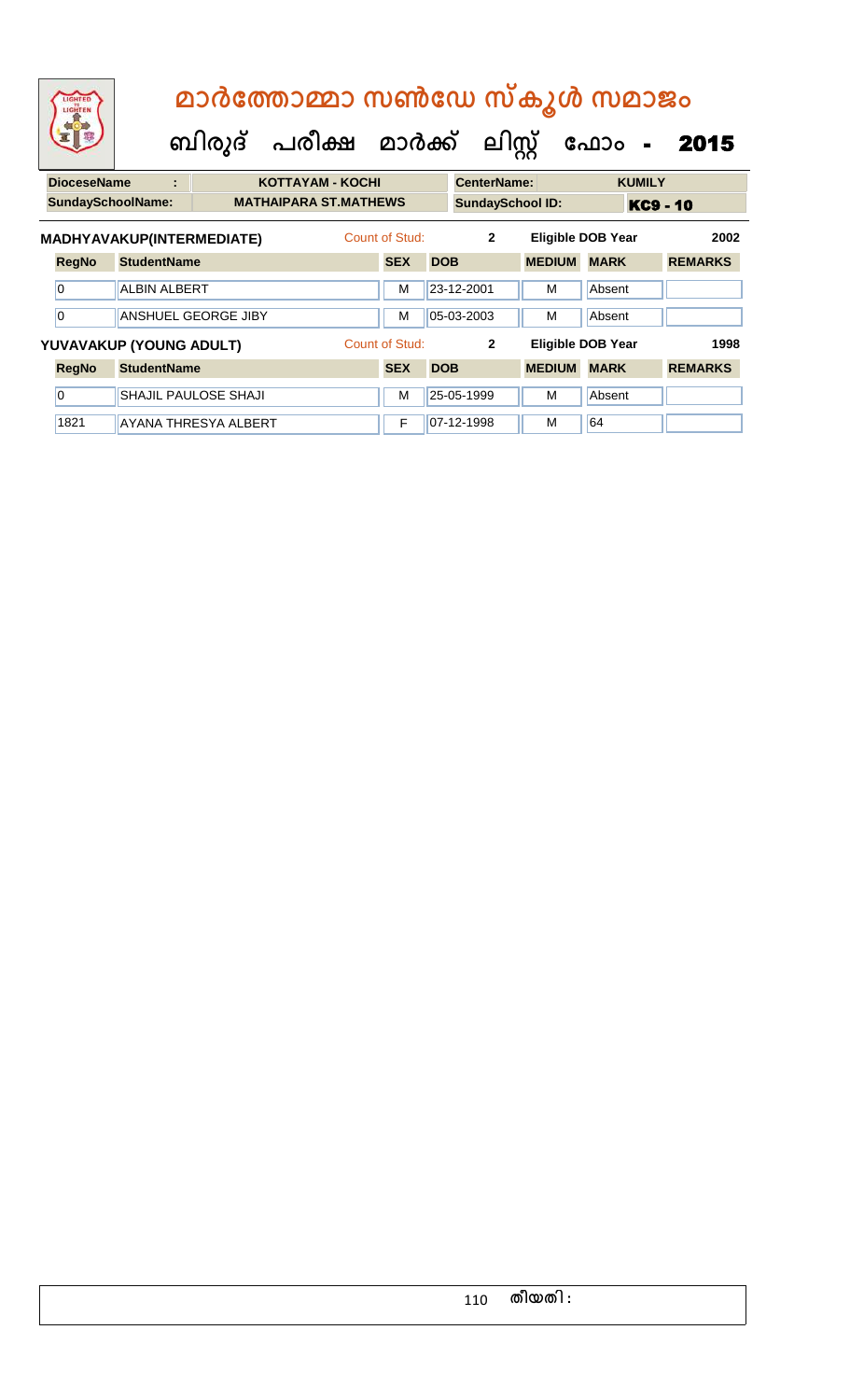# മാർത്തോമ്മാ സൺഡേ സ്കൂൾ സമാജം

## ബിരുദ് പരീക്ഷ മാർക്ക് ലിസ്റ്റ് ഫോം - 2015

| DioceseName : | KOTTAYAM - KOCHI | CenterName: | KUMILY |
|---|---|---|---|
| SundaySchoolName: | MATHAIPARA ST.MATHEWS | SundaySchool ID: | KC9 - 10 |

**MADHYAVAKUP(INTERMEDIATE)** Count of Stud: 2 Eligible DOB Year 2002

| RegNo | StudentName | SEX | DOB | MEDIUM | MARK | REMARKS |
|---|---|---|---|---|---|---|
| 0 | ALBIN ALBERT | M | 23-12-2001 | M | Absent | |
| 0 | ANSHUEL GEORGE JIBY | M | 05-03-2003 | M | Absent | |

**YUVAVAKUP (YOUNG ADULT)** Count of Stud: 2 Eligible DOB Year 1998

| RegNo | StudentName | SEX | DOB | MEDIUM | MARK | REMARKS |
|---|---|---|---|---|---|---|
| 0 | SHAJIL PAULOSE SHAJI | M | 25-05-1999 | M | Absent | |
| 1821 | AYANA THRESYA ALBERT | F | 07-12-1998 | M | 64 | |

തീയതി :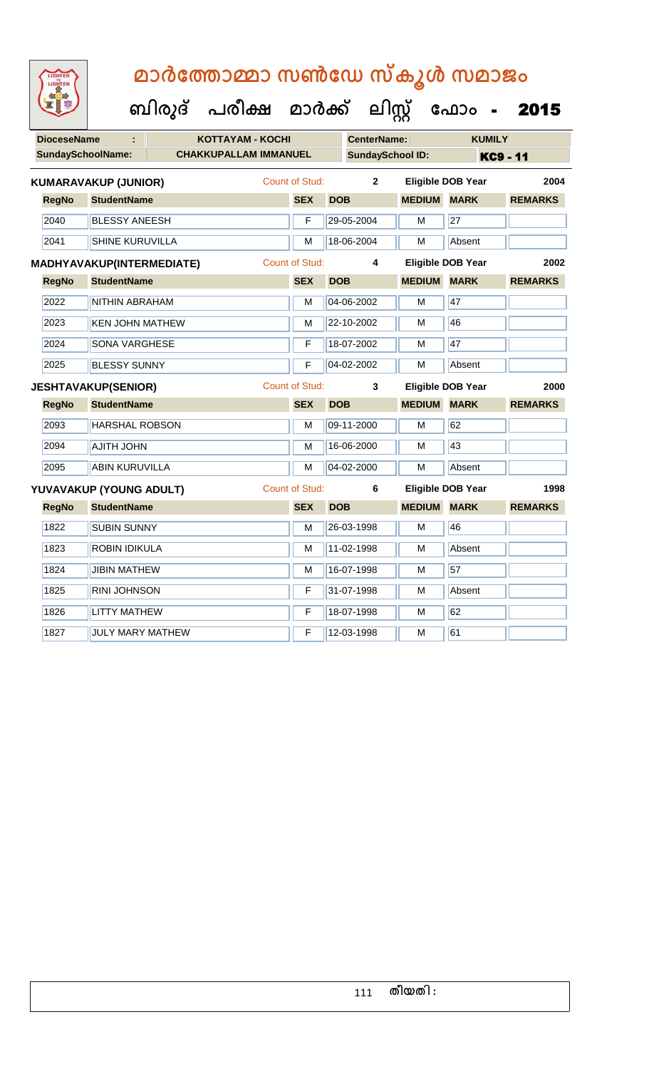# മാർത്തോമ്മാ സൺഡേ സ്കൂൾ സമാജം

## ബിരുദ് പരീക്ഷ മാർക്ക് ലിസ്റ്റ് ഫോം - 2015

| DioceseName : | KOTTAYAM - KOCHI | CenterName: | KUMILY |
|---|---|---|---|
| SundaySchoolName: | CHAKKUPALLAM IMMANUEL | SundaySchool ID: | KC9 - 11 |

**KUMARAVAKUP (JUNIOR)** Count of Stud: 2 Eligible DOB Year 2004

| RegNo | StudentName | SEX | DOB | MEDIUM | MARK | REMARKS |
|---|---|---|---|---|---|---|
| 2040 | BLESSY ANEESH | F | 29-05-2004 | M | 27 | |
| 2041 | SHINE KURUVILLA | M | 18-06-2004 | M | Absent | |

**MADHYAVAKUP(INTERMEDIATE)** Count of Stud: 4 Eligible DOB Year 2002

| RegNo | StudentName | SEX | DOB | MEDIUM | MARK | REMARKS |
|---|---|---|---|---|---|---|
| 2022 | NITHIN ABRAHAM | M | 04-06-2002 | M | 47 | |
| 2023 | KEN JOHN MATHEW | M | 22-10-2002 | M | 46 | |
| 2024 | SONA VARGHESE | F | 18-07-2002 | M | 47 | |
| 2025 | BLESSY SUNNY | F | 04-02-2002 | M | Absent | |

**JESHTAVAKUP(SENIOR)** Count of Stud: 3 Eligible DOB Year 2000

| RegNo | StudentName | SEX | DOB | MEDIUM | MARK | REMARKS |
|---|---|---|---|---|---|---|
| 2093 | HARSHAL ROBSON | M | 09-11-2000 | M | 62 | |
| 2094 | AJITH JOHN | M | 16-06-2000 | M | 43 | |
| 2095 | ABIN KURUVILLA | M | 04-02-2000 | M | Absent | |

**YUVAVAKUP (YOUNG ADULT)** Count of Stud: 6 Eligible DOB Year 1998

| RegNo | StudentName | SEX | DOB | MEDIUM | MARK | REMARKS |
|---|---|---|---|---|---|---|
| 1822 | SUBIN SUNNY | M | 26-03-1998 | M | 46 | |
| 1823 | ROBIN IDIKULA | M | 11-02-1998 | M | Absent | |
| 1824 | JIBIN MATHEW | M | 16-07-1998 | M | 57 | |
| 1825 | RINI JOHNSON | F | 31-07-1998 | M | Absent | |
| 1826 | LITTY MATHEW | F | 18-07-1998 | M | 62 | |
| 1827 | JULY MARY MATHEW | F | 12-03-1998 | M | 61 | |

തീയതി :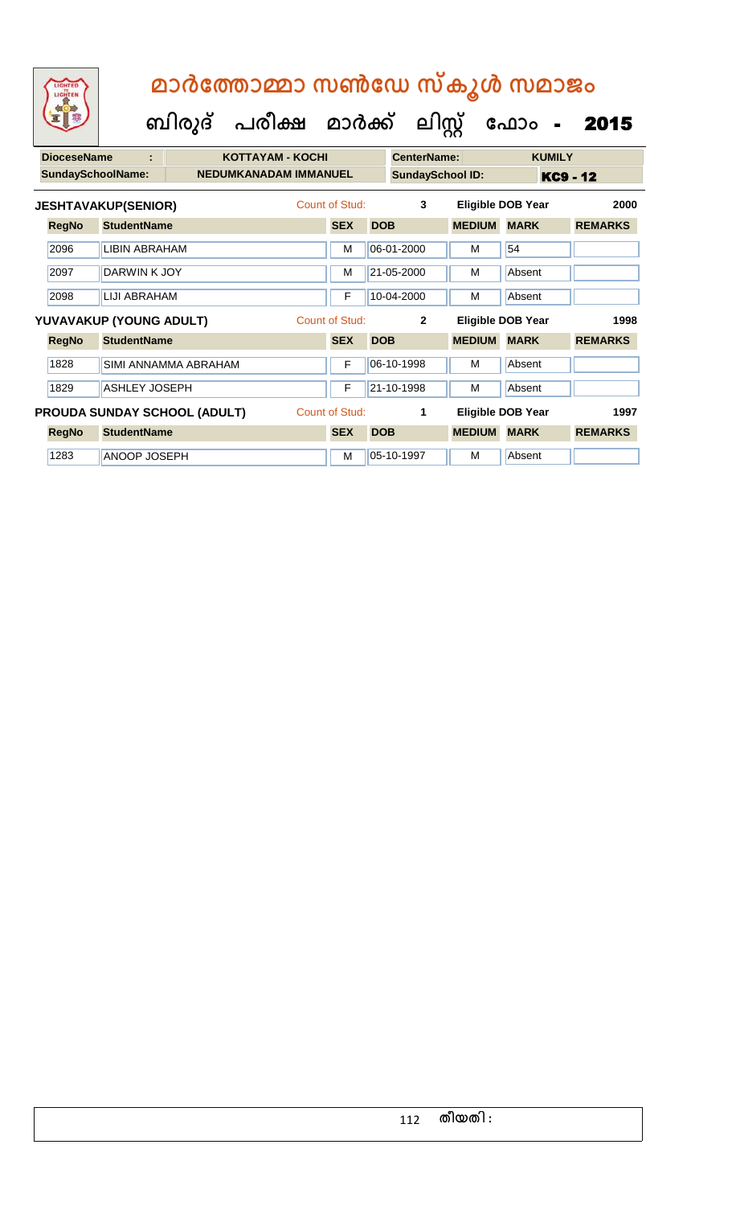# മാർത്തോമ്മാ സൺഡേ സ്കൂൾ സമാജം

## ബിരുദ് പരീക്ഷ മാർക്ക് ലിസ്റ്റ് ഫോം - 2015

| DioceseName : | KOTTAYAM - KOCHI | CenterName: | KUMILY |
|---|---|---|---|
| SundaySchoolName: | NEDUMKANADAM IMMANUEL | SundaySchool ID: | KC9 - 12 |

**JESHTAVAKUP(SENIOR)** Count of Stud: 3 Eligible DOB Year 2000

| RegNo | StudentName | SEX | DOB | MEDIUM | MARK | REMARKS |
|---|---|---|---|---|---|---|
| 2096 | LIBIN ABRAHAM | M | 06-01-2000 | M | 54 | |
| 2097 | DARWIN K JOY | M | 21-05-2000 | M | Absent | |
| 2098 | LIJI ABRAHAM | F | 10-04-2000 | M | Absent | |

**YUVAVAKUP (YOUNG ADULT)** Count of Stud: 2 Eligible DOB Year 1998

| RegNo | StudentName | SEX | DOB | MEDIUM | MARK | REMARKS |
|---|---|---|---|---|---|---|
| 1828 | SIMI ANNAMMA ABRAHAM | F | 06-10-1998 | M | Absent | |
| 1829 | ASHLEY JOSEPH | F | 21-10-1998 | M | Absent | |

**PROUDA SUNDAY SCHOOL (ADULT)** Count of Stud: 1 Eligible DOB Year 1997

| RegNo | StudentName | SEX | DOB | MEDIUM | MARK | REMARKS |
|---|---|---|---|---|---|---|
| 1283 | ANOOP JOSEPH | M | 05-10-1997 | M | Absent | |

തീയതി :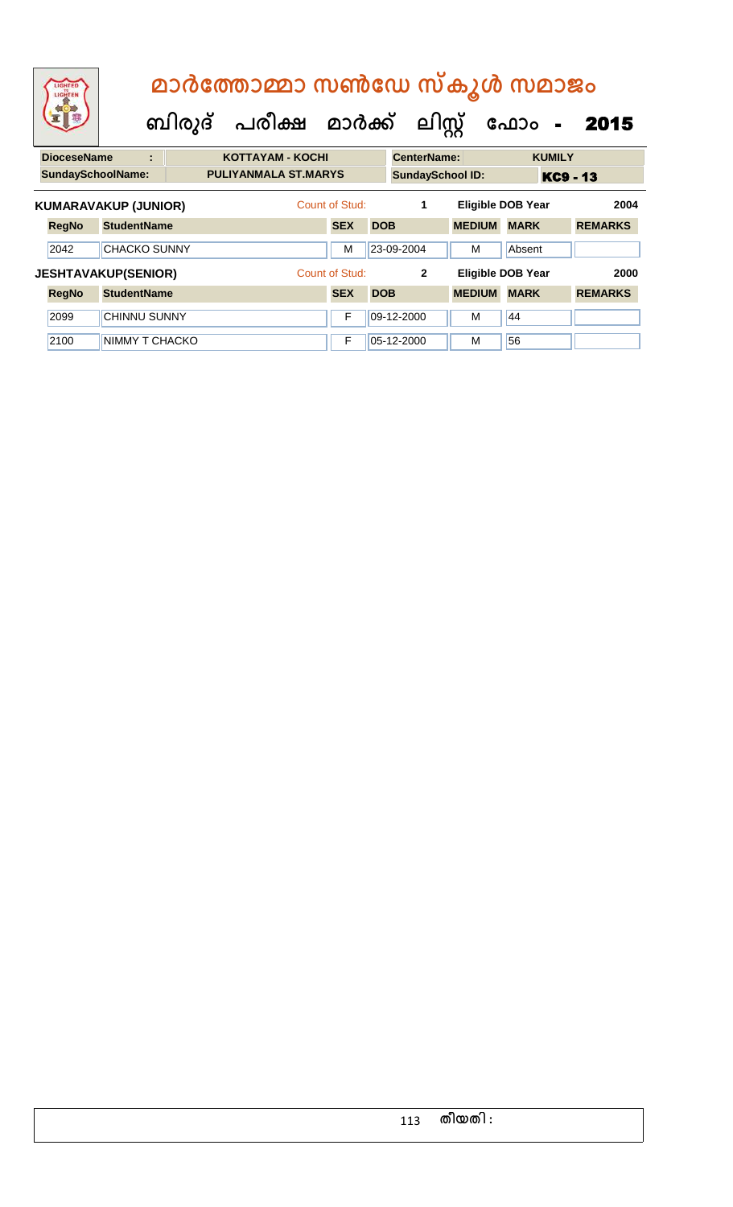# മാർത്തോമ്മാ സൺഡേ സ്കൂൾ സമാജം

## ബിരുദ് പരീക്ഷ മാർക്ക് ലിസ്റ്റ് ഫോം - 2015

| DioceseName | : | KOTTAYAM - KOCHI | CenterName: | KUMILY |
|---|---|---|---|---|
| SundaySchoolName: | | PULIYANMALA ST.MARYS | SundaySchool ID: | KC9 - 13 |

**KUMARAVAKUP (JUNIOR)** Count of Stud: 1 Eligible DOB Year 2004

| RegNo | StudentName | SEX | DOB | MEDIUM | MARK | REMARKS |
|---|---|---|---|---|---|---|
| 2042 | CHACKO SUNNY | M | 23-09-2004 | M | Absent | |

**JESHTAVAKUP(SENIOR)** Count of Stud: 2 Eligible DOB Year 2000

| RegNo | StudentName | SEX | DOB | MEDIUM | MARK | REMARKS |
|---|---|---|---|---|---|---|
| 2099 | CHINNU SUNNY | F | 09-12-2000 | M | 44 | |
| 2100 | NIMMY T CHACKO | F | 05-12-2000 | M | 56 | |

തീയതി :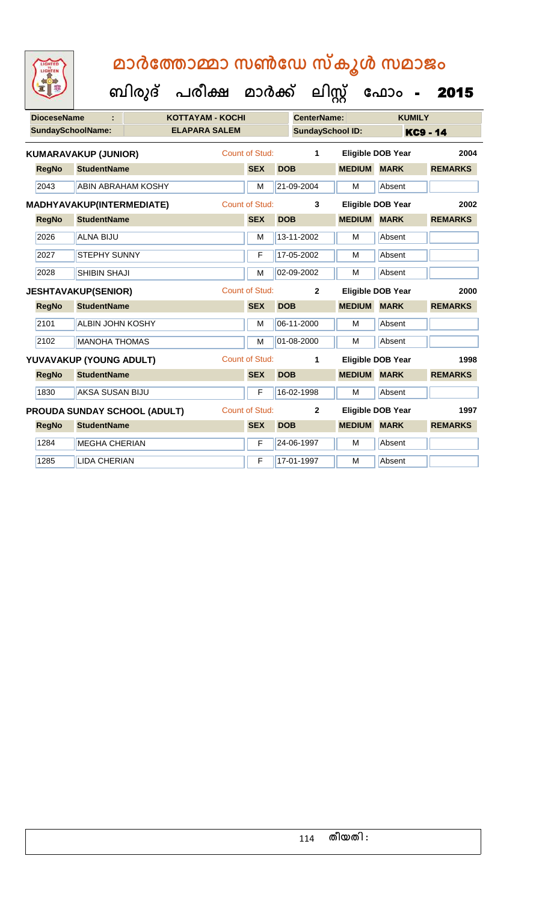# മാർത്തോമ്മാ സൺഡേ സ്കൂൾ സമാജം

## ബിരുദ് പരീക്ഷ മാർക്ക് ലിസ്റ്റ് ഫോം - 2015

| DioceseName : | KOTTAYAM - KOCHI | CenterName: | KUMILY |
|---|---|---|---|
| SundaySchoolName: | ELAPARA SALEM | SundaySchool ID: | KC9 - 14 |

**KUMARAVAKUP (JUNIOR)** Count of Stud: 1 Eligible DOB Year 2004

| RegNo | StudentName | SEX | DOB | MEDIUM | MARK | REMARKS |
|---|---|---|---|---|---|---|
| 2043 | ABIN ABRAHAM KOSHY | M | 21-09-2004 | M | Absent | |

**MADHYAVAKUP(INTERMEDIATE)** Count of Stud: 3 Eligible DOB Year 2002

| RegNo | StudentName | SEX | DOB | MEDIUM | MARK | REMARKS |
|---|---|---|---|---|---|---|
| 2026 | ALNA BIJU | M | 13-11-2002 | M | Absent | |
| 2027 | STEPHY SUNNY | F | 17-05-2002 | M | Absent | |
| 2028 | SHIBIN SHAJI | M | 02-09-2002 | M | Absent | |

**JESHTAVAKUP(SENIOR)** Count of Stud: 2 Eligible DOB Year 2000

| RegNo | StudentName | SEX | DOB | MEDIUM | MARK | REMARKS |
|---|---|---|---|---|---|---|
| 2101 | ALBIN JOHN KOSHY | M | 06-11-2000 | M | Absent | |
| 2102 | MANOHA THOMAS | M | 01-08-2000 | M | Absent | |

**YUVAVAKUP (YOUNG ADULT)** Count of Stud: 1 Eligible DOB Year 1998

| RegNo | StudentName | SEX | DOB | MEDIUM | MARK | REMARKS |
|---|---|---|---|---|---|---|
| 1830 | AKSA SUSAN BIJU | F | 16-02-1998 | M | Absent | |

**PROUDA SUNDAY SCHOOL (ADULT)** Count of Stud: 2 Eligible DOB Year 1997

| RegNo | StudentName | SEX | DOB | MEDIUM | MARK | REMARKS |
|---|---|---|---|---|---|---|
| 1284 | MEGHA CHERIAN | F | 24-06-1997 | M | Absent | |
| 1285 | LIDA CHERIAN | F | 17-01-1997 | M | Absent | |

തീയതി :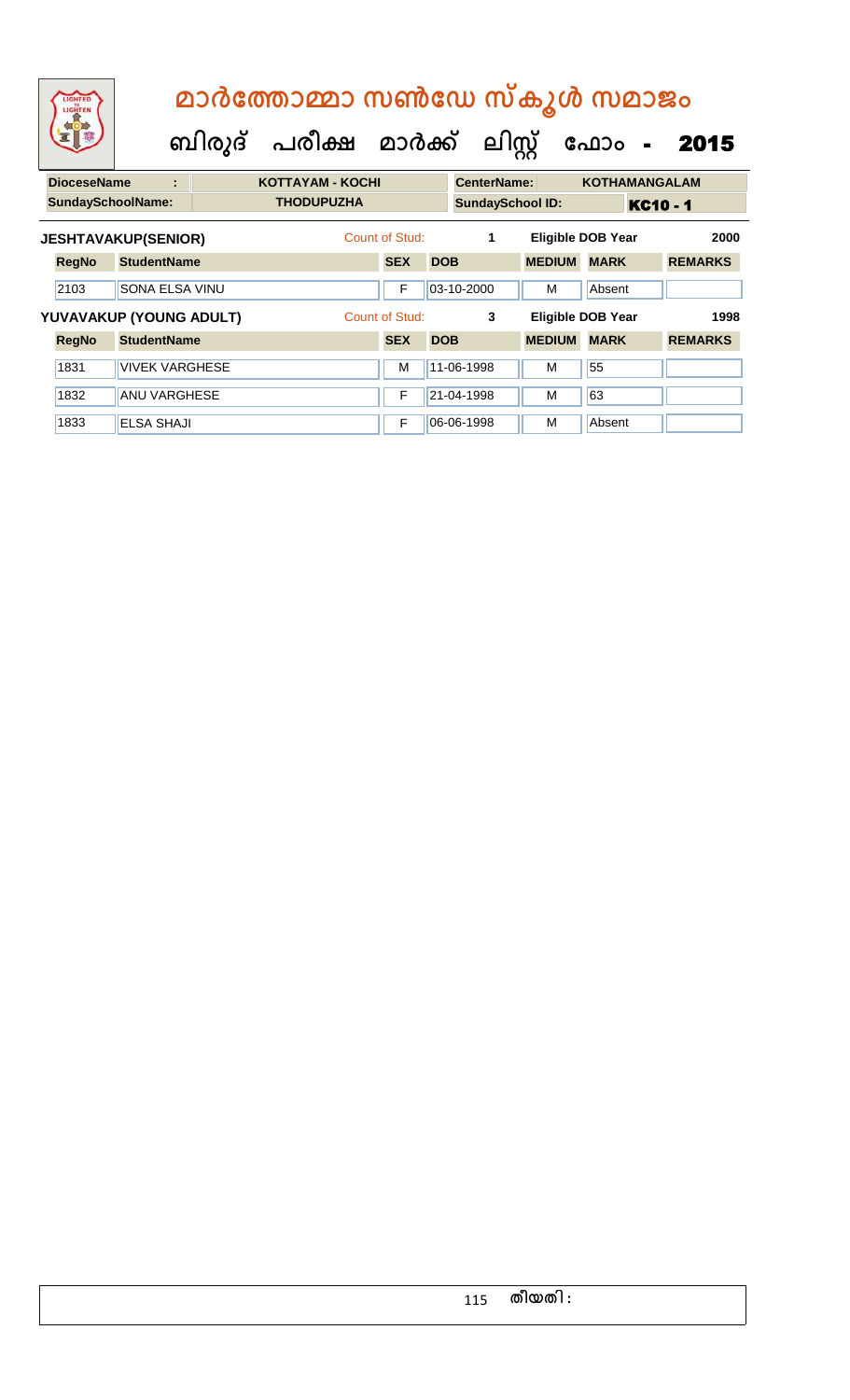# മാർത്തോമ്മാ സൺഡേ സ്കൂൾ സമാജം

## ബിരുദ് പരീക്ഷ മാർക്ക് ലിസ്റ്റ് ഫോം - 2015

| DioceseName : | KOTTAYAM - KOCHI | CenterName: | KOTHAMANGALAM |
|---|---|---|---|
| SundaySchoolName: | THODUPUZHA | SundaySchool ID: | KC10 - 1 |

**JESHTAVAKUP(SENIOR)** Count of Stud: 1 Eligible DOB Year 2000

| RegNo | StudentName | SEX | DOB | MEDIUM | MARK | REMARKS |
|---|---|---|---|---|---|---|
| 2103 | SONA ELSA VINU | F | 03-10-2000 | M | Absent | |

**YUVAVAKUP (YOUNG ADULT)** Count of Stud: 3 Eligible DOB Year 1998

| RegNo | StudentName | SEX | DOB | MEDIUM | MARK | REMARKS |
|---|---|---|---|---|---|---|
| 1831 | VIVEK VARGHESE | M | 11-06-1998 | M | 55 | |
| 1832 | ANU VARGHESE | F | 21-04-1998 | M | 63 | |
| 1833 | ELSA SHAJI | F | 06-06-1998 | M | Absent | |

തീയതി :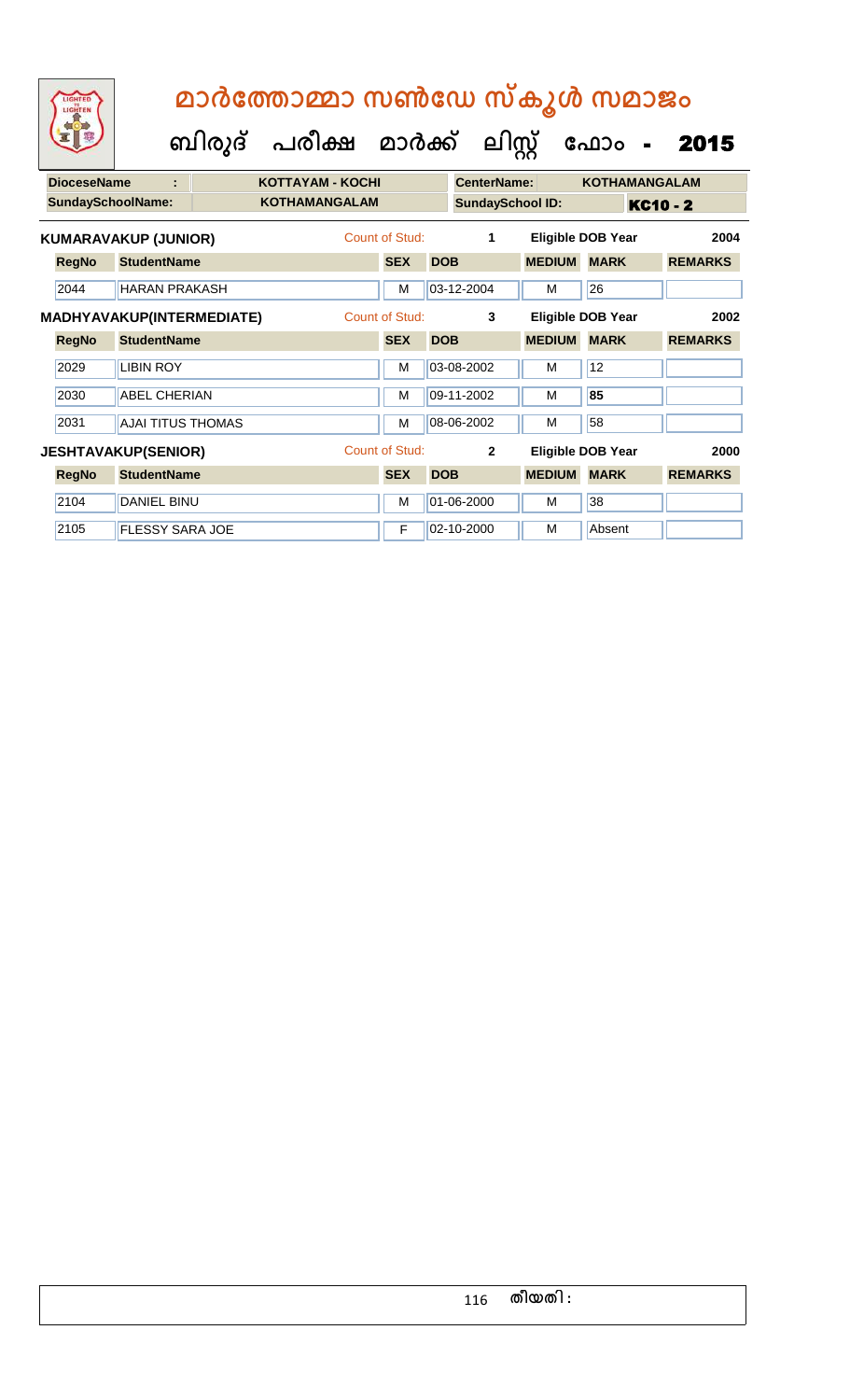# മാർത്തോമ്മാ സൺഡേ സ്കൂൾ സമാജം

## ബിരുദ് പരീക്ഷ മാർക്ക് ലിസ്റ്റ് ഫോം - 2015

| DioceseName : | KOTTAYAM - KOCHI | CenterName: | KOTHAMANGALAM |
|---|---|---|---|
| SundaySchoolName: | KOTHAMANGALAM | SundaySchool ID: | KC10 - 2 |

**KUMARAVAKUP (JUNIOR)** — Count of Stud: 1 — Eligible DOB Year: 2004

| RegNo | StudentName | SEX | DOB | MEDIUM | MARK | REMARKS |
|---|---|---|---|---|---|---|
| 2044 | HARAN PRAKASH | M | 03-12-2004 | M | 26 | |

**MADHYAVAKUP(INTERMEDIATE)** — Count of Stud: 3 — Eligible DOB Year: 2002

| RegNo | StudentName | SEX | DOB | MEDIUM | MARK | REMARKS |
|---|---|---|---|---|---|---|
| 2029 | LIBIN ROY | M | 03-08-2002 | M | 12 | |
| 2030 | ABEL CHERIAN | M | 09-11-2002 | M | **85** | |
| 2031 | AJAI TITUS THOMAS | M | 08-06-2002 | M | 58 | |

**JESHTAVAKUP(SENIOR)** — Count of Stud: 2 — Eligible DOB Year: 2000

| RegNo | StudentName | SEX | DOB | MEDIUM | MARK | REMARKS |
|---|---|---|---|---|---|---|
| 2104 | DANIEL BINU | M | 01-06-2000 | M | 38 | |
| 2105 | FLESSY SARA JOE | F | 02-10-2000 | M | Absent | |

തീയതി :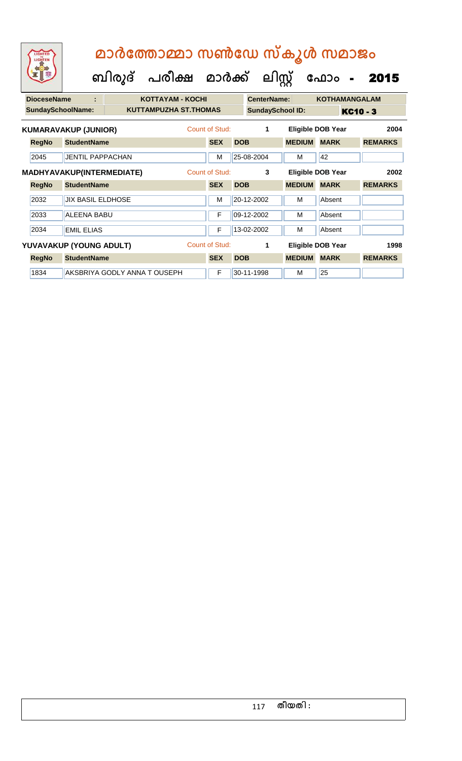# മാർത്തോമ്മാ സൺഡേ സ്കൂൾ സമാജം

## ബിരുദ് പരീക്ഷ മാർക്ക് ലിസ്റ്റ് ഫോം - 2015

| DioceseName : | KOTTAYAM - KOCHI | CenterName: | KOTHAMANGALAM |
|---|---|---|---|
| SundaySchoolName: | KUTTAMPUZHA ST.THOMAS | SundaySchool ID: | KC10 - 3 |

**KUMARAVAKUP (JUNIOR)** Count of Stud: 1 Eligible DOB Year 2004

| RegNo | StudentName | SEX | DOB | MEDIUM | MARK | REMARKS |
|---|---|---|---|---|---|---|
| 2045 | JENTIL PAPPACHAN | M | 25-08-2004 | M | 42 | |

**MADHYAVAKUP(INTERMEDIATE)** Count of Stud: 3 Eligible DOB Year 2002

| RegNo | StudentName | SEX | DOB | MEDIUM | MARK | REMARKS |
|---|---|---|---|---|---|---|
| 2032 | JIX BASIL ELDHOSE | M | 20-12-2002 | M | Absent | |
| 2033 | ALEENA BABU | F | 09-12-2002 | M | Absent | |
| 2034 | EMIL ELIAS | F | 13-02-2002 | M | Absent | |

**YUVAVAKUP (YOUNG ADULT)** Count of Stud: 1 Eligible DOB Year 1998

| RegNo | StudentName | SEX | DOB | MEDIUM | MARK | REMARKS |
|---|---|---|---|---|---|---|
| 1834 | AKSBRIYA GODLY ANNA T OUSEPH | F | 30-11-1998 | M | 25 | |

തീയതി :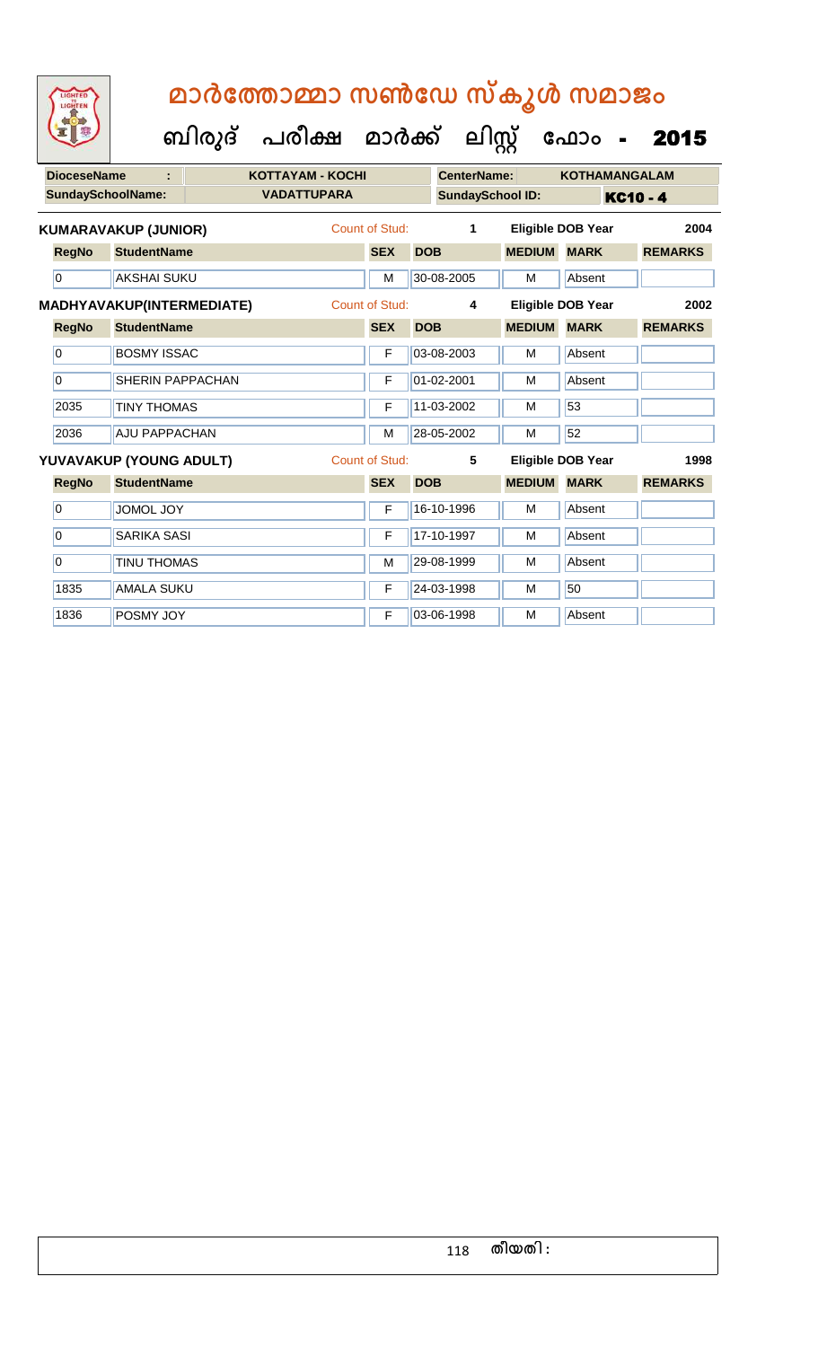# മാർത്തോമ്മാ സൺഡേ സ്കൂൾ സമാജം

## ബിരുദ് പരീക്ഷ മാർക്ക് ലിസ്റ്റ് ഫോം - 2015

| DioceseName : | KOTTAYAM - KOCHI | CenterName: | KOTHAMANGALAM |
|---|---|---|---|
| SundaySchoolName: | VADATTUPARA | SundaySchool ID: | KC10 - 4 |

**KUMARAVAKUP (JUNIOR)** Count of Stud: 1 Eligible DOB Year 2004

| RegNo | StudentName | SEX | DOB | MEDIUM | MARK | REMARKS |
|---|---|---|---|---|---|---|
| 0 | AKSHAI SUKU | M | 30-08-2005 | M | Absent | |

**MADHYAVAKUP(INTERMEDIATE)** Count of Stud: 4 Eligible DOB Year 2002

| RegNo | StudentName | SEX | DOB | MEDIUM | MARK | REMARKS |
|---|---|---|---|---|---|---|
| 0 | BOSMY ISSAC | F | 03-08-2003 | M | Absent | |
| 0 | SHERIN PAPPACHAN | F | 01-02-2001 | M | Absent | |
| 2035 | TINY THOMAS | F | 11-03-2002 | M | 53 | |
| 2036 | AJU PAPPACHAN | M | 28-05-2002 | M | 52 | |

**YUVAVAKUP (YOUNG ADULT)** Count of Stud: 5 Eligible DOB Year 1998

| RegNo | StudentName | SEX | DOB | MEDIUM | MARK | REMARKS |
|---|---|---|---|---|---|---|
| 0 | JOMOL JOY | F | 16-10-1996 | M | Absent | |
| 0 | SARIKA SASI | F | 17-10-1997 | M | Absent | |
| 0 | TINU THOMAS | M | 29-08-1999 | M | Absent | |
| 1835 | AMALA SUKU | F | 24-03-1998 | M | 50 | |
| 1836 | POSMY JOY | F | 03-06-1998 | M | Absent | |

തീയതി :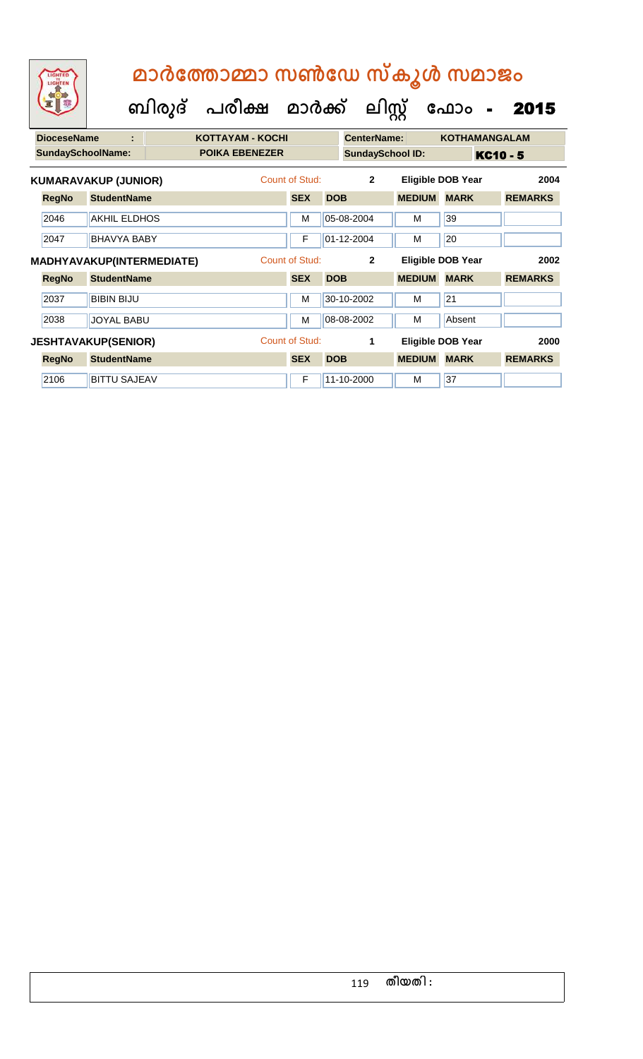# മാർത്തോമ്മാ സൺഡേ സ്കൂൾ സമാജം

## ബിരുദ് പരീക്ഷ മാർക്ക് ലിസ്റ്റ് ഫോം - 2015

| DioceseName : | KOTTAYAM - KOCHI | CenterName: | KOTHAMANGALAM |
|---|---|---|---|
| SundaySchoolName: | POIKA EBENEZER | SundaySchool ID: | KC10 - 5 |

**KUMARAVAKUP (JUNIOR)** Count of Stud: 2 Eligible DOB Year 2004

| RegNo | StudentName | SEX | DOB | MEDIUM | MARK | REMARKS |
|---|---|---|---|---|---|---|
| 2046 | AKHIL ELDHOS | M | 05-08-2004 | M | 39 | |
| 2047 | BHAVYA BABY | F | 01-12-2004 | M | 20 | |

**MADHYAVAKUP(INTERMEDIATE)** Count of Stud: 2 Eligible DOB Year 2002

| RegNo | StudentName | SEX | DOB | MEDIUM | MARK | REMARKS |
|---|---|---|---|---|---|---|
| 2037 | BIBIN BIJU | M | 30-10-2002 | M | 21 | |
| 2038 | JOYAL BABU | M | 08-08-2002 | M | Absent | |

**JESHTAVAKUP(SENIOR)** Count of Stud: 1 Eligible DOB Year 2000

| RegNo | StudentName | SEX | DOB | MEDIUM | MARK | REMARKS |
|---|---|---|---|---|---|---|
| 2106 | BITTU SAJEAV | F | 11-10-2000 | M | 37 | |

തീയതി :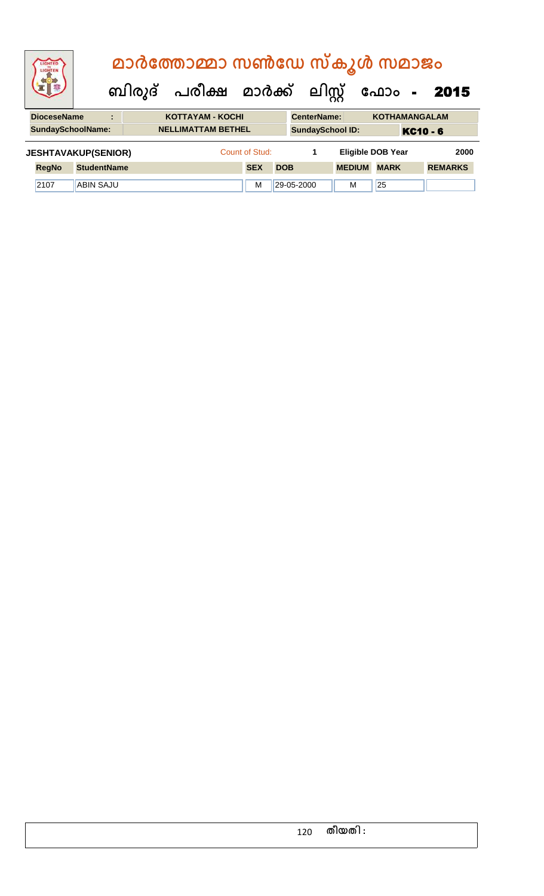# മാർത്തോമ്മാ സൺഡേ സ്കൂൾ സമാജം

## ബിരുദ് പരീക്ഷ മാർക്ക് ലിസ്റ്റ് ഫോം - 2015

| DioceseName : | KOTTAYAM - KOCHI | CenterName: | KOTHAMANGALAM |
|---|---|---|---|
| SundaySchoolName: | NELLIMATTAM BETHEL | SundaySchool ID: | KC10 - 6 |

**JESHTAVAKUP(SENIOR)** Count of Stud: 1 Eligible DOB Year 2000

| RegNo | StudentName | SEX | DOB | MEDIUM | MARK | REMARKS |
|---|---|---|---|---|---|---|
| 2107 | ABIN SAJU | M | 29-05-2000 | M | 25 | |

തീയതി :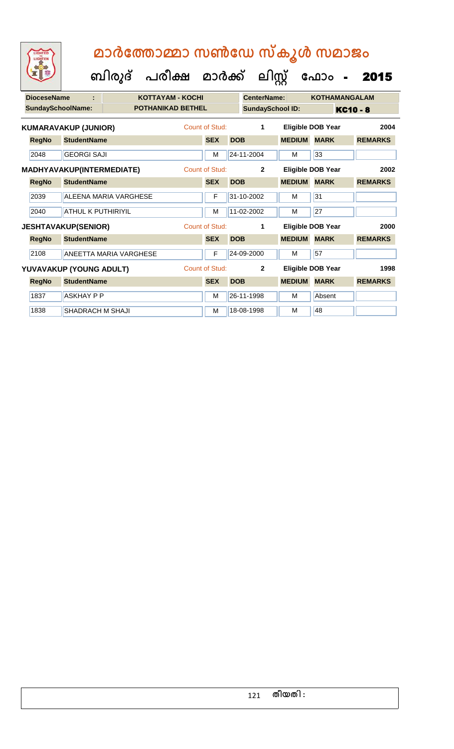# മാർത്തോമ്മാ സൺഡേ സ്കൂൾ സമാജം

## ബിരുദ് പരീക്ഷ മാർക്ക് ലിസ്റ്റ് ഫോം - 2015

| DioceseName : | KOTTAYAM - KOCHI | CenterName: | KOTHAMANGALAM |
|---|---|---|---|
| SundaySchoolName: | POTHANIKAD BETHEL | SundaySchool ID: | KC10 - 8 |

**KUMARAVAKUP (JUNIOR)** Count of Stud: 1 Eligible DOB Year 2004

| RegNo | StudentName | SEX | DOB | MEDIUM | MARK | REMARKS |
|---|---|---|---|---|---|---|
| 2048 | GEORGI SAJI | M | 24-11-2004 | M | 33 | |

**MADHYAVAKUP(INTERMEDIATE)** Count of Stud: 2 Eligible DOB Year 2002

| RegNo | StudentName | SEX | DOB | MEDIUM | MARK | REMARKS |
|---|---|---|---|---|---|---|
| 2039 | ALEENA MARIA VARGHESE | F | 31-10-2002 | M | 31 | |
| 2040 | ATHUL K PUTHIRIYIL | M | 11-02-2002 | M | 27 | |

**JESHTAVAKUP(SENIOR)** Count of Stud: 1 Eligible DOB Year 2000

| RegNo | StudentName | SEX | DOB | MEDIUM | MARK | REMARKS |
|---|---|---|---|---|---|---|
| 2108 | ANEETTA MARIA VARGHESE | F | 24-09-2000 | M | 57 | |

**YUVAVAKUP (YOUNG ADULT)** Count of Stud: 2 Eligible DOB Year 1998

| RegNo | StudentName | SEX | DOB | MEDIUM | MARK | REMARKS |
|---|---|---|---|---|---|---|
| 1837 | ASKHAY P P | M | 26-11-1998 | M | Absent | |
| 1838 | SHADRACH M SHAJI | M | 18-08-1998 | M | 48 | |

തീയതി :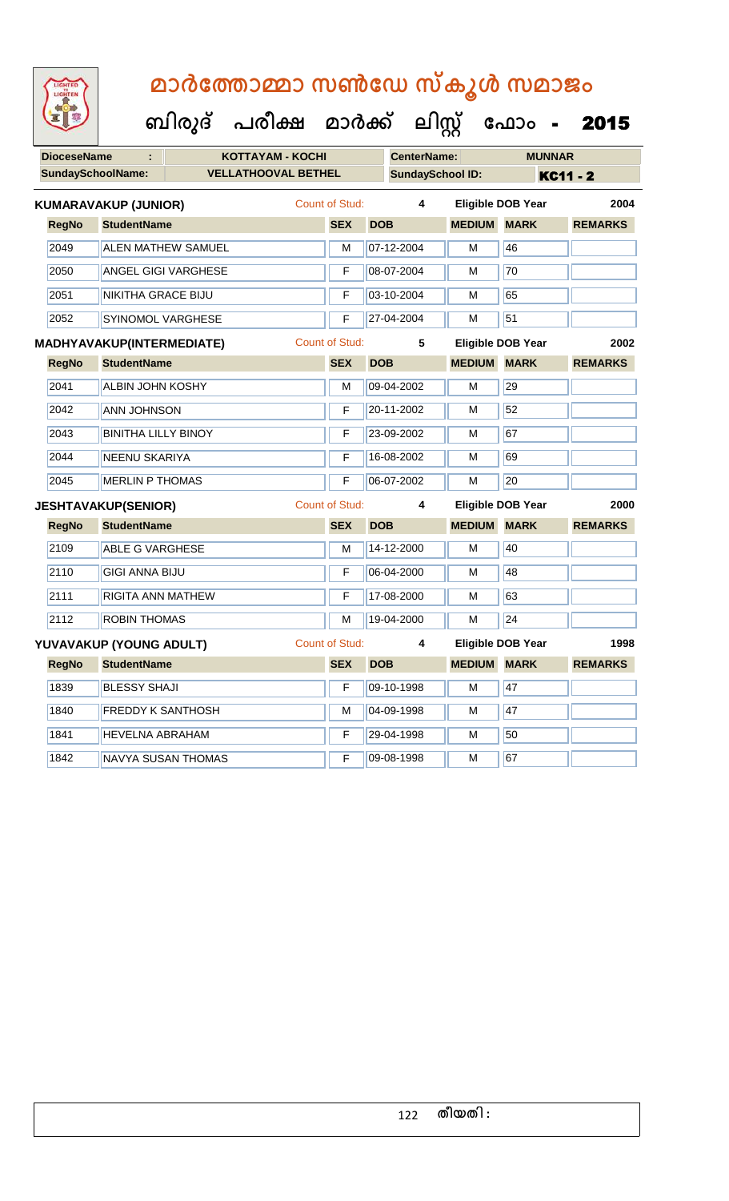# മാർത്തോമ്മാ സൺഡേ സ്കൂൾ സമാജം

## ബിരുദ് പരീക്ഷ മാർക്ക് ലിസ്റ്റ് ഫോം - 2015

| DioceseName : | KOTTAYAM - KOCHI | CenterName: | MUNNAR |
|---|---|---|---|
| SundaySchoolName: | VELLATHOOVAL BETHEL | SundaySchool ID: | KC11 - 2 |

**KUMARAVAKUP (JUNIOR)** Count of Stud: 4 Eligible DOB Year 2004

| RegNo | StudentName | SEX | DOB | MEDIUM | MARK | REMARKS |
|---|---|---|---|---|---|---|
| 2049 | ALEN MATHEW SAMUEL | M | 07-12-2004 | M | 46 | |
| 2050 | ANGEL GIGI VARGHESE | F | 08-07-2004 | M | 70 | |
| 2051 | NIKITHA GRACE BIJU | F | 03-10-2004 | M | 65 | |
| 2052 | SYINOMOL VARGHESE | F | 27-04-2004 | M | 51 | |

**MADHYAVAKUP(INTERMEDIATE)** Count of Stud: 5 Eligible DOB Year 2002

| RegNo | StudentName | SEX | DOB | MEDIUM | MARK | REMARKS |
|---|---|---|---|---|---|---|
| 2041 | ALBIN JOHN KOSHY | M | 09-04-2002 | M | 29 | |
| 2042 | ANN JOHNSON | F | 20-11-2002 | M | 52 | |
| 2043 | BINITHA LILLY BINOY | F | 23-09-2002 | M | 67 | |
| 2044 | NEENU SKARIYA | F | 16-08-2002 | M | 69 | |
| 2045 | MERLIN P THOMAS | F | 06-07-2002 | M | 20 | |

**JESHTAVAKUP(SENIOR)** Count of Stud: 4 Eligible DOB Year 2000

| RegNo | StudentName | SEX | DOB | MEDIUM | MARK | REMARKS |
|---|---|---|---|---|---|---|
| 2109 | ABLE G VARGHESE | M | 14-12-2000 | M | 40 | |
| 2110 | GIGI ANNA BIJU | F | 06-04-2000 | M | 48 | |
| 2111 | RIGITA ANN MATHEW | F | 17-08-2000 | M | 63 | |
| 2112 | ROBIN THOMAS | M | 19-04-2000 | M | 24 | |

**YUVAVAKUP (YOUNG ADULT)** Count of Stud: 4 Eligible DOB Year 1998

| RegNo | StudentName | SEX | DOB | MEDIUM | MARK | REMARKS |
|---|---|---|---|---|---|---|
| 1839 | BLESSY SHAJI | F | 09-10-1998 | M | 47 | |
| 1840 | FREDDY K SANTHOSH | M | 04-09-1998 | M | 47 | |
| 1841 | HEVELNA ABRAHAM | F | 29-04-1998 | M | 50 | |
| 1842 | NAVYA SUSAN THOMAS | F | 09-08-1998 | M | 67 | |

തീയതി :